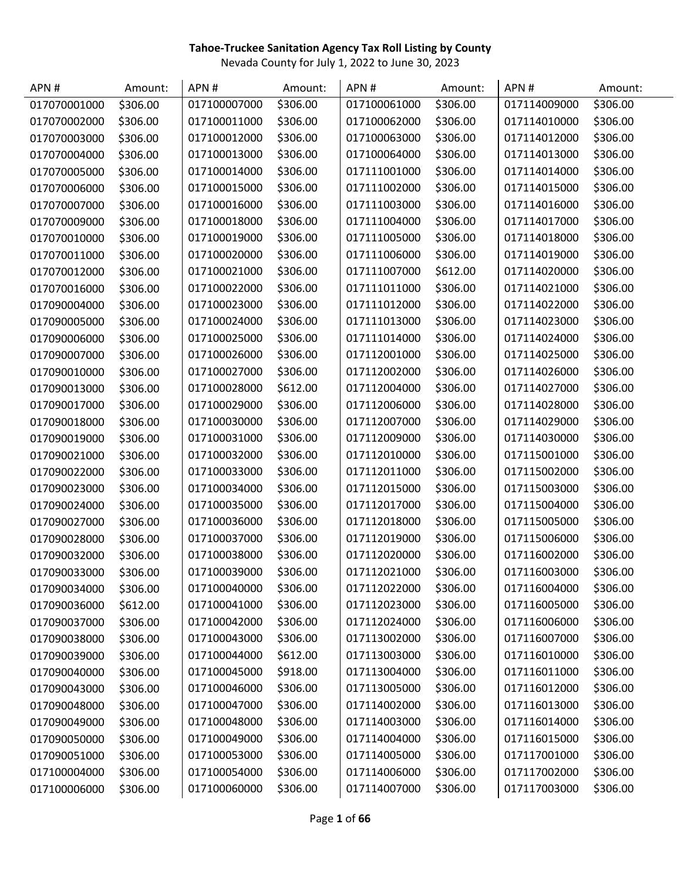**Tahoe-Truckee Sanitation Agency Tax Roll Listing by County**

Nevada County for July 1, 2022 to June 30, 2023

| APN # | Amount: | APN # | Amount: | APN # | Amount: | APN # | Amount: |
|---|---|---|---|---|---|---|---|
| 017070001000 | $306.00 | 017100007000 | $306.00 | 017100061000 | $306.00 | 017114009000 | $306.00 |
| 017070002000 | $306.00 | 017100011000 | $306.00 | 017100062000 | $306.00 | 017114010000 | $306.00 |
| 017070003000 | $306.00 | 017100012000 | $306.00 | 017100063000 | $306.00 | 017114012000 | $306.00 |
| 017070004000 | $306.00 | 017100013000 | $306.00 | 017100064000 | $306.00 | 017114013000 | $306.00 |
| 017070005000 | $306.00 | 017100014000 | $306.00 | 017111001000 | $306.00 | 017114014000 | $306.00 |
| 017070006000 | $306.00 | 017100015000 | $306.00 | 017111002000 | $306.00 | 017114015000 | $306.00 |
| 017070007000 | $306.00 | 017100016000 | $306.00 | 017111003000 | $306.00 | 017114016000 | $306.00 |
| 017070009000 | $306.00 | 017100018000 | $306.00 | 017111004000 | $306.00 | 017114017000 | $306.00 |
| 017070010000 | $306.00 | 017100019000 | $306.00 | 017111005000 | $306.00 | 017114018000 | $306.00 |
| 017070011000 | $306.00 | 017100020000 | $306.00 | 017111006000 | $306.00 | 017114019000 | $306.00 |
| 017070012000 | $306.00 | 017100021000 | $306.00 | 017111007000 | $612.00 | 017114020000 | $306.00 |
| 017070016000 | $306.00 | 017100022000 | $306.00 | 017111011000 | $306.00 | 017114021000 | $306.00 |
| 017090004000 | $306.00 | 017100023000 | $306.00 | 017111012000 | $306.00 | 017114022000 | $306.00 |
| 017090005000 | $306.00 | 017100024000 | $306.00 | 017111013000 | $306.00 | 017114023000 | $306.00 |
| 017090006000 | $306.00 | 017100025000 | $306.00 | 017111014000 | $306.00 | 017114024000 | $306.00 |
| 017090007000 | $306.00 | 017100026000 | $306.00 | 017112001000 | $306.00 | 017114025000 | $306.00 |
| 017090010000 | $306.00 | 017100027000 | $306.00 | 017112002000 | $306.00 | 017114026000 | $306.00 |
| 017090013000 | $306.00 | 017100028000 | $612.00 | 017112004000 | $306.00 | 017114027000 | $306.00 |
| 017090017000 | $306.00 | 017100029000 | $306.00 | 017112006000 | $306.00 | 017114028000 | $306.00 |
| 017090018000 | $306.00 | 017100030000 | $306.00 | 017112007000 | $306.00 | 017114029000 | $306.00 |
| 017090019000 | $306.00 | 017100031000 | $306.00 | 017112009000 | $306.00 | 017114030000 | $306.00 |
| 017090021000 | $306.00 | 017100032000 | $306.00 | 017112010000 | $306.00 | 017115001000 | $306.00 |
| 017090022000 | $306.00 | 017100033000 | $306.00 | 017112011000 | $306.00 | 017115002000 | $306.00 |
| 017090023000 | $306.00 | 017100034000 | $306.00 | 017112015000 | $306.00 | 017115003000 | $306.00 |
| 017090024000 | $306.00 | 017100035000 | $306.00 | 017112017000 | $306.00 | 017115004000 | $306.00 |
| 017090027000 | $306.00 | 017100036000 | $306.00 | 017112018000 | $306.00 | 017115005000 | $306.00 |
| 017090028000 | $306.00 | 017100037000 | $306.00 | 017112019000 | $306.00 | 017115006000 | $306.00 |
| 017090032000 | $306.00 | 017100038000 | $306.00 | 017112020000 | $306.00 | 017116002000 | $306.00 |
| 017090033000 | $306.00 | 017100039000 | $306.00 | 017112021000 | $306.00 | 017116003000 | $306.00 |
| 017090034000 | $306.00 | 017100040000 | $306.00 | 017112022000 | $306.00 | 017116004000 | $306.00 |
| 017090036000 | $612.00 | 017100041000 | $306.00 | 017112023000 | $306.00 | 017116005000 | $306.00 |
| 017090037000 | $306.00 | 017100042000 | $306.00 | 017112024000 | $306.00 | 017116006000 | $306.00 |
| 017090038000 | $306.00 | 017100043000 | $306.00 | 017113002000 | $306.00 | 017116007000 | $306.00 |
| 017090039000 | $306.00 | 017100044000 | $612.00 | 017113003000 | $306.00 | 017116010000 | $306.00 |
| 017090040000 | $306.00 | 017100045000 | $918.00 | 017113004000 | $306.00 | 017116011000 | $306.00 |
| 017090043000 | $306.00 | 017100046000 | $306.00 | 017113005000 | $306.00 | 017116012000 | $306.00 |
| 017090048000 | $306.00 | 017100047000 | $306.00 | 017114002000 | $306.00 | 017116013000 | $306.00 |
| 017090049000 | $306.00 | 017100048000 | $306.00 | 017114003000 | $306.00 | 017116014000 | $306.00 |
| 017090050000 | $306.00 | 017100049000 | $306.00 | 017114004000 | $306.00 | 017116015000 | $306.00 |
| 017090051000 | $306.00 | 017100053000 | $306.00 | 017114005000 | $306.00 | 017117001000 | $306.00 |
| 017100004000 | $306.00 | 017100054000 | $306.00 | 017114006000 | $306.00 | 017117002000 | $306.00 |
| 017100006000 | $306.00 | 017100060000 | $306.00 | 017114007000 | $306.00 | 017117003000 | $306.00 |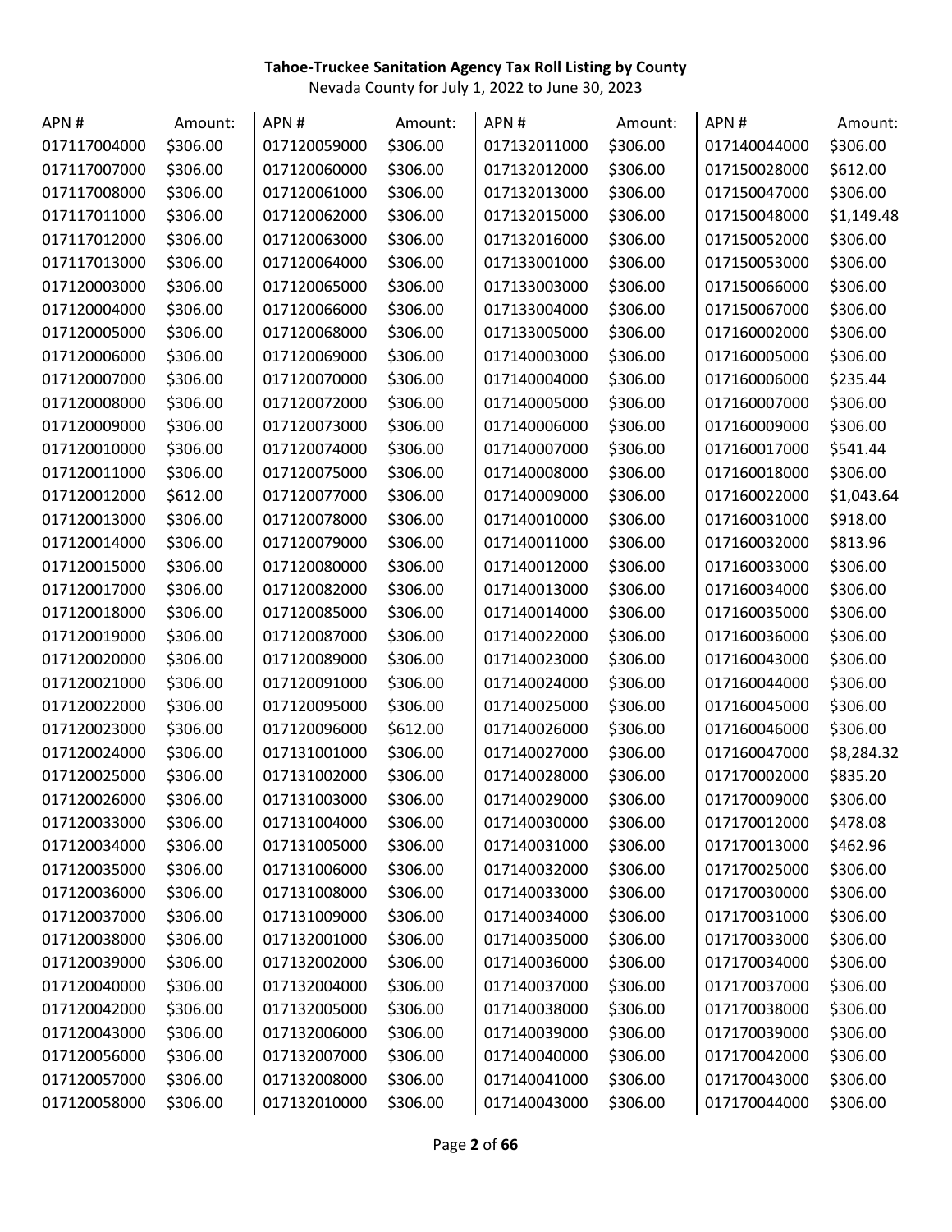**Tahoe-Truckee Sanitation Agency Tax Roll Listing by County**

Nevada County for July 1, 2022 to June 30, 2023

| APN # | Amount: | APN # | Amount: | APN # | Amount: | APN # | Amount: |
|---|---|---|---|---|---|---|---|
| 017117004000 | $306.00 | 017120059000 | $306.00 | 017132011000 | $306.00 | 017140044000 | $306.00 |
| 017117007000 | $306.00 | 017120060000 | $306.00 | 017132012000 | $306.00 | 017150028000 | $612.00 |
| 017117008000 | $306.00 | 017120061000 | $306.00 | 017132013000 | $306.00 | 017150047000 | $306.00 |
| 017117011000 | $306.00 | 017120062000 | $306.00 | 017132015000 | $306.00 | 017150048000 | $1,149.48 |
| 017117012000 | $306.00 | 017120063000 | $306.00 | 017132016000 | $306.00 | 017150052000 | $306.00 |
| 017117013000 | $306.00 | 017120064000 | $306.00 | 017133001000 | $306.00 | 017150053000 | $306.00 |
| 017120003000 | $306.00 | 017120065000 | $306.00 | 017133003000 | $306.00 | 017150066000 | $306.00 |
| 017120004000 | $306.00 | 017120066000 | $306.00 | 017133004000 | $306.00 | 017150067000 | $306.00 |
| 017120005000 | $306.00 | 017120068000 | $306.00 | 017133005000 | $306.00 | 017160002000 | $306.00 |
| 017120006000 | $306.00 | 017120069000 | $306.00 | 017140003000 | $306.00 | 017160005000 | $306.00 |
| 017120007000 | $306.00 | 017120070000 | $306.00 | 017140004000 | $306.00 | 017160006000 | $235.44 |
| 017120008000 | $306.00 | 017120072000 | $306.00 | 017140005000 | $306.00 | 017160007000 | $306.00 |
| 017120009000 | $306.00 | 017120073000 | $306.00 | 017140006000 | $306.00 | 017160009000 | $306.00 |
| 017120010000 | $306.00 | 017120074000 | $306.00 | 017140007000 | $306.00 | 017160017000 | $541.44 |
| 017120011000 | $306.00 | 017120075000 | $306.00 | 017140008000 | $306.00 | 017160018000 | $306.00 |
| 017120012000 | $612.00 | 017120077000 | $306.00 | 017140009000 | $306.00 | 017160022000 | $1,043.64 |
| 017120013000 | $306.00 | 017120078000 | $306.00 | 017140010000 | $306.00 | 017160031000 | $918.00 |
| 017120014000 | $306.00 | 017120079000 | $306.00 | 017140011000 | $306.00 | 017160032000 | $813.96 |
| 017120015000 | $306.00 | 017120080000 | $306.00 | 017140012000 | $306.00 | 017160033000 | $306.00 |
| 017120017000 | $306.00 | 017120082000 | $306.00 | 017140013000 | $306.00 | 017160034000 | $306.00 |
| 017120018000 | $306.00 | 017120085000 | $306.00 | 017140014000 | $306.00 | 017160035000 | $306.00 |
| 017120019000 | $306.00 | 017120087000 | $306.00 | 017140022000 | $306.00 | 017160036000 | $306.00 |
| 017120020000 | $306.00 | 017120089000 | $306.00 | 017140023000 | $306.00 | 017160043000 | $306.00 |
| 017120021000 | $306.00 | 017120091000 | $306.00 | 017140024000 | $306.00 | 017160044000 | $306.00 |
| 017120022000 | $306.00 | 017120095000 | $306.00 | 017140025000 | $306.00 | 017160045000 | $306.00 |
| 017120023000 | $306.00 | 017120096000 | $612.00 | 017140026000 | $306.00 | 017160046000 | $306.00 |
| 017120024000 | $306.00 | 017131001000 | $306.00 | 017140027000 | $306.00 | 017160047000 | $8,284.32 |
| 017120025000 | $306.00 | 017131002000 | $306.00 | 017140028000 | $306.00 | 017170002000 | $835.20 |
| 017120026000 | $306.00 | 017131003000 | $306.00 | 017140029000 | $306.00 | 017170009000 | $306.00 |
| 017120033000 | $306.00 | 017131004000 | $306.00 | 017140030000 | $306.00 | 017170012000 | $478.08 |
| 017120034000 | $306.00 | 017131005000 | $306.00 | 017140031000 | $306.00 | 017170013000 | $462.96 |
| 017120035000 | $306.00 | 017131006000 | $306.00 | 017140032000 | $306.00 | 017170025000 | $306.00 |
| 017120036000 | $306.00 | 017131008000 | $306.00 | 017140033000 | $306.00 | 017170030000 | $306.00 |
| 017120037000 | $306.00 | 017131009000 | $306.00 | 017140034000 | $306.00 | 017170031000 | $306.00 |
| 017120038000 | $306.00 | 017132001000 | $306.00 | 017140035000 | $306.00 | 017170033000 | $306.00 |
| 017120039000 | $306.00 | 017132002000 | $306.00 | 017140036000 | $306.00 | 017170034000 | $306.00 |
| 017120040000 | $306.00 | 017132004000 | $306.00 | 017140037000 | $306.00 | 017170037000 | $306.00 |
| 017120042000 | $306.00 | 017132005000 | $306.00 | 017140038000 | $306.00 | 017170038000 | $306.00 |
| 017120043000 | $306.00 | 017132006000 | $306.00 | 017140039000 | $306.00 | 017170039000 | $306.00 |
| 017120056000 | $306.00 | 017132007000 | $306.00 | 017140040000 | $306.00 | 017170042000 | $306.00 |
| 017120057000 | $306.00 | 017132008000 | $306.00 | 017140041000 | $306.00 | 017170043000 | $306.00 |
| 017120058000 | $306.00 | 017132010000 | $306.00 | 017140043000 | $306.00 | 017170044000 | $306.00 |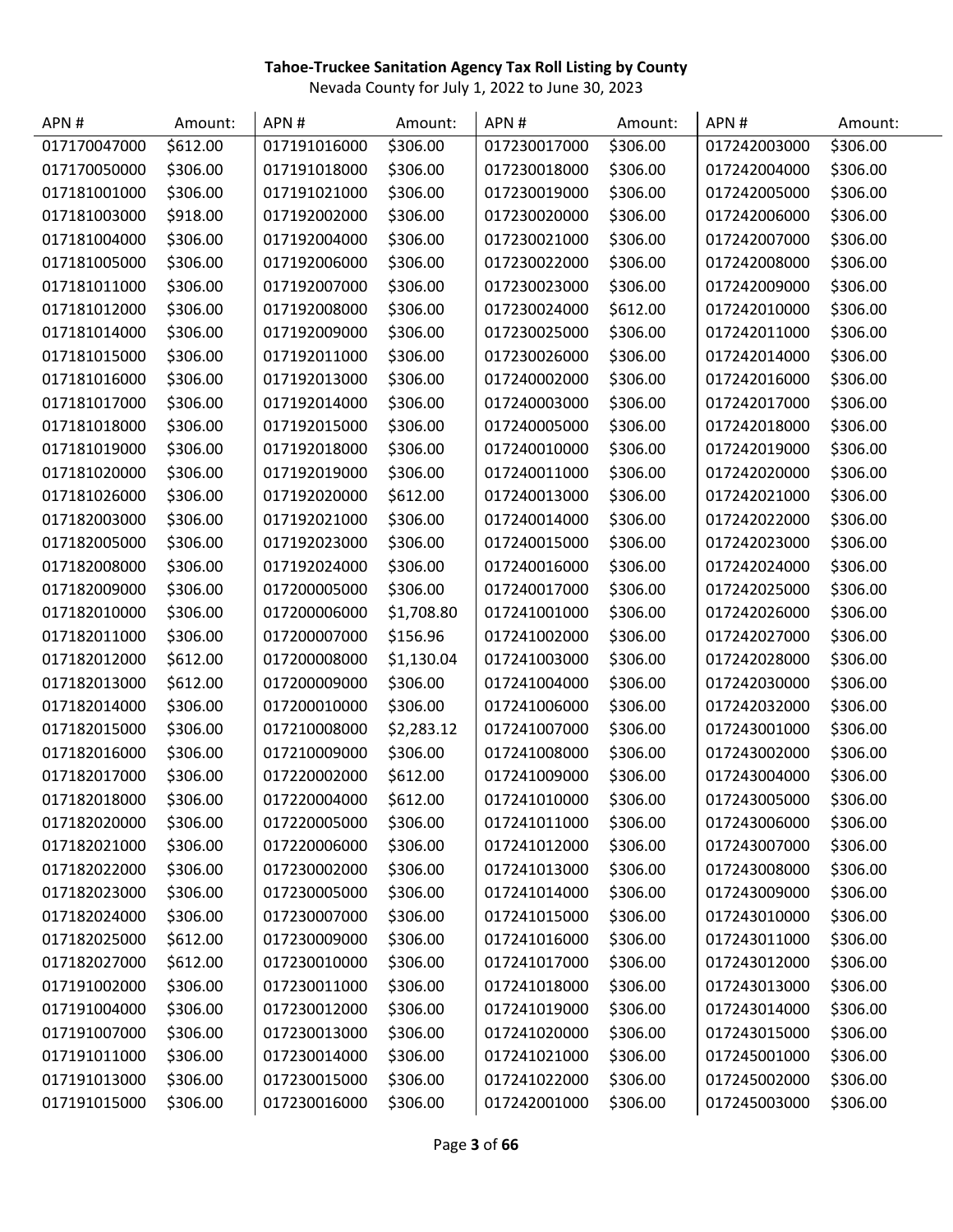**Tahoe-Truckee Sanitation Agency Tax Roll Listing by County**

Nevada County for July 1, 2022 to June 30, 2023

| APN # | Amount: | APN # | Amount: | APN # | Amount: | APN # | Amount: |
|---|---|---|---|---|---|---|---|
| 017170047000 | $612.00 | 017191016000 | $306.00 | 017230017000 | $306.00 | 017242003000 | $306.00 |
| 017170050000 | $306.00 | 017191018000 | $306.00 | 017230018000 | $306.00 | 017242004000 | $306.00 |
| 017181001000 | $306.00 | 017191021000 | $306.00 | 017230019000 | $306.00 | 017242005000 | $306.00 |
| 017181003000 | $918.00 | 017192002000 | $306.00 | 017230020000 | $306.00 | 017242006000 | $306.00 |
| 017181004000 | $306.00 | 017192004000 | $306.00 | 017230021000 | $306.00 | 017242007000 | $306.00 |
| 017181005000 | $306.00 | 017192006000 | $306.00 | 017230022000 | $306.00 | 017242008000 | $306.00 |
| 017181011000 | $306.00 | 017192007000 | $306.00 | 017230023000 | $306.00 | 017242009000 | $306.00 |
| 017181012000 | $306.00 | 017192008000 | $306.00 | 017230024000 | $612.00 | 017242010000 | $306.00 |
| 017181014000 | $306.00 | 017192009000 | $306.00 | 017230025000 | $306.00 | 017242011000 | $306.00 |
| 017181015000 | $306.00 | 017192011000 | $306.00 | 017230026000 | $306.00 | 017242014000 | $306.00 |
| 017181016000 | $306.00 | 017192013000 | $306.00 | 017240002000 | $306.00 | 017242016000 | $306.00 |
| 017181017000 | $306.00 | 017192014000 | $306.00 | 017240003000 | $306.00 | 017242017000 | $306.00 |
| 017181018000 | $306.00 | 017192015000 | $306.00 | 017240005000 | $306.00 | 017242018000 | $306.00 |
| 017181019000 | $306.00 | 017192018000 | $306.00 | 017240010000 | $306.00 | 017242019000 | $306.00 |
| 017181020000 | $306.00 | 017192019000 | $306.00 | 017240011000 | $306.00 | 017242020000 | $306.00 |
| 017181026000 | $306.00 | 017192020000 | $612.00 | 017240013000 | $306.00 | 017242021000 | $306.00 |
| 017182003000 | $306.00 | 017192021000 | $306.00 | 017240014000 | $306.00 | 017242022000 | $306.00 |
| 017182005000 | $306.00 | 017192023000 | $306.00 | 017240015000 | $306.00 | 017242023000 | $306.00 |
| 017182008000 | $306.00 | 017192024000 | $306.00 | 017240016000 | $306.00 | 017242024000 | $306.00 |
| 017182009000 | $306.00 | 017200005000 | $306.00 | 017240017000 | $306.00 | 017242025000 | $306.00 |
| 017182010000 | $306.00 | 017200006000 | $1,708.80 | 017241001000 | $306.00 | 017242026000 | $306.00 |
| 017182011000 | $306.00 | 017200007000 | $156.96 | 017241002000 | $306.00 | 017242027000 | $306.00 |
| 017182012000 | $612.00 | 017200008000 | $1,130.04 | 017241003000 | $306.00 | 017242028000 | $306.00 |
| 017182013000 | $612.00 | 017200009000 | $306.00 | 017241004000 | $306.00 | 017242030000 | $306.00 |
| 017182014000 | $306.00 | 017200010000 | $306.00 | 017241006000 | $306.00 | 017242032000 | $306.00 |
| 017182015000 | $306.00 | 017210008000 | $2,283.12 | 017241007000 | $306.00 | 017243001000 | $306.00 |
| 017182016000 | $306.00 | 017210009000 | $306.00 | 017241008000 | $306.00 | 017243002000 | $306.00 |
| 017182017000 | $306.00 | 017220002000 | $612.00 | 017241009000 | $306.00 | 017243004000 | $306.00 |
| 017182018000 | $306.00 | 017220004000 | $612.00 | 017241010000 | $306.00 | 017243005000 | $306.00 |
| 017182020000 | $306.00 | 017220005000 | $306.00 | 017241011000 | $306.00 | 017243006000 | $306.00 |
| 017182021000 | $306.00 | 017220006000 | $306.00 | 017241012000 | $306.00 | 017243007000 | $306.00 |
| 017182022000 | $306.00 | 017230002000 | $306.00 | 017241013000 | $306.00 | 017243008000 | $306.00 |
| 017182023000 | $306.00 | 017230005000 | $306.00 | 017241014000 | $306.00 | 017243009000 | $306.00 |
| 017182024000 | $306.00 | 017230007000 | $306.00 | 017241015000 | $306.00 | 017243010000 | $306.00 |
| 017182025000 | $612.00 | 017230009000 | $306.00 | 017241016000 | $306.00 | 017243011000 | $306.00 |
| 017182027000 | $612.00 | 017230010000 | $306.00 | 017241017000 | $306.00 | 017243012000 | $306.00 |
| 017191002000 | $306.00 | 017230011000 | $306.00 | 017241018000 | $306.00 | 017243013000 | $306.00 |
| 017191004000 | $306.00 | 017230012000 | $306.00 | 017241019000 | $306.00 | 017243014000 | $306.00 |
| 017191007000 | $306.00 | 017230013000 | $306.00 | 017241020000 | $306.00 | 017243015000 | $306.00 |
| 017191011000 | $306.00 | 017230014000 | $306.00 | 017241021000 | $306.00 | 017245001000 | $306.00 |
| 017191013000 | $306.00 | 017230015000 | $306.00 | 017241022000 | $306.00 | 017245002000 | $306.00 |
| 017191015000 | $306.00 | 017230016000 | $306.00 | 017242001000 | $306.00 | 017245003000 | $306.00 |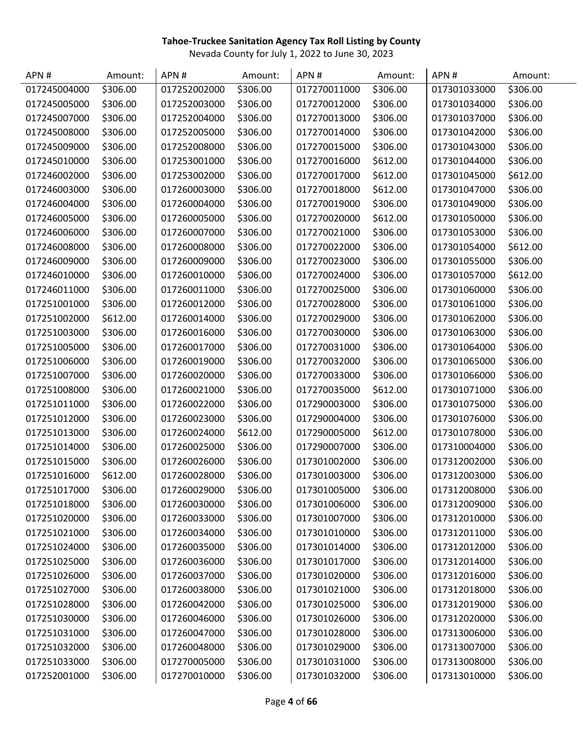**Tahoe-Truckee Sanitation Agency Tax Roll Listing by County**

Nevada County for July 1, 2022 to June 30, 2023

| APN # | Amount: | APN # | Amount: | APN # | Amount: | APN # | Amount: |
|---|---|---|---|---|---|---|---|
| 017245004000 | $306.00 | 017252002000 | $306.00 | 017270011000 | $306.00 | 017301033000 | $306.00 |
| 017245005000 | $306.00 | 017252003000 | $306.00 | 017270012000 | $306.00 | 017301034000 | $306.00 |
| 017245007000 | $306.00 | 017252004000 | $306.00 | 017270013000 | $306.00 | 017301037000 | $306.00 |
| 017245008000 | $306.00 | 017252005000 | $306.00 | 017270014000 | $306.00 | 017301042000 | $306.00 |
| 017245009000 | $306.00 | 017252008000 | $306.00 | 017270015000 | $306.00 | 017301043000 | $306.00 |
| 017245010000 | $306.00 | 017253001000 | $306.00 | 017270016000 | $612.00 | 017301044000 | $306.00 |
| 017246002000 | $306.00 | 017253002000 | $306.00 | 017270017000 | $612.00 | 017301045000 | $612.00 |
| 017246003000 | $306.00 | 017260003000 | $306.00 | 017270018000 | $612.00 | 017301047000 | $306.00 |
| 017246004000 | $306.00 | 017260004000 | $306.00 | 017270019000 | $306.00 | 017301049000 | $306.00 |
| 017246005000 | $306.00 | 017260005000 | $306.00 | 017270020000 | $612.00 | 017301050000 | $306.00 |
| 017246006000 | $306.00 | 017260007000 | $306.00 | 017270021000 | $306.00 | 017301053000 | $306.00 |
| 017246008000 | $306.00 | 017260008000 | $306.00 | 017270022000 | $306.00 | 017301054000 | $612.00 |
| 017246009000 | $306.00 | 017260009000 | $306.00 | 017270023000 | $306.00 | 017301055000 | $306.00 |
| 017246010000 | $306.00 | 017260010000 | $306.00 | 017270024000 | $306.00 | 017301057000 | $612.00 |
| 017246011000 | $306.00 | 017260011000 | $306.00 | 017270025000 | $306.00 | 017301060000 | $306.00 |
| 017251001000 | $306.00 | 017260012000 | $306.00 | 017270028000 | $306.00 | 017301061000 | $306.00 |
| 017251002000 | $612.00 | 017260014000 | $306.00 | 017270029000 | $306.00 | 017301062000 | $306.00 |
| 017251003000 | $306.00 | 017260016000 | $306.00 | 017270030000 | $306.00 | 017301063000 | $306.00 |
| 017251005000 | $306.00 | 017260017000 | $306.00 | 017270031000 | $306.00 | 017301064000 | $306.00 |
| 017251006000 | $306.00 | 017260019000 | $306.00 | 017270032000 | $306.00 | 017301065000 | $306.00 |
| 017251007000 | $306.00 | 017260020000 | $306.00 | 017270033000 | $306.00 | 017301066000 | $306.00 |
| 017251008000 | $306.00 | 017260021000 | $306.00 | 017270035000 | $612.00 | 017301071000 | $306.00 |
| 017251011000 | $306.00 | 017260022000 | $306.00 | 017290003000 | $306.00 | 017301075000 | $306.00 |
| 017251012000 | $306.00 | 017260023000 | $306.00 | 017290004000 | $306.00 | 017301076000 | $306.00 |
| 017251013000 | $306.00 | 017260024000 | $612.00 | 017290005000 | $612.00 | 017301078000 | $306.00 |
| 017251014000 | $306.00 | 017260025000 | $306.00 | 017290007000 | $306.00 | 017310004000 | $306.00 |
| 017251015000 | $306.00 | 017260026000 | $306.00 | 017301002000 | $306.00 | 017312002000 | $306.00 |
| 017251016000 | $612.00 | 017260028000 | $306.00 | 017301003000 | $306.00 | 017312003000 | $306.00 |
| 017251017000 | $306.00 | 017260029000 | $306.00 | 017301005000 | $306.00 | 017312008000 | $306.00 |
| 017251018000 | $306.00 | 017260030000 | $306.00 | 017301006000 | $306.00 | 017312009000 | $306.00 |
| 017251020000 | $306.00 | 017260033000 | $306.00 | 017301007000 | $306.00 | 017312010000 | $306.00 |
| 017251021000 | $306.00 | 017260034000 | $306.00 | 017301010000 | $306.00 | 017312011000 | $306.00 |
| 017251024000 | $306.00 | 017260035000 | $306.00 | 017301014000 | $306.00 | 017312012000 | $306.00 |
| 017251025000 | $306.00 | 017260036000 | $306.00 | 017301017000 | $306.00 | 017312014000 | $306.00 |
| 017251026000 | $306.00 | 017260037000 | $306.00 | 017301020000 | $306.00 | 017312016000 | $306.00 |
| 017251027000 | $306.00 | 017260038000 | $306.00 | 017301021000 | $306.00 | 017312018000 | $306.00 |
| 017251028000 | $306.00 | 017260042000 | $306.00 | 017301025000 | $306.00 | 017312019000 | $306.00 |
| 017251030000 | $306.00 | 017260046000 | $306.00 | 017301026000 | $306.00 | 017312020000 | $306.00 |
| 017251031000 | $306.00 | 017260047000 | $306.00 | 017301028000 | $306.00 | 017313006000 | $306.00 |
| 017251032000 | $306.00 | 017260048000 | $306.00 | 017301029000 | $306.00 | 017313007000 | $306.00 |
| 017251033000 | $306.00 | 017270005000 | $306.00 | 017301031000 | $306.00 | 017313008000 | $306.00 |
| 017252001000 | $306.00 | 017270010000 | $306.00 | 017301032000 | $306.00 | 017313010000 | $306.00 |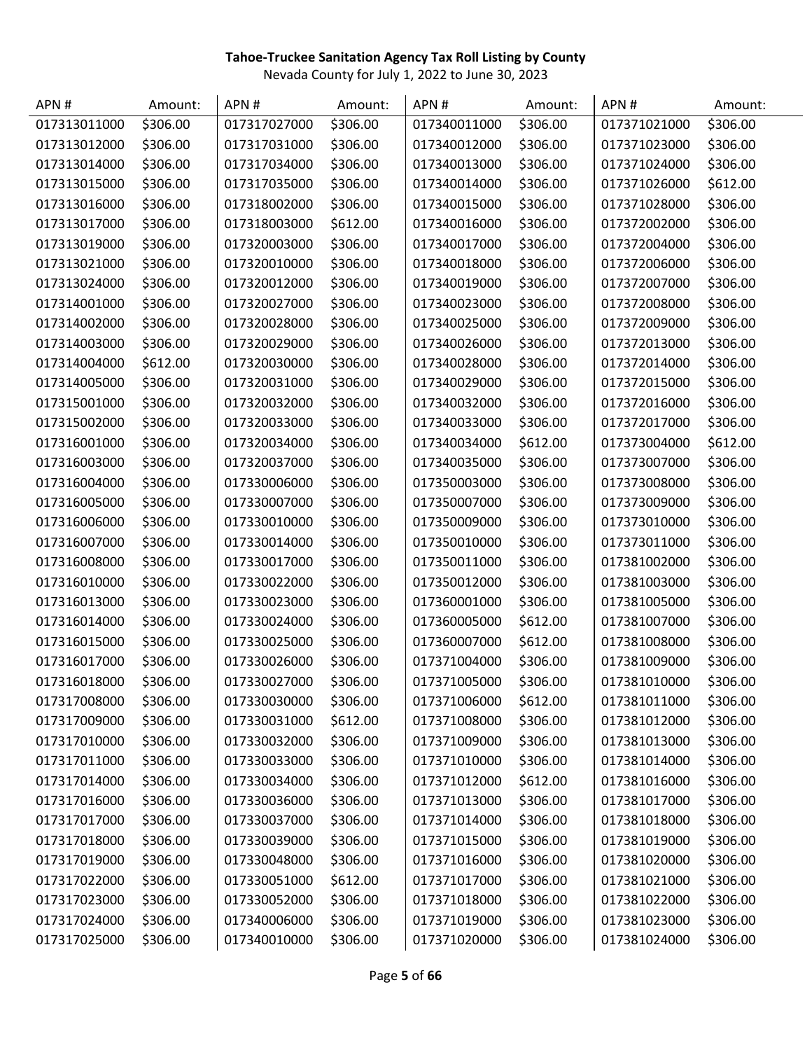**Tahoe-Truckee Sanitation Agency Tax Roll Listing by County**

Nevada County for July 1, 2022 to June 30, 2023

| APN # | Amount: | APN # | Amount: | APN # | Amount: | APN # | Amount: |
|---|---|---|---|---|---|---|---|
| 017313011000 | $306.00 | 017317027000 | $306.00 | 017340011000 | $306.00 | 017371021000 | $306.00 |
| 017313012000 | $306.00 | 017317031000 | $306.00 | 017340012000 | $306.00 | 017371023000 | $306.00 |
| 017313014000 | $306.00 | 017317034000 | $306.00 | 017340013000 | $306.00 | 017371024000 | $306.00 |
| 017313015000 | $306.00 | 017317035000 | $306.00 | 017340014000 | $306.00 | 017371026000 | $612.00 |
| 017313016000 | $306.00 | 017318002000 | $306.00 | 017340015000 | $306.00 | 017371028000 | $306.00 |
| 017313017000 | $306.00 | 017318003000 | $612.00 | 017340016000 | $306.00 | 017372002000 | $306.00 |
| 017313019000 | $306.00 | 017320003000 | $306.00 | 017340017000 | $306.00 | 017372004000 | $306.00 |
| 017313021000 | $306.00 | 017320010000 | $306.00 | 017340018000 | $306.00 | 017372006000 | $306.00 |
| 017313024000 | $306.00 | 017320012000 | $306.00 | 017340019000 | $306.00 | 017372007000 | $306.00 |
| 017314001000 | $306.00 | 017320027000 | $306.00 | 017340023000 | $306.00 | 017372008000 | $306.00 |
| 017314002000 | $306.00 | 017320028000 | $306.00 | 017340025000 | $306.00 | 017372009000 | $306.00 |
| 017314003000 | $306.00 | 017320029000 | $306.00 | 017340026000 | $306.00 | 017372013000 | $306.00 |
| 017314004000 | $612.00 | 017320030000 | $306.00 | 017340028000 | $306.00 | 017372014000 | $306.00 |
| 017314005000 | $306.00 | 017320031000 | $306.00 | 017340029000 | $306.00 | 017372015000 | $306.00 |
| 017315001000 | $306.00 | 017320032000 | $306.00 | 017340032000 | $306.00 | 017372016000 | $306.00 |
| 017315002000 | $306.00 | 017320033000 | $306.00 | 017340033000 | $306.00 | 017372017000 | $306.00 |
| 017316001000 | $306.00 | 017320034000 | $306.00 | 017340034000 | $612.00 | 017373004000 | $612.00 |
| 017316003000 | $306.00 | 017320037000 | $306.00 | 017340035000 | $306.00 | 017373007000 | $306.00 |
| 017316004000 | $306.00 | 017330006000 | $306.00 | 017350003000 | $306.00 | 017373008000 | $306.00 |
| 017316005000 | $306.00 | 017330007000 | $306.00 | 017350007000 | $306.00 | 017373009000 | $306.00 |
| 017316006000 | $306.00 | 017330010000 | $306.00 | 017350009000 | $306.00 | 017373010000 | $306.00 |
| 017316007000 | $306.00 | 017330014000 | $306.00 | 017350010000 | $306.00 | 017373011000 | $306.00 |
| 017316008000 | $306.00 | 017330017000 | $306.00 | 017350011000 | $306.00 | 017381002000 | $306.00 |
| 017316010000 | $306.00 | 017330022000 | $306.00 | 017350012000 | $306.00 | 017381003000 | $306.00 |
| 017316013000 | $306.00 | 017330023000 | $306.00 | 017360001000 | $306.00 | 017381005000 | $306.00 |
| 017316014000 | $306.00 | 017330024000 | $306.00 | 017360005000 | $612.00 | 017381007000 | $306.00 |
| 017316015000 | $306.00 | 017330025000 | $306.00 | 017360007000 | $612.00 | 017381008000 | $306.00 |
| 017316017000 | $306.00 | 017330026000 | $306.00 | 017371004000 | $306.00 | 017381009000 | $306.00 |
| 017316018000 | $306.00 | 017330027000 | $306.00 | 017371005000 | $306.00 | 017381010000 | $306.00 |
| 017317008000 | $306.00 | 017330030000 | $306.00 | 017371006000 | $612.00 | 017381011000 | $306.00 |
| 017317009000 | $306.00 | 017330031000 | $612.00 | 017371008000 | $306.00 | 017381012000 | $306.00 |
| 017317010000 | $306.00 | 017330032000 | $306.00 | 017371009000 | $306.00 | 017381013000 | $306.00 |
| 017317011000 | $306.00 | 017330033000 | $306.00 | 017371010000 | $306.00 | 017381014000 | $306.00 |
| 017317014000 | $306.00 | 017330034000 | $306.00 | 017371012000 | $612.00 | 017381016000 | $306.00 |
| 017317016000 | $306.00 | 017330036000 | $306.00 | 017371013000 | $306.00 | 017381017000 | $306.00 |
| 017317017000 | $306.00 | 017330037000 | $306.00 | 017371014000 | $306.00 | 017381018000 | $306.00 |
| 017317018000 | $306.00 | 017330039000 | $306.00 | 017371015000 | $306.00 | 017381019000 | $306.00 |
| 017317019000 | $306.00 | 017330048000 | $306.00 | 017371016000 | $306.00 | 017381020000 | $306.00 |
| 017317022000 | $306.00 | 017330051000 | $612.00 | 017371017000 | $306.00 | 017381021000 | $306.00 |
| 017317023000 | $306.00 | 017330052000 | $306.00 | 017371018000 | $306.00 | 017381022000 | $306.00 |
| 017317024000 | $306.00 | 017340006000 | $306.00 | 017371019000 | $306.00 | 017381023000 | $306.00 |
| 017317025000 | $306.00 | 017340010000 | $306.00 | 017371020000 | $306.00 | 017381024000 | $306.00 |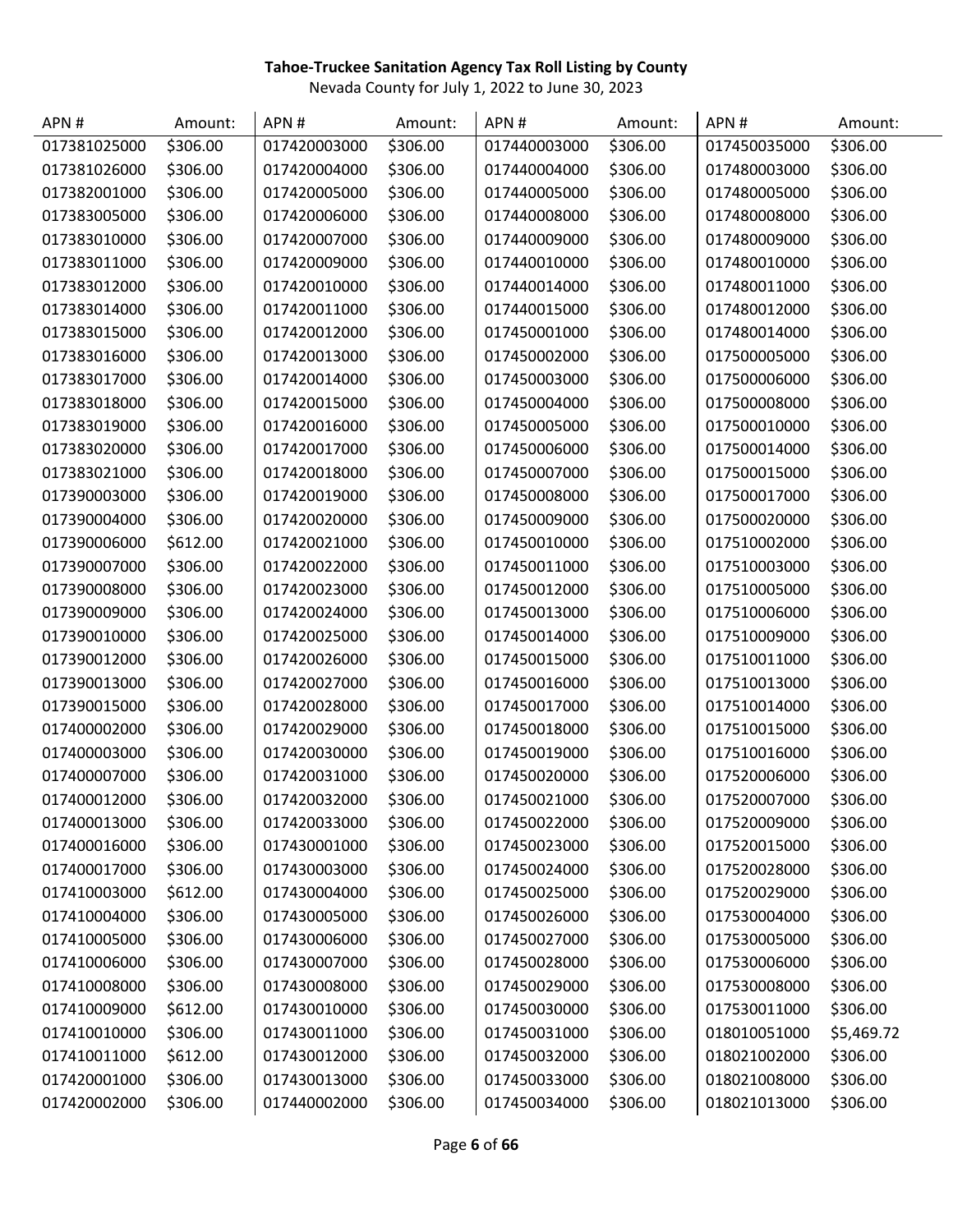**Tahoe-Truckee Sanitation Agency Tax Roll Listing by County**

Nevada County for July 1, 2022 to June 30, 2023

| APN # | Amount: | APN # | Amount: | APN # | Amount: | APN # | Amount: |
|---|---|---|---|---|---|---|---|
| 017381025000 | $306.00 | 017420003000 | $306.00 | 017440003000 | $306.00 | 017450035000 | $306.00 |
| 017381026000 | $306.00 | 017420004000 | $306.00 | 017440004000 | $306.00 | 017480003000 | $306.00 |
| 017382001000 | $306.00 | 017420005000 | $306.00 | 017440005000 | $306.00 | 017480005000 | $306.00 |
| 017383005000 | $306.00 | 017420006000 | $306.00 | 017440008000 | $306.00 | 017480008000 | $306.00 |
| 017383010000 | $306.00 | 017420007000 | $306.00 | 017440009000 | $306.00 | 017480009000 | $306.00 |
| 017383011000 | $306.00 | 017420009000 | $306.00 | 017440010000 | $306.00 | 017480010000 | $306.00 |
| 017383012000 | $306.00 | 017420010000 | $306.00 | 017440014000 | $306.00 | 017480011000 | $306.00 |
| 017383014000 | $306.00 | 017420011000 | $306.00 | 017440015000 | $306.00 | 017480012000 | $306.00 |
| 017383015000 | $306.00 | 017420012000 | $306.00 | 017450001000 | $306.00 | 017480014000 | $306.00 |
| 017383016000 | $306.00 | 017420013000 | $306.00 | 017450002000 | $306.00 | 017500005000 | $306.00 |
| 017383017000 | $306.00 | 017420014000 | $306.00 | 017450003000 | $306.00 | 017500006000 | $306.00 |
| 017383018000 | $306.00 | 017420015000 | $306.00 | 017450004000 | $306.00 | 017500008000 | $306.00 |
| 017383019000 | $306.00 | 017420016000 | $306.00 | 017450005000 | $306.00 | 017500010000 | $306.00 |
| 017383020000 | $306.00 | 017420017000 | $306.00 | 017450006000 | $306.00 | 017500014000 | $306.00 |
| 017383021000 | $306.00 | 017420018000 | $306.00 | 017450007000 | $306.00 | 017500015000 | $306.00 |
| 017390003000 | $306.00 | 017420019000 | $306.00 | 017450008000 | $306.00 | 017500017000 | $306.00 |
| 017390004000 | $306.00 | 017420020000 | $306.00 | 017450009000 | $306.00 | 017500020000 | $306.00 |
| 017390006000 | $612.00 | 017420021000 | $306.00 | 017450010000 | $306.00 | 017510002000 | $306.00 |
| 017390007000 | $306.00 | 017420022000 | $306.00 | 017450011000 | $306.00 | 017510003000 | $306.00 |
| 017390008000 | $306.00 | 017420023000 | $306.00 | 017450012000 | $306.00 | 017510005000 | $306.00 |
| 017390009000 | $306.00 | 017420024000 | $306.00 | 017450013000 | $306.00 | 017510006000 | $306.00 |
| 017390010000 | $306.00 | 017420025000 | $306.00 | 017450014000 | $306.00 | 017510009000 | $306.00 |
| 017390012000 | $306.00 | 017420026000 | $306.00 | 017450015000 | $306.00 | 017510011000 | $306.00 |
| 017390013000 | $306.00 | 017420027000 | $306.00 | 017450016000 | $306.00 | 017510013000 | $306.00 |
| 017390015000 | $306.00 | 017420028000 | $306.00 | 017450017000 | $306.00 | 017510014000 | $306.00 |
| 017400002000 | $306.00 | 017420029000 | $306.00 | 017450018000 | $306.00 | 017510015000 | $306.00 |
| 017400003000 | $306.00 | 017420030000 | $306.00 | 017450019000 | $306.00 | 017510016000 | $306.00 |
| 017400007000 | $306.00 | 017420031000 | $306.00 | 017450020000 | $306.00 | 017520006000 | $306.00 |
| 017400012000 | $306.00 | 017420032000 | $306.00 | 017450021000 | $306.00 | 017520007000 | $306.00 |
| 017400013000 | $306.00 | 017420033000 | $306.00 | 017450022000 | $306.00 | 017520009000 | $306.00 |
| 017400016000 | $306.00 | 017430001000 | $306.00 | 017450023000 | $306.00 | 017520015000 | $306.00 |
| 017400017000 | $306.00 | 017430003000 | $306.00 | 017450024000 | $306.00 | 017520028000 | $306.00 |
| 017410003000 | $612.00 | 017430004000 | $306.00 | 017450025000 | $306.00 | 017520029000 | $306.00 |
| 017410004000 | $306.00 | 017430005000 | $306.00 | 017450026000 | $306.00 | 017530004000 | $306.00 |
| 017410005000 | $306.00 | 017430006000 | $306.00 | 017450027000 | $306.00 | 017530005000 | $306.00 |
| 017410006000 | $306.00 | 017430007000 | $306.00 | 017450028000 | $306.00 | 017530006000 | $306.00 |
| 017410008000 | $306.00 | 017430008000 | $306.00 | 017450029000 | $306.00 | 017530008000 | $306.00 |
| 017410009000 | $612.00 | 017430010000 | $306.00 | 017450030000 | $306.00 | 017530011000 | $306.00 |
| 017410010000 | $306.00 | 017430011000 | $306.00 | 017450031000 | $306.00 | 018010051000 | $5,469.72 |
| 017410011000 | $612.00 | 017430012000 | $306.00 | 017450032000 | $306.00 | 018021002000 | $306.00 |
| 017420001000 | $306.00 | 017430013000 | $306.00 | 017450033000 | $306.00 | 018021008000 | $306.00 |
| 017420002000 | $306.00 | 017440002000 | $306.00 | 017450034000 | $306.00 | 018021013000 | $306.00 |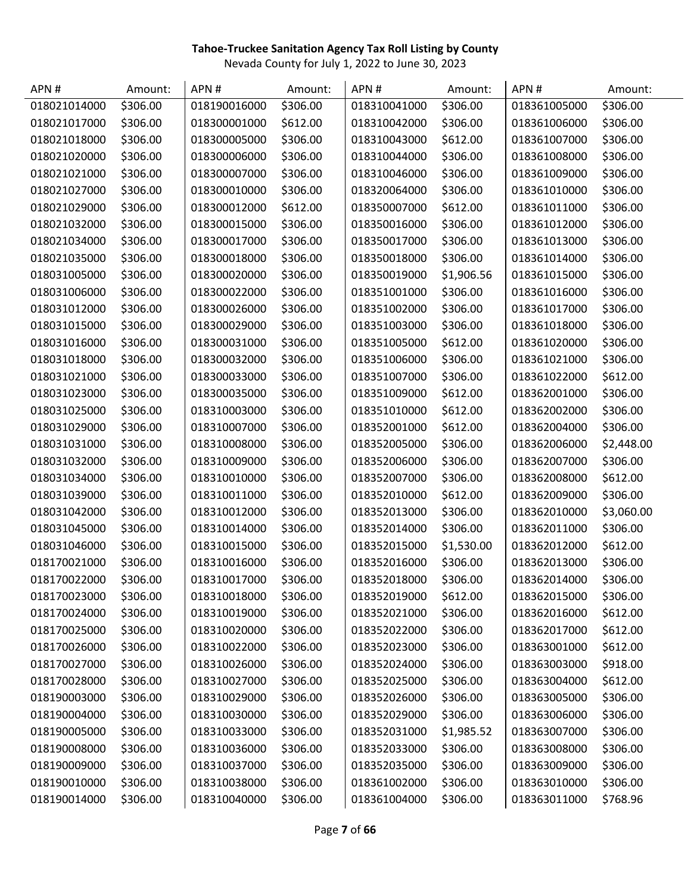**Tahoe-Truckee Sanitation Agency Tax Roll Listing by County**

Nevada County for July 1, 2022 to June 30, 2023

| APN # | Amount: | APN # | Amount: | APN # | Amount: | APN # | Amount: |
|---|---|---|---|---|---|---|---|
| 018021014000 | $306.00 | 018190016000 | $306.00 | 018310041000 | $306.00 | 018361005000 | $306.00 |
| 018021017000 | $306.00 | 018300001000 | $612.00 | 018310042000 | $306.00 | 018361006000 | $306.00 |
| 018021018000 | $306.00 | 018300005000 | $306.00 | 018310043000 | $612.00 | 018361007000 | $306.00 |
| 018021020000 | $306.00 | 018300006000 | $306.00 | 018310044000 | $306.00 | 018361008000 | $306.00 |
| 018021021000 | $306.00 | 018300007000 | $306.00 | 018310046000 | $306.00 | 018361009000 | $306.00 |
| 018021027000 | $306.00 | 018300010000 | $306.00 | 018320064000 | $306.00 | 018361010000 | $306.00 |
| 018021029000 | $306.00 | 018300012000 | $612.00 | 018350007000 | $612.00 | 018361011000 | $306.00 |
| 018021032000 | $306.00 | 018300015000 | $306.00 | 018350016000 | $306.00 | 018361012000 | $306.00 |
| 018021034000 | $306.00 | 018300017000 | $306.00 | 018350017000 | $306.00 | 018361013000 | $306.00 |
| 018021035000 | $306.00 | 018300018000 | $306.00 | 018350018000 | $306.00 | 018361014000 | $306.00 |
| 018031005000 | $306.00 | 018300020000 | $306.00 | 018350019000 | $1,906.56 | 018361015000 | $306.00 |
| 018031006000 | $306.00 | 018300022000 | $306.00 | 018351001000 | $306.00 | 018361016000 | $306.00 |
| 018031012000 | $306.00 | 018300026000 | $306.00 | 018351002000 | $306.00 | 018361017000 | $306.00 |
| 018031015000 | $306.00 | 018300029000 | $306.00 | 018351003000 | $306.00 | 018361018000 | $306.00 |
| 018031016000 | $306.00 | 018300031000 | $306.00 | 018351005000 | $612.00 | 018361020000 | $306.00 |
| 018031018000 | $306.00 | 018300032000 | $306.00 | 018351006000 | $306.00 | 018361021000 | $306.00 |
| 018031021000 | $306.00 | 018300033000 | $306.00 | 018351007000 | $306.00 | 018361022000 | $612.00 |
| 018031023000 | $306.00 | 018300035000 | $306.00 | 018351009000 | $612.00 | 018362001000 | $306.00 |
| 018031025000 | $306.00 | 018310003000 | $306.00 | 018351010000 | $612.00 | 018362002000 | $306.00 |
| 018031029000 | $306.00 | 018310007000 | $306.00 | 018352001000 | $612.00 | 018362004000 | $306.00 |
| 018031031000 | $306.00 | 018310008000 | $306.00 | 018352005000 | $306.00 | 018362006000 | $2,448.00 |
| 018031032000 | $306.00 | 018310009000 | $306.00 | 018352006000 | $306.00 | 018362007000 | $306.00 |
| 018031034000 | $306.00 | 018310010000 | $306.00 | 018352007000 | $306.00 | 018362008000 | $612.00 |
| 018031039000 | $306.00 | 018310011000 | $306.00 | 018352010000 | $612.00 | 018362009000 | $306.00 |
| 018031042000 | $306.00 | 018310012000 | $306.00 | 018352013000 | $306.00 | 018362010000 | $3,060.00 |
| 018031045000 | $306.00 | 018310014000 | $306.00 | 018352014000 | $306.00 | 018362011000 | $306.00 |
| 018031046000 | $306.00 | 018310015000 | $306.00 | 018352015000 | $1,530.00 | 018362012000 | $612.00 |
| 018170021000 | $306.00 | 018310016000 | $306.00 | 018352016000 | $306.00 | 018362013000 | $306.00 |
| 018170022000 | $306.00 | 018310017000 | $306.00 | 018352018000 | $306.00 | 018362014000 | $306.00 |
| 018170023000 | $306.00 | 018310018000 | $306.00 | 018352019000 | $612.00 | 018362015000 | $306.00 |
| 018170024000 | $306.00 | 018310019000 | $306.00 | 018352021000 | $306.00 | 018362016000 | $612.00 |
| 018170025000 | $306.00 | 018310020000 | $306.00 | 018352022000 | $306.00 | 018362017000 | $612.00 |
| 018170026000 | $306.00 | 018310022000 | $306.00 | 018352023000 | $306.00 | 018363001000 | $612.00 |
| 018170027000 | $306.00 | 018310026000 | $306.00 | 018352024000 | $306.00 | 018363003000 | $918.00 |
| 018170028000 | $306.00 | 018310027000 | $306.00 | 018352025000 | $306.00 | 018363004000 | $612.00 |
| 018190003000 | $306.00 | 018310029000 | $306.00 | 018352026000 | $306.00 | 018363005000 | $306.00 |
| 018190004000 | $306.00 | 018310030000 | $306.00 | 018352029000 | $306.00 | 018363006000 | $306.00 |
| 018190005000 | $306.00 | 018310033000 | $306.00 | 018352031000 | $1,985.52 | 018363007000 | $306.00 |
| 018190008000 | $306.00 | 018310036000 | $306.00 | 018352033000 | $306.00 | 018363008000 | $306.00 |
| 018190009000 | $306.00 | 018310037000 | $306.00 | 018352035000 | $306.00 | 018363009000 | $306.00 |
| 018190010000 | $306.00 | 018310038000 | $306.00 | 018361002000 | $306.00 | 018363010000 | $306.00 |
| 018190014000 | $306.00 | 018310040000 | $306.00 | 018361004000 | $306.00 | 018363011000 | $768.96 |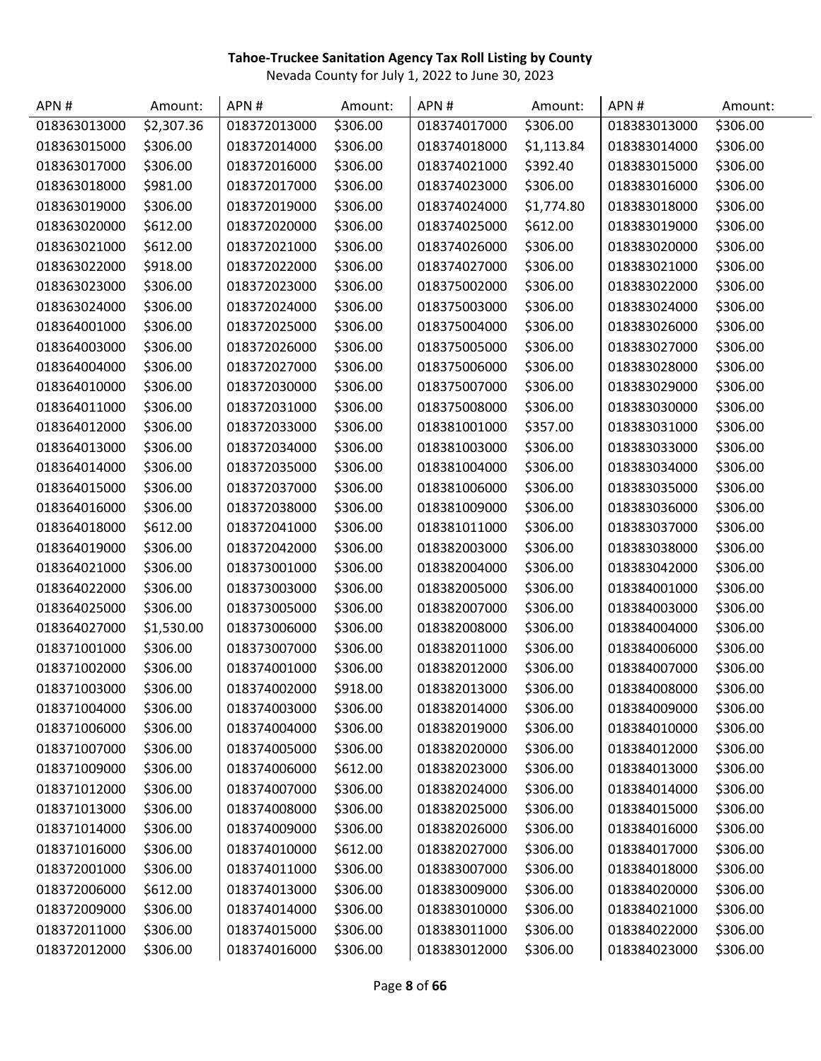**Tahoe-Truckee Sanitation Agency Tax Roll Listing by County**

Nevada County for July 1, 2022 to June 30, 2023

| APN # | Amount: | APN # | Amount: | APN # | Amount: | APN # | Amount: |
|---|---|---|---|---|---|---|---|
| 018363013000 | $2,307.36 | 018372013000 | $306.00 | 018374017000 | $306.00 | 018383013000 | $306.00 |
| 018363015000 | $306.00 | 018372014000 | $306.00 | 018374018000 | $1,113.84 | 018383014000 | $306.00 |
| 018363017000 | $306.00 | 018372016000 | $306.00 | 018374021000 | $392.40 | 018383015000 | $306.00 |
| 018363018000 | $981.00 | 018372017000 | $306.00 | 018374023000 | $306.00 | 018383016000 | $306.00 |
| 018363019000 | $306.00 | 018372019000 | $306.00 | 018374024000 | $1,774.80 | 018383018000 | $306.00 |
| 018363020000 | $612.00 | 018372020000 | $306.00 | 018374025000 | $612.00 | 018383019000 | $306.00 |
| 018363021000 | $612.00 | 018372021000 | $306.00 | 018374026000 | $306.00 | 018383020000 | $306.00 |
| 018363022000 | $918.00 | 018372022000 | $306.00 | 018374027000 | $306.00 | 018383021000 | $306.00 |
| 018363023000 | $306.00 | 018372023000 | $306.00 | 018375002000 | $306.00 | 018383022000 | $306.00 |
| 018363024000 | $306.00 | 018372024000 | $306.00 | 018375003000 | $306.00 | 018383024000 | $306.00 |
| 018364001000 | $306.00 | 018372025000 | $306.00 | 018375004000 | $306.00 | 018383026000 | $306.00 |
| 018364003000 | $306.00 | 018372026000 | $306.00 | 018375005000 | $306.00 | 018383027000 | $306.00 |
| 018364004000 | $306.00 | 018372027000 | $306.00 | 018375006000 | $306.00 | 018383028000 | $306.00 |
| 018364010000 | $306.00 | 018372030000 | $306.00 | 018375007000 | $306.00 | 018383029000 | $306.00 |
| 018364011000 | $306.00 | 018372031000 | $306.00 | 018375008000 | $306.00 | 018383030000 | $306.00 |
| 018364012000 | $306.00 | 018372033000 | $306.00 | 018381001000 | $357.00 | 018383031000 | $306.00 |
| 018364013000 | $306.00 | 018372034000 | $306.00 | 018381003000 | $306.00 | 018383033000 | $306.00 |
| 018364014000 | $306.00 | 018372035000 | $306.00 | 018381004000 | $306.00 | 018383034000 | $306.00 |
| 018364015000 | $306.00 | 018372037000 | $306.00 | 018381006000 | $306.00 | 018383035000 | $306.00 |
| 018364016000 | $306.00 | 018372038000 | $306.00 | 018381009000 | $306.00 | 018383036000 | $306.00 |
| 018364018000 | $612.00 | 018372041000 | $306.00 | 018381011000 | $306.00 | 018383037000 | $306.00 |
| 018364019000 | $306.00 | 018372042000 | $306.00 | 018382003000 | $306.00 | 018383038000 | $306.00 |
| 018364021000 | $306.00 | 018373001000 | $306.00 | 018382004000 | $306.00 | 018383042000 | $306.00 |
| 018364022000 | $306.00 | 018373003000 | $306.00 | 018382005000 | $306.00 | 018384001000 | $306.00 |
| 018364025000 | $306.00 | 018373005000 | $306.00 | 018382007000 | $306.00 | 018384003000 | $306.00 |
| 018364027000 | $1,530.00 | 018373006000 | $306.00 | 018382008000 | $306.00 | 018384004000 | $306.00 |
| 018371001000 | $306.00 | 018373007000 | $306.00 | 018382011000 | $306.00 | 018384006000 | $306.00 |
| 018371002000 | $306.00 | 018374001000 | $306.00 | 018382012000 | $306.00 | 018384007000 | $306.00 |
| 018371003000 | $306.00 | 018374002000 | $918.00 | 018382013000 | $306.00 | 018384008000 | $306.00 |
| 018371004000 | $306.00 | 018374003000 | $306.00 | 018382014000 | $306.00 | 018384009000 | $306.00 |
| 018371006000 | $306.00 | 018374004000 | $306.00 | 018382019000 | $306.00 | 018384010000 | $306.00 |
| 018371007000 | $306.00 | 018374005000 | $306.00 | 018382020000 | $306.00 | 018384012000 | $306.00 |
| 018371009000 | $306.00 | 018374006000 | $612.00 | 018382023000 | $306.00 | 018384013000 | $306.00 |
| 018371012000 | $306.00 | 018374007000 | $306.00 | 018382024000 | $306.00 | 018384014000 | $306.00 |
| 018371013000 | $306.00 | 018374008000 | $306.00 | 018382025000 | $306.00 | 018384015000 | $306.00 |
| 018371014000 | $306.00 | 018374009000 | $306.00 | 018382026000 | $306.00 | 018384016000 | $306.00 |
| 018371016000 | $306.00 | 018374010000 | $612.00 | 018382027000 | $306.00 | 018384017000 | $306.00 |
| 018372001000 | $306.00 | 018374011000 | $306.00 | 018383007000 | $306.00 | 018384018000 | $306.00 |
| 018372006000 | $612.00 | 018374013000 | $306.00 | 018383009000 | $306.00 | 018384020000 | $306.00 |
| 018372009000 | $306.00 | 018374014000 | $306.00 | 018383010000 | $306.00 | 018384021000 | $306.00 |
| 018372011000 | $306.00 | 018374015000 | $306.00 | 018383011000 | $306.00 | 018384022000 | $306.00 |
| 018372012000 | $306.00 | 018374016000 | $306.00 | 018383012000 | $306.00 | 018384023000 | $306.00 |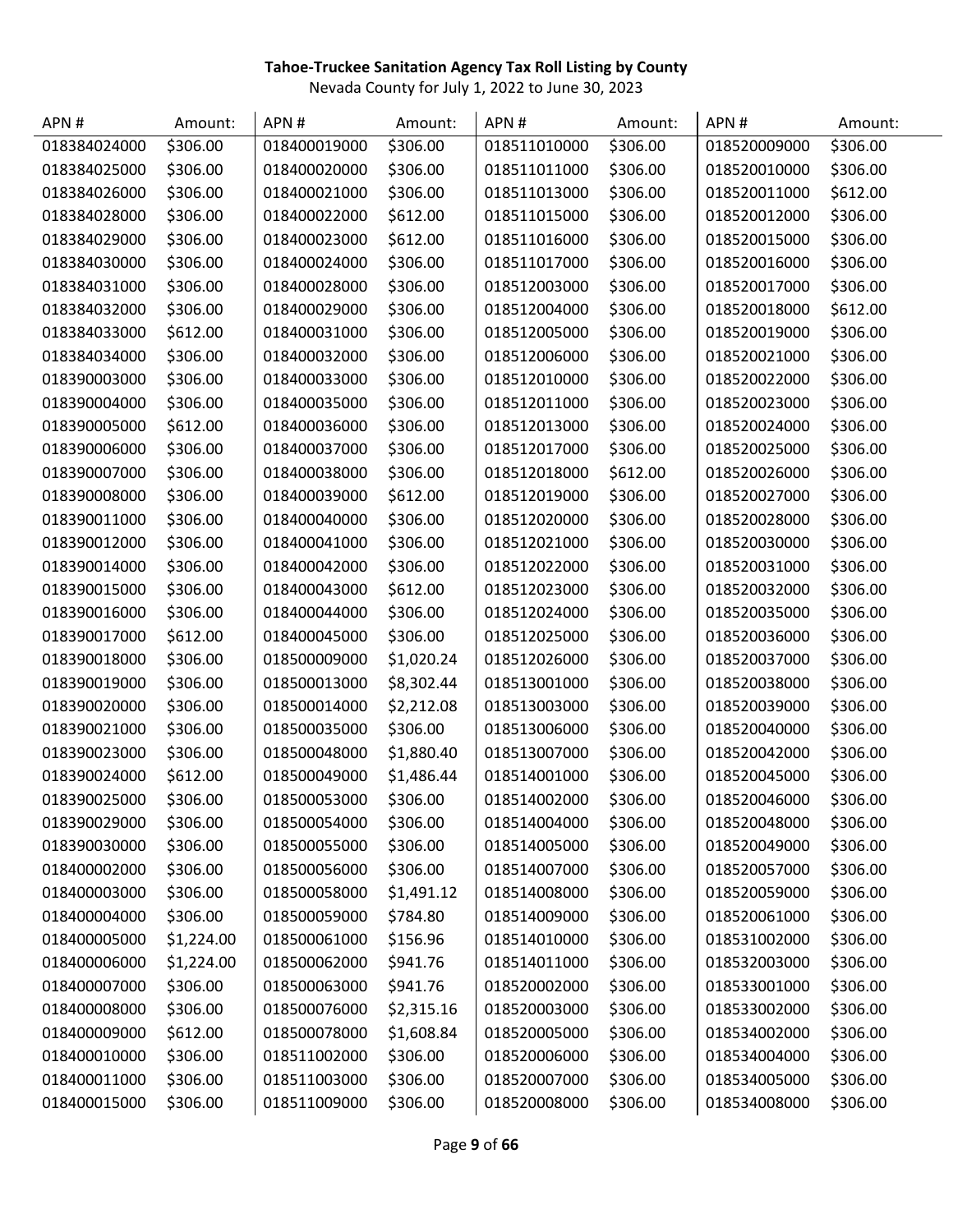**Tahoe-Truckee Sanitation Agency Tax Roll Listing by County**

Nevada County for July 1, 2022 to June 30, 2023

| APN # | Amount: | APN # | Amount: | APN # | Amount: | APN # | Amount: |
|---|---|---|---|---|---|---|---|
| 018384024000 | $306.00 | 018400019000 | $306.00 | 018511010000 | $306.00 | 018520009000 | $306.00 |
| 018384025000 | $306.00 | 018400020000 | $306.00 | 018511011000 | $306.00 | 018520010000 | $306.00 |
| 018384026000 | $306.00 | 018400021000 | $306.00 | 018511013000 | $306.00 | 018520011000 | $612.00 |
| 018384028000 | $306.00 | 018400022000 | $612.00 | 018511015000 | $306.00 | 018520012000 | $306.00 |
| 018384029000 | $306.00 | 018400023000 | $612.00 | 018511016000 | $306.00 | 018520015000 | $306.00 |
| 018384030000 | $306.00 | 018400024000 | $306.00 | 018511017000 | $306.00 | 018520016000 | $306.00 |
| 018384031000 | $306.00 | 018400028000 | $306.00 | 018512003000 | $306.00 | 018520017000 | $306.00 |
| 018384032000 | $306.00 | 018400029000 | $306.00 | 018512004000 | $306.00 | 018520018000 | $612.00 |
| 018384033000 | $612.00 | 018400031000 | $306.00 | 018512005000 | $306.00 | 018520019000 | $306.00 |
| 018384034000 | $306.00 | 018400032000 | $306.00 | 018512006000 | $306.00 | 018520021000 | $306.00 |
| 018390003000 | $306.00 | 018400033000 | $306.00 | 018512010000 | $306.00 | 018520022000 | $306.00 |
| 018390004000 | $306.00 | 018400035000 | $306.00 | 018512011000 | $306.00 | 018520023000 | $306.00 |
| 018390005000 | $612.00 | 018400036000 | $306.00 | 018512013000 | $306.00 | 018520024000 | $306.00 |
| 018390006000 | $306.00 | 018400037000 | $306.00 | 018512017000 | $306.00 | 018520025000 | $306.00 |
| 018390007000 | $306.00 | 018400038000 | $306.00 | 018512018000 | $612.00 | 018520026000 | $306.00 |
| 018390008000 | $306.00 | 018400039000 | $612.00 | 018512019000 | $306.00 | 018520027000 | $306.00 |
| 018390011000 | $306.00 | 018400040000 | $306.00 | 018512020000 | $306.00 | 018520028000 | $306.00 |
| 018390012000 | $306.00 | 018400041000 | $306.00 | 018512021000 | $306.00 | 018520030000 | $306.00 |
| 018390014000 | $306.00 | 018400042000 | $306.00 | 018512022000 | $306.00 | 018520031000 | $306.00 |
| 018390015000 | $306.00 | 018400043000 | $612.00 | 018512023000 | $306.00 | 018520032000 | $306.00 |
| 018390016000 | $306.00 | 018400044000 | $306.00 | 018512024000 | $306.00 | 018520035000 | $306.00 |
| 018390017000 | $612.00 | 018400045000 | $306.00 | 018512025000 | $306.00 | 018520036000 | $306.00 |
| 018390018000 | $306.00 | 018500009000 | $1,020.24 | 018512026000 | $306.00 | 018520037000 | $306.00 |
| 018390019000 | $306.00 | 018500013000 | $8,302.44 | 018513001000 | $306.00 | 018520038000 | $306.00 |
| 018390020000 | $306.00 | 018500014000 | $2,212.08 | 018513003000 | $306.00 | 018520039000 | $306.00 |
| 018390021000 | $306.00 | 018500035000 | $306.00 | 018513006000 | $306.00 | 018520040000 | $306.00 |
| 018390023000 | $306.00 | 018500048000 | $1,880.40 | 018513007000 | $306.00 | 018520042000 | $306.00 |
| 018390024000 | $612.00 | 018500049000 | $1,486.44 | 018514001000 | $306.00 | 018520045000 | $306.00 |
| 018390025000 | $306.00 | 018500053000 | $306.00 | 018514002000 | $306.00 | 018520046000 | $306.00 |
| 018390029000 | $306.00 | 018500054000 | $306.00 | 018514004000 | $306.00 | 018520048000 | $306.00 |
| 018390030000 | $306.00 | 018500055000 | $306.00 | 018514005000 | $306.00 | 018520049000 | $306.00 |
| 018400002000 | $306.00 | 018500056000 | $306.00 | 018514007000 | $306.00 | 018520057000 | $306.00 |
| 018400003000 | $306.00 | 018500058000 | $1,491.12 | 018514008000 | $306.00 | 018520059000 | $306.00 |
| 018400004000 | $306.00 | 018500059000 | $784.80 | 018514009000 | $306.00 | 018520061000 | $306.00 |
| 018400005000 | $1,224.00 | 018500061000 | $156.96 | 018514010000 | $306.00 | 018531002000 | $306.00 |
| 018400006000 | $1,224.00 | 018500062000 | $941.76 | 018514011000 | $306.00 | 018532003000 | $306.00 |
| 018400007000 | $306.00 | 018500063000 | $941.76 | 018520002000 | $306.00 | 018533001000 | $306.00 |
| 018400008000 | $306.00 | 018500076000 | $2,315.16 | 018520003000 | $306.00 | 018533002000 | $306.00 |
| 018400009000 | $612.00 | 018500078000 | $1,608.84 | 018520005000 | $306.00 | 018534002000 | $306.00 |
| 018400010000 | $306.00 | 018511002000 | $306.00 | 018520006000 | $306.00 | 018534004000 | $306.00 |
| 018400011000 | $306.00 | 018511003000 | $306.00 | 018520007000 | $306.00 | 018534005000 | $306.00 |
| 018400015000 | $306.00 | 018511009000 | $306.00 | 018520008000 | $306.00 | 018534008000 | $306.00 |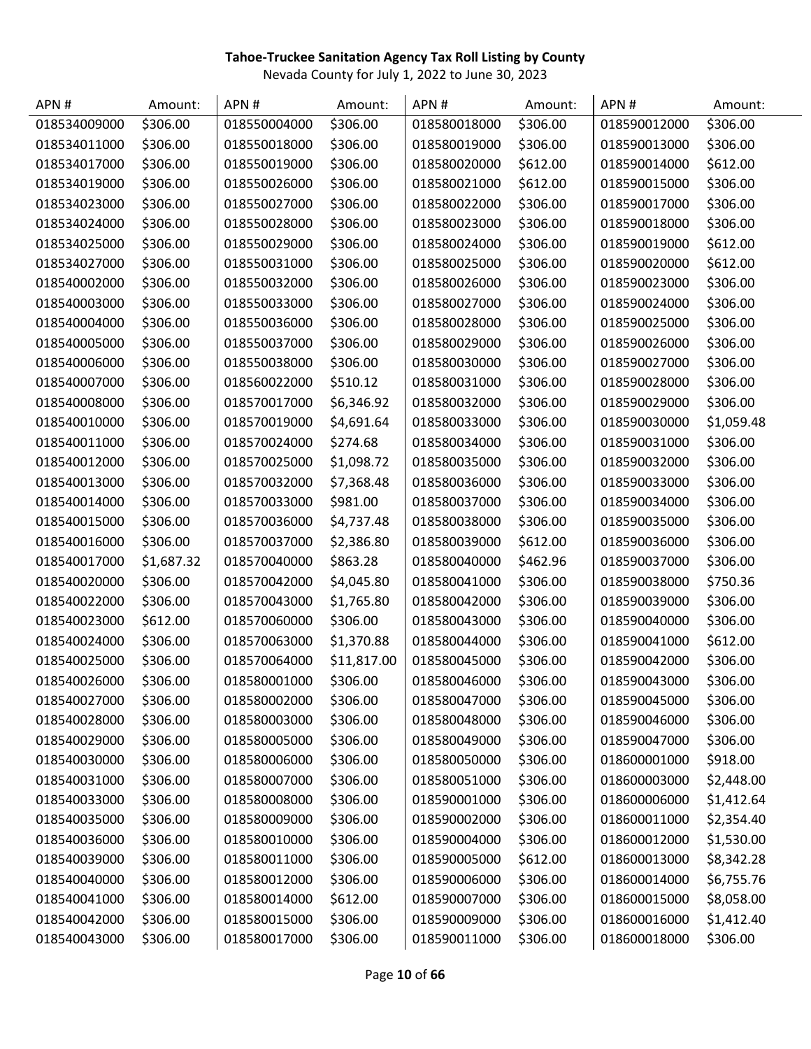**Tahoe-Truckee Sanitation Agency Tax Roll Listing by County**

Nevada County for July 1, 2022 to June 30, 2023

| APN # | Amount: | APN # | Amount: | APN # | Amount: | APN # | Amount: |
|---|---|---|---|---|---|---|---|
| 018534009000 | $306.00 | 018550004000 | $306.00 | 018580018000 | $306.00 | 018590012000 | $306.00 |
| 018534011000 | $306.00 | 018550018000 | $306.00 | 018580019000 | $306.00 | 018590013000 | $306.00 |
| 018534017000 | $306.00 | 018550019000 | $306.00 | 018580020000 | $612.00 | 018590014000 | $612.00 |
| 018534019000 | $306.00 | 018550026000 | $306.00 | 018580021000 | $612.00 | 018590015000 | $306.00 |
| 018534023000 | $306.00 | 018550027000 | $306.00 | 018580022000 | $306.00 | 018590017000 | $306.00 |
| 018534024000 | $306.00 | 018550028000 | $306.00 | 018580023000 | $306.00 | 018590018000 | $306.00 |
| 018534025000 | $306.00 | 018550029000 | $306.00 | 018580024000 | $306.00 | 018590019000 | $612.00 |
| 018534027000 | $306.00 | 018550031000 | $306.00 | 018580025000 | $306.00 | 018590020000 | $612.00 |
| 018540002000 | $306.00 | 018550032000 | $306.00 | 018580026000 | $306.00 | 018590023000 | $306.00 |
| 018540003000 | $306.00 | 018550033000 | $306.00 | 018580027000 | $306.00 | 018590024000 | $306.00 |
| 018540004000 | $306.00 | 018550036000 | $306.00 | 018580028000 | $306.00 | 018590025000 | $306.00 |
| 018540005000 | $306.00 | 018550037000 | $306.00 | 018580029000 | $306.00 | 018590026000 | $306.00 |
| 018540006000 | $306.00 | 018550038000 | $306.00 | 018580030000 | $306.00 | 018590027000 | $306.00 |
| 018540007000 | $306.00 | 018560022000 | $510.12 | 018580031000 | $306.00 | 018590028000 | $306.00 |
| 018540008000 | $306.00 | 018570017000 | $6,346.92 | 018580032000 | $306.00 | 018590029000 | $306.00 |
| 018540010000 | $306.00 | 018570019000 | $4,691.64 | 018580033000 | $306.00 | 018590030000 | $1,059.48 |
| 018540011000 | $306.00 | 018570024000 | $274.68 | 018580034000 | $306.00 | 018590031000 | $306.00 |
| 018540012000 | $306.00 | 018570025000 | $1,098.72 | 018580035000 | $306.00 | 018590032000 | $306.00 |
| 018540013000 | $306.00 | 018570032000 | $7,368.48 | 018580036000 | $306.00 | 018590033000 | $306.00 |
| 018540014000 | $306.00 | 018570033000 | $981.00 | 018580037000 | $306.00 | 018590034000 | $306.00 |
| 018540015000 | $306.00 | 018570036000 | $4,737.48 | 018580038000 | $306.00 | 018590035000 | $306.00 |
| 018540016000 | $306.00 | 018570037000 | $2,386.80 | 018580039000 | $612.00 | 018590036000 | $306.00 |
| 018540017000 | $1,687.32 | 018570040000 | $863.28 | 018580040000 | $462.96 | 018590037000 | $306.00 |
| 018540020000 | $306.00 | 018570042000 | $4,045.80 | 018580041000 | $306.00 | 018590038000 | $750.36 |
| 018540022000 | $306.00 | 018570043000 | $1,765.80 | 018580042000 | $306.00 | 018590039000 | $306.00 |
| 018540023000 | $612.00 | 018570060000 | $306.00 | 018580043000 | $306.00 | 018590040000 | $306.00 |
| 018540024000 | $306.00 | 018570063000 | $1,370.88 | 018580044000 | $306.00 | 018590041000 | $612.00 |
| 018540025000 | $306.00 | 018570064000 | $11,817.00 | 018580045000 | $306.00 | 018590042000 | $306.00 |
| 018540026000 | $306.00 | 018580001000 | $306.00 | 018580046000 | $306.00 | 018590043000 | $306.00 |
| 018540027000 | $306.00 | 018580002000 | $306.00 | 018580047000 | $306.00 | 018590045000 | $306.00 |
| 018540028000 | $306.00 | 018580003000 | $306.00 | 018580048000 | $306.00 | 018590046000 | $306.00 |
| 018540029000 | $306.00 | 018580005000 | $306.00 | 018580049000 | $306.00 | 018590047000 | $306.00 |
| 018540030000 | $306.00 | 018580006000 | $306.00 | 018580050000 | $306.00 | 018600001000 | $918.00 |
| 018540031000 | $306.00 | 018580007000 | $306.00 | 018580051000 | $306.00 | 018600003000 | $2,448.00 |
| 018540033000 | $306.00 | 018580008000 | $306.00 | 018590001000 | $306.00 | 018600006000 | $1,412.64 |
| 018540035000 | $306.00 | 018580009000 | $306.00 | 018590002000 | $306.00 | 018600011000 | $2,354.40 |
| 018540036000 | $306.00 | 018580010000 | $306.00 | 018590004000 | $306.00 | 018600012000 | $1,530.00 |
| 018540039000 | $306.00 | 018580011000 | $306.00 | 018590005000 | $612.00 | 018600013000 | $8,342.28 |
| 018540040000 | $306.00 | 018580012000 | $306.00 | 018590006000 | $306.00 | 018600014000 | $6,755.76 |
| 018540041000 | $306.00 | 018580014000 | $612.00 | 018590007000 | $306.00 | 018600015000 | $8,058.00 |
| 018540042000 | $306.00 | 018580015000 | $306.00 | 018590009000 | $306.00 | 018600016000 | $1,412.40 |
| 018540043000 | $306.00 | 018580017000 | $306.00 | 018590011000 | $306.00 | 018600018000 | $306.00 |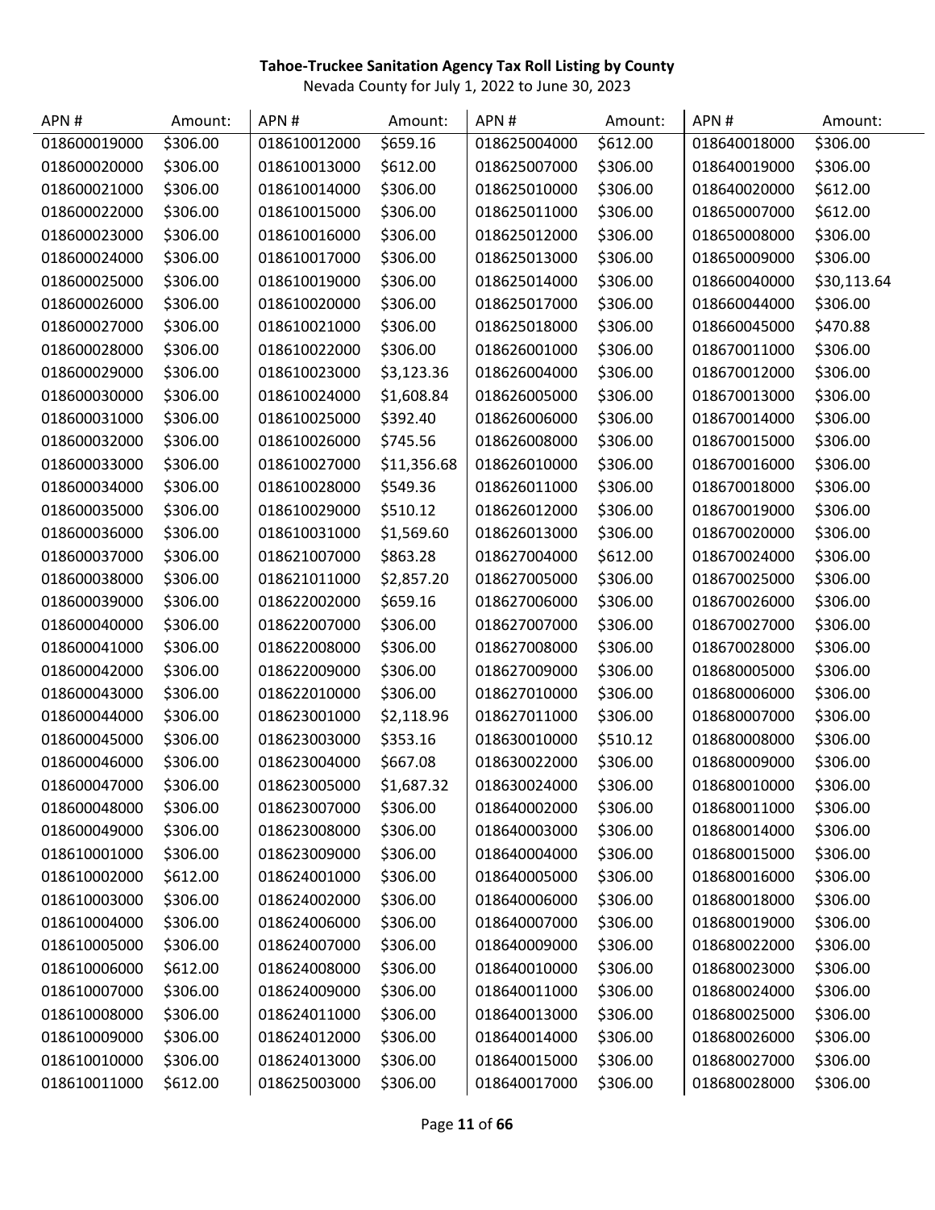**Tahoe-Truckee Sanitation Agency Tax Roll Listing by County**

Nevada County for July 1, 2022 to June 30, 2023

| APN # | Amount: | APN # | Amount: | APN # | Amount: | APN # | Amount: |
|---|---|---|---|---|---|---|---|
| 018600019000 | $306.00 | 018610012000 | $659.16 | 018625004000 | $612.00 | 018640018000 | $306.00 |
| 018600020000 | $306.00 | 018610013000 | $612.00 | 018625007000 | $306.00 | 018640019000 | $306.00 |
| 018600021000 | $306.00 | 018610014000 | $306.00 | 018625010000 | $306.00 | 018640020000 | $612.00 |
| 018600022000 | $306.00 | 018610015000 | $306.00 | 018625011000 | $306.00 | 018650007000 | $612.00 |
| 018600023000 | $306.00 | 018610016000 | $306.00 | 018625012000 | $306.00 | 018650008000 | $306.00 |
| 018600024000 | $306.00 | 018610017000 | $306.00 | 018625013000 | $306.00 | 018650009000 | $306.00 |
| 018600025000 | $306.00 | 018610019000 | $306.00 | 018625014000 | $306.00 | 018660040000 | $30,113.64 |
| 018600026000 | $306.00 | 018610020000 | $306.00 | 018625017000 | $306.00 | 018660044000 | $306.00 |
| 018600027000 | $306.00 | 018610021000 | $306.00 | 018625018000 | $306.00 | 018660045000 | $470.88 |
| 018600028000 | $306.00 | 018610022000 | $306.00 | 018626001000 | $306.00 | 018670011000 | $306.00 |
| 018600029000 | $306.00 | 018610023000 | $3,123.36 | 018626004000 | $306.00 | 018670012000 | $306.00 |
| 018600030000 | $306.00 | 018610024000 | $1,608.84 | 018626005000 | $306.00 | 018670013000 | $306.00 |
| 018600031000 | $306.00 | 018610025000 | $392.40 | 018626006000 | $306.00 | 018670014000 | $306.00 |
| 018600032000 | $306.00 | 018610026000 | $745.56 | 018626008000 | $306.00 | 018670015000 | $306.00 |
| 018600033000 | $306.00 | 018610027000 | $11,356.68 | 018626010000 | $306.00 | 018670016000 | $306.00 |
| 018600034000 | $306.00 | 018610028000 | $549.36 | 018626011000 | $306.00 | 018670018000 | $306.00 |
| 018600035000 | $306.00 | 018610029000 | $510.12 | 018626012000 | $306.00 | 018670019000 | $306.00 |
| 018600036000 | $306.00 | 018610031000 | $1,569.60 | 018626013000 | $306.00 | 018670020000 | $306.00 |
| 018600037000 | $306.00 | 018621007000 | $863.28 | 018627004000 | $612.00 | 018670024000 | $306.00 |
| 018600038000 | $306.00 | 018621011000 | $2,857.20 | 018627005000 | $306.00 | 018670025000 | $306.00 |
| 018600039000 | $306.00 | 018622002000 | $659.16 | 018627006000 | $306.00 | 018670026000 | $306.00 |
| 018600040000 | $306.00 | 018622007000 | $306.00 | 018627007000 | $306.00 | 018670027000 | $306.00 |
| 018600041000 | $306.00 | 018622008000 | $306.00 | 018627008000 | $306.00 | 018670028000 | $306.00 |
| 018600042000 | $306.00 | 018622009000 | $306.00 | 018627009000 | $306.00 | 018680005000 | $306.00 |
| 018600043000 | $306.00 | 018622010000 | $306.00 | 018627010000 | $306.00 | 018680006000 | $306.00 |
| 018600044000 | $306.00 | 018623001000 | $2,118.96 | 018627011000 | $306.00 | 018680007000 | $306.00 |
| 018600045000 | $306.00 | 018623003000 | $353.16 | 018630010000 | $510.12 | 018680008000 | $306.00 |
| 018600046000 | $306.00 | 018623004000 | $667.08 | 018630022000 | $306.00 | 018680009000 | $306.00 |
| 018600047000 | $306.00 | 018623005000 | $1,687.32 | 018630024000 | $306.00 | 018680010000 | $306.00 |
| 018600048000 | $306.00 | 018623007000 | $306.00 | 018640002000 | $306.00 | 018680011000 | $306.00 |
| 018600049000 | $306.00 | 018623008000 | $306.00 | 018640003000 | $306.00 | 018680014000 | $306.00 |
| 018610001000 | $306.00 | 018623009000 | $306.00 | 018640004000 | $306.00 | 018680015000 | $306.00 |
| 018610002000 | $612.00 | 018624001000 | $306.00 | 018640005000 | $306.00 | 018680016000 | $306.00 |
| 018610003000 | $306.00 | 018624002000 | $306.00 | 018640006000 | $306.00 | 018680018000 | $306.00 |
| 018610004000 | $306.00 | 018624006000 | $306.00 | 018640007000 | $306.00 | 018680019000 | $306.00 |
| 018610005000 | $306.00 | 018624007000 | $306.00 | 018640009000 | $306.00 | 018680022000 | $306.00 |
| 018610006000 | $612.00 | 018624008000 | $306.00 | 018640010000 | $306.00 | 018680023000 | $306.00 |
| 018610007000 | $306.00 | 018624009000 | $306.00 | 018640011000 | $306.00 | 018680024000 | $306.00 |
| 018610008000 | $306.00 | 018624011000 | $306.00 | 018640013000 | $306.00 | 018680025000 | $306.00 |
| 018610009000 | $306.00 | 018624012000 | $306.00 | 018640014000 | $306.00 | 018680026000 | $306.00 |
| 018610010000 | $306.00 | 018624013000 | $306.00 | 018640015000 | $306.00 | 018680027000 | $306.00 |
| 018610011000 | $612.00 | 018625003000 | $306.00 | 018640017000 | $306.00 | 018680028000 | $306.00 |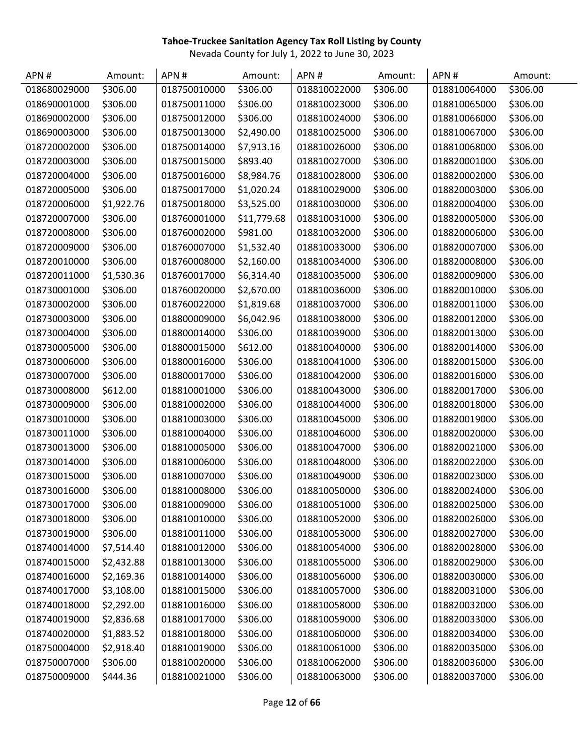**Tahoe-Truckee Sanitation Agency Tax Roll Listing by County**

Nevada County for July 1, 2022 to June 30, 2023

| APN # | Amount: | APN # | Amount: | APN # | Amount: | APN # | Amount: |
|---|---|---|---|---|---|---|---|
| 018680029000 | $306.00 | 018750010000 | $306.00 | 018810022000 | $306.00 | 018810064000 | $306.00 |
| 018690001000 | $306.00 | 018750011000 | $306.00 | 018810023000 | $306.00 | 018810065000 | $306.00 |
| 018690002000 | $306.00 | 018750012000 | $306.00 | 018810024000 | $306.00 | 018810066000 | $306.00 |
| 018690003000 | $306.00 | 018750013000 | $2,490.00 | 018810025000 | $306.00 | 018810067000 | $306.00 |
| 018720002000 | $306.00 | 018750014000 | $7,913.16 | 018810026000 | $306.00 | 018810068000 | $306.00 |
| 018720003000 | $306.00 | 018750015000 | $893.40 | 018810027000 | $306.00 | 018820001000 | $306.00 |
| 018720004000 | $306.00 | 018750016000 | $8,984.76 | 018810028000 | $306.00 | 018820002000 | $306.00 |
| 018720005000 | $306.00 | 018750017000 | $1,020.24 | 018810029000 | $306.00 | 018820003000 | $306.00 |
| 018720006000 | $1,922.76 | 018750018000 | $3,525.00 | 018810030000 | $306.00 | 018820004000 | $306.00 |
| 018720007000 | $306.00 | 018760001000 | $11,779.68 | 018810031000 | $306.00 | 018820005000 | $306.00 |
| 018720008000 | $306.00 | 018760002000 | $981.00 | 018810032000 | $306.00 | 018820006000 | $306.00 |
| 018720009000 | $306.00 | 018760007000 | $1,532.40 | 018810033000 | $306.00 | 018820007000 | $306.00 |
| 018720010000 | $306.00 | 018760008000 | $2,160.00 | 018810034000 | $306.00 | 018820008000 | $306.00 |
| 018720011000 | $1,530.36 | 018760017000 | $6,314.40 | 018810035000 | $306.00 | 018820009000 | $306.00 |
| 018730001000 | $306.00 | 018760020000 | $2,670.00 | 018810036000 | $306.00 | 018820010000 | $306.00 |
| 018730002000 | $306.00 | 018760022000 | $1,819.68 | 018810037000 | $306.00 | 018820011000 | $306.00 |
| 018730003000 | $306.00 | 018800009000 | $6,042.96 | 018810038000 | $306.00 | 018820012000 | $306.00 |
| 018730004000 | $306.00 | 018800014000 | $306.00 | 018810039000 | $306.00 | 018820013000 | $306.00 |
| 018730005000 | $306.00 | 018800015000 | $612.00 | 018810040000 | $306.00 | 018820014000 | $306.00 |
| 018730006000 | $306.00 | 018800016000 | $306.00 | 018810041000 | $306.00 | 018820015000 | $306.00 |
| 018730007000 | $306.00 | 018800017000 | $306.00 | 018810042000 | $306.00 | 018820016000 | $306.00 |
| 018730008000 | $612.00 | 018810001000 | $306.00 | 018810043000 | $306.00 | 018820017000 | $306.00 |
| 018730009000 | $306.00 | 018810002000 | $306.00 | 018810044000 | $306.00 | 018820018000 | $306.00 |
| 018730010000 | $306.00 | 018810003000 | $306.00 | 018810045000 | $306.00 | 018820019000 | $306.00 |
| 018730011000 | $306.00 | 018810004000 | $306.00 | 018810046000 | $306.00 | 018820020000 | $306.00 |
| 018730013000 | $306.00 | 018810005000 | $306.00 | 018810047000 | $306.00 | 018820021000 | $306.00 |
| 018730014000 | $306.00 | 018810006000 | $306.00 | 018810048000 | $306.00 | 018820022000 | $306.00 |
| 018730015000 | $306.00 | 018810007000 | $306.00 | 018810049000 | $306.00 | 018820023000 | $306.00 |
| 018730016000 | $306.00 | 018810008000 | $306.00 | 018810050000 | $306.00 | 018820024000 | $306.00 |
| 018730017000 | $306.00 | 018810009000 | $306.00 | 018810051000 | $306.00 | 018820025000 | $306.00 |
| 018730018000 | $306.00 | 018810010000 | $306.00 | 018810052000 | $306.00 | 018820026000 | $306.00 |
| 018730019000 | $306.00 | 018810011000 | $306.00 | 018810053000 | $306.00 | 018820027000 | $306.00 |
| 018740014000 | $7,514.40 | 018810012000 | $306.00 | 018810054000 | $306.00 | 018820028000 | $306.00 |
| 018740015000 | $2,432.88 | 018810013000 | $306.00 | 018810055000 | $306.00 | 018820029000 | $306.00 |
| 018740016000 | $2,169.36 | 018810014000 | $306.00 | 018810056000 | $306.00 | 018820030000 | $306.00 |
| 018740017000 | $3,108.00 | 018810015000 | $306.00 | 018810057000 | $306.00 | 018820031000 | $306.00 |
| 018740018000 | $2,292.00 | 018810016000 | $306.00 | 018810058000 | $306.00 | 018820032000 | $306.00 |
| 018740019000 | $2,836.68 | 018810017000 | $306.00 | 018810059000 | $306.00 | 018820033000 | $306.00 |
| 018740020000 | $1,883.52 | 018810018000 | $306.00 | 018810060000 | $306.00 | 018820034000 | $306.00 |
| 018750004000 | $2,918.40 | 018810019000 | $306.00 | 018810061000 | $306.00 | 018820035000 | $306.00 |
| 018750007000 | $306.00 | 018810020000 | $306.00 | 018810062000 | $306.00 | 018820036000 | $306.00 |
| 018750009000 | $444.36 | 018810021000 | $306.00 | 018810063000 | $306.00 | 018820037000 | $306.00 |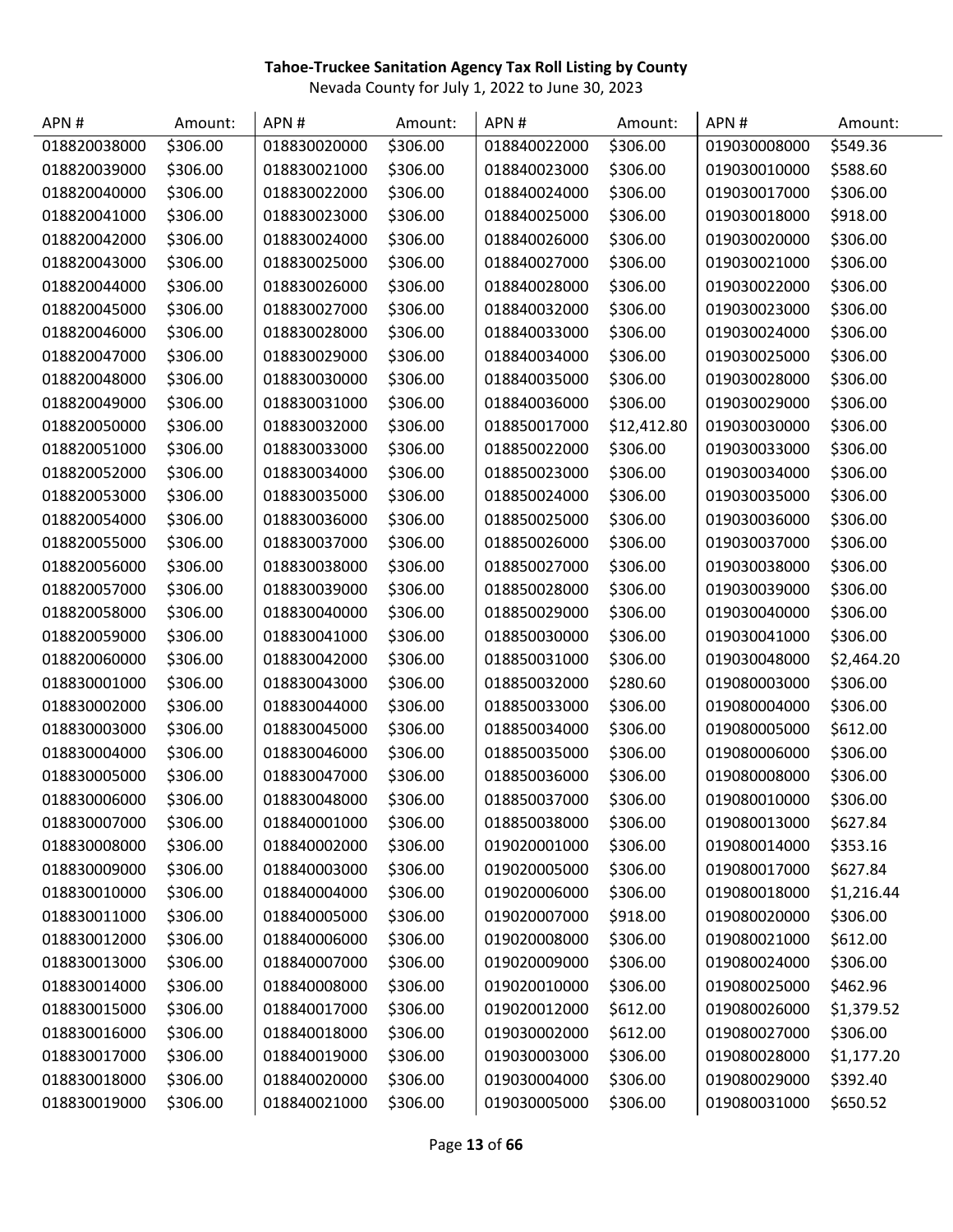**Tahoe-Truckee Sanitation Agency Tax Roll Listing by County**

Nevada County for July 1, 2022 to June 30, 2023

| APN # | Amount: | APN # | Amount: | APN # | Amount: | APN # | Amount: |
|---|---|---|---|---|---|---|---|
| 018820038000 | $306.00 | 018830020000 | $306.00 | 018840022000 | $306.00 | 019030008000 | $549.36 |
| 018820039000 | $306.00 | 018830021000 | $306.00 | 018840023000 | $306.00 | 019030010000 | $588.60 |
| 018820040000 | $306.00 | 018830022000 | $306.00 | 018840024000 | $306.00 | 019030017000 | $306.00 |
| 018820041000 | $306.00 | 018830023000 | $306.00 | 018840025000 | $306.00 | 019030018000 | $918.00 |
| 018820042000 | $306.00 | 018830024000 | $306.00 | 018840026000 | $306.00 | 019030020000 | $306.00 |
| 018820043000 | $306.00 | 018830025000 | $306.00 | 018840027000 | $306.00 | 019030021000 | $306.00 |
| 018820044000 | $306.00 | 018830026000 | $306.00 | 018840028000 | $306.00 | 019030022000 | $306.00 |
| 018820045000 | $306.00 | 018830027000 | $306.00 | 018840032000 | $306.00 | 019030023000 | $306.00 |
| 018820046000 | $306.00 | 018830028000 | $306.00 | 018840033000 | $306.00 | 019030024000 | $306.00 |
| 018820047000 | $306.00 | 018830029000 | $306.00 | 018840034000 | $306.00 | 019030025000 | $306.00 |
| 018820048000 | $306.00 | 018830030000 | $306.00 | 018840035000 | $306.00 | 019030028000 | $306.00 |
| 018820049000 | $306.00 | 018830031000 | $306.00 | 018840036000 | $306.00 | 019030029000 | $306.00 |
| 018820050000 | $306.00 | 018830032000 | $306.00 | 018850017000 | $12,412.80 | 019030030000 | $306.00 |
| 018820051000 | $306.00 | 018830033000 | $306.00 | 018850022000 | $306.00 | 019030033000 | $306.00 |
| 018820052000 | $306.00 | 018830034000 | $306.00 | 018850023000 | $306.00 | 019030034000 | $306.00 |
| 018820053000 | $306.00 | 018830035000 | $306.00 | 018850024000 | $306.00 | 019030035000 | $306.00 |
| 018820054000 | $306.00 | 018830036000 | $306.00 | 018850025000 | $306.00 | 019030036000 | $306.00 |
| 018820055000 | $306.00 | 018830037000 | $306.00 | 018850026000 | $306.00 | 019030037000 | $306.00 |
| 018820056000 | $306.00 | 018830038000 | $306.00 | 018850027000 | $306.00 | 019030038000 | $306.00 |
| 018820057000 | $306.00 | 018830039000 | $306.00 | 018850028000 | $306.00 | 019030039000 | $306.00 |
| 018820058000 | $306.00 | 018830040000 | $306.00 | 018850029000 | $306.00 | 019030040000 | $306.00 |
| 018820059000 | $306.00 | 018830041000 | $306.00 | 018850030000 | $306.00 | 019030041000 | $306.00 |
| 018820060000 | $306.00 | 018830042000 | $306.00 | 018850031000 | $306.00 | 019030048000 | $2,464.20 |
| 018830001000 | $306.00 | 018830043000 | $306.00 | 018850032000 | $280.60 | 019080003000 | $306.00 |
| 018830002000 | $306.00 | 018830044000 | $306.00 | 018850033000 | $306.00 | 019080004000 | $306.00 |
| 018830003000 | $306.00 | 018830045000 | $306.00 | 018850034000 | $306.00 | 019080005000 | $612.00 |
| 018830004000 | $306.00 | 018830046000 | $306.00 | 018850035000 | $306.00 | 019080006000 | $306.00 |
| 018830005000 | $306.00 | 018830047000 | $306.00 | 018850036000 | $306.00 | 019080008000 | $306.00 |
| 018830006000 | $306.00 | 018830048000 | $306.00 | 018850037000 | $306.00 | 019080010000 | $306.00 |
| 018830007000 | $306.00 | 018840001000 | $306.00 | 018850038000 | $306.00 | 019080013000 | $627.84 |
| 018830008000 | $306.00 | 018840002000 | $306.00 | 019020001000 | $306.00 | 019080014000 | $353.16 |
| 018830009000 | $306.00 | 018840003000 | $306.00 | 019020005000 | $306.00 | 019080017000 | $627.84 |
| 018830010000 | $306.00 | 018840004000 | $306.00 | 019020006000 | $306.00 | 019080018000 | $1,216.44 |
| 018830011000 | $306.00 | 018840005000 | $306.00 | 019020007000 | $918.00 | 019080020000 | $306.00 |
| 018830012000 | $306.00 | 018840006000 | $306.00 | 019020008000 | $306.00 | 019080021000 | $612.00 |
| 018830013000 | $306.00 | 018840007000 | $306.00 | 019020009000 | $306.00 | 019080024000 | $306.00 |
| 018830014000 | $306.00 | 018840008000 | $306.00 | 019020010000 | $306.00 | 019080025000 | $462.96 |
| 018830015000 | $306.00 | 018840017000 | $306.00 | 019020012000 | $612.00 | 019080026000 | $1,379.52 |
| 018830016000 | $306.00 | 018840018000 | $306.00 | 019030002000 | $612.00 | 019080027000 | $306.00 |
| 018830017000 | $306.00 | 018840019000 | $306.00 | 019030003000 | $306.00 | 019080028000 | $1,177.20 |
| 018830018000 | $306.00 | 018840020000 | $306.00 | 019030004000 | $306.00 | 019080029000 | $392.40 |
| 018830019000 | $306.00 | 018840021000 | $306.00 | 019030005000 | $306.00 | 019080031000 | $650.52 |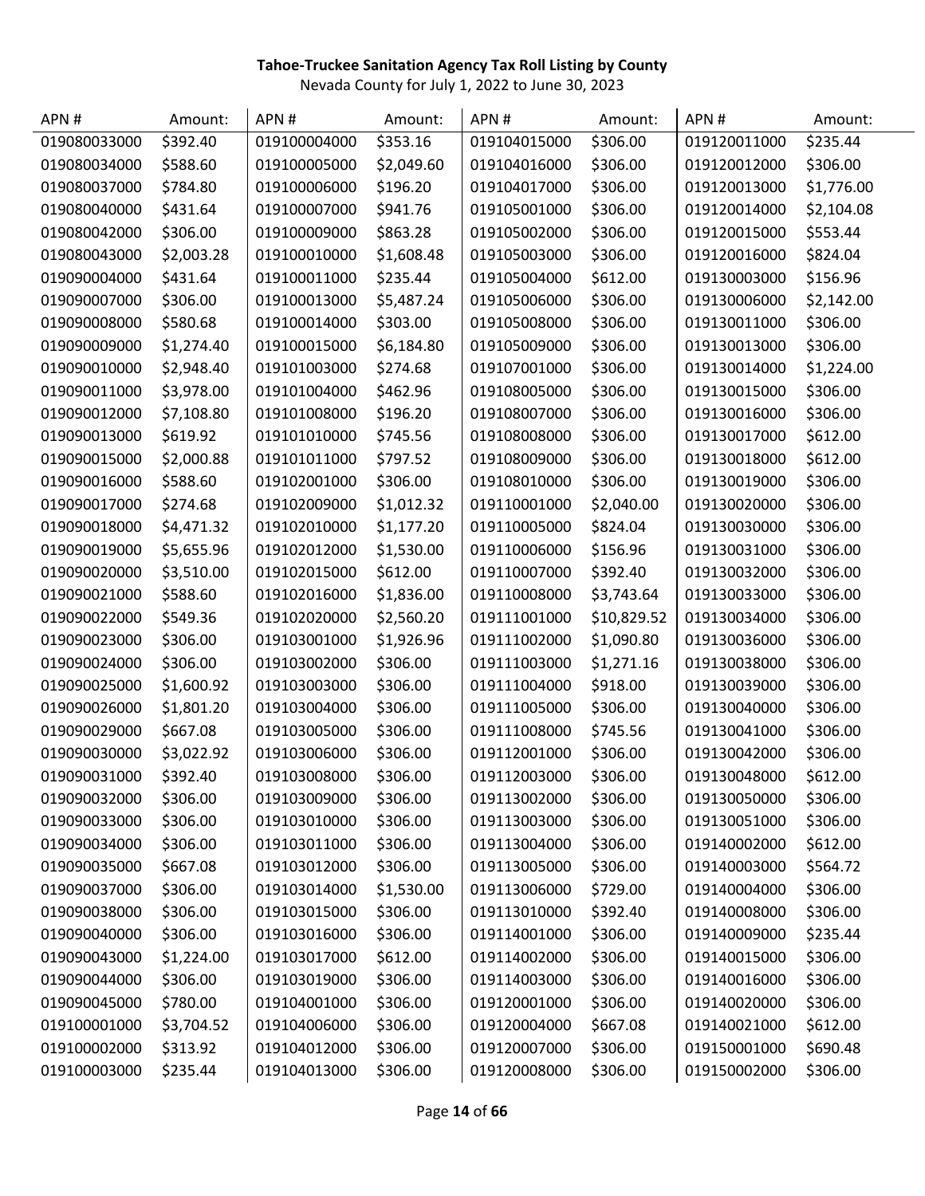**Tahoe-Truckee Sanitation Agency Tax Roll Listing by County**

Nevada County for July 1, 2022 to June 30, 2023

| APN # | Amount: | APN # | Amount: | APN # | Amount: | APN # | Amount: |
|---|---|---|---|---|---|---|---|
| 019080033000 | $392.40 | 019100004000 | $353.16 | 019104015000 | $306.00 | 019120011000 | $235.44 |
| 019080034000 | $588.60 | 019100005000 | $2,049.60 | 019104016000 | $306.00 | 019120012000 | $306.00 |
| 019080037000 | $784.80 | 019100006000 | $196.20 | 019104017000 | $306.00 | 019120013000 | $1,776.00 |
| 019080040000 | $431.64 | 019100007000 | $941.76 | 019105001000 | $306.00 | 019120014000 | $2,104.08 |
| 019080042000 | $306.00 | 019100009000 | $863.28 | 019105002000 | $306.00 | 019120015000 | $553.44 |
| 019080043000 | $2,003.28 | 019100010000 | $1,608.48 | 019105003000 | $306.00 | 019120016000 | $824.04 |
| 019090004000 | $431.64 | 019100011000 | $235.44 | 019105004000 | $612.00 | 019130003000 | $156.96 |
| 019090007000 | $306.00 | 019100013000 | $5,487.24 | 019105006000 | $306.00 | 019130006000 | $2,142.00 |
| 019090008000 | $580.68 | 019100014000 | $303.00 | 019105008000 | $306.00 | 019130011000 | $306.00 |
| 019090009000 | $1,274.40 | 019100015000 | $6,184.80 | 019105009000 | $306.00 | 019130013000 | $306.00 |
| 019090010000 | $2,948.40 | 019101003000 | $274.68 | 019107001000 | $306.00 | 019130014000 | $1,224.00 |
| 019090011000 | $3,978.00 | 019101004000 | $462.96 | 019108005000 | $306.00 | 019130015000 | $306.00 |
| 019090012000 | $7,108.80 | 019101008000 | $196.20 | 019108007000 | $306.00 | 019130016000 | $306.00 |
| 019090013000 | $619.92 | 019101010000 | $745.56 | 019108008000 | $306.00 | 019130017000 | $612.00 |
| 019090015000 | $2,000.88 | 019101011000 | $797.52 | 019108009000 | $306.00 | 019130018000 | $612.00 |
| 019090016000 | $588.60 | 019102001000 | $306.00 | 019108010000 | $306.00 | 019130019000 | $306.00 |
| 019090017000 | $274.68 | 019102009000 | $1,012.32 | 019110001000 | $2,040.00 | 019130020000 | $306.00 |
| 019090018000 | $4,471.32 | 019102010000 | $1,177.20 | 019110005000 | $824.04 | 019130030000 | $306.00 |
| 019090019000 | $5,655.96 | 019102012000 | $1,530.00 | 019110006000 | $156.96 | 019130031000 | $306.00 |
| 019090020000 | $3,510.00 | 019102015000 | $612.00 | 019110007000 | $392.40 | 019130032000 | $306.00 |
| 019090021000 | $588.60 | 019102016000 | $1,836.00 | 019110008000 | $3,743.64 | 019130033000 | $306.00 |
| 019090022000 | $549.36 | 019102020000 | $2,560.20 | 019111001000 | $10,829.52 | 019130034000 | $306.00 |
| 019090023000 | $306.00 | 019103001000 | $1,926.96 | 019111002000 | $1,090.80 | 019130036000 | $306.00 |
| 019090024000 | $306.00 | 019103002000 | $306.00 | 019111003000 | $1,271.16 | 019130038000 | $306.00 |
| 019090025000 | $1,600.92 | 019103003000 | $306.00 | 019111004000 | $918.00 | 019130039000 | $306.00 |
| 019090026000 | $1,801.20 | 019103004000 | $306.00 | 019111005000 | $306.00 | 019130040000 | $306.00 |
| 019090029000 | $667.08 | 019103005000 | $306.00 | 019111008000 | $745.56 | 019130041000 | $306.00 |
| 019090030000 | $3,022.92 | 019103006000 | $306.00 | 019112001000 | $306.00 | 019130042000 | $306.00 |
| 019090031000 | $392.40 | 019103008000 | $306.00 | 019112003000 | $306.00 | 019130048000 | $612.00 |
| 019090032000 | $306.00 | 019103009000 | $306.00 | 019113002000 | $306.00 | 019130050000 | $306.00 |
| 019090033000 | $306.00 | 019103010000 | $306.00 | 019113003000 | $306.00 | 019130051000 | $306.00 |
| 019090034000 | $306.00 | 019103011000 | $306.00 | 019113004000 | $306.00 | 019140002000 | $612.00 |
| 019090035000 | $667.08 | 019103012000 | $306.00 | 019113005000 | $306.00 | 019140003000 | $564.72 |
| 019090037000 | $306.00 | 019103014000 | $1,530.00 | 019113006000 | $729.00 | 019140004000 | $306.00 |
| 019090038000 | $306.00 | 019103015000 | $306.00 | 019113010000 | $392.40 | 019140008000 | $306.00 |
| 019090040000 | $306.00 | 019103016000 | $306.00 | 019114001000 | $306.00 | 019140009000 | $235.44 |
| 019090043000 | $1,224.00 | 019103017000 | $612.00 | 019114002000 | $306.00 | 019140015000 | $306.00 |
| 019090044000 | $306.00 | 019103019000 | $306.00 | 019114003000 | $306.00 | 019140016000 | $306.00 |
| 019090045000 | $780.00 | 019104001000 | $306.00 | 019120001000 | $306.00 | 019140020000 | $306.00 |
| 019100001000 | $3,704.52 | 019104006000 | $306.00 | 019120004000 | $667.08 | 019140021000 | $612.00 |
| 019100002000 | $313.92 | 019104012000 | $306.00 | 019120007000 | $306.00 | 019150001000 | $690.48 |
| 019100003000 | $235.44 | 019104013000 | $306.00 | 019120008000 | $306.00 | 019150002000 | $306.00 |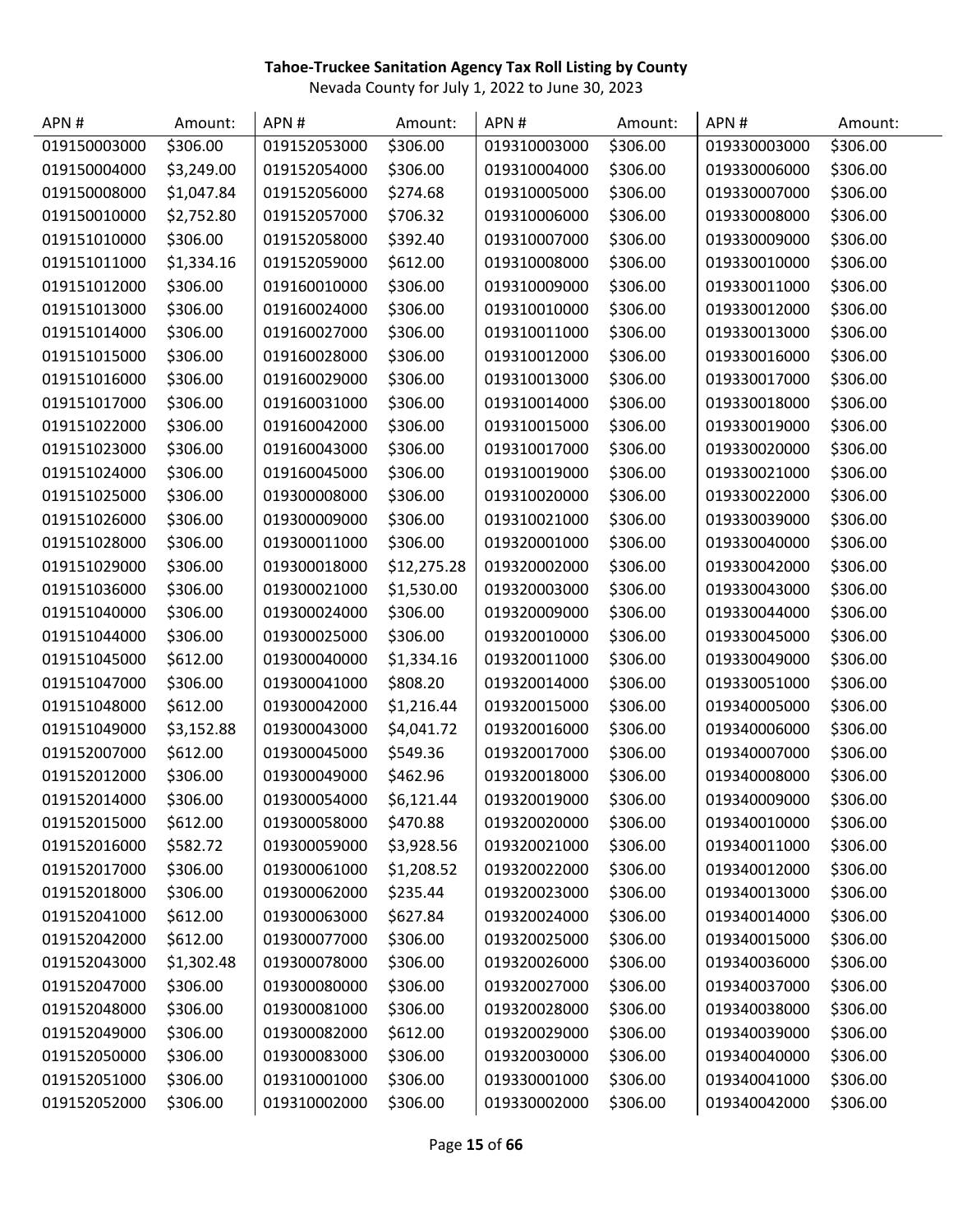**Tahoe-Truckee Sanitation Agency Tax Roll Listing by County**

Nevada County for July 1, 2022 to June 30, 2023

| APN # | Amount: | APN # | Amount: | APN # | Amount: | APN # | Amount: |
|---|---|---|---|---|---|---|---|
| 019150003000 | $306.00 | 019152053000 | $306.00 | 019310003000 | $306.00 | 019330003000 | $306.00 |
| 019150004000 | $3,249.00 | 019152054000 | $306.00 | 019310004000 | $306.00 | 019330006000 | $306.00 |
| 019150008000 | $1,047.84 | 019152056000 | $274.68 | 019310005000 | $306.00 | 019330007000 | $306.00 |
| 019150010000 | $2,752.80 | 019152057000 | $706.32 | 019310006000 | $306.00 | 019330008000 | $306.00 |
| 019151010000 | $306.00 | 019152058000 | $392.40 | 019310007000 | $306.00 | 019330009000 | $306.00 |
| 019151011000 | $1,334.16 | 019152059000 | $612.00 | 019310008000 | $306.00 | 019330010000 | $306.00 |
| 019151012000 | $306.00 | 019160010000 | $306.00 | 019310009000 | $306.00 | 019330011000 | $306.00 |
| 019151013000 | $306.00 | 019160024000 | $306.00 | 019310010000 | $306.00 | 019330012000 | $306.00 |
| 019151014000 | $306.00 | 019160027000 | $306.00 | 019310011000 | $306.00 | 019330013000 | $306.00 |
| 019151015000 | $306.00 | 019160028000 | $306.00 | 019310012000 | $306.00 | 019330016000 | $306.00 |
| 019151016000 | $306.00 | 019160029000 | $306.00 | 019310013000 | $306.00 | 019330017000 | $306.00 |
| 019151017000 | $306.00 | 019160031000 | $306.00 | 019310014000 | $306.00 | 019330018000 | $306.00 |
| 019151022000 | $306.00 | 019160042000 | $306.00 | 019310015000 | $306.00 | 019330019000 | $306.00 |
| 019151023000 | $306.00 | 019160043000 | $306.00 | 019310017000 | $306.00 | 019330020000 | $306.00 |
| 019151024000 | $306.00 | 019160045000 | $306.00 | 019310019000 | $306.00 | 019330021000 | $306.00 |
| 019151025000 | $306.00 | 019300008000 | $306.00 | 019310020000 | $306.00 | 019330022000 | $306.00 |
| 019151026000 | $306.00 | 019300009000 | $306.00 | 019310021000 | $306.00 | 019330039000 | $306.00 |
| 019151028000 | $306.00 | 019300011000 | $306.00 | 019320001000 | $306.00 | 019330040000 | $306.00 |
| 019151029000 | $306.00 | 019300018000 | $12,275.28 | 019320002000 | $306.00 | 019330042000 | $306.00 |
| 019151036000 | $306.00 | 019300021000 | $1,530.00 | 019320003000 | $306.00 | 019330043000 | $306.00 |
| 019151040000 | $306.00 | 019300024000 | $306.00 | 019320009000 | $306.00 | 019330044000 | $306.00 |
| 019151044000 | $306.00 | 019300025000 | $306.00 | 019320010000 | $306.00 | 019330045000 | $306.00 |
| 019151045000 | $612.00 | 019300040000 | $1,334.16 | 019320011000 | $306.00 | 019330049000 | $306.00 |
| 019151047000 | $306.00 | 019300041000 | $808.20 | 019320014000 | $306.00 | 019330051000 | $306.00 |
| 019151048000 | $612.00 | 019300042000 | $1,216.44 | 019320015000 | $306.00 | 019340005000 | $306.00 |
| 019151049000 | $3,152.88 | 019300043000 | $4,041.72 | 019320016000 | $306.00 | 019340006000 | $306.00 |
| 019152007000 | $612.00 | 019300045000 | $549.36 | 019320017000 | $306.00 | 019340007000 | $306.00 |
| 019152012000 | $306.00 | 019300049000 | $462.96 | 019320018000 | $306.00 | 019340008000 | $306.00 |
| 019152014000 | $306.00 | 019300054000 | $6,121.44 | 019320019000 | $306.00 | 019340009000 | $306.00 |
| 019152015000 | $612.00 | 019300058000 | $470.88 | 019320020000 | $306.00 | 019340010000 | $306.00 |
| 019152016000 | $582.72 | 019300059000 | $3,928.56 | 019320021000 | $306.00 | 019340011000 | $306.00 |
| 019152017000 | $306.00 | 019300061000 | $1,208.52 | 019320022000 | $306.00 | 019340012000 | $306.00 |
| 019152018000 | $306.00 | 019300062000 | $235.44 | 019320023000 | $306.00 | 019340013000 | $306.00 |
| 019152041000 | $612.00 | 019300063000 | $627.84 | 019320024000 | $306.00 | 019340014000 | $306.00 |
| 019152042000 | $612.00 | 019300077000 | $306.00 | 019320025000 | $306.00 | 019340015000 | $306.00 |
| 019152043000 | $1,302.48 | 019300078000 | $306.00 | 019320026000 | $306.00 | 019340036000 | $306.00 |
| 019152047000 | $306.00 | 019300080000 | $306.00 | 019320027000 | $306.00 | 019340037000 | $306.00 |
| 019152048000 | $306.00 | 019300081000 | $306.00 | 019320028000 | $306.00 | 019340038000 | $306.00 |
| 019152049000 | $306.00 | 019300082000 | $612.00 | 019320029000 | $306.00 | 019340039000 | $306.00 |
| 019152050000 | $306.00 | 019300083000 | $306.00 | 019320030000 | $306.00 | 019340040000 | $306.00 |
| 019152051000 | $306.00 | 019310001000 | $306.00 | 019330001000 | $306.00 | 019340041000 | $306.00 |
| 019152052000 | $306.00 | 019310002000 | $306.00 | 019330002000 | $306.00 | 019340042000 | $306.00 |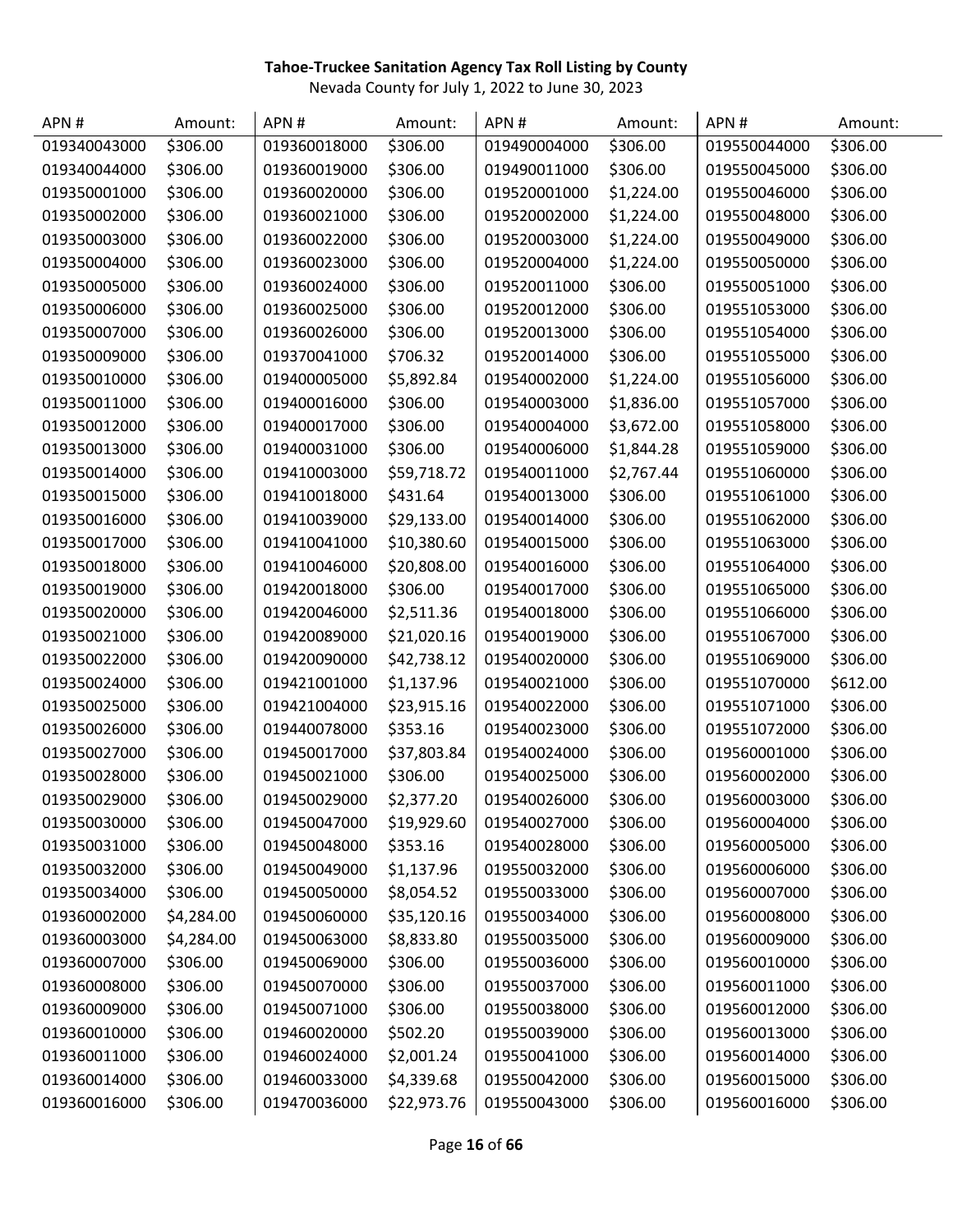**Tahoe-Truckee Sanitation Agency Tax Roll Listing by County**

Nevada County for July 1, 2022 to June 30, 2023

| APN # | Amount: | APN # | Amount: | APN # | Amount: | APN # | Amount: |
|---|---|---|---|---|---|---|---|
| 019340043000 | $306.00 | 019360018000 | $306.00 | 019490004000 | $306.00 | 019550044000 | $306.00 |
| 019340044000 | $306.00 | 019360019000 | $306.00 | 019490011000 | $306.00 | 019550045000 | $306.00 |
| 019350001000 | $306.00 | 019360020000 | $306.00 | 019520001000 | $1,224.00 | 019550046000 | $306.00 |
| 019350002000 | $306.00 | 019360021000 | $306.00 | 019520002000 | $1,224.00 | 019550048000 | $306.00 |
| 019350003000 | $306.00 | 019360022000 | $306.00 | 019520003000 | $1,224.00 | 019550049000 | $306.00 |
| 019350004000 | $306.00 | 019360023000 | $306.00 | 019520004000 | $1,224.00 | 019550050000 | $306.00 |
| 019350005000 | $306.00 | 019360024000 | $306.00 | 019520011000 | $306.00 | 019550051000 | $306.00 |
| 019350006000 | $306.00 | 019360025000 | $306.00 | 019520012000 | $306.00 | 019551053000 | $306.00 |
| 019350007000 | $306.00 | 019360026000 | $306.00 | 019520013000 | $306.00 | 019551054000 | $306.00 |
| 019350009000 | $306.00 | 019370041000 | $706.32 | 019520014000 | $306.00 | 019551055000 | $306.00 |
| 019350010000 | $306.00 | 019400005000 | $5,892.84 | 019540002000 | $1,224.00 | 019551056000 | $306.00 |
| 019350011000 | $306.00 | 019400016000 | $306.00 | 019540003000 | $1,836.00 | 019551057000 | $306.00 |
| 019350012000 | $306.00 | 019400017000 | $306.00 | 019540004000 | $3,672.00 | 019551058000 | $306.00 |
| 019350013000 | $306.00 | 019400031000 | $306.00 | 019540006000 | $1,844.28 | 019551059000 | $306.00 |
| 019350014000 | $306.00 | 019410003000 | $59,718.72 | 019540011000 | $2,767.44 | 019551060000 | $306.00 |
| 019350015000 | $306.00 | 019410018000 | $431.64 | 019540013000 | $306.00 | 019551061000 | $306.00 |
| 019350016000 | $306.00 | 019410039000 | $29,133.00 | 019540014000 | $306.00 | 019551062000 | $306.00 |
| 019350017000 | $306.00 | 019410041000 | $10,380.60 | 019540015000 | $306.00 | 019551063000 | $306.00 |
| 019350018000 | $306.00 | 019410046000 | $20,808.00 | 019540016000 | $306.00 | 019551064000 | $306.00 |
| 019350019000 | $306.00 | 019420018000 | $306.00 | 019540017000 | $306.00 | 019551065000 | $306.00 |
| 019350020000 | $306.00 | 019420046000 | $2,511.36 | 019540018000 | $306.00 | 019551066000 | $306.00 |
| 019350021000 | $306.00 | 019420089000 | $21,020.16 | 019540019000 | $306.00 | 019551067000 | $306.00 |
| 019350022000 | $306.00 | 019420090000 | $42,738.12 | 019540020000 | $306.00 | 019551069000 | $306.00 |
| 019350024000 | $306.00 | 019421001000 | $1,137.96 | 019540021000 | $306.00 | 019551070000 | $612.00 |
| 019350025000 | $306.00 | 019421004000 | $23,915.16 | 019540022000 | $306.00 | 019551071000 | $306.00 |
| 019350026000 | $306.00 | 019440078000 | $353.16 | 019540023000 | $306.00 | 019551072000 | $306.00 |
| 019350027000 | $306.00 | 019450017000 | $37,803.84 | 019540024000 | $306.00 | 019560001000 | $306.00 |
| 019350028000 | $306.00 | 019450021000 | $306.00 | 019540025000 | $306.00 | 019560002000 | $306.00 |
| 019350029000 | $306.00 | 019450029000 | $2,377.20 | 019540026000 | $306.00 | 019560003000 | $306.00 |
| 019350030000 | $306.00 | 019450047000 | $19,929.60 | 019540027000 | $306.00 | 019560004000 | $306.00 |
| 019350031000 | $306.00 | 019450048000 | $353.16 | 019540028000 | $306.00 | 019560005000 | $306.00 |
| 019350032000 | $306.00 | 019450049000 | $1,137.96 | 019550032000 | $306.00 | 019560006000 | $306.00 |
| 019350034000 | $306.00 | 019450050000 | $8,054.52 | 019550033000 | $306.00 | 019560007000 | $306.00 |
| 019360002000 | $4,284.00 | 019450060000 | $35,120.16 | 019550034000 | $306.00 | 019560008000 | $306.00 |
| 019360003000 | $4,284.00 | 019450063000 | $8,833.80 | 019550035000 | $306.00 | 019560009000 | $306.00 |
| 019360007000 | $306.00 | 019450069000 | $306.00 | 019550036000 | $306.00 | 019560010000 | $306.00 |
| 019360008000 | $306.00 | 019450070000 | $306.00 | 019550037000 | $306.00 | 019560011000 | $306.00 |
| 019360009000 | $306.00 | 019450071000 | $306.00 | 019550038000 | $306.00 | 019560012000 | $306.00 |
| 019360010000 | $306.00 | 019460020000 | $502.20 | 019550039000 | $306.00 | 019560013000 | $306.00 |
| 019360011000 | $306.00 | 019460024000 | $2,001.24 | 019550041000 | $306.00 | 019560014000 | $306.00 |
| 019360014000 | $306.00 | 019460033000 | $4,339.68 | 019550042000 | $306.00 | 019560015000 | $306.00 |
| 019360016000 | $306.00 | 019470036000 | $22,973.76 | 019550043000 | $306.00 | 019560016000 | $306.00 |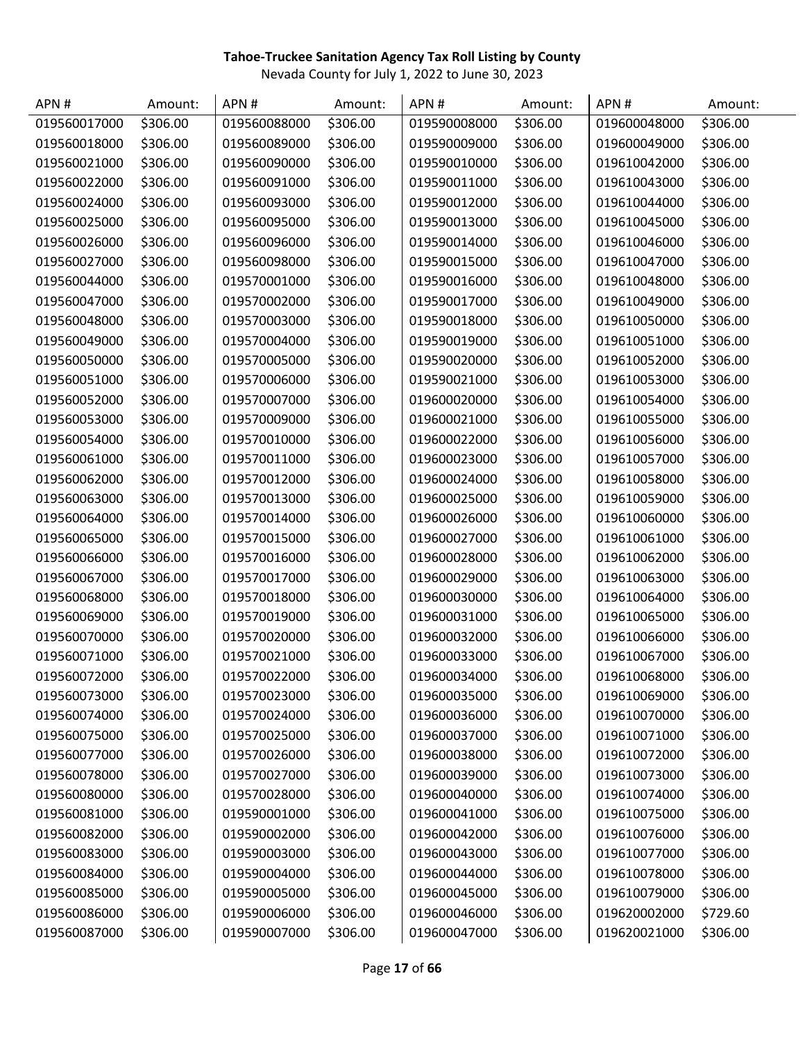**Tahoe-Truckee Sanitation Agency Tax Roll Listing by County**

Nevada County for July 1, 2022 to June 30, 2023

| APN # | Amount: | APN # | Amount: | APN # | Amount: | APN # | Amount: |
|---|---|---|---|---|---|---|---|
| 019560017000 | $306.00 | 019560088000 | $306.00 | 019590008000 | $306.00 | 019600048000 | $306.00 |
| 019560018000 | $306.00 | 019560089000 | $306.00 | 019590009000 | $306.00 | 019600049000 | $306.00 |
| 019560021000 | $306.00 | 019560090000 | $306.00 | 019590010000 | $306.00 | 019610042000 | $306.00 |
| 019560022000 | $306.00 | 019560091000 | $306.00 | 019590011000 | $306.00 | 019610043000 | $306.00 |
| 019560024000 | $306.00 | 019560093000 | $306.00 | 019590012000 | $306.00 | 019610044000 | $306.00 |
| 019560025000 | $306.00 | 019560095000 | $306.00 | 019590013000 | $306.00 | 019610045000 | $306.00 |
| 019560026000 | $306.00 | 019560096000 | $306.00 | 019590014000 | $306.00 | 019610046000 | $306.00 |
| 019560027000 | $306.00 | 019560098000 | $306.00 | 019590015000 | $306.00 | 019610047000 | $306.00 |
| 019560044000 | $306.00 | 019570001000 | $306.00 | 019590016000 | $306.00 | 019610048000 | $306.00 |
| 019560047000 | $306.00 | 019570002000 | $306.00 | 019590017000 | $306.00 | 019610049000 | $306.00 |
| 019560048000 | $306.00 | 019570003000 | $306.00 | 019590018000 | $306.00 | 019610050000 | $306.00 |
| 019560049000 | $306.00 | 019570004000 | $306.00 | 019590019000 | $306.00 | 019610051000 | $306.00 |
| 019560050000 | $306.00 | 019570005000 | $306.00 | 019590020000 | $306.00 | 019610052000 | $306.00 |
| 019560051000 | $306.00 | 019570006000 | $306.00 | 019590021000 | $306.00 | 019610053000 | $306.00 |
| 019560052000 | $306.00 | 019570007000 | $306.00 | 019600020000 | $306.00 | 019610054000 | $306.00 |
| 019560053000 | $306.00 | 019570009000 | $306.00 | 019600021000 | $306.00 | 019610055000 | $306.00 |
| 019560054000 | $306.00 | 019570010000 | $306.00 | 019600022000 | $306.00 | 019610056000 | $306.00 |
| 019560061000 | $306.00 | 019570011000 | $306.00 | 019600023000 | $306.00 | 019610057000 | $306.00 |
| 019560062000 | $306.00 | 019570012000 | $306.00 | 019600024000 | $306.00 | 019610058000 | $306.00 |
| 019560063000 | $306.00 | 019570013000 | $306.00 | 019600025000 | $306.00 | 019610059000 | $306.00 |
| 019560064000 | $306.00 | 019570014000 | $306.00 | 019600026000 | $306.00 | 019610060000 | $306.00 |
| 019560065000 | $306.00 | 019570015000 | $306.00 | 019600027000 | $306.00 | 019610061000 | $306.00 |
| 019560066000 | $306.00 | 019570016000 | $306.00 | 019600028000 | $306.00 | 019610062000 | $306.00 |
| 019560067000 | $306.00 | 019570017000 | $306.00 | 019600029000 | $306.00 | 019610063000 | $306.00 |
| 019560068000 | $306.00 | 019570018000 | $306.00 | 019600030000 | $306.00 | 019610064000 | $306.00 |
| 019560069000 | $306.00 | 019570019000 | $306.00 | 019600031000 | $306.00 | 019610065000 | $306.00 |
| 019560070000 | $306.00 | 019570020000 | $306.00 | 019600032000 | $306.00 | 019610066000 | $306.00 |
| 019560071000 | $306.00 | 019570021000 | $306.00 | 019600033000 | $306.00 | 019610067000 | $306.00 |
| 019560072000 | $306.00 | 019570022000 | $306.00 | 019600034000 | $306.00 | 019610068000 | $306.00 |
| 019560073000 | $306.00 | 019570023000 | $306.00 | 019600035000 | $306.00 | 019610069000 | $306.00 |
| 019560074000 | $306.00 | 019570024000 | $306.00 | 019600036000 | $306.00 | 019610070000 | $306.00 |
| 019560075000 | $306.00 | 019570025000 | $306.00 | 019600037000 | $306.00 | 019610071000 | $306.00 |
| 019560077000 | $306.00 | 019570026000 | $306.00 | 019600038000 | $306.00 | 019610072000 | $306.00 |
| 019560078000 | $306.00 | 019570027000 | $306.00 | 019600039000 | $306.00 | 019610073000 | $306.00 |
| 019560080000 | $306.00 | 019570028000 | $306.00 | 019600040000 | $306.00 | 019610074000 | $306.00 |
| 019560081000 | $306.00 | 019590001000 | $306.00 | 019600041000 | $306.00 | 019610075000 | $306.00 |
| 019560082000 | $306.00 | 019590002000 | $306.00 | 019600042000 | $306.00 | 019610076000 | $306.00 |
| 019560083000 | $306.00 | 019590003000 | $306.00 | 019600043000 | $306.00 | 019610077000 | $306.00 |
| 019560084000 | $306.00 | 019590004000 | $306.00 | 019600044000 | $306.00 | 019610078000 | $306.00 |
| 019560085000 | $306.00 | 019590005000 | $306.00 | 019600045000 | $306.00 | 019610079000 | $306.00 |
| 019560086000 | $306.00 | 019590006000 | $306.00 | 019600046000 | $306.00 | 019620002000 | $729.60 |
| 019560087000 | $306.00 | 019590007000 | $306.00 | 019600047000 | $306.00 | 019620021000 | $306.00 |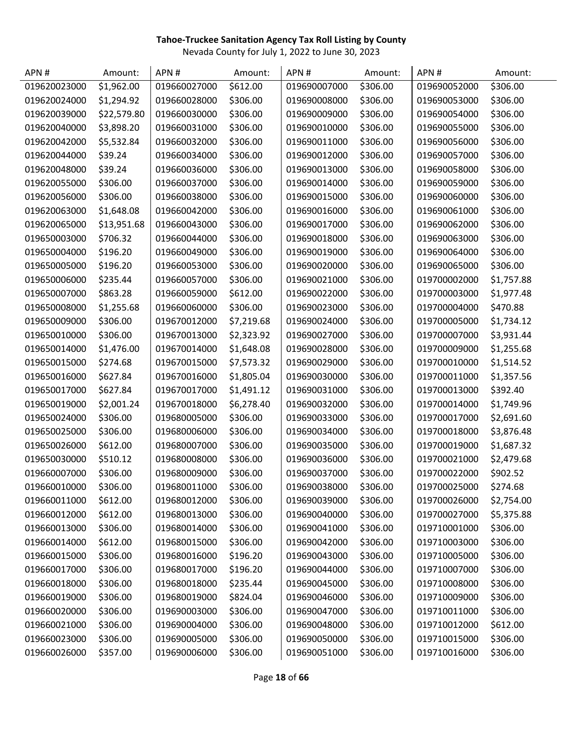**Tahoe-Truckee Sanitation Agency Tax Roll Listing by County**

Nevada County for July 1, 2022 to June 30, 2023

| APN # | Amount: | APN # | Amount: | APN # | Amount: | APN # | Amount: |
|---|---|---|---|---|---|---|---|
| 019620023000 | $1,962.00 | 019660027000 | $612.00 | 019690007000 | $306.00 | 019690052000 | $306.00 |
| 019620024000 | $1,294.92 | 019660028000 | $306.00 | 019690008000 | $306.00 | 019690053000 | $306.00 |
| 019620039000 | $22,579.80 | 019660030000 | $306.00 | 019690009000 | $306.00 | 019690054000 | $306.00 |
| 019620040000 | $3,898.20 | 019660031000 | $306.00 | 019690010000 | $306.00 | 019690055000 | $306.00 |
| 019620042000 | $5,532.84 | 019660032000 | $306.00 | 019690011000 | $306.00 | 019690056000 | $306.00 |
| 019620044000 | $39.24 | 019660034000 | $306.00 | 019690012000 | $306.00 | 019690057000 | $306.00 |
| 019620048000 | $39.24 | 019660036000 | $306.00 | 019690013000 | $306.00 | 019690058000 | $306.00 |
| 019620055000 | $306.00 | 019660037000 | $306.00 | 019690014000 | $306.00 | 019690059000 | $306.00 |
| 019620056000 | $306.00 | 019660038000 | $306.00 | 019690015000 | $306.00 | 019690060000 | $306.00 |
| 019620063000 | $1,648.08 | 019660042000 | $306.00 | 019690016000 | $306.00 | 019690061000 | $306.00 |
| 019620065000 | $13,951.68 | 019660043000 | $306.00 | 019690017000 | $306.00 | 019690062000 | $306.00 |
| 019650003000 | $706.32 | 019660044000 | $306.00 | 019690018000 | $306.00 | 019690063000 | $306.00 |
| 019650004000 | $196.20 | 019660049000 | $306.00 | 019690019000 | $306.00 | 019690064000 | $306.00 |
| 019650005000 | $196.20 | 019660053000 | $306.00 | 019690020000 | $306.00 | 019690065000 | $306.00 |
| 019650006000 | $235.44 | 019660057000 | $306.00 | 019690021000 | $306.00 | 019700002000 | $1,757.88 |
| 019650007000 | $863.28 | 019660059000 | $612.00 | 019690022000 | $306.00 | 019700003000 | $1,977.48 |
| 019650008000 | $1,255.68 | 019660060000 | $306.00 | 019690023000 | $306.00 | 019700004000 | $470.88 |
| 019650009000 | $306.00 | 019670012000 | $7,219.68 | 019690024000 | $306.00 | 019700005000 | $1,734.12 |
| 019650010000 | $306.00 | 019670013000 | $2,323.92 | 019690027000 | $306.00 | 019700007000 | $3,931.44 |
| 019650014000 | $1,476.00 | 019670014000 | $1,648.08 | 019690028000 | $306.00 | 019700009000 | $1,255.68 |
| 019650015000 | $274.68 | 019670015000 | $7,573.32 | 019690029000 | $306.00 | 019700010000 | $1,514.52 |
| 019650016000 | $627.84 | 019670016000 | $1,805.04 | 019690030000 | $306.00 | 019700011000 | $1,357.56 |
| 019650017000 | $627.84 | 019670017000 | $1,491.12 | 019690031000 | $306.00 | 019700013000 | $392.40 |
| 019650019000 | $2,001.24 | 019670018000 | $6,278.40 | 019690032000 | $306.00 | 019700014000 | $1,749.96 |
| 019650024000 | $306.00 | 019680005000 | $306.00 | 019690033000 | $306.00 | 019700017000 | $2,691.60 |
| 019650025000 | $306.00 | 019680006000 | $306.00 | 019690034000 | $306.00 | 019700018000 | $3,876.48 |
| 019650026000 | $612.00 | 019680007000 | $306.00 | 019690035000 | $306.00 | 019700019000 | $1,687.32 |
| 019650030000 | $510.12 | 019680008000 | $306.00 | 019690036000 | $306.00 | 019700021000 | $2,479.68 |
| 019660007000 | $306.00 | 019680009000 | $306.00 | 019690037000 | $306.00 | 019700022000 | $902.52 |
| 019660010000 | $306.00 | 019680011000 | $306.00 | 019690038000 | $306.00 | 019700025000 | $274.68 |
| 019660011000 | $612.00 | 019680012000 | $306.00 | 019690039000 | $306.00 | 019700026000 | $2,754.00 |
| 019660012000 | $612.00 | 019680013000 | $306.00 | 019690040000 | $306.00 | 019700027000 | $5,375.88 |
| 019660013000 | $306.00 | 019680014000 | $306.00 | 019690041000 | $306.00 | 019710001000 | $306.00 |
| 019660014000 | $612.00 | 019680015000 | $306.00 | 019690042000 | $306.00 | 019710003000 | $306.00 |
| 019660015000 | $306.00 | 019680016000 | $196.20 | 019690043000 | $306.00 | 019710005000 | $306.00 |
| 019660017000 | $306.00 | 019680017000 | $196.20 | 019690044000 | $306.00 | 019710007000 | $306.00 |
| 019660018000 | $306.00 | 019680018000 | $235.44 | 019690045000 | $306.00 | 019710008000 | $306.00 |
| 019660019000 | $306.00 | 019680019000 | $824.04 | 019690046000 | $306.00 | 019710009000 | $306.00 |
| 019660020000 | $306.00 | 019690003000 | $306.00 | 019690047000 | $306.00 | 019710011000 | $306.00 |
| 019660021000 | $306.00 | 019690004000 | $306.00 | 019690048000 | $306.00 | 019710012000 | $612.00 |
| 019660023000 | $306.00 | 019690005000 | $306.00 | 019690050000 | $306.00 | 019710015000 | $306.00 |
| 019660026000 | $357.00 | 019690006000 | $306.00 | 019690051000 | $306.00 | 019710016000 | $306.00 |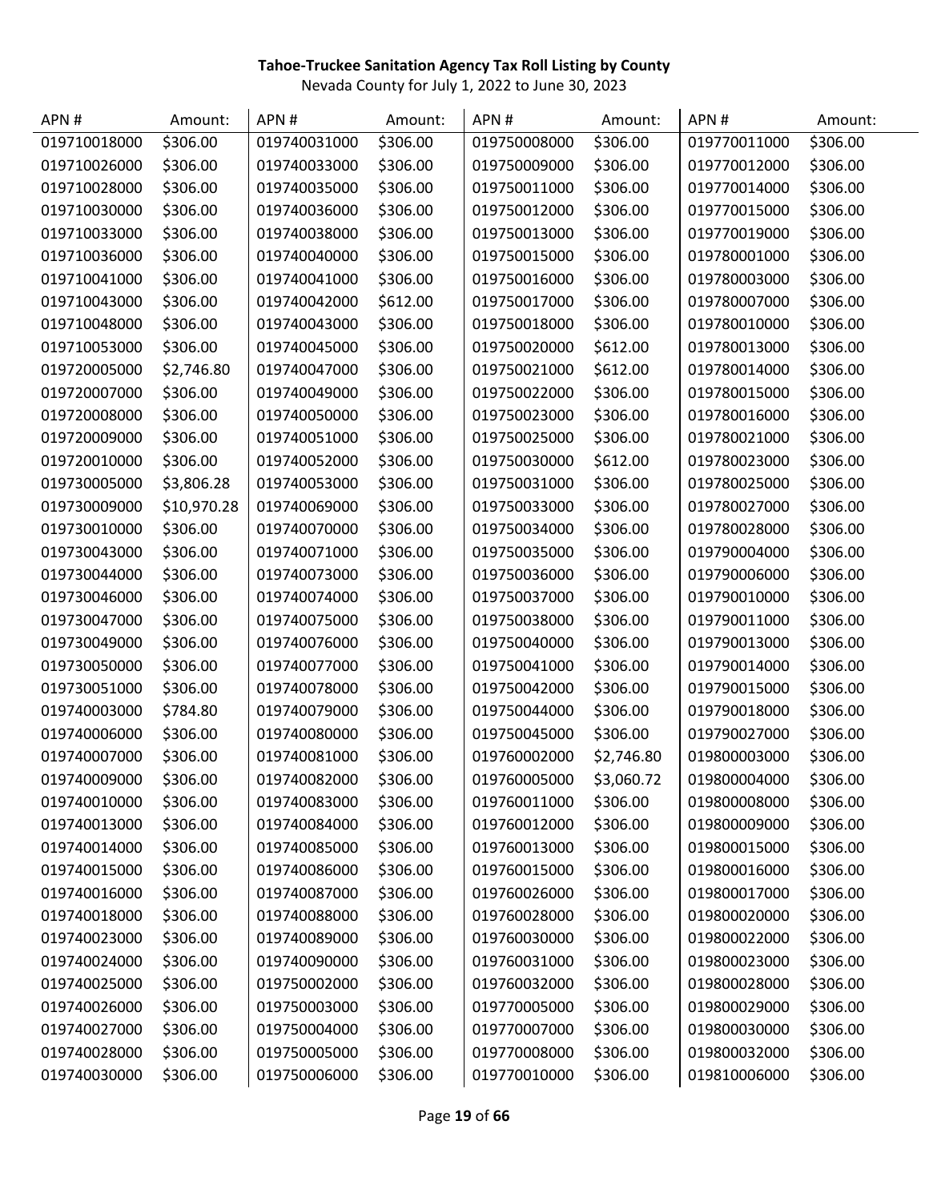**Tahoe-Truckee Sanitation Agency Tax Roll Listing by County**

Nevada County for July 1, 2022 to June 30, 2023

| APN # | Amount: | APN # | Amount: | APN # | Amount: | APN # | Amount: |
|---|---|---|---|---|---|---|---|
| 019710018000 | $306.00 | 019740031000 | $306.00 | 019750008000 | $306.00 | 019770011000 | $306.00 |
| 019710026000 | $306.00 | 019740033000 | $306.00 | 019750009000 | $306.00 | 019770012000 | $306.00 |
| 019710028000 | $306.00 | 019740035000 | $306.00 | 019750011000 | $306.00 | 019770014000 | $306.00 |
| 019710030000 | $306.00 | 019740036000 | $306.00 | 019750012000 | $306.00 | 019770015000 | $306.00 |
| 019710033000 | $306.00 | 019740038000 | $306.00 | 019750013000 | $306.00 | 019770019000 | $306.00 |
| 019710036000 | $306.00 | 019740040000 | $306.00 | 019750015000 | $306.00 | 019780001000 | $306.00 |
| 019710041000 | $306.00 | 019740041000 | $306.00 | 019750016000 | $306.00 | 019780003000 | $306.00 |
| 019710043000 | $306.00 | 019740042000 | $612.00 | 019750017000 | $306.00 | 019780007000 | $306.00 |
| 019710048000 | $306.00 | 019740043000 | $306.00 | 019750018000 | $306.00 | 019780010000 | $306.00 |
| 019710053000 | $306.00 | 019740045000 | $306.00 | 019750020000 | $612.00 | 019780013000 | $306.00 |
| 019720005000 | $2,746.80 | 019740047000 | $306.00 | 019750021000 | $612.00 | 019780014000 | $306.00 |
| 019720007000 | $306.00 | 019740049000 | $306.00 | 019750022000 | $306.00 | 019780015000 | $306.00 |
| 019720008000 | $306.00 | 019740050000 | $306.00 | 019750023000 | $306.00 | 019780016000 | $306.00 |
| 019720009000 | $306.00 | 019740051000 | $306.00 | 019750025000 | $306.00 | 019780021000 | $306.00 |
| 019720010000 | $306.00 | 019740052000 | $306.00 | 019750030000 | $612.00 | 019780023000 | $306.00 |
| 019730005000 | $3,806.28 | 019740053000 | $306.00 | 019750031000 | $306.00 | 019780025000 | $306.00 |
| 019730009000 | $10,970.28 | 019740069000 | $306.00 | 019750033000 | $306.00 | 019780027000 | $306.00 |
| 019730010000 | $306.00 | 019740070000 | $306.00 | 019750034000 | $306.00 | 019780028000 | $306.00 |
| 019730043000 | $306.00 | 019740071000 | $306.00 | 019750035000 | $306.00 | 019790004000 | $306.00 |
| 019730044000 | $306.00 | 019740073000 | $306.00 | 019750036000 | $306.00 | 019790006000 | $306.00 |
| 019730046000 | $306.00 | 019740074000 | $306.00 | 019750037000 | $306.00 | 019790010000 | $306.00 |
| 019730047000 | $306.00 | 019740075000 | $306.00 | 019750038000 | $306.00 | 019790011000 | $306.00 |
| 019730049000 | $306.00 | 019740076000 | $306.00 | 019750040000 | $306.00 | 019790013000 | $306.00 |
| 019730050000 | $306.00 | 019740077000 | $306.00 | 019750041000 | $306.00 | 019790014000 | $306.00 |
| 019730051000 | $306.00 | 019740078000 | $306.00 | 019750042000 | $306.00 | 019790015000 | $306.00 |
| 019740003000 | $784.80 | 019740079000 | $306.00 | 019750044000 | $306.00 | 019790018000 | $306.00 |
| 019740006000 | $306.00 | 019740080000 | $306.00 | 019750045000 | $306.00 | 019790027000 | $306.00 |
| 019740007000 | $306.00 | 019740081000 | $306.00 | 019760002000 | $2,746.80 | 019800003000 | $306.00 |
| 019740009000 | $306.00 | 019740082000 | $306.00 | 019760005000 | $3,060.72 | 019800004000 | $306.00 |
| 019740010000 | $306.00 | 019740083000 | $306.00 | 019760011000 | $306.00 | 019800008000 | $306.00 |
| 019740013000 | $306.00 | 019740084000 | $306.00 | 019760012000 | $306.00 | 019800009000 | $306.00 |
| 019740014000 | $306.00 | 019740085000 | $306.00 | 019760013000 | $306.00 | 019800015000 | $306.00 |
| 019740015000 | $306.00 | 019740086000 | $306.00 | 019760015000 | $306.00 | 019800016000 | $306.00 |
| 019740016000 | $306.00 | 019740087000 | $306.00 | 019760026000 | $306.00 | 019800017000 | $306.00 |
| 019740018000 | $306.00 | 019740088000 | $306.00 | 019760028000 | $306.00 | 019800020000 | $306.00 |
| 019740023000 | $306.00 | 019740089000 | $306.00 | 019760030000 | $306.00 | 019800022000 | $306.00 |
| 019740024000 | $306.00 | 019740090000 | $306.00 | 019760031000 | $306.00 | 019800023000 | $306.00 |
| 019740025000 | $306.00 | 019750002000 | $306.00 | 019760032000 | $306.00 | 019800028000 | $306.00 |
| 019740026000 | $306.00 | 019750003000 | $306.00 | 019770005000 | $306.00 | 019800029000 | $306.00 |
| 019740027000 | $306.00 | 019750004000 | $306.00 | 019770007000 | $306.00 | 019800030000 | $306.00 |
| 019740028000 | $306.00 | 019750005000 | $306.00 | 019770008000 | $306.00 | 019800032000 | $306.00 |
| 019740030000 | $306.00 | 019750006000 | $306.00 | 019770010000 | $306.00 | 019810006000 | $306.00 |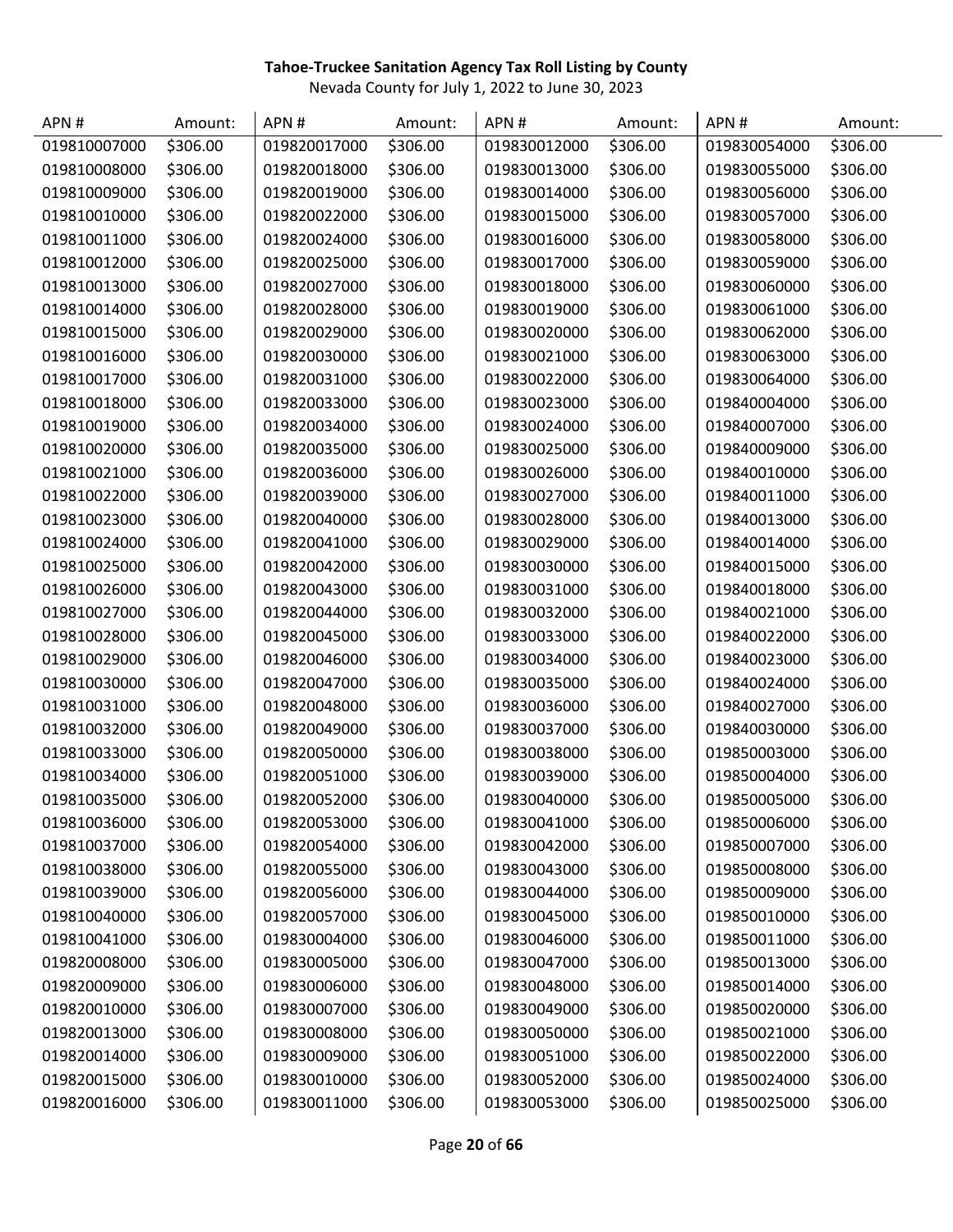**Tahoe-Truckee Sanitation Agency Tax Roll Listing by County**

Nevada County for July 1, 2022 to June 30, 2023

| APN # | Amount: | APN # | Amount: | APN # | Amount: | APN # | Amount: |
|---|---|---|---|---|---|---|---|
| 019810007000 | $306.00 | 019820017000 | $306.00 | 019830012000 | $306.00 | 019830054000 | $306.00 |
| 019810008000 | $306.00 | 019820018000 | $306.00 | 019830013000 | $306.00 | 019830055000 | $306.00 |
| 019810009000 | $306.00 | 019820019000 | $306.00 | 019830014000 | $306.00 | 019830056000 | $306.00 |
| 019810010000 | $306.00 | 019820022000 | $306.00 | 019830015000 | $306.00 | 019830057000 | $306.00 |
| 019810011000 | $306.00 | 019820024000 | $306.00 | 019830016000 | $306.00 | 019830058000 | $306.00 |
| 019810012000 | $306.00 | 019820025000 | $306.00 | 019830017000 | $306.00 | 019830059000 | $306.00 |
| 019810013000 | $306.00 | 019820027000 | $306.00 | 019830018000 | $306.00 | 019830060000 | $306.00 |
| 019810014000 | $306.00 | 019820028000 | $306.00 | 019830019000 | $306.00 | 019830061000 | $306.00 |
| 019810015000 | $306.00 | 019820029000 | $306.00 | 019830020000 | $306.00 | 019830062000 | $306.00 |
| 019810016000 | $306.00 | 019820030000 | $306.00 | 019830021000 | $306.00 | 019830063000 | $306.00 |
| 019810017000 | $306.00 | 019820031000 | $306.00 | 019830022000 | $306.00 | 019830064000 | $306.00 |
| 019810018000 | $306.00 | 019820033000 | $306.00 | 019830023000 | $306.00 | 019840004000 | $306.00 |
| 019810019000 | $306.00 | 019820034000 | $306.00 | 019830024000 | $306.00 | 019840007000 | $306.00 |
| 019810020000 | $306.00 | 019820035000 | $306.00 | 019830025000 | $306.00 | 019840009000 | $306.00 |
| 019810021000 | $306.00 | 019820036000 | $306.00 | 019830026000 | $306.00 | 019840010000 | $306.00 |
| 019810022000 | $306.00 | 019820039000 | $306.00 | 019830027000 | $306.00 | 019840011000 | $306.00 |
| 019810023000 | $306.00 | 019820040000 | $306.00 | 019830028000 | $306.00 | 019840013000 | $306.00 |
| 019810024000 | $306.00 | 019820041000 | $306.00 | 019830029000 | $306.00 | 019840014000 | $306.00 |
| 019810025000 | $306.00 | 019820042000 | $306.00 | 019830030000 | $306.00 | 019840015000 | $306.00 |
| 019810026000 | $306.00 | 019820043000 | $306.00 | 019830031000 | $306.00 | 019840018000 | $306.00 |
| 019810027000 | $306.00 | 019820044000 | $306.00 | 019830032000 | $306.00 | 019840021000 | $306.00 |
| 019810028000 | $306.00 | 019820045000 | $306.00 | 019830033000 | $306.00 | 019840022000 | $306.00 |
| 019810029000 | $306.00 | 019820046000 | $306.00 | 019830034000 | $306.00 | 019840023000 | $306.00 |
| 019810030000 | $306.00 | 019820047000 | $306.00 | 019830035000 | $306.00 | 019840024000 | $306.00 |
| 019810031000 | $306.00 | 019820048000 | $306.00 | 019830036000 | $306.00 | 019840027000 | $306.00 |
| 019810032000 | $306.00 | 019820049000 | $306.00 | 019830037000 | $306.00 | 019840030000 | $306.00 |
| 019810033000 | $306.00 | 019820050000 | $306.00 | 019830038000 | $306.00 | 019850003000 | $306.00 |
| 019810034000 | $306.00 | 019820051000 | $306.00 | 019830039000 | $306.00 | 019850004000 | $306.00 |
| 019810035000 | $306.00 | 019820052000 | $306.00 | 019830040000 | $306.00 | 019850005000 | $306.00 |
| 019810036000 | $306.00 | 019820053000 | $306.00 | 019830041000 | $306.00 | 019850006000 | $306.00 |
| 019810037000 | $306.00 | 019820054000 | $306.00 | 019830042000 | $306.00 | 019850007000 | $306.00 |
| 019810038000 | $306.00 | 019820055000 | $306.00 | 019830043000 | $306.00 | 019850008000 | $306.00 |
| 019810039000 | $306.00 | 019820056000 | $306.00 | 019830044000 | $306.00 | 019850009000 | $306.00 |
| 019810040000 | $306.00 | 019820057000 | $306.00 | 019830045000 | $306.00 | 019850010000 | $306.00 |
| 019810041000 | $306.00 | 019830004000 | $306.00 | 019830046000 | $306.00 | 019850011000 | $306.00 |
| 019820008000 | $306.00 | 019830005000 | $306.00 | 019830047000 | $306.00 | 019850013000 | $306.00 |
| 019820009000 | $306.00 | 019830006000 | $306.00 | 019830048000 | $306.00 | 019850014000 | $306.00 |
| 019820010000 | $306.00 | 019830007000 | $306.00 | 019830049000 | $306.00 | 019850020000 | $306.00 |
| 019820013000 | $306.00 | 019830008000 | $306.00 | 019830050000 | $306.00 | 019850021000 | $306.00 |
| 019820014000 | $306.00 | 019830009000 | $306.00 | 019830051000 | $306.00 | 019850022000 | $306.00 |
| 019820015000 | $306.00 | 019830010000 | $306.00 | 019830052000 | $306.00 | 019850024000 | $306.00 |
| 019820016000 | $306.00 | 019830011000 | $306.00 | 019830053000 | $306.00 | 019850025000 | $306.00 |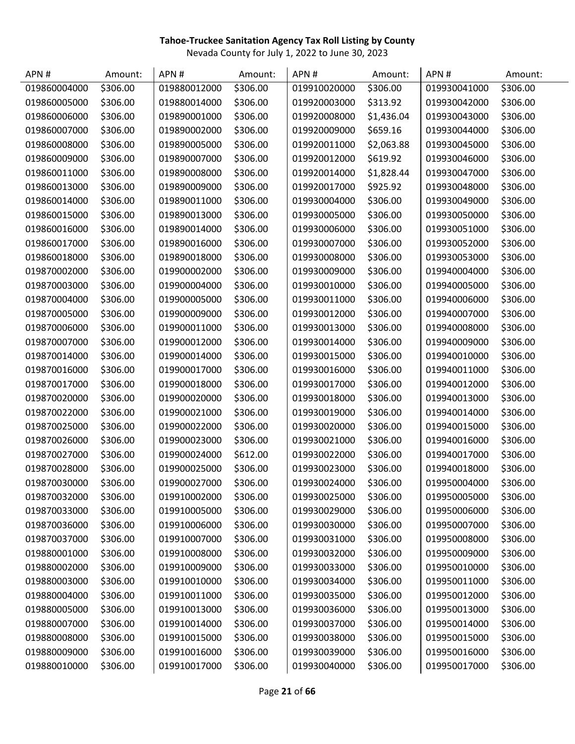**Tahoe-Truckee Sanitation Agency Tax Roll Listing by County**

Nevada County for July 1, 2022 to June 30, 2023

| APN # | Amount: | APN # | Amount: | APN # | Amount: | APN # | Amount: |
|---|---|---|---|---|---|---|---|
| 019860004000 | $306.00 | 019880012000 | $306.00 | 019910020000 | $306.00 | 019930041000 | $306.00 |
| 019860005000 | $306.00 | 019880014000 | $306.00 | 019920003000 | $313.92 | 019930042000 | $306.00 |
| 019860006000 | $306.00 | 019890001000 | $306.00 | 019920008000 | $1,436.04 | 019930043000 | $306.00 |
| 019860007000 | $306.00 | 019890002000 | $306.00 | 019920009000 | $659.16 | 019930044000 | $306.00 |
| 019860008000 | $306.00 | 019890005000 | $306.00 | 019920011000 | $2,063.88 | 019930045000 | $306.00 |
| 019860009000 | $306.00 | 019890007000 | $306.00 | 019920012000 | $619.92 | 019930046000 | $306.00 |
| 019860011000 | $306.00 | 019890008000 | $306.00 | 019920014000 | $1,828.44 | 019930047000 | $306.00 |
| 019860013000 | $306.00 | 019890009000 | $306.00 | 019920017000 | $925.92 | 019930048000 | $306.00 |
| 019860014000 | $306.00 | 019890011000 | $306.00 | 019930004000 | $306.00 | 019930049000 | $306.00 |
| 019860015000 | $306.00 | 019890013000 | $306.00 | 019930005000 | $306.00 | 019930050000 | $306.00 |
| 019860016000 | $306.00 | 019890014000 | $306.00 | 019930006000 | $306.00 | 019930051000 | $306.00 |
| 019860017000 | $306.00 | 019890016000 | $306.00 | 019930007000 | $306.00 | 019930052000 | $306.00 |
| 019860018000 | $306.00 | 019890018000 | $306.00 | 019930008000 | $306.00 | 019930053000 | $306.00 |
| 019870002000 | $306.00 | 019900002000 | $306.00 | 019930009000 | $306.00 | 019940004000 | $306.00 |
| 019870003000 | $306.00 | 019900004000 | $306.00 | 019930010000 | $306.00 | 019940005000 | $306.00 |
| 019870004000 | $306.00 | 019900005000 | $306.00 | 019930011000 | $306.00 | 019940006000 | $306.00 |
| 019870005000 | $306.00 | 019900009000 | $306.00 | 019930012000 | $306.00 | 019940007000 | $306.00 |
| 019870006000 | $306.00 | 019900011000 | $306.00 | 019930013000 | $306.00 | 019940008000 | $306.00 |
| 019870007000 | $306.00 | 019900012000 | $306.00 | 019930014000 | $306.00 | 019940009000 | $306.00 |
| 019870014000 | $306.00 | 019900014000 | $306.00 | 019930015000 | $306.00 | 019940010000 | $306.00 |
| 019870016000 | $306.00 | 019900017000 | $306.00 | 019930016000 | $306.00 | 019940011000 | $306.00 |
| 019870017000 | $306.00 | 019900018000 | $306.00 | 019930017000 | $306.00 | 019940012000 | $306.00 |
| 019870020000 | $306.00 | 019900020000 | $306.00 | 019930018000 | $306.00 | 019940013000 | $306.00 |
| 019870022000 | $306.00 | 019900021000 | $306.00 | 019930019000 | $306.00 | 019940014000 | $306.00 |
| 019870025000 | $306.00 | 019900022000 | $306.00 | 019930020000 | $306.00 | 019940015000 | $306.00 |
| 019870026000 | $306.00 | 019900023000 | $306.00 | 019930021000 | $306.00 | 019940016000 | $306.00 |
| 019870027000 | $306.00 | 019900024000 | $612.00 | 019930022000 | $306.00 | 019940017000 | $306.00 |
| 019870028000 | $306.00 | 019900025000 | $306.00 | 019930023000 | $306.00 | 019940018000 | $306.00 |
| 019870030000 | $306.00 | 019900027000 | $306.00 | 019930024000 | $306.00 | 019950004000 | $306.00 |
| 019870032000 | $306.00 | 019910002000 | $306.00 | 019930025000 | $306.00 | 019950005000 | $306.00 |
| 019870033000 | $306.00 | 019910005000 | $306.00 | 019930029000 | $306.00 | 019950006000 | $306.00 |
| 019870036000 | $306.00 | 019910006000 | $306.00 | 019930030000 | $306.00 | 019950007000 | $306.00 |
| 019870037000 | $306.00 | 019910007000 | $306.00 | 019930031000 | $306.00 | 019950008000 | $306.00 |
| 019880001000 | $306.00 | 019910008000 | $306.00 | 019930032000 | $306.00 | 019950009000 | $306.00 |
| 019880002000 | $306.00 | 019910009000 | $306.00 | 019930033000 | $306.00 | 019950010000 | $306.00 |
| 019880003000 | $306.00 | 019910010000 | $306.00 | 019930034000 | $306.00 | 019950011000 | $306.00 |
| 019880004000 | $306.00 | 019910011000 | $306.00 | 019930035000 | $306.00 | 019950012000 | $306.00 |
| 019880005000 | $306.00 | 019910013000 | $306.00 | 019930036000 | $306.00 | 019950013000 | $306.00 |
| 019880007000 | $306.00 | 019910014000 | $306.00 | 019930037000 | $306.00 | 019950014000 | $306.00 |
| 019880008000 | $306.00 | 019910015000 | $306.00 | 019930038000 | $306.00 | 019950015000 | $306.00 |
| 019880009000 | $306.00 | 019910016000 | $306.00 | 019930039000 | $306.00 | 019950016000 | $306.00 |
| 019880010000 | $306.00 | 019910017000 | $306.00 | 019930040000 | $306.00 | 019950017000 | $306.00 |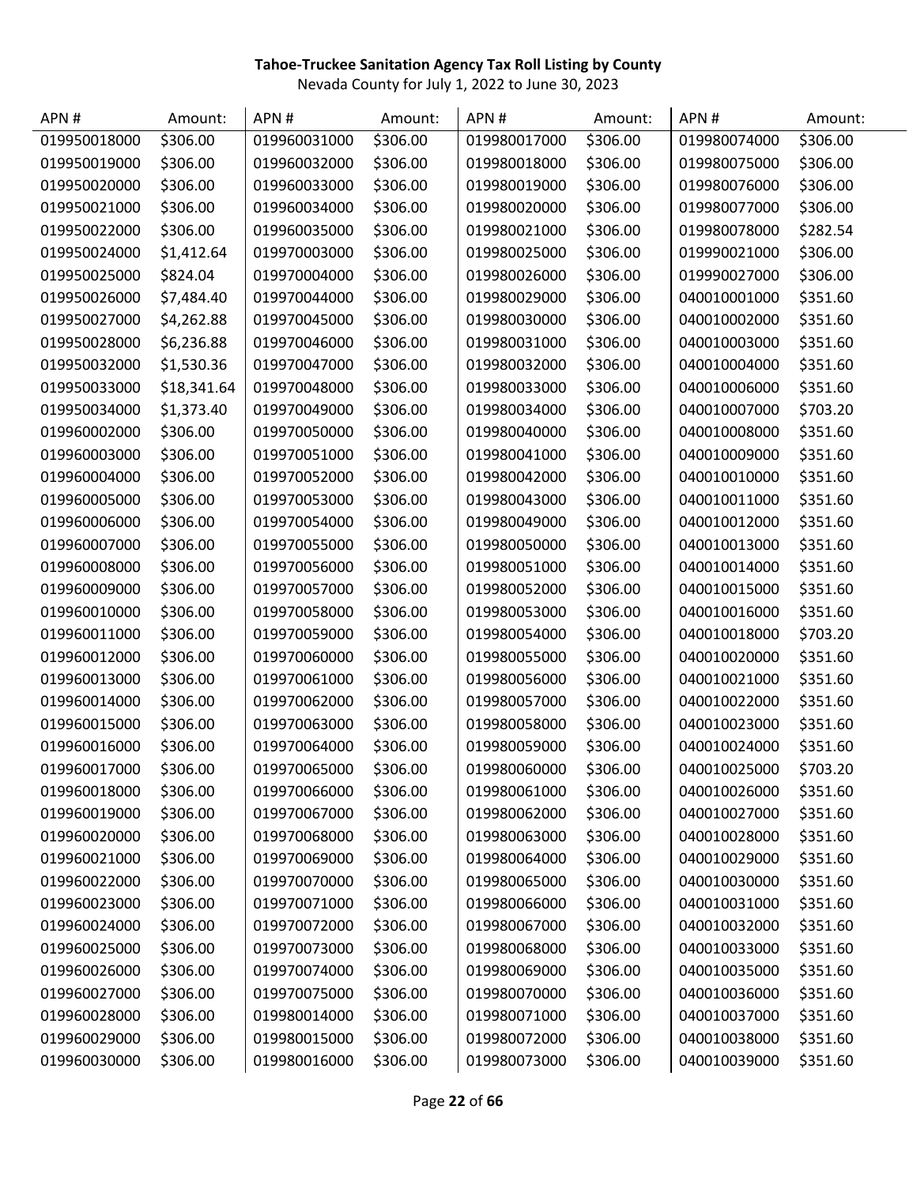**Tahoe-Truckee Sanitation Agency Tax Roll Listing by County**

Nevada County for July 1, 2022 to June 30, 2023

| APN # | Amount: | APN # | Amount: | APN # | Amount: | APN # | Amount: |
|---|---|---|---|---|---|---|---|
| 019950018000 | $306.00 | 019960031000 | $306.00 | 019980017000 | $306.00 | 019980074000 | $306.00 |
| 019950019000 | $306.00 | 019960032000 | $306.00 | 019980018000 | $306.00 | 019980075000 | $306.00 |
| 019950020000 | $306.00 | 019960033000 | $306.00 | 019980019000 | $306.00 | 019980076000 | $306.00 |
| 019950021000 | $306.00 | 019960034000 | $306.00 | 019980020000 | $306.00 | 019980077000 | $306.00 |
| 019950022000 | $306.00 | 019960035000 | $306.00 | 019980021000 | $306.00 | 019980078000 | $282.54 |
| 019950024000 | $1,412.64 | 019970003000 | $306.00 | 019980025000 | $306.00 | 019990021000 | $306.00 |
| 019950025000 | $824.04 | 019970004000 | $306.00 | 019980026000 | $306.00 | 019990027000 | $306.00 |
| 019950026000 | $7,484.40 | 019970044000 | $306.00 | 019980029000 | $306.00 | 040010001000 | $351.60 |
| 019950027000 | $4,262.88 | 019970045000 | $306.00 | 019980030000 | $306.00 | 040010002000 | $351.60 |
| 019950028000 | $6,236.88 | 019970046000 | $306.00 | 019980031000 | $306.00 | 040010003000 | $351.60 |
| 019950032000 | $1,530.36 | 019970047000 | $306.00 | 019980032000 | $306.00 | 040010004000 | $351.60 |
| 019950033000 | $18,341.64 | 019970048000 | $306.00 | 019980033000 | $306.00 | 040010006000 | $351.60 |
| 019950034000 | $1,373.40 | 019970049000 | $306.00 | 019980034000 | $306.00 | 040010007000 | $703.20 |
| 019960002000 | $306.00 | 019970050000 | $306.00 | 019980040000 | $306.00 | 040010008000 | $351.60 |
| 019960003000 | $306.00 | 019970051000 | $306.00 | 019980041000 | $306.00 | 040010009000 | $351.60 |
| 019960004000 | $306.00 | 019970052000 | $306.00 | 019980042000 | $306.00 | 040010010000 | $351.60 |
| 019960005000 | $306.00 | 019970053000 | $306.00 | 019980043000 | $306.00 | 040010011000 | $351.60 |
| 019960006000 | $306.00 | 019970054000 | $306.00 | 019980049000 | $306.00 | 040010012000 | $351.60 |
| 019960007000 | $306.00 | 019970055000 | $306.00 | 019980050000 | $306.00 | 040010013000 | $351.60 |
| 019960008000 | $306.00 | 019970056000 | $306.00 | 019980051000 | $306.00 | 040010014000 | $351.60 |
| 019960009000 | $306.00 | 019970057000 | $306.00 | 019980052000 | $306.00 | 040010015000 | $351.60 |
| 019960010000 | $306.00 | 019970058000 | $306.00 | 019980053000 | $306.00 | 040010016000 | $351.60 |
| 019960011000 | $306.00 | 019970059000 | $306.00 | 019980054000 | $306.00 | 040010018000 | $703.20 |
| 019960012000 | $306.00 | 019970060000 | $306.00 | 019980055000 | $306.00 | 040010020000 | $351.60 |
| 019960013000 | $306.00 | 019970061000 | $306.00 | 019980056000 | $306.00 | 040010021000 | $351.60 |
| 019960014000 | $306.00 | 019970062000 | $306.00 | 019980057000 | $306.00 | 040010022000 | $351.60 |
| 019960015000 | $306.00 | 019970063000 | $306.00 | 019980058000 | $306.00 | 040010023000 | $351.60 |
| 019960016000 | $306.00 | 019970064000 | $306.00 | 019980059000 | $306.00 | 040010024000 | $351.60 |
| 019960017000 | $306.00 | 019970065000 | $306.00 | 019980060000 | $306.00 | 040010025000 | $703.20 |
| 019960018000 | $306.00 | 019970066000 | $306.00 | 019980061000 | $306.00 | 040010026000 | $351.60 |
| 019960019000 | $306.00 | 019970067000 | $306.00 | 019980062000 | $306.00 | 040010027000 | $351.60 |
| 019960020000 | $306.00 | 019970068000 | $306.00 | 019980063000 | $306.00 | 040010028000 | $351.60 |
| 019960021000 | $306.00 | 019970069000 | $306.00 | 019980064000 | $306.00 | 040010029000 | $351.60 |
| 019960022000 | $306.00 | 019970070000 | $306.00 | 019980065000 | $306.00 | 040010030000 | $351.60 |
| 019960023000 | $306.00 | 019970071000 | $306.00 | 019980066000 | $306.00 | 040010031000 | $351.60 |
| 019960024000 | $306.00 | 019970072000 | $306.00 | 019980067000 | $306.00 | 040010032000 | $351.60 |
| 019960025000 | $306.00 | 019970073000 | $306.00 | 019980068000 | $306.00 | 040010033000 | $351.60 |
| 019960026000 | $306.00 | 019970074000 | $306.00 | 019980069000 | $306.00 | 040010035000 | $351.60 |
| 019960027000 | $306.00 | 019970075000 | $306.00 | 019980070000 | $306.00 | 040010036000 | $351.60 |
| 019960028000 | $306.00 | 019980014000 | $306.00 | 019980071000 | $306.00 | 040010037000 | $351.60 |
| 019960029000 | $306.00 | 019980015000 | $306.00 | 019980072000 | $306.00 | 040010038000 | $351.60 |
| 019960030000 | $306.00 | 019980016000 | $306.00 | 019980073000 | $306.00 | 040010039000 | $351.60 |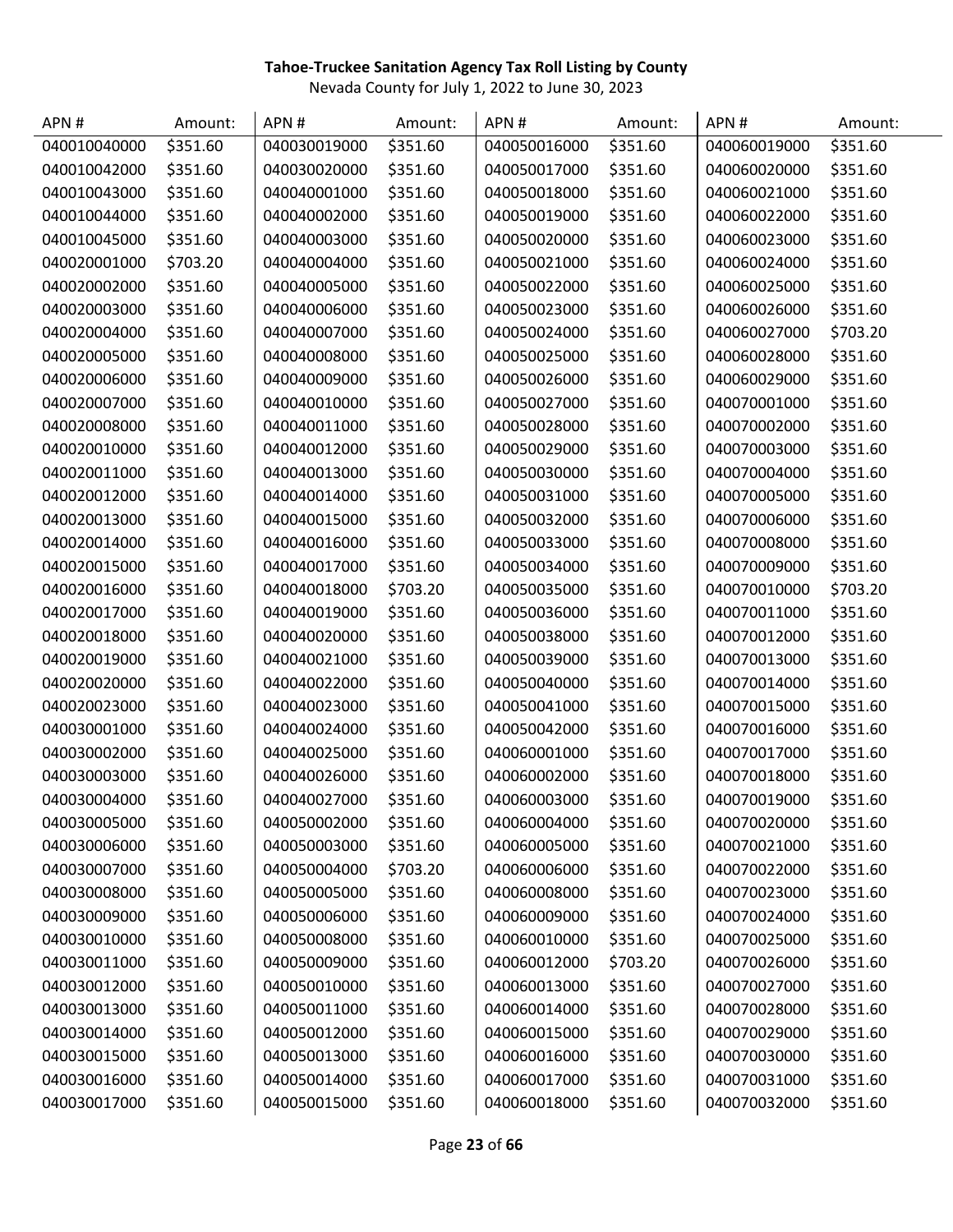**Tahoe-Truckee Sanitation Agency Tax Roll Listing by County**

Nevada County for July 1, 2022 to June 30, 2023

| APN # | Amount: | APN # | Amount: | APN # | Amount: | APN # | Amount: |
|---|---|---|---|---|---|---|---|
| 040010040000 | $351.60 | 040030019000 | $351.60 | 040050016000 | $351.60 | 040060019000 | $351.60 |
| 040010042000 | $351.60 | 040030020000 | $351.60 | 040050017000 | $351.60 | 040060020000 | $351.60 |
| 040010043000 | $351.60 | 040040001000 | $351.60 | 040050018000 | $351.60 | 040060021000 | $351.60 |
| 040010044000 | $351.60 | 040040002000 | $351.60 | 040050019000 | $351.60 | 040060022000 | $351.60 |
| 040010045000 | $351.60 | 040040003000 | $351.60 | 040050020000 | $351.60 | 040060023000 | $351.60 |
| 040020001000 | $703.20 | 040040004000 | $351.60 | 040050021000 | $351.60 | 040060024000 | $351.60 |
| 040020002000 | $351.60 | 040040005000 | $351.60 | 040050022000 | $351.60 | 040060025000 | $351.60 |
| 040020003000 | $351.60 | 040040006000 | $351.60 | 040050023000 | $351.60 | 040060026000 | $351.60 |
| 040020004000 | $351.60 | 040040007000 | $351.60 | 040050024000 | $351.60 | 040060027000 | $703.20 |
| 040020005000 | $351.60 | 040040008000 | $351.60 | 040050025000 | $351.60 | 040060028000 | $351.60 |
| 040020006000 | $351.60 | 040040009000 | $351.60 | 040050026000 | $351.60 | 040060029000 | $351.60 |
| 040020007000 | $351.60 | 040040010000 | $351.60 | 040050027000 | $351.60 | 040070001000 | $351.60 |
| 040020008000 | $351.60 | 040040011000 | $351.60 | 040050028000 | $351.60 | 040070002000 | $351.60 |
| 040020010000 | $351.60 | 040040012000 | $351.60 | 040050029000 | $351.60 | 040070003000 | $351.60 |
| 040020011000 | $351.60 | 040040013000 | $351.60 | 040050030000 | $351.60 | 040070004000 | $351.60 |
| 040020012000 | $351.60 | 040040014000 | $351.60 | 040050031000 | $351.60 | 040070005000 | $351.60 |
| 040020013000 | $351.60 | 040040015000 | $351.60 | 040050032000 | $351.60 | 040070006000 | $351.60 |
| 040020014000 | $351.60 | 040040016000 | $351.60 | 040050033000 | $351.60 | 040070008000 | $351.60 |
| 040020015000 | $351.60 | 040040017000 | $351.60 | 040050034000 | $351.60 | 040070009000 | $351.60 |
| 040020016000 | $351.60 | 040040018000 | $703.20 | 040050035000 | $351.60 | 040070010000 | $703.20 |
| 040020017000 | $351.60 | 040040019000 | $351.60 | 040050036000 | $351.60 | 040070011000 | $351.60 |
| 040020018000 | $351.60 | 040040020000 | $351.60 | 040050038000 | $351.60 | 040070012000 | $351.60 |
| 040020019000 | $351.60 | 040040021000 | $351.60 | 040050039000 | $351.60 | 040070013000 | $351.60 |
| 040020020000 | $351.60 | 040040022000 | $351.60 | 040050040000 | $351.60 | 040070014000 | $351.60 |
| 040020023000 | $351.60 | 040040023000 | $351.60 | 040050041000 | $351.60 | 040070015000 | $351.60 |
| 040030001000 | $351.60 | 040040024000 | $351.60 | 040050042000 | $351.60 | 040070016000 | $351.60 |
| 040030002000 | $351.60 | 040040025000 | $351.60 | 040060001000 | $351.60 | 040070017000 | $351.60 |
| 040030003000 | $351.60 | 040040026000 | $351.60 | 040060002000 | $351.60 | 040070018000 | $351.60 |
| 040030004000 | $351.60 | 040040027000 | $351.60 | 040060003000 | $351.60 | 040070019000 | $351.60 |
| 040030005000 | $351.60 | 040050002000 | $351.60 | 040060004000 | $351.60 | 040070020000 | $351.60 |
| 040030006000 | $351.60 | 040050003000 | $351.60 | 040060005000 | $351.60 | 040070021000 | $351.60 |
| 040030007000 | $351.60 | 040050004000 | $703.20 | 040060006000 | $351.60 | 040070022000 | $351.60 |
| 040030008000 | $351.60 | 040050005000 | $351.60 | 040060008000 | $351.60 | 040070023000 | $351.60 |
| 040030009000 | $351.60 | 040050006000 | $351.60 | 040060009000 | $351.60 | 040070024000 | $351.60 |
| 040030010000 | $351.60 | 040050008000 | $351.60 | 040060010000 | $351.60 | 040070025000 | $351.60 |
| 040030011000 | $351.60 | 040050009000 | $351.60 | 040060012000 | $703.20 | 040070026000 | $351.60 |
| 040030012000 | $351.60 | 040050010000 | $351.60 | 040060013000 | $351.60 | 040070027000 | $351.60 |
| 040030013000 | $351.60 | 040050011000 | $351.60 | 040060014000 | $351.60 | 040070028000 | $351.60 |
| 040030014000 | $351.60 | 040050012000 | $351.60 | 040060015000 | $351.60 | 040070029000 | $351.60 |
| 040030015000 | $351.60 | 040050013000 | $351.60 | 040060016000 | $351.60 | 040070030000 | $351.60 |
| 040030016000 | $351.60 | 040050014000 | $351.60 | 040060017000 | $351.60 | 040070031000 | $351.60 |
| 040030017000 | $351.60 | 040050015000 | $351.60 | 040060018000 | $351.60 | 040070032000 | $351.60 |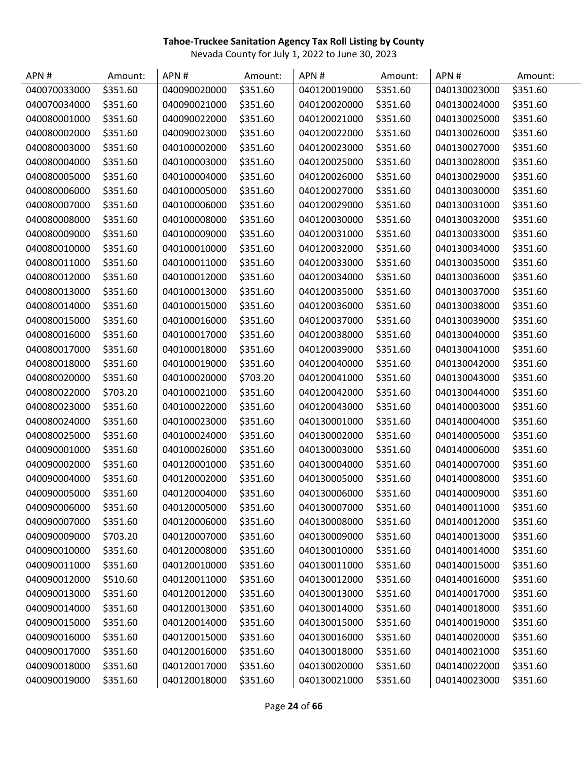**Tahoe-Truckee Sanitation Agency Tax Roll Listing by County**

Nevada County for July 1, 2022 to June 30, 2023

| APN # | Amount: | APN # | Amount: | APN # | Amount: | APN # | Amount: |
|---|---|---|---|---|---|---|---|
| 040070033000 | $351.60 | 040090020000 | $351.60 | 040120019000 | $351.60 | 040130023000 | $351.60 |
| 040070034000 | $351.60 | 040090021000 | $351.60 | 040120020000 | $351.60 | 040130024000 | $351.60 |
| 040080001000 | $351.60 | 040090022000 | $351.60 | 040120021000 | $351.60 | 040130025000 | $351.60 |
| 040080002000 | $351.60 | 040090023000 | $351.60 | 040120022000 | $351.60 | 040130026000 | $351.60 |
| 040080003000 | $351.60 | 040100002000 | $351.60 | 040120023000 | $351.60 | 040130027000 | $351.60 |
| 040080004000 | $351.60 | 040100003000 | $351.60 | 040120025000 | $351.60 | 040130028000 | $351.60 |
| 040080005000 | $351.60 | 040100004000 | $351.60 | 040120026000 | $351.60 | 040130029000 | $351.60 |
| 040080006000 | $351.60 | 040100005000 | $351.60 | 040120027000 | $351.60 | 040130030000 | $351.60 |
| 040080007000 | $351.60 | 040100006000 | $351.60 | 040120029000 | $351.60 | 040130031000 | $351.60 |
| 040080008000 | $351.60 | 040100008000 | $351.60 | 040120030000 | $351.60 | 040130032000 | $351.60 |
| 040080009000 | $351.60 | 040100009000 | $351.60 | 040120031000 | $351.60 | 040130033000 | $351.60 |
| 040080010000 | $351.60 | 040100010000 | $351.60 | 040120032000 | $351.60 | 040130034000 | $351.60 |
| 040080011000 | $351.60 | 040100011000 | $351.60 | 040120033000 | $351.60 | 040130035000 | $351.60 |
| 040080012000 | $351.60 | 040100012000 | $351.60 | 040120034000 | $351.60 | 040130036000 | $351.60 |
| 040080013000 | $351.60 | 040100013000 | $351.60 | 040120035000 | $351.60 | 040130037000 | $351.60 |
| 040080014000 | $351.60 | 040100015000 | $351.60 | 040120036000 | $351.60 | 040130038000 | $351.60 |
| 040080015000 | $351.60 | 040100016000 | $351.60 | 040120037000 | $351.60 | 040130039000 | $351.60 |
| 040080016000 | $351.60 | 040100017000 | $351.60 | 040120038000 | $351.60 | 040130040000 | $351.60 |
| 040080017000 | $351.60 | 040100018000 | $351.60 | 040120039000 | $351.60 | 040130041000 | $351.60 |
| 040080018000 | $351.60 | 040100019000 | $351.60 | 040120040000 | $351.60 | 040130042000 | $351.60 |
| 040080020000 | $351.60 | 040100020000 | $703.20 | 040120041000 | $351.60 | 040130043000 | $351.60 |
| 040080022000 | $703.20 | 040100021000 | $351.60 | 040120042000 | $351.60 | 040130044000 | $351.60 |
| 040080023000 | $351.60 | 040100022000 | $351.60 | 040120043000 | $351.60 | 040140003000 | $351.60 |
| 040080024000 | $351.60 | 040100023000 | $351.60 | 040130001000 | $351.60 | 040140004000 | $351.60 |
| 040080025000 | $351.60 | 040100024000 | $351.60 | 040130002000 | $351.60 | 040140005000 | $351.60 |
| 040090001000 | $351.60 | 040100026000 | $351.60 | 040130003000 | $351.60 | 040140006000 | $351.60 |
| 040090002000 | $351.60 | 040120001000 | $351.60 | 040130004000 | $351.60 | 040140007000 | $351.60 |
| 040090004000 | $351.60 | 040120002000 | $351.60 | 040130005000 | $351.60 | 040140008000 | $351.60 |
| 040090005000 | $351.60 | 040120004000 | $351.60 | 040130006000 | $351.60 | 040140009000 | $351.60 |
| 040090006000 | $351.60 | 040120005000 | $351.60 | 040130007000 | $351.60 | 040140011000 | $351.60 |
| 040090007000 | $351.60 | 040120006000 | $351.60 | 040130008000 | $351.60 | 040140012000 | $351.60 |
| 040090009000 | $703.20 | 040120007000 | $351.60 | 040130009000 | $351.60 | 040140013000 | $351.60 |
| 040090010000 | $351.60 | 040120008000 | $351.60 | 040130010000 | $351.60 | 040140014000 | $351.60 |
| 040090011000 | $351.60 | 040120010000 | $351.60 | 040130011000 | $351.60 | 040140015000 | $351.60 |
| 040090012000 | $510.60 | 040120011000 | $351.60 | 040130012000 | $351.60 | 040140016000 | $351.60 |
| 040090013000 | $351.60 | 040120012000 | $351.60 | 040130013000 | $351.60 | 040140017000 | $351.60 |
| 040090014000 | $351.60 | 040120013000 | $351.60 | 040130014000 | $351.60 | 040140018000 | $351.60 |
| 040090015000 | $351.60 | 040120014000 | $351.60 | 040130015000 | $351.60 | 040140019000 | $351.60 |
| 040090016000 | $351.60 | 040120015000 | $351.60 | 040130016000 | $351.60 | 040140020000 | $351.60 |
| 040090017000 | $351.60 | 040120016000 | $351.60 | 040130018000 | $351.60 | 040140021000 | $351.60 |
| 040090018000 | $351.60 | 040120017000 | $351.60 | 040130020000 | $351.60 | 040140022000 | $351.60 |
| 040090019000 | $351.60 | 040120018000 | $351.60 | 040130021000 | $351.60 | 040140023000 | $351.60 |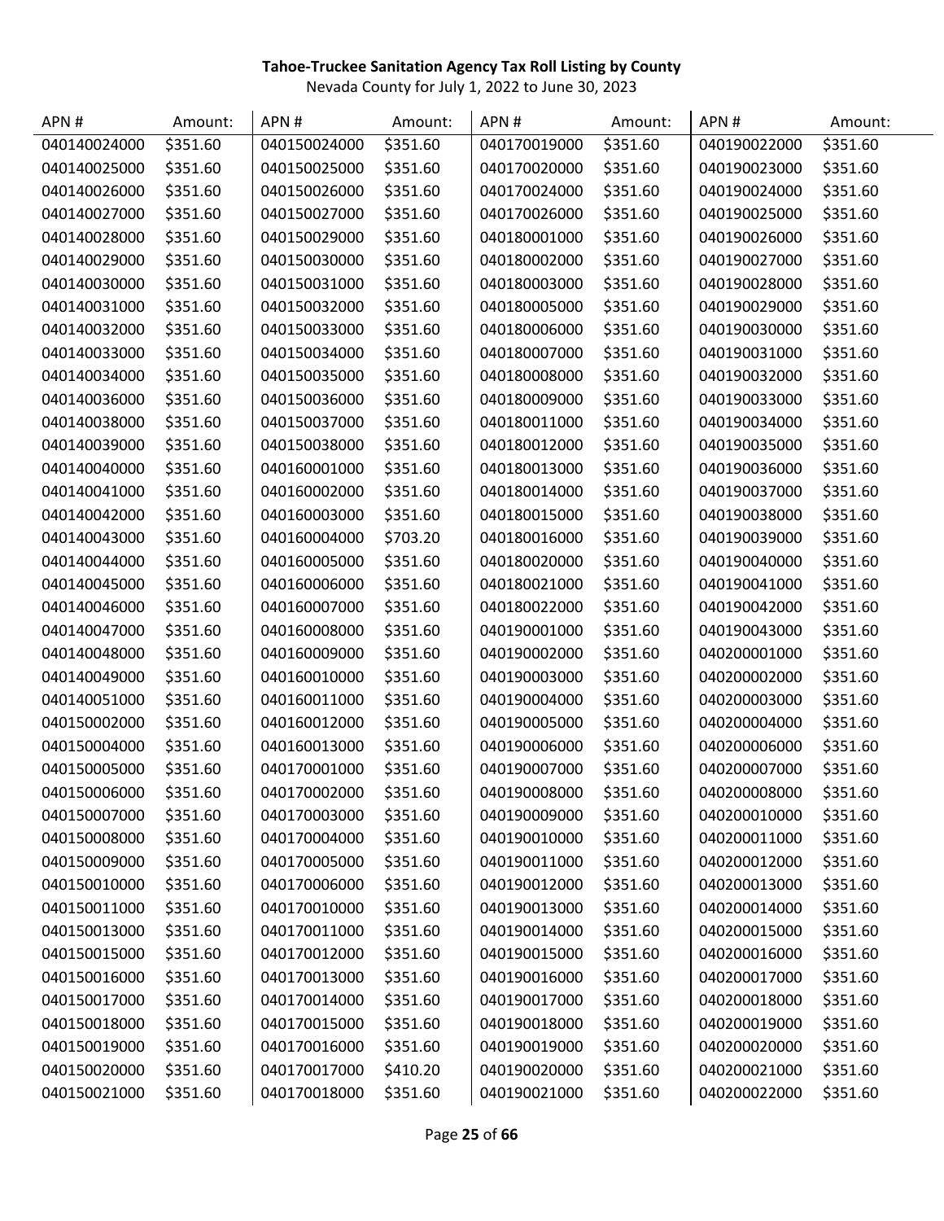**Tahoe-Truckee Sanitation Agency Tax Roll Listing by County**

Nevada County for July 1, 2022 to June 30, 2023

| APN # | Amount: | APN # | Amount: | APN # | Amount: | APN # | Amount: |
|---|---|---|---|---|---|---|---|
| 040140024000 | $351.60 | 040150024000 | $351.60 | 040170019000 | $351.60 | 040190022000 | $351.60 |
| 040140025000 | $351.60 | 040150025000 | $351.60 | 040170020000 | $351.60 | 040190023000 | $351.60 |
| 040140026000 | $351.60 | 040150026000 | $351.60 | 040170024000 | $351.60 | 040190024000 | $351.60 |
| 040140027000 | $351.60 | 040150027000 | $351.60 | 040170026000 | $351.60 | 040190025000 | $351.60 |
| 040140028000 | $351.60 | 040150029000 | $351.60 | 040180001000 | $351.60 | 040190026000 | $351.60 |
| 040140029000 | $351.60 | 040150030000 | $351.60 | 040180002000 | $351.60 | 040190027000 | $351.60 |
| 040140030000 | $351.60 | 040150031000 | $351.60 | 040180003000 | $351.60 | 040190028000 | $351.60 |
| 040140031000 | $351.60 | 040150032000 | $351.60 | 040180005000 | $351.60 | 040190029000 | $351.60 |
| 040140032000 | $351.60 | 040150033000 | $351.60 | 040180006000 | $351.60 | 040190030000 | $351.60 |
| 040140033000 | $351.60 | 040150034000 | $351.60 | 040180007000 | $351.60 | 040190031000 | $351.60 |
| 040140034000 | $351.60 | 040150035000 | $351.60 | 040180008000 | $351.60 | 040190032000 | $351.60 |
| 040140036000 | $351.60 | 040150036000 | $351.60 | 040180009000 | $351.60 | 040190033000 | $351.60 |
| 040140038000 | $351.60 | 040150037000 | $351.60 | 040180011000 | $351.60 | 040190034000 | $351.60 |
| 040140039000 | $351.60 | 040150038000 | $351.60 | 040180012000 | $351.60 | 040190035000 | $351.60 |
| 040140040000 | $351.60 | 040160001000 | $351.60 | 040180013000 | $351.60 | 040190036000 | $351.60 |
| 040140041000 | $351.60 | 040160002000 | $351.60 | 040180014000 | $351.60 | 040190037000 | $351.60 |
| 040140042000 | $351.60 | 040160003000 | $351.60 | 040180015000 | $351.60 | 040190038000 | $351.60 |
| 040140043000 | $351.60 | 040160004000 | $703.20 | 040180016000 | $351.60 | 040190039000 | $351.60 |
| 040140044000 | $351.60 | 040160005000 | $351.60 | 040180020000 | $351.60 | 040190040000 | $351.60 |
| 040140045000 | $351.60 | 040160006000 | $351.60 | 040180021000 | $351.60 | 040190041000 | $351.60 |
| 040140046000 | $351.60 | 040160007000 | $351.60 | 040180022000 | $351.60 | 040190042000 | $351.60 |
| 040140047000 | $351.60 | 040160008000 | $351.60 | 040190001000 | $351.60 | 040190043000 | $351.60 |
| 040140048000 | $351.60 | 040160009000 | $351.60 | 040190002000 | $351.60 | 040200001000 | $351.60 |
| 040140049000 | $351.60 | 040160010000 | $351.60 | 040190003000 | $351.60 | 040200002000 | $351.60 |
| 040140051000 | $351.60 | 040160011000 | $351.60 | 040190004000 | $351.60 | 040200003000 | $351.60 |
| 040150002000 | $351.60 | 040160012000 | $351.60 | 040190005000 | $351.60 | 040200004000 | $351.60 |
| 040150004000 | $351.60 | 040160013000 | $351.60 | 040190006000 | $351.60 | 040200006000 | $351.60 |
| 040150005000 | $351.60 | 040170001000 | $351.60 | 040190007000 | $351.60 | 040200007000 | $351.60 |
| 040150006000 | $351.60 | 040170002000 | $351.60 | 040190008000 | $351.60 | 040200008000 | $351.60 |
| 040150007000 | $351.60 | 040170003000 | $351.60 | 040190009000 | $351.60 | 040200010000 | $351.60 |
| 040150008000 | $351.60 | 040170004000 | $351.60 | 040190010000 | $351.60 | 040200011000 | $351.60 |
| 040150009000 | $351.60 | 040170005000 | $351.60 | 040190011000 | $351.60 | 040200012000 | $351.60 |
| 040150010000 | $351.60 | 040170006000 | $351.60 | 040190012000 | $351.60 | 040200013000 | $351.60 |
| 040150011000 | $351.60 | 040170010000 | $351.60 | 040190013000 | $351.60 | 040200014000 | $351.60 |
| 040150013000 | $351.60 | 040170011000 | $351.60 | 040190014000 | $351.60 | 040200015000 | $351.60 |
| 040150015000 | $351.60 | 040170012000 | $351.60 | 040190015000 | $351.60 | 040200016000 | $351.60 |
| 040150016000 | $351.60 | 040170013000 | $351.60 | 040190016000 | $351.60 | 040200017000 | $351.60 |
| 040150017000 | $351.60 | 040170014000 | $351.60 | 040190017000 | $351.60 | 040200018000 | $351.60 |
| 040150018000 | $351.60 | 040170015000 | $351.60 | 040190018000 | $351.60 | 040200019000 | $351.60 |
| 040150019000 | $351.60 | 040170016000 | $351.60 | 040190019000 | $351.60 | 040200020000 | $351.60 |
| 040150020000 | $351.60 | 040170017000 | $410.20 | 040190020000 | $351.60 | 040200021000 | $351.60 |
| 040150021000 | $351.60 | 040170018000 | $351.60 | 040190021000 | $351.60 | 040200022000 | $351.60 |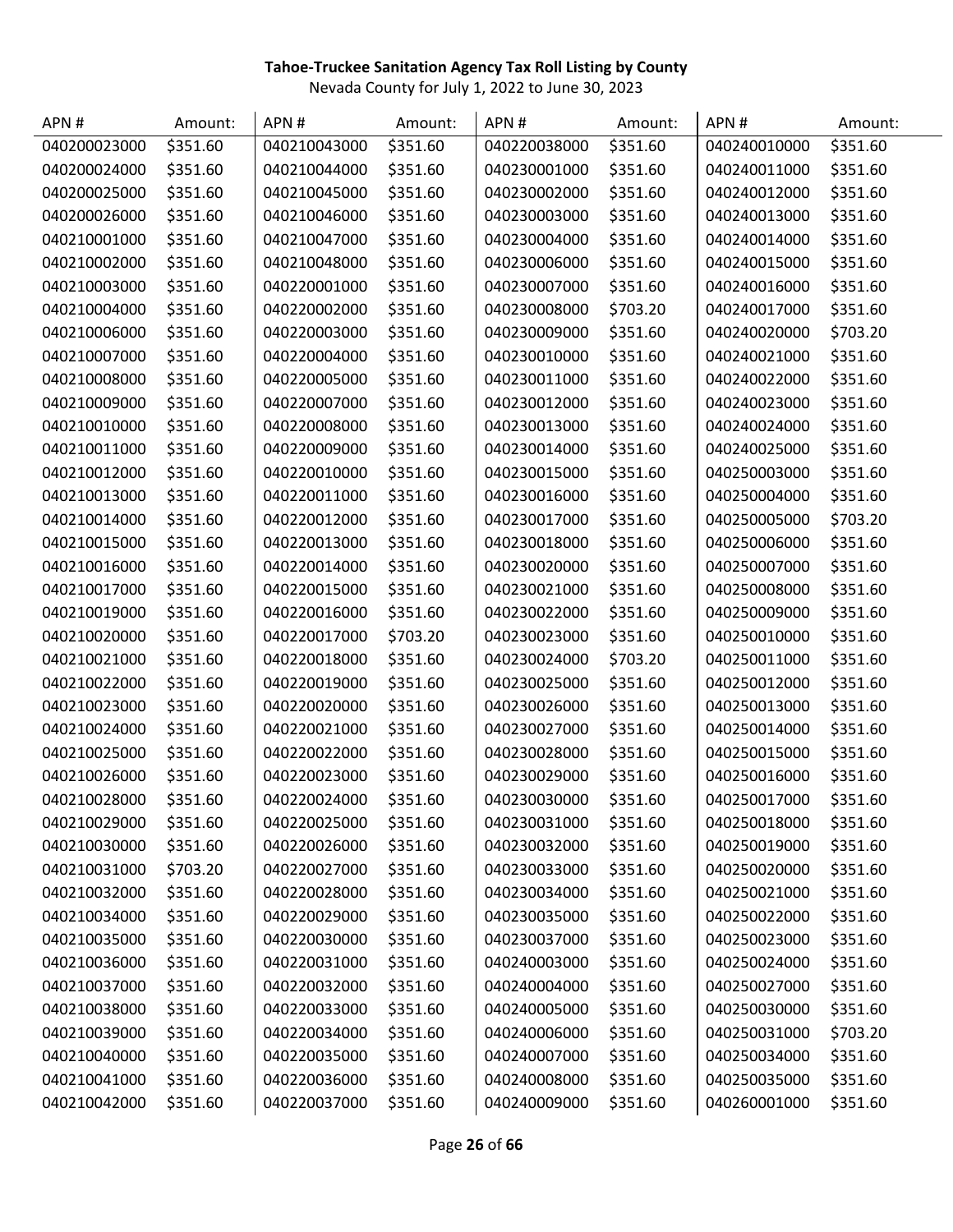**Tahoe-Truckee Sanitation Agency Tax Roll Listing by County**

Nevada County for July 1, 2022 to June 30, 2023

| APN # | Amount: | APN # | Amount: | APN # | Amount: | APN # | Amount: |
|---|---|---|---|---|---|---|---|
| 040200023000 | $351.60 | 040210043000 | $351.60 | 040220038000 | $351.60 | 040240010000 | $351.60 |
| 040200024000 | $351.60 | 040210044000 | $351.60 | 040230001000 | $351.60 | 040240011000 | $351.60 |
| 040200025000 | $351.60 | 040210045000 | $351.60 | 040230002000 | $351.60 | 040240012000 | $351.60 |
| 040200026000 | $351.60 | 040210046000 | $351.60 | 040230003000 | $351.60 | 040240013000 | $351.60 |
| 040210001000 | $351.60 | 040210047000 | $351.60 | 040230004000 | $351.60 | 040240014000 | $351.60 |
| 040210002000 | $351.60 | 040210048000 | $351.60 | 040230006000 | $351.60 | 040240015000 | $351.60 |
| 040210003000 | $351.60 | 040220001000 | $351.60 | 040230007000 | $351.60 | 040240016000 | $351.60 |
| 040210004000 | $351.60 | 040220002000 | $351.60 | 040230008000 | $703.20 | 040240017000 | $351.60 |
| 040210006000 | $351.60 | 040220003000 | $351.60 | 040230009000 | $351.60 | 040240020000 | $703.20 |
| 040210007000 | $351.60 | 040220004000 | $351.60 | 040230010000 | $351.60 | 040240021000 | $351.60 |
| 040210008000 | $351.60 | 040220005000 | $351.60 | 040230011000 | $351.60 | 040240022000 | $351.60 |
| 040210009000 | $351.60 | 040220007000 | $351.60 | 040230012000 | $351.60 | 040240023000 | $351.60 |
| 040210010000 | $351.60 | 040220008000 | $351.60 | 040230013000 | $351.60 | 040240024000 | $351.60 |
| 040210011000 | $351.60 | 040220009000 | $351.60 | 040230014000 | $351.60 | 040240025000 | $351.60 |
| 040210012000 | $351.60 | 040220010000 | $351.60 | 040230015000 | $351.60 | 040250003000 | $351.60 |
| 040210013000 | $351.60 | 040220011000 | $351.60 | 040230016000 | $351.60 | 040250004000 | $351.60 |
| 040210014000 | $351.60 | 040220012000 | $351.60 | 040230017000 | $351.60 | 040250005000 | $703.20 |
| 040210015000 | $351.60 | 040220013000 | $351.60 | 040230018000 | $351.60 | 040250006000 | $351.60 |
| 040210016000 | $351.60 | 040220014000 | $351.60 | 040230020000 | $351.60 | 040250007000 | $351.60 |
| 040210017000 | $351.60 | 040220015000 | $351.60 | 040230021000 | $351.60 | 040250008000 | $351.60 |
| 040210019000 | $351.60 | 040220016000 | $351.60 | 040230022000 | $351.60 | 040250009000 | $351.60 |
| 040210020000 | $351.60 | 040220017000 | $703.20 | 040230023000 | $351.60 | 040250010000 | $351.60 |
| 040210021000 | $351.60 | 040220018000 | $351.60 | 040230024000 | $703.20 | 040250011000 | $351.60 |
| 040210022000 | $351.60 | 040220019000 | $351.60 | 040230025000 | $351.60 | 040250012000 | $351.60 |
| 040210023000 | $351.60 | 040220020000 | $351.60 | 040230026000 | $351.60 | 040250013000 | $351.60 |
| 040210024000 | $351.60 | 040220021000 | $351.60 | 040230027000 | $351.60 | 040250014000 | $351.60 |
| 040210025000 | $351.60 | 040220022000 | $351.60 | 040230028000 | $351.60 | 040250015000 | $351.60 |
| 040210026000 | $351.60 | 040220023000 | $351.60 | 040230029000 | $351.60 | 040250016000 | $351.60 |
| 040210028000 | $351.60 | 040220024000 | $351.60 | 040230030000 | $351.60 | 040250017000 | $351.60 |
| 040210029000 | $351.60 | 040220025000 | $351.60 | 040230031000 | $351.60 | 040250018000 | $351.60 |
| 040210030000 | $351.60 | 040220026000 | $351.60 | 040230032000 | $351.60 | 040250019000 | $351.60 |
| 040210031000 | $703.20 | 040220027000 | $351.60 | 040230033000 | $351.60 | 040250020000 | $351.60 |
| 040210032000 | $351.60 | 040220028000 | $351.60 | 040230034000 | $351.60 | 040250021000 | $351.60 |
| 040210034000 | $351.60 | 040220029000 | $351.60 | 040230035000 | $351.60 | 040250022000 | $351.60 |
| 040210035000 | $351.60 | 040220030000 | $351.60 | 040230037000 | $351.60 | 040250023000 | $351.60 |
| 040210036000 | $351.60 | 040220031000 | $351.60 | 040240003000 | $351.60 | 040250024000 | $351.60 |
| 040210037000 | $351.60 | 040220032000 | $351.60 | 040240004000 | $351.60 | 040250027000 | $351.60 |
| 040210038000 | $351.60 | 040220033000 | $351.60 | 040240005000 | $351.60 | 040250030000 | $351.60 |
| 040210039000 | $351.60 | 040220034000 | $351.60 | 040240006000 | $351.60 | 040250031000 | $703.20 |
| 040210040000 | $351.60 | 040220035000 | $351.60 | 040240007000 | $351.60 | 040250034000 | $351.60 |
| 040210041000 | $351.60 | 040220036000 | $351.60 | 040240008000 | $351.60 | 040250035000 | $351.60 |
| 040210042000 | $351.60 | 040220037000 | $351.60 | 040240009000 | $351.60 | 040260001000 | $351.60 |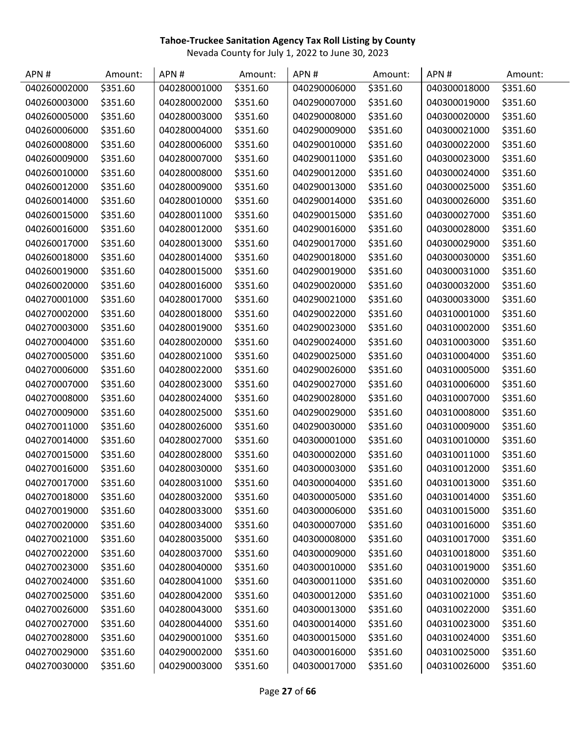**Tahoe-Truckee Sanitation Agency Tax Roll Listing by County**

Nevada County for July 1, 2022 to June 30, 2023

| APN # | Amount: | APN # | Amount: | APN # | Amount: | APN # | Amount: |
|---|---|---|---|---|---|---|---|
| 040260002000 | $351.60 | 040280001000 | $351.60 | 040290006000 | $351.60 | 040300018000 | $351.60 |
| 040260003000 | $351.60 | 040280002000 | $351.60 | 040290007000 | $351.60 | 040300019000 | $351.60 |
| 040260005000 | $351.60 | 040280003000 | $351.60 | 040290008000 | $351.60 | 040300020000 | $351.60 |
| 040260006000 | $351.60 | 040280004000 | $351.60 | 040290009000 | $351.60 | 040300021000 | $351.60 |
| 040260008000 | $351.60 | 040280006000 | $351.60 | 040290010000 | $351.60 | 040300022000 | $351.60 |
| 040260009000 | $351.60 | 040280007000 | $351.60 | 040290011000 | $351.60 | 040300023000 | $351.60 |
| 040260010000 | $351.60 | 040280008000 | $351.60 | 040290012000 | $351.60 | 040300024000 | $351.60 |
| 040260012000 | $351.60 | 040280009000 | $351.60 | 040290013000 | $351.60 | 040300025000 | $351.60 |
| 040260014000 | $351.60 | 040280010000 | $351.60 | 040290014000 | $351.60 | 040300026000 | $351.60 |
| 040260015000 | $351.60 | 040280011000 | $351.60 | 040290015000 | $351.60 | 040300027000 | $351.60 |
| 040260016000 | $351.60 | 040280012000 | $351.60 | 040290016000 | $351.60 | 040300028000 | $351.60 |
| 040260017000 | $351.60 | 040280013000 | $351.60 | 040290017000 | $351.60 | 040300029000 | $351.60 |
| 040260018000 | $351.60 | 040280014000 | $351.60 | 040290018000 | $351.60 | 040300030000 | $351.60 |
| 040260019000 | $351.60 | 040280015000 | $351.60 | 040290019000 | $351.60 | 040300031000 | $351.60 |
| 040260020000 | $351.60 | 040280016000 | $351.60 | 040290020000 | $351.60 | 040300032000 | $351.60 |
| 040270001000 | $351.60 | 040280017000 | $351.60 | 040290021000 | $351.60 | 040300033000 | $351.60 |
| 040270002000 | $351.60 | 040280018000 | $351.60 | 040290022000 | $351.60 | 040310001000 | $351.60 |
| 040270003000 | $351.60 | 040280019000 | $351.60 | 040290023000 | $351.60 | 040310002000 | $351.60 |
| 040270004000 | $351.60 | 040280020000 | $351.60 | 040290024000 | $351.60 | 040310003000 | $351.60 |
| 040270005000 | $351.60 | 040280021000 | $351.60 | 040290025000 | $351.60 | 040310004000 | $351.60 |
| 040270006000 | $351.60 | 040280022000 | $351.60 | 040290026000 | $351.60 | 040310005000 | $351.60 |
| 040270007000 | $351.60 | 040280023000 | $351.60 | 040290027000 | $351.60 | 040310006000 | $351.60 |
| 040270008000 | $351.60 | 040280024000 | $351.60 | 040290028000 | $351.60 | 040310007000 | $351.60 |
| 040270009000 | $351.60 | 040280025000 | $351.60 | 040290029000 | $351.60 | 040310008000 | $351.60 |
| 040270011000 | $351.60 | 040280026000 | $351.60 | 040290030000 | $351.60 | 040310009000 | $351.60 |
| 040270014000 | $351.60 | 040280027000 | $351.60 | 040300001000 | $351.60 | 040310010000 | $351.60 |
| 040270015000 | $351.60 | 040280028000 | $351.60 | 040300002000 | $351.60 | 040310011000 | $351.60 |
| 040270016000 | $351.60 | 040280030000 | $351.60 | 040300003000 | $351.60 | 040310012000 | $351.60 |
| 040270017000 | $351.60 | 040280031000 | $351.60 | 040300004000 | $351.60 | 040310013000 | $351.60 |
| 040270018000 | $351.60 | 040280032000 | $351.60 | 040300005000 | $351.60 | 040310014000 | $351.60 |
| 040270019000 | $351.60 | 040280033000 | $351.60 | 040300006000 | $351.60 | 040310015000 | $351.60 |
| 040270020000 | $351.60 | 040280034000 | $351.60 | 040300007000 | $351.60 | 040310016000 | $351.60 |
| 040270021000 | $351.60 | 040280035000 | $351.60 | 040300008000 | $351.60 | 040310017000 | $351.60 |
| 040270022000 | $351.60 | 040280037000 | $351.60 | 040300009000 | $351.60 | 040310018000 | $351.60 |
| 040270023000 | $351.60 | 040280040000 | $351.60 | 040300010000 | $351.60 | 040310019000 | $351.60 |
| 040270024000 | $351.60 | 040280041000 | $351.60 | 040300011000 | $351.60 | 040310020000 | $351.60 |
| 040270025000 | $351.60 | 040280042000 | $351.60 | 040300012000 | $351.60 | 040310021000 | $351.60 |
| 040270026000 | $351.60 | 040280043000 | $351.60 | 040300013000 | $351.60 | 040310022000 | $351.60 |
| 040270027000 | $351.60 | 040280044000 | $351.60 | 040300014000 | $351.60 | 040310023000 | $351.60 |
| 040270028000 | $351.60 | 040290001000 | $351.60 | 040300015000 | $351.60 | 040310024000 | $351.60 |
| 040270029000 | $351.60 | 040290002000 | $351.60 | 040300016000 | $351.60 | 040310025000 | $351.60 |
| 040270030000 | $351.60 | 040290003000 | $351.60 | 040300017000 | $351.60 | 040310026000 | $351.60 |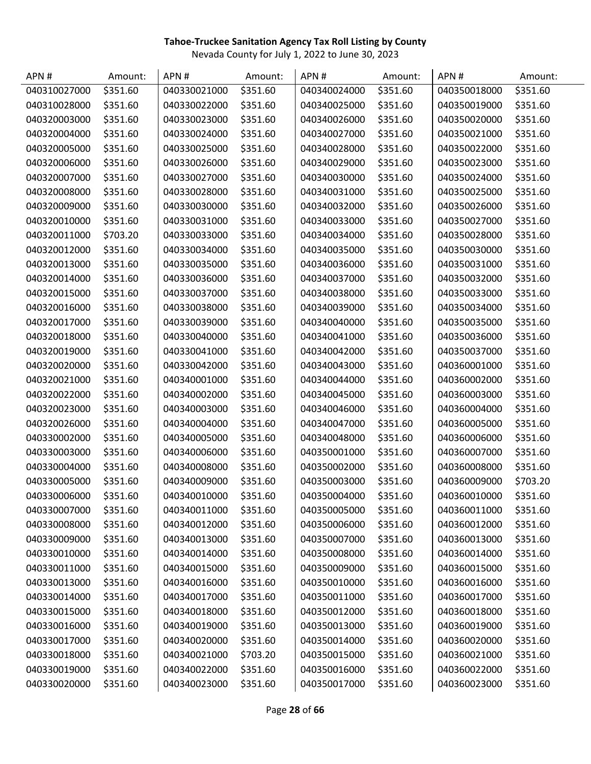**Tahoe-Truckee Sanitation Agency Tax Roll Listing by County**

Nevada County for July 1, 2022 to June 30, 2023

| APN # | Amount: | APN # | Amount: | APN # | Amount: | APN # | Amount: |
|---|---|---|---|---|---|---|---|
| 040310027000 | $351.60 | 040330021000 | $351.60 | 040340024000 | $351.60 | 040350018000 | $351.60 |
| 040310028000 | $351.60 | 040330022000 | $351.60 | 040340025000 | $351.60 | 040350019000 | $351.60 |
| 040320003000 | $351.60 | 040330023000 | $351.60 | 040340026000 | $351.60 | 040350020000 | $351.60 |
| 040320004000 | $351.60 | 040330024000 | $351.60 | 040340027000 | $351.60 | 040350021000 | $351.60 |
| 040320005000 | $351.60 | 040330025000 | $351.60 | 040340028000 | $351.60 | 040350022000 | $351.60 |
| 040320006000 | $351.60 | 040330026000 | $351.60 | 040340029000 | $351.60 | 040350023000 | $351.60 |
| 040320007000 | $351.60 | 040330027000 | $351.60 | 040340030000 | $351.60 | 040350024000 | $351.60 |
| 040320008000 | $351.60 | 040330028000 | $351.60 | 040340031000 | $351.60 | 040350025000 | $351.60 |
| 040320009000 | $351.60 | 040330030000 | $351.60 | 040340032000 | $351.60 | 040350026000 | $351.60 |
| 040320010000 | $351.60 | 040330031000 | $351.60 | 040340033000 | $351.60 | 040350027000 | $351.60 |
| 040320011000 | $703.20 | 040330033000 | $351.60 | 040340034000 | $351.60 | 040350028000 | $351.60 |
| 040320012000 | $351.60 | 040330034000 | $351.60 | 040340035000 | $351.60 | 040350030000 | $351.60 |
| 040320013000 | $351.60 | 040330035000 | $351.60 | 040340036000 | $351.60 | 040350031000 | $351.60 |
| 040320014000 | $351.60 | 040330036000 | $351.60 | 040340037000 | $351.60 | 040350032000 | $351.60 |
| 040320015000 | $351.60 | 040330037000 | $351.60 | 040340038000 | $351.60 | 040350033000 | $351.60 |
| 040320016000 | $351.60 | 040330038000 | $351.60 | 040340039000 | $351.60 | 040350034000 | $351.60 |
| 040320017000 | $351.60 | 040330039000 | $351.60 | 040340040000 | $351.60 | 040350035000 | $351.60 |
| 040320018000 | $351.60 | 040330040000 | $351.60 | 040340041000 | $351.60 | 040350036000 | $351.60 |
| 040320019000 | $351.60 | 040330041000 | $351.60 | 040340042000 | $351.60 | 040350037000 | $351.60 |
| 040320020000 | $351.60 | 040330042000 | $351.60 | 040340043000 | $351.60 | 040360001000 | $351.60 |
| 040320021000 | $351.60 | 040340001000 | $351.60 | 040340044000 | $351.60 | 040360002000 | $351.60 |
| 040320022000 | $351.60 | 040340002000 | $351.60 | 040340045000 | $351.60 | 040360003000 | $351.60 |
| 040320023000 | $351.60 | 040340003000 | $351.60 | 040340046000 | $351.60 | 040360004000 | $351.60 |
| 040320026000 | $351.60 | 040340004000 | $351.60 | 040340047000 | $351.60 | 040360005000 | $351.60 |
| 040330002000 | $351.60 | 040340005000 | $351.60 | 040340048000 | $351.60 | 040360006000 | $351.60 |
| 040330003000 | $351.60 | 040340006000 | $351.60 | 040350001000 | $351.60 | 040360007000 | $351.60 |
| 040330004000 | $351.60 | 040340008000 | $351.60 | 040350002000 | $351.60 | 040360008000 | $351.60 |
| 040330005000 | $351.60 | 040340009000 | $351.60 | 040350003000 | $351.60 | 040360009000 | $703.20 |
| 040330006000 | $351.60 | 040340010000 | $351.60 | 040350004000 | $351.60 | 040360010000 | $351.60 |
| 040330007000 | $351.60 | 040340011000 | $351.60 | 040350005000 | $351.60 | 040360011000 | $351.60 |
| 040330008000 | $351.60 | 040340012000 | $351.60 | 040350006000 | $351.60 | 040360012000 | $351.60 |
| 040330009000 | $351.60 | 040340013000 | $351.60 | 040350007000 | $351.60 | 040360013000 | $351.60 |
| 040330010000 | $351.60 | 040340014000 | $351.60 | 040350008000 | $351.60 | 040360014000 | $351.60 |
| 040330011000 | $351.60 | 040340015000 | $351.60 | 040350009000 | $351.60 | 040360015000 | $351.60 |
| 040330013000 | $351.60 | 040340016000 | $351.60 | 040350010000 | $351.60 | 040360016000 | $351.60 |
| 040330014000 | $351.60 | 040340017000 | $351.60 | 040350011000 | $351.60 | 040360017000 | $351.60 |
| 040330015000 | $351.60 | 040340018000 | $351.60 | 040350012000 | $351.60 | 040360018000 | $351.60 |
| 040330016000 | $351.60 | 040340019000 | $351.60 | 040350013000 | $351.60 | 040360019000 | $351.60 |
| 040330017000 | $351.60 | 040340020000 | $351.60 | 040350014000 | $351.60 | 040360020000 | $351.60 |
| 040330018000 | $351.60 | 040340021000 | $703.20 | 040350015000 | $351.60 | 040360021000 | $351.60 |
| 040330019000 | $351.60 | 040340022000 | $351.60 | 040350016000 | $351.60 | 040360022000 | $351.60 |
| 040330020000 | $351.60 | 040340023000 | $351.60 | 040350017000 | $351.60 | 040360023000 | $351.60 |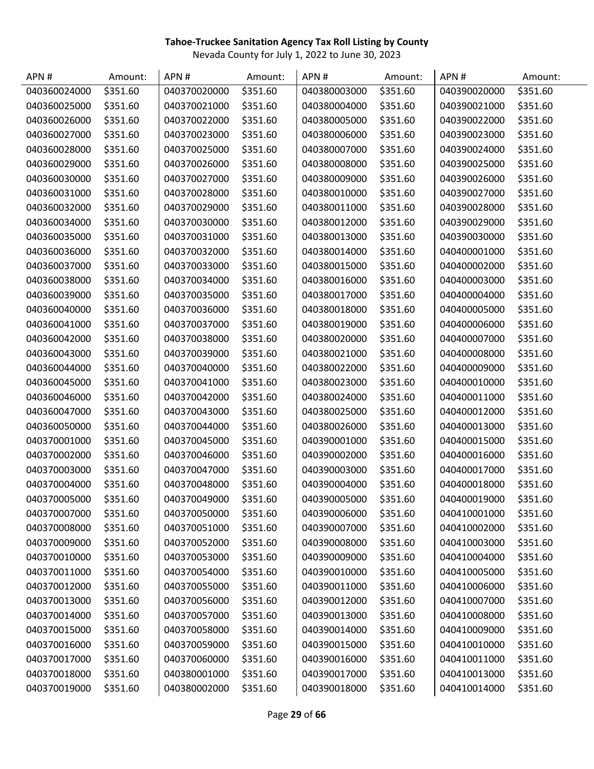**Tahoe-Truckee Sanitation Agency Tax Roll Listing by County**

Nevada County for July 1, 2022 to June 30, 2023

| APN # | Amount: | APN # | Amount: | APN # | Amount: | APN # | Amount: |
|---|---|---|---|---|---|---|---|
| 040360024000 | $351.60 | 040370020000 | $351.60 | 040380003000 | $351.60 | 040390020000 | $351.60 |
| 040360025000 | $351.60 | 040370021000 | $351.60 | 040380004000 | $351.60 | 040390021000 | $351.60 |
| 040360026000 | $351.60 | 040370022000 | $351.60 | 040380005000 | $351.60 | 040390022000 | $351.60 |
| 040360027000 | $351.60 | 040370023000 | $351.60 | 040380006000 | $351.60 | 040390023000 | $351.60 |
| 040360028000 | $351.60 | 040370025000 | $351.60 | 040380007000 | $351.60 | 040390024000 | $351.60 |
| 040360029000 | $351.60 | 040370026000 | $351.60 | 040380008000 | $351.60 | 040390025000 | $351.60 |
| 040360030000 | $351.60 | 040370027000 | $351.60 | 040380009000 | $351.60 | 040390026000 | $351.60 |
| 040360031000 | $351.60 | 040370028000 | $351.60 | 040380010000 | $351.60 | 040390027000 | $351.60 |
| 040360032000 | $351.60 | 040370029000 | $351.60 | 040380011000 | $351.60 | 040390028000 | $351.60 |
| 040360034000 | $351.60 | 040370030000 | $351.60 | 040380012000 | $351.60 | 040390029000 | $351.60 |
| 040360035000 | $351.60 | 040370031000 | $351.60 | 040380013000 | $351.60 | 040390030000 | $351.60 |
| 040360036000 | $351.60 | 040370032000 | $351.60 | 040380014000 | $351.60 | 040400001000 | $351.60 |
| 040360037000 | $351.60 | 040370033000 | $351.60 | 040380015000 | $351.60 | 040400002000 | $351.60 |
| 040360038000 | $351.60 | 040370034000 | $351.60 | 040380016000 | $351.60 | 040400003000 | $351.60 |
| 040360039000 | $351.60 | 040370035000 | $351.60 | 040380017000 | $351.60 | 040400004000 | $351.60 |
| 040360040000 | $351.60 | 040370036000 | $351.60 | 040380018000 | $351.60 | 040400005000 | $351.60 |
| 040360041000 | $351.60 | 040370037000 | $351.60 | 040380019000 | $351.60 | 040400006000 | $351.60 |
| 040360042000 | $351.60 | 040370038000 | $351.60 | 040380020000 | $351.60 | 040400007000 | $351.60 |
| 040360043000 | $351.60 | 040370039000 | $351.60 | 040380021000 | $351.60 | 040400008000 | $351.60 |
| 040360044000 | $351.60 | 040370040000 | $351.60 | 040380022000 | $351.60 | 040400009000 | $351.60 |
| 040360045000 | $351.60 | 040370041000 | $351.60 | 040380023000 | $351.60 | 040400010000 | $351.60 |
| 040360046000 | $351.60 | 040370042000 | $351.60 | 040380024000 | $351.60 | 040400011000 | $351.60 |
| 040360047000 | $351.60 | 040370043000 | $351.60 | 040380025000 | $351.60 | 040400012000 | $351.60 |
| 040360050000 | $351.60 | 040370044000 | $351.60 | 040380026000 | $351.60 | 040400013000 | $351.60 |
| 040370001000 | $351.60 | 040370045000 | $351.60 | 040390001000 | $351.60 | 040400015000 | $351.60 |
| 040370002000 | $351.60 | 040370046000 | $351.60 | 040390002000 | $351.60 | 040400016000 | $351.60 |
| 040370003000 | $351.60 | 040370047000 | $351.60 | 040390003000 | $351.60 | 040400017000 | $351.60 |
| 040370004000 | $351.60 | 040370048000 | $351.60 | 040390004000 | $351.60 | 040400018000 | $351.60 |
| 040370005000 | $351.60 | 040370049000 | $351.60 | 040390005000 | $351.60 | 040400019000 | $351.60 |
| 040370007000 | $351.60 | 040370050000 | $351.60 | 040390006000 | $351.60 | 040410001000 | $351.60 |
| 040370008000 | $351.60 | 040370051000 | $351.60 | 040390007000 | $351.60 | 040410002000 | $351.60 |
| 040370009000 | $351.60 | 040370052000 | $351.60 | 040390008000 | $351.60 | 040410003000 | $351.60 |
| 040370010000 | $351.60 | 040370053000 | $351.60 | 040390009000 | $351.60 | 040410004000 | $351.60 |
| 040370011000 | $351.60 | 040370054000 | $351.60 | 040390010000 | $351.60 | 040410005000 | $351.60 |
| 040370012000 | $351.60 | 040370055000 | $351.60 | 040390011000 | $351.60 | 040410006000 | $351.60 |
| 040370013000 | $351.60 | 040370056000 | $351.60 | 040390012000 | $351.60 | 040410007000 | $351.60 |
| 040370014000 | $351.60 | 040370057000 | $351.60 | 040390013000 | $351.60 | 040410008000 | $351.60 |
| 040370015000 | $351.60 | 040370058000 | $351.60 | 040390014000 | $351.60 | 040410009000 | $351.60 |
| 040370016000 | $351.60 | 040370059000 | $351.60 | 040390015000 | $351.60 | 040410010000 | $351.60 |
| 040370017000 | $351.60 | 040370060000 | $351.60 | 040390016000 | $351.60 | 040410011000 | $351.60 |
| 040370018000 | $351.60 | 040380001000 | $351.60 | 040390017000 | $351.60 | 040410013000 | $351.60 |
| 040370019000 | $351.60 | 040380002000 | $351.60 | 040390018000 | $351.60 | 040410014000 | $351.60 |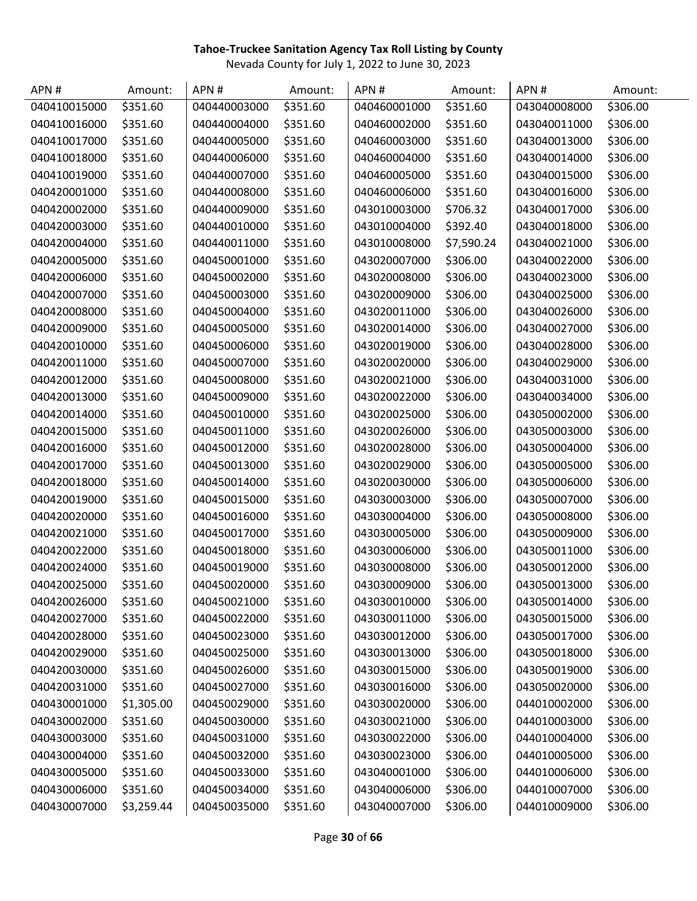**Tahoe-Truckee Sanitation Agency Tax Roll Listing by County**

Nevada County for July 1, 2022 to June 30, 2023

| APN # | Amount: | APN # | Amount: | APN # | Amount: | APN # | Amount: |
|---|---|---|---|---|---|---|---|
| 040410015000 | $351.60 | 040440003000 | $351.60 | 040460001000 | $351.60 | 043040008000 | $306.00 |
| 040410016000 | $351.60 | 040440004000 | $351.60 | 040460002000 | $351.60 | 043040011000 | $306.00 |
| 040410017000 | $351.60 | 040440005000 | $351.60 | 040460003000 | $351.60 | 043040013000 | $306.00 |
| 040410018000 | $351.60 | 040440006000 | $351.60 | 040460004000 | $351.60 | 043040014000 | $306.00 |
| 040410019000 | $351.60 | 040440007000 | $351.60 | 040460005000 | $351.60 | 043040015000 | $306.00 |
| 040420001000 | $351.60 | 040440008000 | $351.60 | 040460006000 | $351.60 | 043040016000 | $306.00 |
| 040420002000 | $351.60 | 040440009000 | $351.60 | 043010003000 | $706.32 | 043040017000 | $306.00 |
| 040420003000 | $351.60 | 040440010000 | $351.60 | 043010004000 | $392.40 | 043040018000 | $306.00 |
| 040420004000 | $351.60 | 040440011000 | $351.60 | 043010008000 | $7,590.24 | 043040021000 | $306.00 |
| 040420005000 | $351.60 | 040450001000 | $351.60 | 043020007000 | $306.00 | 043040022000 | $306.00 |
| 040420006000 | $351.60 | 040450002000 | $351.60 | 043020008000 | $306.00 | 043040023000 | $306.00 |
| 040420007000 | $351.60 | 040450003000 | $351.60 | 043020009000 | $306.00 | 043040025000 | $306.00 |
| 040420008000 | $351.60 | 040450004000 | $351.60 | 043020011000 | $306.00 | 043040026000 | $306.00 |
| 040420009000 | $351.60 | 040450005000 | $351.60 | 043020014000 | $306.00 | 043040027000 | $306.00 |
| 040420010000 | $351.60 | 040450006000 | $351.60 | 043020019000 | $306.00 | 043040028000 | $306.00 |
| 040420011000 | $351.60 | 040450007000 | $351.60 | 043020020000 | $306.00 | 043040029000 | $306.00 |
| 040420012000 | $351.60 | 040450008000 | $351.60 | 043020021000 | $306.00 | 043040031000 | $306.00 |
| 040420013000 | $351.60 | 040450009000 | $351.60 | 043020022000 | $306.00 | 043040034000 | $306.00 |
| 040420014000 | $351.60 | 040450010000 | $351.60 | 043020025000 | $306.00 | 043050002000 | $306.00 |
| 040420015000 | $351.60 | 040450011000 | $351.60 | 043020026000 | $306.00 | 043050003000 | $306.00 |
| 040420016000 | $351.60 | 040450012000 | $351.60 | 043020028000 | $306.00 | 043050004000 | $306.00 |
| 040420017000 | $351.60 | 040450013000 | $351.60 | 043020029000 | $306.00 | 043050005000 | $306.00 |
| 040420018000 | $351.60 | 040450014000 | $351.60 | 043020030000 | $306.00 | 043050006000 | $306.00 |
| 040420019000 | $351.60 | 040450015000 | $351.60 | 043030003000 | $306.00 | 043050007000 | $306.00 |
| 040420020000 | $351.60 | 040450016000 | $351.60 | 043030004000 | $306.00 | 043050008000 | $306.00 |
| 040420021000 | $351.60 | 040450017000 | $351.60 | 043030005000 | $306.00 | 043050009000 | $306.00 |
| 040420022000 | $351.60 | 040450018000 | $351.60 | 043030006000 | $306.00 | 043050011000 | $306.00 |
| 040420024000 | $351.60 | 040450019000 | $351.60 | 043030008000 | $306.00 | 043050012000 | $306.00 |
| 040420025000 | $351.60 | 040450020000 | $351.60 | 043030009000 | $306.00 | 043050013000 | $306.00 |
| 040420026000 | $351.60 | 040450021000 | $351.60 | 043030010000 | $306.00 | 043050014000 | $306.00 |
| 040420027000 | $351.60 | 040450022000 | $351.60 | 043030011000 | $306.00 | 043050015000 | $306.00 |
| 040420028000 | $351.60 | 040450023000 | $351.60 | 043030012000 | $306.00 | 043050017000 | $306.00 |
| 040420029000 | $351.60 | 040450025000 | $351.60 | 043030013000 | $306.00 | 043050018000 | $306.00 |
| 040420030000 | $351.60 | 040450026000 | $351.60 | 043030015000 | $306.00 | 043050019000 | $306.00 |
| 040420031000 | $351.60 | 040450027000 | $351.60 | 043030016000 | $306.00 | 043050020000 | $306.00 |
| 040430001000 | $1,305.00 | 040450029000 | $351.60 | 043030020000 | $306.00 | 044010002000 | $306.00 |
| 040430002000 | $351.60 | 040450030000 | $351.60 | 043030021000 | $306.00 | 044010003000 | $306.00 |
| 040430003000 | $351.60 | 040450031000 | $351.60 | 043030022000 | $306.00 | 044010004000 | $306.00 |
| 040430004000 | $351.60 | 040450032000 | $351.60 | 043030023000 | $306.00 | 044010005000 | $306.00 |
| 040430005000 | $351.60 | 040450033000 | $351.60 | 043040001000 | $306.00 | 044010006000 | $306.00 |
| 040430006000 | $351.60 | 040450034000 | $351.60 | 043040006000 | $306.00 | 044010007000 | $306.00 |
| 040430007000 | $3,259.44 | 040450035000 | $351.60 | 043040007000 | $306.00 | 044010009000 | $306.00 |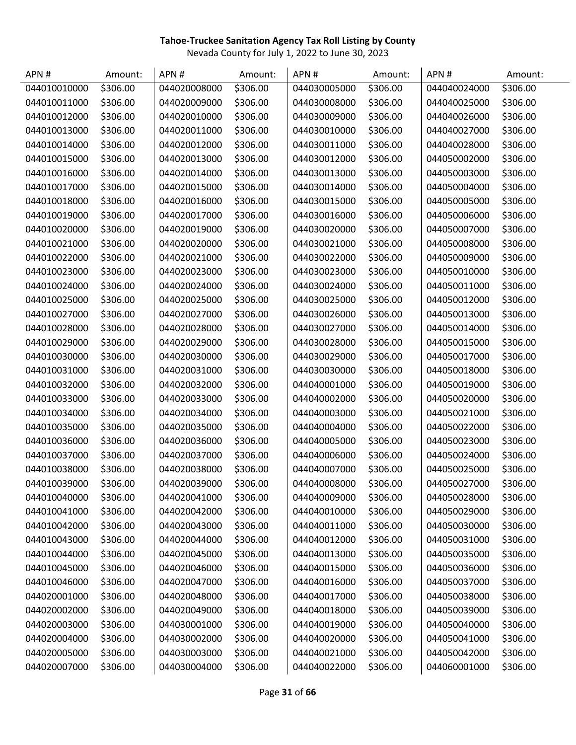**Tahoe-Truckee Sanitation Agency Tax Roll Listing by County**

Nevada County for July 1, 2022 to June 30, 2023

| APN # | Amount: | APN # | Amount: | APN # | Amount: | APN # | Amount: |
|---|---|---|---|---|---|---|---|
| 044010010000 | $306.00 | 044020008000 | $306.00 | 044030005000 | $306.00 | 044040024000 | $306.00 |
| 044010011000 | $306.00 | 044020009000 | $306.00 | 044030008000 | $306.00 | 044040025000 | $306.00 |
| 044010012000 | $306.00 | 044020010000 | $306.00 | 044030009000 | $306.00 | 044040026000 | $306.00 |
| 044010013000 | $306.00 | 044020011000 | $306.00 | 044030010000 | $306.00 | 044040027000 | $306.00 |
| 044010014000 | $306.00 | 044020012000 | $306.00 | 044030011000 | $306.00 | 044040028000 | $306.00 |
| 044010015000 | $306.00 | 044020013000 | $306.00 | 044030012000 | $306.00 | 044050002000 | $306.00 |
| 044010016000 | $306.00 | 044020014000 | $306.00 | 044030013000 | $306.00 | 044050003000 | $306.00 |
| 044010017000 | $306.00 | 044020015000 | $306.00 | 044030014000 | $306.00 | 044050004000 | $306.00 |
| 044010018000 | $306.00 | 044020016000 | $306.00 | 044030015000 | $306.00 | 044050005000 | $306.00 |
| 044010019000 | $306.00 | 044020017000 | $306.00 | 044030016000 | $306.00 | 044050006000 | $306.00 |
| 044010020000 | $306.00 | 044020019000 | $306.00 | 044030020000 | $306.00 | 044050007000 | $306.00 |
| 044010021000 | $306.00 | 044020020000 | $306.00 | 044030021000 | $306.00 | 044050008000 | $306.00 |
| 044010022000 | $306.00 | 044020021000 | $306.00 | 044030022000 | $306.00 | 044050009000 | $306.00 |
| 044010023000 | $306.00 | 044020023000 | $306.00 | 044030023000 | $306.00 | 044050010000 | $306.00 |
| 044010024000 | $306.00 | 044020024000 | $306.00 | 044030024000 | $306.00 | 044050011000 | $306.00 |
| 044010025000 | $306.00 | 044020025000 | $306.00 | 044030025000 | $306.00 | 044050012000 | $306.00 |
| 044010027000 | $306.00 | 044020027000 | $306.00 | 044030026000 | $306.00 | 044050013000 | $306.00 |
| 044010028000 | $306.00 | 044020028000 | $306.00 | 044030027000 | $306.00 | 044050014000 | $306.00 |
| 044010029000 | $306.00 | 044020029000 | $306.00 | 044030028000 | $306.00 | 044050015000 | $306.00 |
| 044010030000 | $306.00 | 044020030000 | $306.00 | 044030029000 | $306.00 | 044050017000 | $306.00 |
| 044010031000 | $306.00 | 044020031000 | $306.00 | 044030030000 | $306.00 | 044050018000 | $306.00 |
| 044010032000 | $306.00 | 044020032000 | $306.00 | 044040001000 | $306.00 | 044050019000 | $306.00 |
| 044010033000 | $306.00 | 044020033000 | $306.00 | 044040002000 | $306.00 | 044050020000 | $306.00 |
| 044010034000 | $306.00 | 044020034000 | $306.00 | 044040003000 | $306.00 | 044050021000 | $306.00 |
| 044010035000 | $306.00 | 044020035000 | $306.00 | 044040004000 | $306.00 | 044050022000 | $306.00 |
| 044010036000 | $306.00 | 044020036000 | $306.00 | 044040005000 | $306.00 | 044050023000 | $306.00 |
| 044010037000 | $306.00 | 044020037000 | $306.00 | 044040006000 | $306.00 | 044050024000 | $306.00 |
| 044010038000 | $306.00 | 044020038000 | $306.00 | 044040007000 | $306.00 | 044050025000 | $306.00 |
| 044010039000 | $306.00 | 044020039000 | $306.00 | 044040008000 | $306.00 | 044050027000 | $306.00 |
| 044010040000 | $306.00 | 044020041000 | $306.00 | 044040009000 | $306.00 | 044050028000 | $306.00 |
| 044010041000 | $306.00 | 044020042000 | $306.00 | 044040010000 | $306.00 | 044050029000 | $306.00 |
| 044010042000 | $306.00 | 044020043000 | $306.00 | 044040011000 | $306.00 | 044050030000 | $306.00 |
| 044010043000 | $306.00 | 044020044000 | $306.00 | 044040012000 | $306.00 | 044050031000 | $306.00 |
| 044010044000 | $306.00 | 044020045000 | $306.00 | 044040013000 | $306.00 | 044050035000 | $306.00 |
| 044010045000 | $306.00 | 044020046000 | $306.00 | 044040015000 | $306.00 | 044050036000 | $306.00 |
| 044010046000 | $306.00 | 044020047000 | $306.00 | 044040016000 | $306.00 | 044050037000 | $306.00 |
| 044020001000 | $306.00 | 044020048000 | $306.00 | 044040017000 | $306.00 | 044050038000 | $306.00 |
| 044020002000 | $306.00 | 044020049000 | $306.00 | 044040018000 | $306.00 | 044050039000 | $306.00 |
| 044020003000 | $306.00 | 044030001000 | $306.00 | 044040019000 | $306.00 | 044050040000 | $306.00 |
| 044020004000 | $306.00 | 044030002000 | $306.00 | 044040020000 | $306.00 | 044050041000 | $306.00 |
| 044020005000 | $306.00 | 044030003000 | $306.00 | 044040021000 | $306.00 | 044050042000 | $306.00 |
| 044020007000 | $306.00 | 044030004000 | $306.00 | 044040022000 | $306.00 | 044060001000 | $306.00 |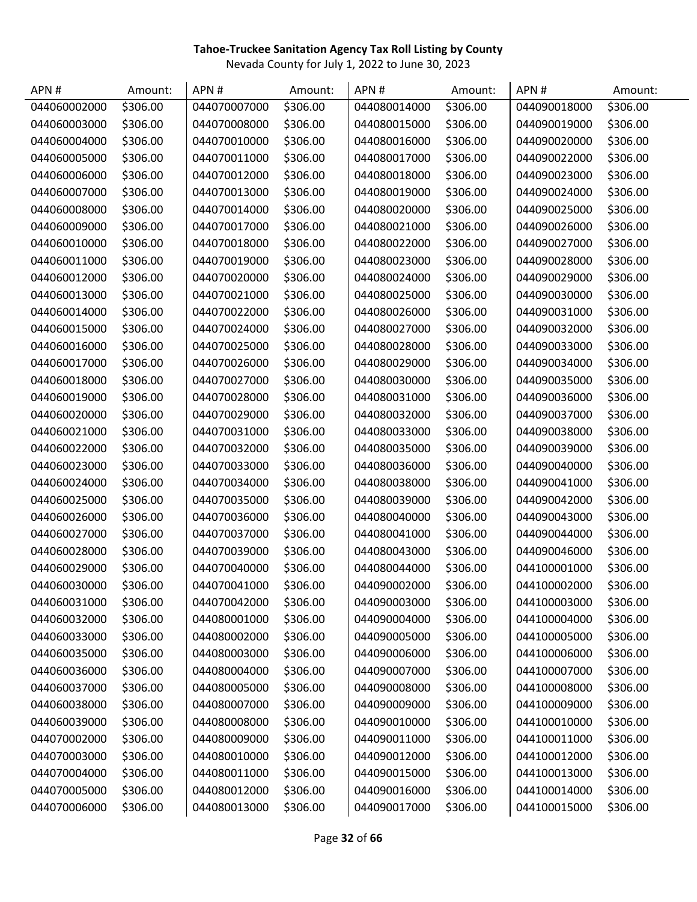**Tahoe-Truckee Sanitation Agency Tax Roll Listing by County**

Nevada County for July 1, 2022 to June 30, 2023

| APN # | Amount: | APN # | Amount: | APN # | Amount: | APN # | Amount: |
|---|---|---|---|---|---|---|---|
| 044060002000 | $306.00 | 044070007000 | $306.00 | 044080014000 | $306.00 | 044090018000 | $306.00 |
| 044060003000 | $306.00 | 044070008000 | $306.00 | 044080015000 | $306.00 | 044090019000 | $306.00 |
| 044060004000 | $306.00 | 044070010000 | $306.00 | 044080016000 | $306.00 | 044090020000 | $306.00 |
| 044060005000 | $306.00 | 044070011000 | $306.00 | 044080017000 | $306.00 | 044090022000 | $306.00 |
| 044060006000 | $306.00 | 044070012000 | $306.00 | 044080018000 | $306.00 | 044090023000 | $306.00 |
| 044060007000 | $306.00 | 044070013000 | $306.00 | 044080019000 | $306.00 | 044090024000 | $306.00 |
| 044060008000 | $306.00 | 044070014000 | $306.00 | 044080020000 | $306.00 | 044090025000 | $306.00 |
| 044060009000 | $306.00 | 044070017000 | $306.00 | 044080021000 | $306.00 | 044090026000 | $306.00 |
| 044060010000 | $306.00 | 044070018000 | $306.00 | 044080022000 | $306.00 | 044090027000 | $306.00 |
| 044060011000 | $306.00 | 044070019000 | $306.00 | 044080023000 | $306.00 | 044090028000 | $306.00 |
| 044060012000 | $306.00 | 044070020000 | $306.00 | 044080024000 | $306.00 | 044090029000 | $306.00 |
| 044060013000 | $306.00 | 044070021000 | $306.00 | 044080025000 | $306.00 | 044090030000 | $306.00 |
| 044060014000 | $306.00 | 044070022000 | $306.00 | 044080026000 | $306.00 | 044090031000 | $306.00 |
| 044060015000 | $306.00 | 044070024000 | $306.00 | 044080027000 | $306.00 | 044090032000 | $306.00 |
| 044060016000 | $306.00 | 044070025000 | $306.00 | 044080028000 | $306.00 | 044090033000 | $306.00 |
| 044060017000 | $306.00 | 044070026000 | $306.00 | 044080029000 | $306.00 | 044090034000 | $306.00 |
| 044060018000 | $306.00 | 044070027000 | $306.00 | 044080030000 | $306.00 | 044090035000 | $306.00 |
| 044060019000 | $306.00 | 044070028000 | $306.00 | 044080031000 | $306.00 | 044090036000 | $306.00 |
| 044060020000 | $306.00 | 044070029000 | $306.00 | 044080032000 | $306.00 | 044090037000 | $306.00 |
| 044060021000 | $306.00 | 044070031000 | $306.00 | 044080033000 | $306.00 | 044090038000 | $306.00 |
| 044060022000 | $306.00 | 044070032000 | $306.00 | 044080035000 | $306.00 | 044090039000 | $306.00 |
| 044060023000 | $306.00 | 044070033000 | $306.00 | 044080036000 | $306.00 | 044090040000 | $306.00 |
| 044060024000 | $306.00 | 044070034000 | $306.00 | 044080038000 | $306.00 | 044090041000 | $306.00 |
| 044060025000 | $306.00 | 044070035000 | $306.00 | 044080039000 | $306.00 | 044090042000 | $306.00 |
| 044060026000 | $306.00 | 044070036000 | $306.00 | 044080040000 | $306.00 | 044090043000 | $306.00 |
| 044060027000 | $306.00 | 044070037000 | $306.00 | 044080041000 | $306.00 | 044090044000 | $306.00 |
| 044060028000 | $306.00 | 044070039000 | $306.00 | 044080043000 | $306.00 | 044090046000 | $306.00 |
| 044060029000 | $306.00 | 044070040000 | $306.00 | 044080044000 | $306.00 | 044100001000 | $306.00 |
| 044060030000 | $306.00 | 044070041000 | $306.00 | 044090002000 | $306.00 | 044100002000 | $306.00 |
| 044060031000 | $306.00 | 044070042000 | $306.00 | 044090003000 | $306.00 | 044100003000 | $306.00 |
| 044060032000 | $306.00 | 044080001000 | $306.00 | 044090004000 | $306.00 | 044100004000 | $306.00 |
| 044060033000 | $306.00 | 044080002000 | $306.00 | 044090005000 | $306.00 | 044100005000 | $306.00 |
| 044060035000 | $306.00 | 044080003000 | $306.00 | 044090006000 | $306.00 | 044100006000 | $306.00 |
| 044060036000 | $306.00 | 044080004000 | $306.00 | 044090007000 | $306.00 | 044100007000 | $306.00 |
| 044060037000 | $306.00 | 044080005000 | $306.00 | 044090008000 | $306.00 | 044100008000 | $306.00 |
| 044060038000 | $306.00 | 044080007000 | $306.00 | 044090009000 | $306.00 | 044100009000 | $306.00 |
| 044060039000 | $306.00 | 044080008000 | $306.00 | 044090010000 | $306.00 | 044100010000 | $306.00 |
| 044070002000 | $306.00 | 044080009000 | $306.00 | 044090011000 | $306.00 | 044100011000 | $306.00 |
| 044070003000 | $306.00 | 044080010000 | $306.00 | 044090012000 | $306.00 | 044100012000 | $306.00 |
| 044070004000 | $306.00 | 044080011000 | $306.00 | 044090015000 | $306.00 | 044100013000 | $306.00 |
| 044070005000 | $306.00 | 044080012000 | $306.00 | 044090016000 | $306.00 | 044100014000 | $306.00 |
| 044070006000 | $306.00 | 044080013000 | $306.00 | 044090017000 | $306.00 | 044100015000 | $306.00 |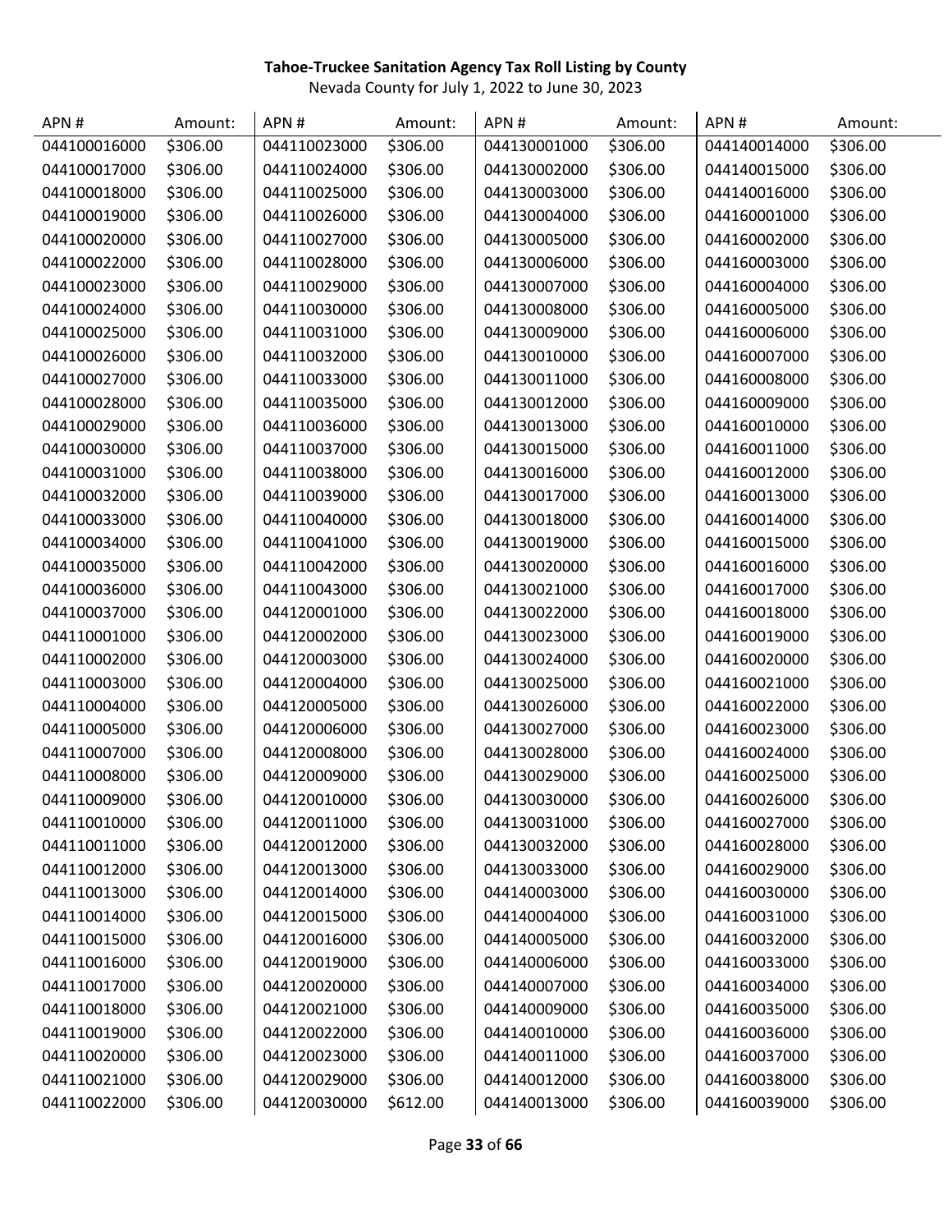**Tahoe-Truckee Sanitation Agency Tax Roll Listing by County**

Nevada County for July 1, 2022 to June 30, 2023

| APN # | Amount: | APN # | Amount: | APN # | Amount: | APN # | Amount: |
|---|---|---|---|---|---|---|---|
| 044100016000 | $306.00 | 044110023000 | $306.00 | 044130001000 | $306.00 | 044140014000 | $306.00 |
| 044100017000 | $306.00 | 044110024000 | $306.00 | 044130002000 | $306.00 | 044140015000 | $306.00 |
| 044100018000 | $306.00 | 044110025000 | $306.00 | 044130003000 | $306.00 | 044140016000 | $306.00 |
| 044100019000 | $306.00 | 044110026000 | $306.00 | 044130004000 | $306.00 | 044160001000 | $306.00 |
| 044100020000 | $306.00 | 044110027000 | $306.00 | 044130005000 | $306.00 | 044160002000 | $306.00 |
| 044100022000 | $306.00 | 044110028000 | $306.00 | 044130006000 | $306.00 | 044160003000 | $306.00 |
| 044100023000 | $306.00 | 044110029000 | $306.00 | 044130007000 | $306.00 | 044160004000 | $306.00 |
| 044100024000 | $306.00 | 044110030000 | $306.00 | 044130008000 | $306.00 | 044160005000 | $306.00 |
| 044100025000 | $306.00 | 044110031000 | $306.00 | 044130009000 | $306.00 | 044160006000 | $306.00 |
| 044100026000 | $306.00 | 044110032000 | $306.00 | 044130010000 | $306.00 | 044160007000 | $306.00 |
| 044100027000 | $306.00 | 044110033000 | $306.00 | 044130011000 | $306.00 | 044160008000 | $306.00 |
| 044100028000 | $306.00 | 044110035000 | $306.00 | 044130012000 | $306.00 | 044160009000 | $306.00 |
| 044100029000 | $306.00 | 044110036000 | $306.00 | 044130013000 | $306.00 | 044160010000 | $306.00 |
| 044100030000 | $306.00 | 044110037000 | $306.00 | 044130015000 | $306.00 | 044160011000 | $306.00 |
| 044100031000 | $306.00 | 044110038000 | $306.00 | 044130016000 | $306.00 | 044160012000 | $306.00 |
| 044100032000 | $306.00 | 044110039000 | $306.00 | 044130017000 | $306.00 | 044160013000 | $306.00 |
| 044100033000 | $306.00 | 044110040000 | $306.00 | 044130018000 | $306.00 | 044160014000 | $306.00 |
| 044100034000 | $306.00 | 044110041000 | $306.00 | 044130019000 | $306.00 | 044160015000 | $306.00 |
| 044100035000 | $306.00 | 044110042000 | $306.00 | 044130020000 | $306.00 | 044160016000 | $306.00 |
| 044100036000 | $306.00 | 044110043000 | $306.00 | 044130021000 | $306.00 | 044160017000 | $306.00 |
| 044100037000 | $306.00 | 044120001000 | $306.00 | 044130022000 | $306.00 | 044160018000 | $306.00 |
| 044110001000 | $306.00 | 044120002000 | $306.00 | 044130023000 | $306.00 | 044160019000 | $306.00 |
| 044110002000 | $306.00 | 044120003000 | $306.00 | 044130024000 | $306.00 | 044160020000 | $306.00 |
| 044110003000 | $306.00 | 044120004000 | $306.00 | 044130025000 | $306.00 | 044160021000 | $306.00 |
| 044110004000 | $306.00 | 044120005000 | $306.00 | 044130026000 | $306.00 | 044160022000 | $306.00 |
| 044110005000 | $306.00 | 044120006000 | $306.00 | 044130027000 | $306.00 | 044160023000 | $306.00 |
| 044110007000 | $306.00 | 044120008000 | $306.00 | 044130028000 | $306.00 | 044160024000 | $306.00 |
| 044110008000 | $306.00 | 044120009000 | $306.00 | 044130029000 | $306.00 | 044160025000 | $306.00 |
| 044110009000 | $306.00 | 044120010000 | $306.00 | 044130030000 | $306.00 | 044160026000 | $306.00 |
| 044110010000 | $306.00 | 044120011000 | $306.00 | 044130031000 | $306.00 | 044160027000 | $306.00 |
| 044110011000 | $306.00 | 044120012000 | $306.00 | 044130032000 | $306.00 | 044160028000 | $306.00 |
| 044110012000 | $306.00 | 044120013000 | $306.00 | 044130033000 | $306.00 | 044160029000 | $306.00 |
| 044110013000 | $306.00 | 044120014000 | $306.00 | 044140003000 | $306.00 | 044160030000 | $306.00 |
| 044110014000 | $306.00 | 044120015000 | $306.00 | 044140004000 | $306.00 | 044160031000 | $306.00 |
| 044110015000 | $306.00 | 044120016000 | $306.00 | 044140005000 | $306.00 | 044160032000 | $306.00 |
| 044110016000 | $306.00 | 044120019000 | $306.00 | 044140006000 | $306.00 | 044160033000 | $306.00 |
| 044110017000 | $306.00 | 044120020000 | $306.00 | 044140007000 | $306.00 | 044160034000 | $306.00 |
| 044110018000 | $306.00 | 044120021000 | $306.00 | 044140009000 | $306.00 | 044160035000 | $306.00 |
| 044110019000 | $306.00 | 044120022000 | $306.00 | 044140010000 | $306.00 | 044160036000 | $306.00 |
| 044110020000 | $306.00 | 044120023000 | $306.00 | 044140011000 | $306.00 | 044160037000 | $306.00 |
| 044110021000 | $306.00 | 044120029000 | $306.00 | 044140012000 | $306.00 | 044160038000 | $306.00 |
| 044110022000 | $306.00 | 044120030000 | $612.00 | 044140013000 | $306.00 | 044160039000 | $306.00 |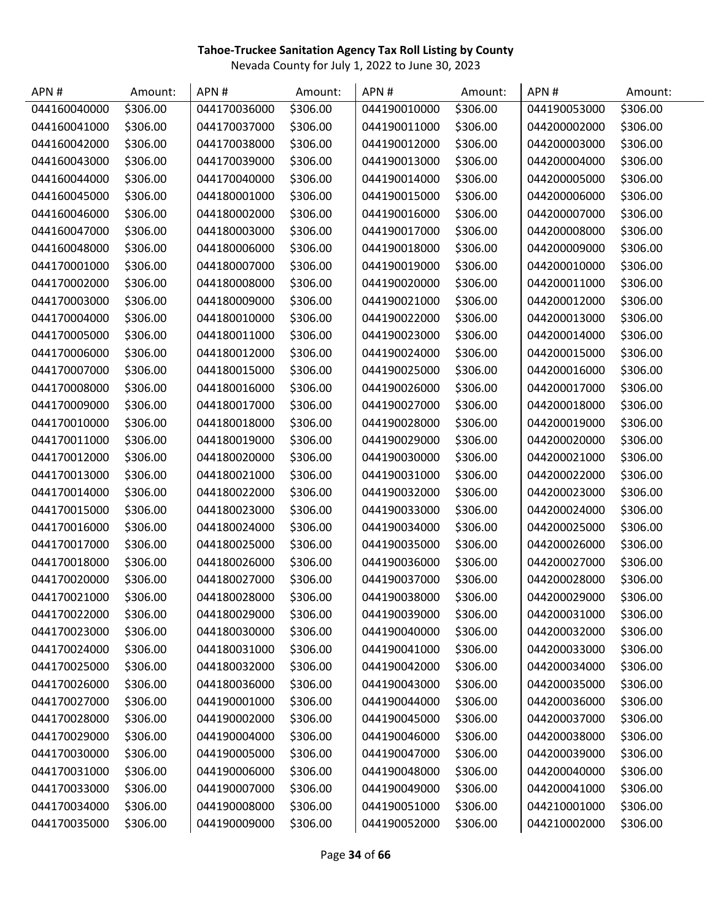**Tahoe-Truckee Sanitation Agency Tax Roll Listing by County**

Nevada County for July 1, 2022 to June 30, 2023

| APN # | Amount: | APN # | Amount: | APN # | Amount: | APN # | Amount: |
|---|---|---|---|---|---|---|---|
| 044160040000 | $306.00 | 044170036000 | $306.00 | 044190010000 | $306.00 | 044190053000 | $306.00 |
| 044160041000 | $306.00 | 044170037000 | $306.00 | 044190011000 | $306.00 | 044200002000 | $306.00 |
| 044160042000 | $306.00 | 044170038000 | $306.00 | 044190012000 | $306.00 | 044200003000 | $306.00 |
| 044160043000 | $306.00 | 044170039000 | $306.00 | 044190013000 | $306.00 | 044200004000 | $306.00 |
| 044160044000 | $306.00 | 044170040000 | $306.00 | 044190014000 | $306.00 | 044200005000 | $306.00 |
| 044160045000 | $306.00 | 044180001000 | $306.00 | 044190015000 | $306.00 | 044200006000 | $306.00 |
| 044160046000 | $306.00 | 044180002000 | $306.00 | 044190016000 | $306.00 | 044200007000 | $306.00 |
| 044160047000 | $306.00 | 044180003000 | $306.00 | 044190017000 | $306.00 | 044200008000 | $306.00 |
| 044160048000 | $306.00 | 044180006000 | $306.00 | 044190018000 | $306.00 | 044200009000 | $306.00 |
| 044170001000 | $306.00 | 044180007000 | $306.00 | 044190019000 | $306.00 | 044200010000 | $306.00 |
| 044170002000 | $306.00 | 044180008000 | $306.00 | 044190020000 | $306.00 | 044200011000 | $306.00 |
| 044170003000 | $306.00 | 044180009000 | $306.00 | 044190021000 | $306.00 | 044200012000 | $306.00 |
| 044170004000 | $306.00 | 044180010000 | $306.00 | 044190022000 | $306.00 | 044200013000 | $306.00 |
| 044170005000 | $306.00 | 044180011000 | $306.00 | 044190023000 | $306.00 | 044200014000 | $306.00 |
| 044170006000 | $306.00 | 044180012000 | $306.00 | 044190024000 | $306.00 | 044200015000 | $306.00 |
| 044170007000 | $306.00 | 044180015000 | $306.00 | 044190025000 | $306.00 | 044200016000 | $306.00 |
| 044170008000 | $306.00 | 044180016000 | $306.00 | 044190026000 | $306.00 | 044200017000 | $306.00 |
| 044170009000 | $306.00 | 044180017000 | $306.00 | 044190027000 | $306.00 | 044200018000 | $306.00 |
| 044170010000 | $306.00 | 044180018000 | $306.00 | 044190028000 | $306.00 | 044200019000 | $306.00 |
| 044170011000 | $306.00 | 044180019000 | $306.00 | 044190029000 | $306.00 | 044200020000 | $306.00 |
| 044170012000 | $306.00 | 044180020000 | $306.00 | 044190030000 | $306.00 | 044200021000 | $306.00 |
| 044170013000 | $306.00 | 044180021000 | $306.00 | 044190031000 | $306.00 | 044200022000 | $306.00 |
| 044170014000 | $306.00 | 044180022000 | $306.00 | 044190032000 | $306.00 | 044200023000 | $306.00 |
| 044170015000 | $306.00 | 044180023000 | $306.00 | 044190033000 | $306.00 | 044200024000 | $306.00 |
| 044170016000 | $306.00 | 044180024000 | $306.00 | 044190034000 | $306.00 | 044200025000 | $306.00 |
| 044170017000 | $306.00 | 044180025000 | $306.00 | 044190035000 | $306.00 | 044200026000 | $306.00 |
| 044170018000 | $306.00 | 044180026000 | $306.00 | 044190036000 | $306.00 | 044200027000 | $306.00 |
| 044170020000 | $306.00 | 044180027000 | $306.00 | 044190037000 | $306.00 | 044200028000 | $306.00 |
| 044170021000 | $306.00 | 044180028000 | $306.00 | 044190038000 | $306.00 | 044200029000 | $306.00 |
| 044170022000 | $306.00 | 044180029000 | $306.00 | 044190039000 | $306.00 | 044200031000 | $306.00 |
| 044170023000 | $306.00 | 044180030000 | $306.00 | 044190040000 | $306.00 | 044200032000 | $306.00 |
| 044170024000 | $306.00 | 044180031000 | $306.00 | 044190041000 | $306.00 | 044200033000 | $306.00 |
| 044170025000 | $306.00 | 044180032000 | $306.00 | 044190042000 | $306.00 | 044200034000 | $306.00 |
| 044170026000 | $306.00 | 044180036000 | $306.00 | 044190043000 | $306.00 | 044200035000 | $306.00 |
| 044170027000 | $306.00 | 044190001000 | $306.00 | 044190044000 | $306.00 | 044200036000 | $306.00 |
| 044170028000 | $306.00 | 044190002000 | $306.00 | 044190045000 | $306.00 | 044200037000 | $306.00 |
| 044170029000 | $306.00 | 044190004000 | $306.00 | 044190046000 | $306.00 | 044200038000 | $306.00 |
| 044170030000 | $306.00 | 044190005000 | $306.00 | 044190047000 | $306.00 | 044200039000 | $306.00 |
| 044170031000 | $306.00 | 044190006000 | $306.00 | 044190048000 | $306.00 | 044200040000 | $306.00 |
| 044170033000 | $306.00 | 044190007000 | $306.00 | 044190049000 | $306.00 | 044200041000 | $306.00 |
| 044170034000 | $306.00 | 044190008000 | $306.00 | 044190051000 | $306.00 | 044210001000 | $306.00 |
| 044170035000 | $306.00 | 044190009000 | $306.00 | 044190052000 | $306.00 | 044210002000 | $306.00 |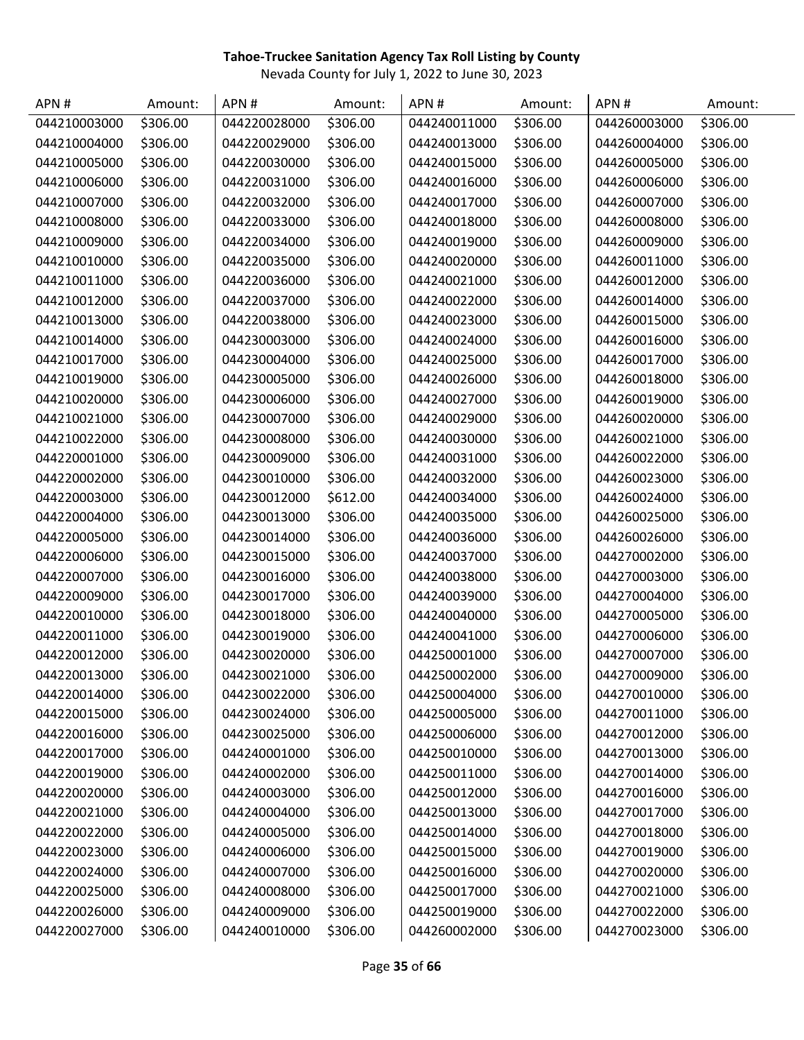**Tahoe-Truckee Sanitation Agency Tax Roll Listing by County**

Nevada County for July 1, 2022 to June 30, 2023

| APN # | Amount: | APN # | Amount: | APN # | Amount: | APN # | Amount: |
|---|---|---|---|---|---|---|---|
| 044210003000 | $306.00 | 044220028000 | $306.00 | 044240011000 | $306.00 | 044260003000 | $306.00 |
| 044210004000 | $306.00 | 044220029000 | $306.00 | 044240013000 | $306.00 | 044260004000 | $306.00 |
| 044210005000 | $306.00 | 044220030000 | $306.00 | 044240015000 | $306.00 | 044260005000 | $306.00 |
| 044210006000 | $306.00 | 044220031000 | $306.00 | 044240016000 | $306.00 | 044260006000 | $306.00 |
| 044210007000 | $306.00 | 044220032000 | $306.00 | 044240017000 | $306.00 | 044260007000 | $306.00 |
| 044210008000 | $306.00 | 044220033000 | $306.00 | 044240018000 | $306.00 | 044260008000 | $306.00 |
| 044210009000 | $306.00 | 044220034000 | $306.00 | 044240019000 | $306.00 | 044260009000 | $306.00 |
| 044210010000 | $306.00 | 044220035000 | $306.00 | 044240020000 | $306.00 | 044260011000 | $306.00 |
| 044210011000 | $306.00 | 044220036000 | $306.00 | 044240021000 | $306.00 | 044260012000 | $306.00 |
| 044210012000 | $306.00 | 044220037000 | $306.00 | 044240022000 | $306.00 | 044260014000 | $306.00 |
| 044210013000 | $306.00 | 044220038000 | $306.00 | 044240023000 | $306.00 | 044260015000 | $306.00 |
| 044210014000 | $306.00 | 044230003000 | $306.00 | 044240024000 | $306.00 | 044260016000 | $306.00 |
| 044210017000 | $306.00 | 044230004000 | $306.00 | 044240025000 | $306.00 | 044260017000 | $306.00 |
| 044210019000 | $306.00 | 044230005000 | $306.00 | 044240026000 | $306.00 | 044260018000 | $306.00 |
| 044210020000 | $306.00 | 044230006000 | $306.00 | 044240027000 | $306.00 | 044260019000 | $306.00 |
| 044210021000 | $306.00 | 044230007000 | $306.00 | 044240029000 | $306.00 | 044260020000 | $306.00 |
| 044210022000 | $306.00 | 044230008000 | $306.00 | 044240030000 | $306.00 | 044260021000 | $306.00 |
| 044220001000 | $306.00 | 044230009000 | $306.00 | 044240031000 | $306.00 | 044260022000 | $306.00 |
| 044220002000 | $306.00 | 044230010000 | $306.00 | 044240032000 | $306.00 | 044260023000 | $306.00 |
| 044220003000 | $306.00 | 044230012000 | $612.00 | 044240034000 | $306.00 | 044260024000 | $306.00 |
| 044220004000 | $306.00 | 044230013000 | $306.00 | 044240035000 | $306.00 | 044260025000 | $306.00 |
| 044220005000 | $306.00 | 044230014000 | $306.00 | 044240036000 | $306.00 | 044260026000 | $306.00 |
| 044220006000 | $306.00 | 044230015000 | $306.00 | 044240037000 | $306.00 | 044270002000 | $306.00 |
| 044220007000 | $306.00 | 044230016000 | $306.00 | 044240038000 | $306.00 | 044270003000 | $306.00 |
| 044220009000 | $306.00 | 044230017000 | $306.00 | 044240039000 | $306.00 | 044270004000 | $306.00 |
| 044220010000 | $306.00 | 044230018000 | $306.00 | 044240040000 | $306.00 | 044270005000 | $306.00 |
| 044220011000 | $306.00 | 044230019000 | $306.00 | 044240041000 | $306.00 | 044270006000 | $306.00 |
| 044220012000 | $306.00 | 044230020000 | $306.00 | 044250001000 | $306.00 | 044270007000 | $306.00 |
| 044220013000 | $306.00 | 044230021000 | $306.00 | 044250002000 | $306.00 | 044270009000 | $306.00 |
| 044220014000 | $306.00 | 044230022000 | $306.00 | 044250004000 | $306.00 | 044270010000 | $306.00 |
| 044220015000 | $306.00 | 044230024000 | $306.00 | 044250005000 | $306.00 | 044270011000 | $306.00 |
| 044220016000 | $306.00 | 044230025000 | $306.00 | 044250006000 | $306.00 | 044270012000 | $306.00 |
| 044220017000 | $306.00 | 044240001000 | $306.00 | 044250010000 | $306.00 | 044270013000 | $306.00 |
| 044220019000 | $306.00 | 044240002000 | $306.00 | 044250011000 | $306.00 | 044270014000 | $306.00 |
| 044220020000 | $306.00 | 044240003000 | $306.00 | 044250012000 | $306.00 | 044270016000 | $306.00 |
| 044220021000 | $306.00 | 044240004000 | $306.00 | 044250013000 | $306.00 | 044270017000 | $306.00 |
| 044220022000 | $306.00 | 044240005000 | $306.00 | 044250014000 | $306.00 | 044270018000 | $306.00 |
| 044220023000 | $306.00 | 044240006000 | $306.00 | 044250015000 | $306.00 | 044270019000 | $306.00 |
| 044220024000 | $306.00 | 044240007000 | $306.00 | 044250016000 | $306.00 | 044270020000 | $306.00 |
| 044220025000 | $306.00 | 044240008000 | $306.00 | 044250017000 | $306.00 | 044270021000 | $306.00 |
| 044220026000 | $306.00 | 044240009000 | $306.00 | 044250019000 | $306.00 | 044270022000 | $306.00 |
| 044220027000 | $306.00 | 044240010000 | $306.00 | 044260002000 | $306.00 | 044270023000 | $306.00 |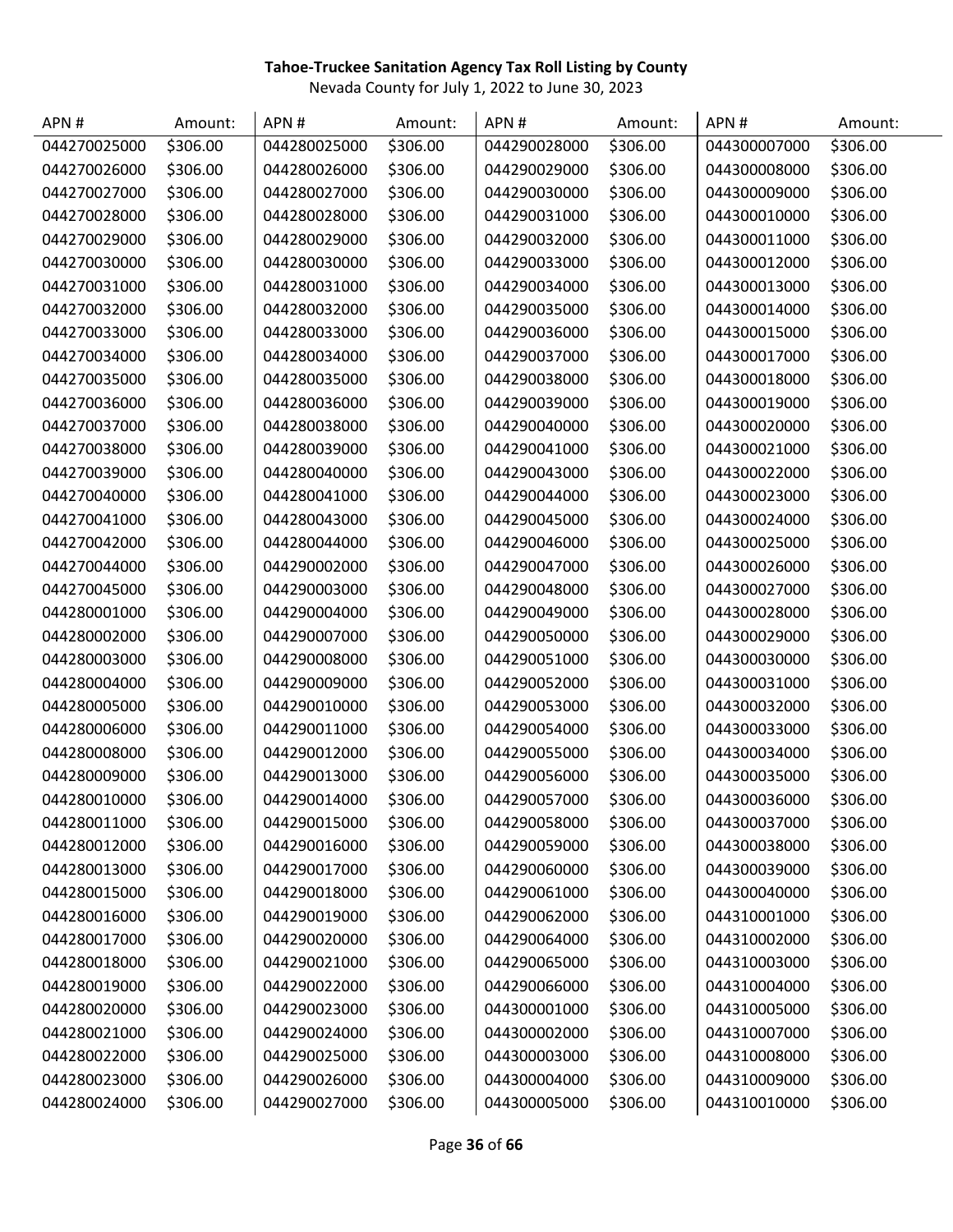**Tahoe-Truckee Sanitation Agency Tax Roll Listing by County**

Nevada County for July 1, 2022 to June 30, 2023

| APN # | Amount: | APN # | Amount: | APN # | Amount: | APN # | Amount: |
|---|---|---|---|---|---|---|---|
| 044270025000 | $306.00 | 044280025000 | $306.00 | 044290028000 | $306.00 | 044300007000 | $306.00 |
| 044270026000 | $306.00 | 044280026000 | $306.00 | 044290029000 | $306.00 | 044300008000 | $306.00 |
| 044270027000 | $306.00 | 044280027000 | $306.00 | 044290030000 | $306.00 | 044300009000 | $306.00 |
| 044270028000 | $306.00 | 044280028000 | $306.00 | 044290031000 | $306.00 | 044300010000 | $306.00 |
| 044270029000 | $306.00 | 044280029000 | $306.00 | 044290032000 | $306.00 | 044300011000 | $306.00 |
| 044270030000 | $306.00 | 044280030000 | $306.00 | 044290033000 | $306.00 | 044300012000 | $306.00 |
| 044270031000 | $306.00 | 044280031000 | $306.00 | 044290034000 | $306.00 | 044300013000 | $306.00 |
| 044270032000 | $306.00 | 044280032000 | $306.00 | 044290035000 | $306.00 | 044300014000 | $306.00 |
| 044270033000 | $306.00 | 044280033000 | $306.00 | 044290036000 | $306.00 | 044300015000 | $306.00 |
| 044270034000 | $306.00 | 044280034000 | $306.00 | 044290037000 | $306.00 | 044300017000 | $306.00 |
| 044270035000 | $306.00 | 044280035000 | $306.00 | 044290038000 | $306.00 | 044300018000 | $306.00 |
| 044270036000 | $306.00 | 044280036000 | $306.00 | 044290039000 | $306.00 | 044300019000 | $306.00 |
| 044270037000 | $306.00 | 044280038000 | $306.00 | 044290040000 | $306.00 | 044300020000 | $306.00 |
| 044270038000 | $306.00 | 044280039000 | $306.00 | 044290041000 | $306.00 | 044300021000 | $306.00 |
| 044270039000 | $306.00 | 044280040000 | $306.00 | 044290043000 | $306.00 | 044300022000 | $306.00 |
| 044270040000 | $306.00 | 044280041000 | $306.00 | 044290044000 | $306.00 | 044300023000 | $306.00 |
| 044270041000 | $306.00 | 044280043000 | $306.00 | 044290045000 | $306.00 | 044300024000 | $306.00 |
| 044270042000 | $306.00 | 044280044000 | $306.00 | 044290046000 | $306.00 | 044300025000 | $306.00 |
| 044270044000 | $306.00 | 044290002000 | $306.00 | 044290047000 | $306.00 | 044300026000 | $306.00 |
| 044270045000 | $306.00 | 044290003000 | $306.00 | 044290048000 | $306.00 | 044300027000 | $306.00 |
| 044280001000 | $306.00 | 044290004000 | $306.00 | 044290049000 | $306.00 | 044300028000 | $306.00 |
| 044280002000 | $306.00 | 044290007000 | $306.00 | 044290050000 | $306.00 | 044300029000 | $306.00 |
| 044280003000 | $306.00 | 044290008000 | $306.00 | 044290051000 | $306.00 | 044300030000 | $306.00 |
| 044280004000 | $306.00 | 044290009000 | $306.00 | 044290052000 | $306.00 | 044300031000 | $306.00 |
| 044280005000 | $306.00 | 044290010000 | $306.00 | 044290053000 | $306.00 | 044300032000 | $306.00 |
| 044280006000 | $306.00 | 044290011000 | $306.00 | 044290054000 | $306.00 | 044300033000 | $306.00 |
| 044280008000 | $306.00 | 044290012000 | $306.00 | 044290055000 | $306.00 | 044300034000 | $306.00 |
| 044280009000 | $306.00 | 044290013000 | $306.00 | 044290056000 | $306.00 | 044300035000 | $306.00 |
| 044280010000 | $306.00 | 044290014000 | $306.00 | 044290057000 | $306.00 | 044300036000 | $306.00 |
| 044280011000 | $306.00 | 044290015000 | $306.00 | 044290058000 | $306.00 | 044300037000 | $306.00 |
| 044280012000 | $306.00 | 044290016000 | $306.00 | 044290059000 | $306.00 | 044300038000 | $306.00 |
| 044280013000 | $306.00 | 044290017000 | $306.00 | 044290060000 | $306.00 | 044300039000 | $306.00 |
| 044280015000 | $306.00 | 044290018000 | $306.00 | 044290061000 | $306.00 | 044300040000 | $306.00 |
| 044280016000 | $306.00 | 044290019000 | $306.00 | 044290062000 | $306.00 | 044310001000 | $306.00 |
| 044280017000 | $306.00 | 044290020000 | $306.00 | 044290064000 | $306.00 | 044310002000 | $306.00 |
| 044280018000 | $306.00 | 044290021000 | $306.00 | 044290065000 | $306.00 | 044310003000 | $306.00 |
| 044280019000 | $306.00 | 044290022000 | $306.00 | 044290066000 | $306.00 | 044310004000 | $306.00 |
| 044280020000 | $306.00 | 044290023000 | $306.00 | 044300001000 | $306.00 | 044310005000 | $306.00 |
| 044280021000 | $306.00 | 044290024000 | $306.00 | 044300002000 | $306.00 | 044310007000 | $306.00 |
| 044280022000 | $306.00 | 044290025000 | $306.00 | 044300003000 | $306.00 | 044310008000 | $306.00 |
| 044280023000 | $306.00 | 044290026000 | $306.00 | 044300004000 | $306.00 | 044310009000 | $306.00 |
| 044280024000 | $306.00 | 044290027000 | $306.00 | 044300005000 | $306.00 | 044310010000 | $306.00 |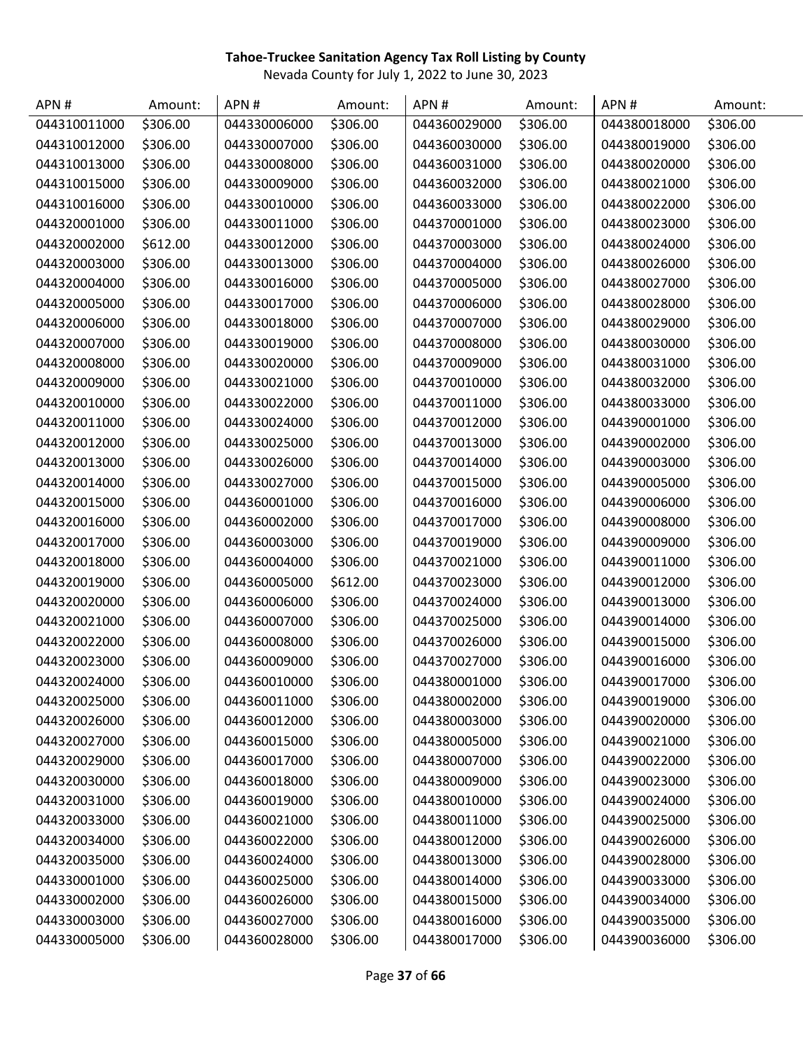**Tahoe-Truckee Sanitation Agency Tax Roll Listing by County**

Nevada County for July 1, 2022 to June 30, 2023

| APN # | Amount: | APN # | Amount: | APN # | Amount: | APN # | Amount: |
|---|---|---|---|---|---|---|---|
| 044310011000 | $306.00 | 044330006000 | $306.00 | 044360029000 | $306.00 | 044380018000 | $306.00 |
| 044310012000 | $306.00 | 044330007000 | $306.00 | 044360030000 | $306.00 | 044380019000 | $306.00 |
| 044310013000 | $306.00 | 044330008000 | $306.00 | 044360031000 | $306.00 | 044380020000 | $306.00 |
| 044310015000 | $306.00 | 044330009000 | $306.00 | 044360032000 | $306.00 | 044380021000 | $306.00 |
| 044310016000 | $306.00 | 044330010000 | $306.00 | 044360033000 | $306.00 | 044380022000 | $306.00 |
| 044320001000 | $306.00 | 044330011000 | $306.00 | 044370001000 | $306.00 | 044380023000 | $306.00 |
| 044320002000 | $612.00 | 044330012000 | $306.00 | 044370003000 | $306.00 | 044380024000 | $306.00 |
| 044320003000 | $306.00 | 044330013000 | $306.00 | 044370004000 | $306.00 | 044380026000 | $306.00 |
| 044320004000 | $306.00 | 044330016000 | $306.00 | 044370005000 | $306.00 | 044380027000 | $306.00 |
| 044320005000 | $306.00 | 044330017000 | $306.00 | 044370006000 | $306.00 | 044380028000 | $306.00 |
| 044320006000 | $306.00 | 044330018000 | $306.00 | 044370007000 | $306.00 | 044380029000 | $306.00 |
| 044320007000 | $306.00 | 044330019000 | $306.00 | 044370008000 | $306.00 | 044380030000 | $306.00 |
| 044320008000 | $306.00 | 044330020000 | $306.00 | 044370009000 | $306.00 | 044380031000 | $306.00 |
| 044320009000 | $306.00 | 044330021000 | $306.00 | 044370010000 | $306.00 | 044380032000 | $306.00 |
| 044320010000 | $306.00 | 044330022000 | $306.00 | 044370011000 | $306.00 | 044380033000 | $306.00 |
| 044320011000 | $306.00 | 044330024000 | $306.00 | 044370012000 | $306.00 | 044390001000 | $306.00 |
| 044320012000 | $306.00 | 044330025000 | $306.00 | 044370013000 | $306.00 | 044390002000 | $306.00 |
| 044320013000 | $306.00 | 044330026000 | $306.00 | 044370014000 | $306.00 | 044390003000 | $306.00 |
| 044320014000 | $306.00 | 044330027000 | $306.00 | 044370015000 | $306.00 | 044390005000 | $306.00 |
| 044320015000 | $306.00 | 044360001000 | $306.00 | 044370016000 | $306.00 | 044390006000 | $306.00 |
| 044320016000 | $306.00 | 044360002000 | $306.00 | 044370017000 | $306.00 | 044390008000 | $306.00 |
| 044320017000 | $306.00 | 044360003000 | $306.00 | 044370019000 | $306.00 | 044390009000 | $306.00 |
| 044320018000 | $306.00 | 044360004000 | $306.00 | 044370021000 | $306.00 | 044390011000 | $306.00 |
| 044320019000 | $306.00 | 044360005000 | $612.00 | 044370023000 | $306.00 | 044390012000 | $306.00 |
| 044320020000 | $306.00 | 044360006000 | $306.00 | 044370024000 | $306.00 | 044390013000 | $306.00 |
| 044320021000 | $306.00 | 044360007000 | $306.00 | 044370025000 | $306.00 | 044390014000 | $306.00 |
| 044320022000 | $306.00 | 044360008000 | $306.00 | 044370026000 | $306.00 | 044390015000 | $306.00 |
| 044320023000 | $306.00 | 044360009000 | $306.00 | 044370027000 | $306.00 | 044390016000 | $306.00 |
| 044320024000 | $306.00 | 044360010000 | $306.00 | 044380001000 | $306.00 | 044390017000 | $306.00 |
| 044320025000 | $306.00 | 044360011000 | $306.00 | 044380002000 | $306.00 | 044390019000 | $306.00 |
| 044320026000 | $306.00 | 044360012000 | $306.00 | 044380003000 | $306.00 | 044390020000 | $306.00 |
| 044320027000 | $306.00 | 044360015000 | $306.00 | 044380005000 | $306.00 | 044390021000 | $306.00 |
| 044320029000 | $306.00 | 044360017000 | $306.00 | 044380007000 | $306.00 | 044390022000 | $306.00 |
| 044320030000 | $306.00 | 044360018000 | $306.00 | 044380009000 | $306.00 | 044390023000 | $306.00 |
| 044320031000 | $306.00 | 044360019000 | $306.00 | 044380010000 | $306.00 | 044390024000 | $306.00 |
| 044320033000 | $306.00 | 044360021000 | $306.00 | 044380011000 | $306.00 | 044390025000 | $306.00 |
| 044320034000 | $306.00 | 044360022000 | $306.00 | 044380012000 | $306.00 | 044390026000 | $306.00 |
| 044320035000 | $306.00 | 044360024000 | $306.00 | 044380013000 | $306.00 | 044390028000 | $306.00 |
| 044330001000 | $306.00 | 044360025000 | $306.00 | 044380014000 | $306.00 | 044390033000 | $306.00 |
| 044330002000 | $306.00 | 044360026000 | $306.00 | 044380015000 | $306.00 | 044390034000 | $306.00 |
| 044330003000 | $306.00 | 044360027000 | $306.00 | 044380016000 | $306.00 | 044390035000 | $306.00 |
| 044330005000 | $306.00 | 044360028000 | $306.00 | 044380017000 | $306.00 | 044390036000 | $306.00 |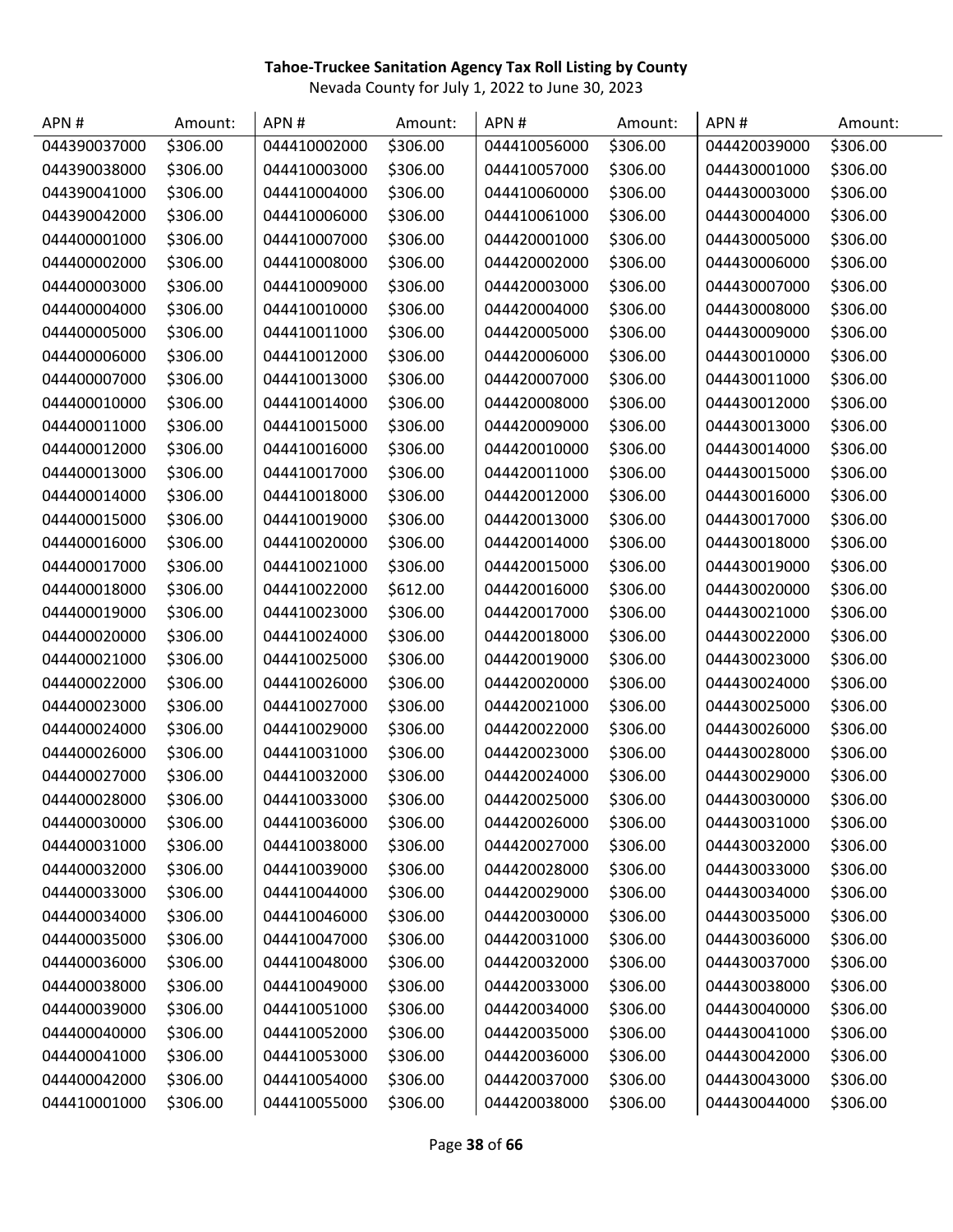**Tahoe-Truckee Sanitation Agency Tax Roll Listing by County**

Nevada County for July 1, 2022 to June 30, 2023

| APN # | Amount: | APN # | Amount: | APN # | Amount: | APN # | Amount: |
|---|---|---|---|---|---|---|---|
| 044390037000 | $306.00 | 044410002000 | $306.00 | 044410056000 | $306.00 | 044420039000 | $306.00 |
| 044390038000 | $306.00 | 044410003000 | $306.00 | 044410057000 | $306.00 | 044430001000 | $306.00 |
| 044390041000 | $306.00 | 044410004000 | $306.00 | 044410060000 | $306.00 | 044430003000 | $306.00 |
| 044390042000 | $306.00 | 044410006000 | $306.00 | 044410061000 | $306.00 | 044430004000 | $306.00 |
| 044400001000 | $306.00 | 044410007000 | $306.00 | 044420001000 | $306.00 | 044430005000 | $306.00 |
| 044400002000 | $306.00 | 044410008000 | $306.00 | 044420002000 | $306.00 | 044430006000 | $306.00 |
| 044400003000 | $306.00 | 044410009000 | $306.00 | 044420003000 | $306.00 | 044430007000 | $306.00 |
| 044400004000 | $306.00 | 044410010000 | $306.00 | 044420004000 | $306.00 | 044430008000 | $306.00 |
| 044400005000 | $306.00 | 044410011000 | $306.00 | 044420005000 | $306.00 | 044430009000 | $306.00 |
| 044400006000 | $306.00 | 044410012000 | $306.00 | 044420006000 | $306.00 | 044430010000 | $306.00 |
| 044400007000 | $306.00 | 044410013000 | $306.00 | 044420007000 | $306.00 | 044430011000 | $306.00 |
| 044400010000 | $306.00 | 044410014000 | $306.00 | 044420008000 | $306.00 | 044430012000 | $306.00 |
| 044400011000 | $306.00 | 044410015000 | $306.00 | 044420009000 | $306.00 | 044430013000 | $306.00 |
| 044400012000 | $306.00 | 044410016000 | $306.00 | 044420010000 | $306.00 | 044430014000 | $306.00 |
| 044400013000 | $306.00 | 044410017000 | $306.00 | 044420011000 | $306.00 | 044430015000 | $306.00 |
| 044400014000 | $306.00 | 044410018000 | $306.00 | 044420012000 | $306.00 | 044430016000 | $306.00 |
| 044400015000 | $306.00 | 044410019000 | $306.00 | 044420013000 | $306.00 | 044430017000 | $306.00 |
| 044400016000 | $306.00 | 044410020000 | $306.00 | 044420014000 | $306.00 | 044430018000 | $306.00 |
| 044400017000 | $306.00 | 044410021000 | $306.00 | 044420015000 | $306.00 | 044430019000 | $306.00 |
| 044400018000 | $306.00 | 044410022000 | $612.00 | 044420016000 | $306.00 | 044430020000 | $306.00 |
| 044400019000 | $306.00 | 044410023000 | $306.00 | 044420017000 | $306.00 | 044430021000 | $306.00 |
| 044400020000 | $306.00 | 044410024000 | $306.00 | 044420018000 | $306.00 | 044430022000 | $306.00 |
| 044400021000 | $306.00 | 044410025000 | $306.00 | 044420019000 | $306.00 | 044430023000 | $306.00 |
| 044400022000 | $306.00 | 044410026000 | $306.00 | 044420020000 | $306.00 | 044430024000 | $306.00 |
| 044400023000 | $306.00 | 044410027000 | $306.00 | 044420021000 | $306.00 | 044430025000 | $306.00 |
| 044400024000 | $306.00 | 044410029000 | $306.00 | 044420022000 | $306.00 | 044430026000 | $306.00 |
| 044400026000 | $306.00 | 044410031000 | $306.00 | 044420023000 | $306.00 | 044430028000 | $306.00 |
| 044400027000 | $306.00 | 044410032000 | $306.00 | 044420024000 | $306.00 | 044430029000 | $306.00 |
| 044400028000 | $306.00 | 044410033000 | $306.00 | 044420025000 | $306.00 | 044430030000 | $306.00 |
| 044400030000 | $306.00 | 044410036000 | $306.00 | 044420026000 | $306.00 | 044430031000 | $306.00 |
| 044400031000 | $306.00 | 044410038000 | $306.00 | 044420027000 | $306.00 | 044430032000 | $306.00 |
| 044400032000 | $306.00 | 044410039000 | $306.00 | 044420028000 | $306.00 | 044430033000 | $306.00 |
| 044400033000 | $306.00 | 044410044000 | $306.00 | 044420029000 | $306.00 | 044430034000 | $306.00 |
| 044400034000 | $306.00 | 044410046000 | $306.00 | 044420030000 | $306.00 | 044430035000 | $306.00 |
| 044400035000 | $306.00 | 044410047000 | $306.00 | 044420031000 | $306.00 | 044430036000 | $306.00 |
| 044400036000 | $306.00 | 044410048000 | $306.00 | 044420032000 | $306.00 | 044430037000 | $306.00 |
| 044400038000 | $306.00 | 044410049000 | $306.00 | 044420033000 | $306.00 | 044430038000 | $306.00 |
| 044400039000 | $306.00 | 044410051000 | $306.00 | 044420034000 | $306.00 | 044430040000 | $306.00 |
| 044400040000 | $306.00 | 044410052000 | $306.00 | 044420035000 | $306.00 | 044430041000 | $306.00 |
| 044400041000 | $306.00 | 044410053000 | $306.00 | 044420036000 | $306.00 | 044430042000 | $306.00 |
| 044400042000 | $306.00 | 044410054000 | $306.00 | 044420037000 | $306.00 | 044430043000 | $306.00 |
| 044410001000 | $306.00 | 044410055000 | $306.00 | 044420038000 | $306.00 | 044430044000 | $306.00 |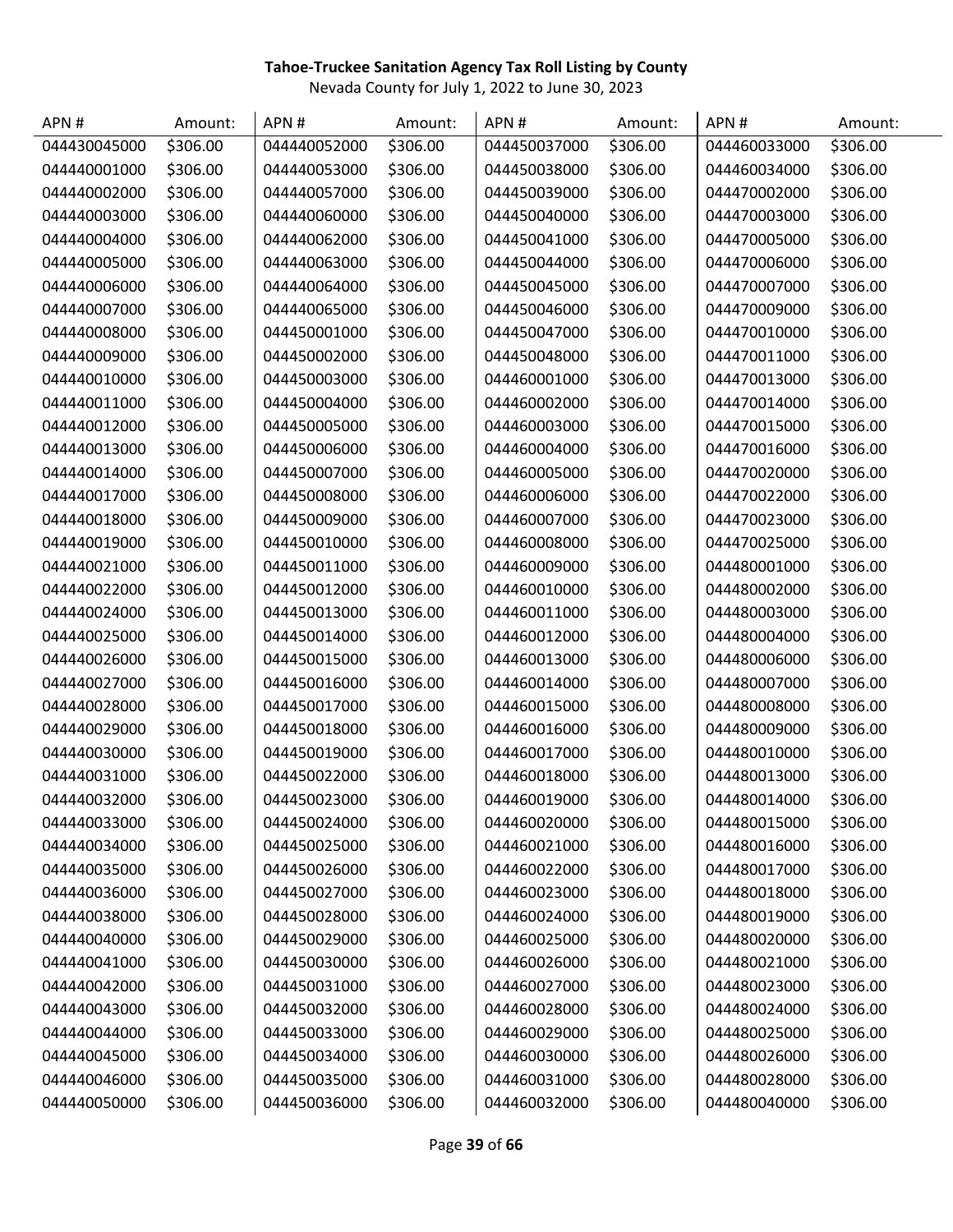**Tahoe-Truckee Sanitation Agency Tax Roll Listing by County**

Nevada County for July 1, 2022 to June 30, 2023

| APN # | Amount: | APN # | Amount: | APN # | Amount: | APN # | Amount: |
|---|---|---|---|---|---|---|---|
| 044430045000 | $306.00 | 044440052000 | $306.00 | 044450037000 | $306.00 | 044460033000 | $306.00 |
| 044440001000 | $306.00 | 044440053000 | $306.00 | 044450038000 | $306.00 | 044460034000 | $306.00 |
| 044440002000 | $306.00 | 044440057000 | $306.00 | 044450039000 | $306.00 | 044470002000 | $306.00 |
| 044440003000 | $306.00 | 044440060000 | $306.00 | 044450040000 | $306.00 | 044470003000 | $306.00 |
| 044440004000 | $306.00 | 044440062000 | $306.00 | 044450041000 | $306.00 | 044470005000 | $306.00 |
| 044440005000 | $306.00 | 044440063000 | $306.00 | 044450044000 | $306.00 | 044470006000 | $306.00 |
| 044440006000 | $306.00 | 044440064000 | $306.00 | 044450045000 | $306.00 | 044470007000 | $306.00 |
| 044440007000 | $306.00 | 044440065000 | $306.00 | 044450046000 | $306.00 | 044470009000 | $306.00 |
| 044440008000 | $306.00 | 044450001000 | $306.00 | 044450047000 | $306.00 | 044470010000 | $306.00 |
| 044440009000 | $306.00 | 044450002000 | $306.00 | 044450048000 | $306.00 | 044470011000 | $306.00 |
| 044440010000 | $306.00 | 044450003000 | $306.00 | 044460001000 | $306.00 | 044470013000 | $306.00 |
| 044440011000 | $306.00 | 044450004000 | $306.00 | 044460002000 | $306.00 | 044470014000 | $306.00 |
| 044440012000 | $306.00 | 044450005000 | $306.00 | 044460003000 | $306.00 | 044470015000 | $306.00 |
| 044440013000 | $306.00 | 044450006000 | $306.00 | 044460004000 | $306.00 | 044470016000 | $306.00 |
| 044440014000 | $306.00 | 044450007000 | $306.00 | 044460005000 | $306.00 | 044470020000 | $306.00 |
| 044440017000 | $306.00 | 044450008000 | $306.00 | 044460006000 | $306.00 | 044470022000 | $306.00 |
| 044440018000 | $306.00 | 044450009000 | $306.00 | 044460007000 | $306.00 | 044470023000 | $306.00 |
| 044440019000 | $306.00 | 044450010000 | $306.00 | 044460008000 | $306.00 | 044470025000 | $306.00 |
| 044440021000 | $306.00 | 044450011000 | $306.00 | 044460009000 | $306.00 | 044480001000 | $306.00 |
| 044440022000 | $306.00 | 044450012000 | $306.00 | 044460010000 | $306.00 | 044480002000 | $306.00 |
| 044440024000 | $306.00 | 044450013000 | $306.00 | 044460011000 | $306.00 | 044480003000 | $306.00 |
| 044440025000 | $306.00 | 044450014000 | $306.00 | 044460012000 | $306.00 | 044480004000 | $306.00 |
| 044440026000 | $306.00 | 044450015000 | $306.00 | 044460013000 | $306.00 | 044480006000 | $306.00 |
| 044440027000 | $306.00 | 044450016000 | $306.00 | 044460014000 | $306.00 | 044480007000 | $306.00 |
| 044440028000 | $306.00 | 044450017000 | $306.00 | 044460015000 | $306.00 | 044480008000 | $306.00 |
| 044440029000 | $306.00 | 044450018000 | $306.00 | 044460016000 | $306.00 | 044480009000 | $306.00 |
| 044440030000 | $306.00 | 044450019000 | $306.00 | 044460017000 | $306.00 | 044480010000 | $306.00 |
| 044440031000 | $306.00 | 044450022000 | $306.00 | 044460018000 | $306.00 | 044480013000 | $306.00 |
| 044440032000 | $306.00 | 044450023000 | $306.00 | 044460019000 | $306.00 | 044480014000 | $306.00 |
| 044440033000 | $306.00 | 044450024000 | $306.00 | 044460020000 | $306.00 | 044480015000 | $306.00 |
| 044440034000 | $306.00 | 044450025000 | $306.00 | 044460021000 | $306.00 | 044480016000 | $306.00 |
| 044440035000 | $306.00 | 044450026000 | $306.00 | 044460022000 | $306.00 | 044480017000 | $306.00 |
| 044440036000 | $306.00 | 044450027000 | $306.00 | 044460023000 | $306.00 | 044480018000 | $306.00 |
| 044440038000 | $306.00 | 044450028000 | $306.00 | 044460024000 | $306.00 | 044480019000 | $306.00 |
| 044440040000 | $306.00 | 044450029000 | $306.00 | 044460025000 | $306.00 | 044480020000 | $306.00 |
| 044440041000 | $306.00 | 044450030000 | $306.00 | 044460026000 | $306.00 | 044480021000 | $306.00 |
| 044440042000 | $306.00 | 044450031000 | $306.00 | 044460027000 | $306.00 | 044480023000 | $306.00 |
| 044440043000 | $306.00 | 044450032000 | $306.00 | 044460028000 | $306.00 | 044480024000 | $306.00 |
| 044440044000 | $306.00 | 044450033000 | $306.00 | 044460029000 | $306.00 | 044480025000 | $306.00 |
| 044440045000 | $306.00 | 044450034000 | $306.00 | 044460030000 | $306.00 | 044480026000 | $306.00 |
| 044440046000 | $306.00 | 044450035000 | $306.00 | 044460031000 | $306.00 | 044480028000 | $306.00 |
| 044440050000 | $306.00 | 044450036000 | $306.00 | 044460032000 | $306.00 | 044480040000 | $306.00 |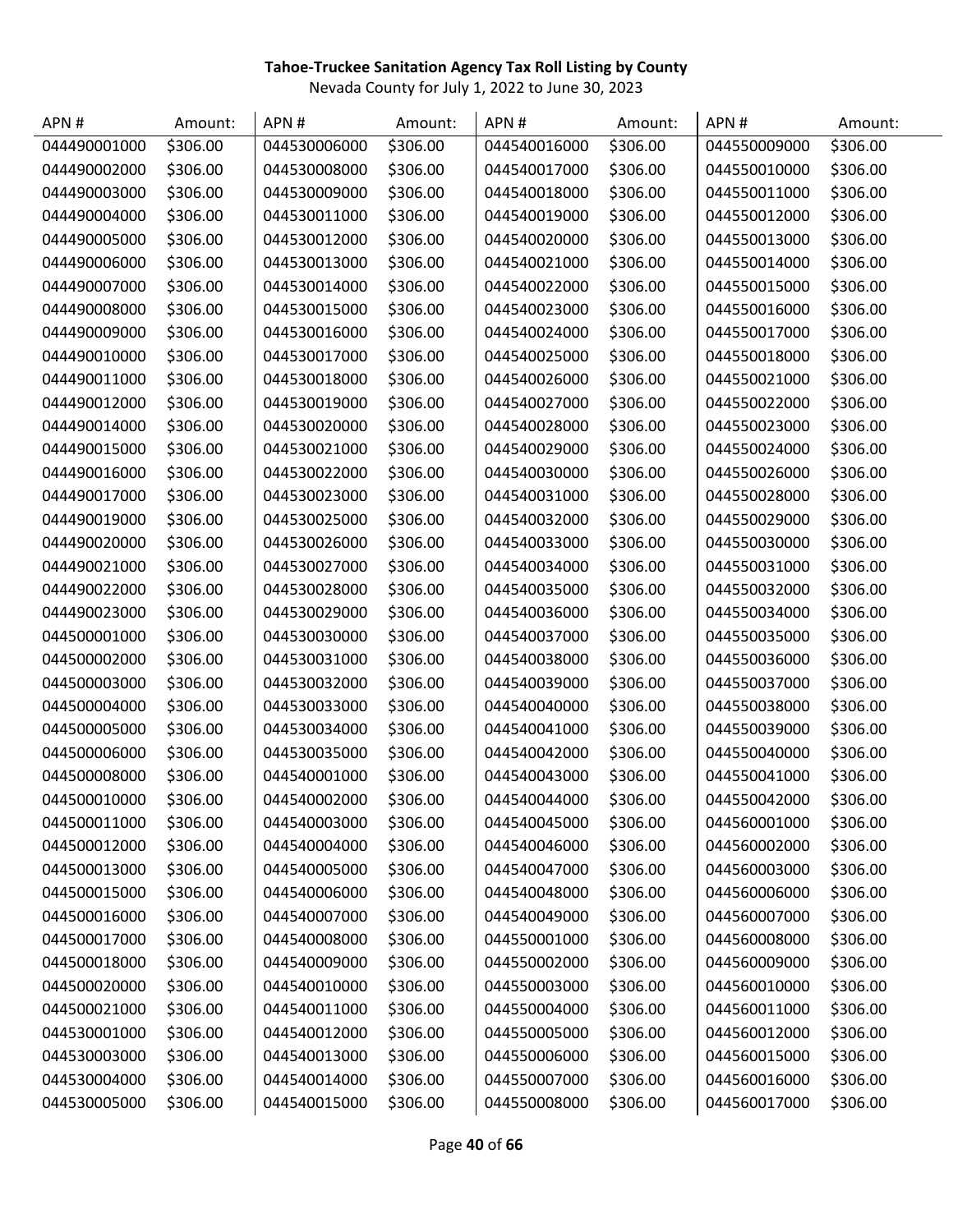**Tahoe-Truckee Sanitation Agency Tax Roll Listing by County**

Nevada County for July 1, 2022 to June 30, 2023

| APN # | Amount: | APN # | Amount: | APN # | Amount: | APN # | Amount: |
|---|---|---|---|---|---|---|---|
| 044490001000 | $306.00 | 044530006000 | $306.00 | 044540016000 | $306.00 | 044550009000 | $306.00 |
| 044490002000 | $306.00 | 044530008000 | $306.00 | 044540017000 | $306.00 | 044550010000 | $306.00 |
| 044490003000 | $306.00 | 044530009000 | $306.00 | 044540018000 | $306.00 | 044550011000 | $306.00 |
| 044490004000 | $306.00 | 044530011000 | $306.00 | 044540019000 | $306.00 | 044550012000 | $306.00 |
| 044490005000 | $306.00 | 044530012000 | $306.00 | 044540020000 | $306.00 | 044550013000 | $306.00 |
| 044490006000 | $306.00 | 044530013000 | $306.00 | 044540021000 | $306.00 | 044550014000 | $306.00 |
| 044490007000 | $306.00 | 044530014000 | $306.00 | 044540022000 | $306.00 | 044550015000 | $306.00 |
| 044490008000 | $306.00 | 044530015000 | $306.00 | 044540023000 | $306.00 | 044550016000 | $306.00 |
| 044490009000 | $306.00 | 044530016000 | $306.00 | 044540024000 | $306.00 | 044550017000 | $306.00 |
| 044490010000 | $306.00 | 044530017000 | $306.00 | 044540025000 | $306.00 | 044550018000 | $306.00 |
| 044490011000 | $306.00 | 044530018000 | $306.00 | 044540026000 | $306.00 | 044550021000 | $306.00 |
| 044490012000 | $306.00 | 044530019000 | $306.00 | 044540027000 | $306.00 | 044550022000 | $306.00 |
| 044490014000 | $306.00 | 044530020000 | $306.00 | 044540028000 | $306.00 | 044550023000 | $306.00 |
| 044490015000 | $306.00 | 044530021000 | $306.00 | 044540029000 | $306.00 | 044550024000 | $306.00 |
| 044490016000 | $306.00 | 044530022000 | $306.00 | 044540030000 | $306.00 | 044550026000 | $306.00 |
| 044490017000 | $306.00 | 044530023000 | $306.00 | 044540031000 | $306.00 | 044550028000 | $306.00 |
| 044490019000 | $306.00 | 044530025000 | $306.00 | 044540032000 | $306.00 | 044550029000 | $306.00 |
| 044490020000 | $306.00 | 044530026000 | $306.00 | 044540033000 | $306.00 | 044550030000 | $306.00 |
| 044490021000 | $306.00 | 044530027000 | $306.00 | 044540034000 | $306.00 | 044550031000 | $306.00 |
| 044490022000 | $306.00 | 044530028000 | $306.00 | 044540035000 | $306.00 | 044550032000 | $306.00 |
| 044490023000 | $306.00 | 044530029000 | $306.00 | 044540036000 | $306.00 | 044550034000 | $306.00 |
| 044500001000 | $306.00 | 044530030000 | $306.00 | 044540037000 | $306.00 | 044550035000 | $306.00 |
| 044500002000 | $306.00 | 044530031000 | $306.00 | 044540038000 | $306.00 | 044550036000 | $306.00 |
| 044500003000 | $306.00 | 044530032000 | $306.00 | 044540039000 | $306.00 | 044550037000 | $306.00 |
| 044500004000 | $306.00 | 044530033000 | $306.00 | 044540040000 | $306.00 | 044550038000 | $306.00 |
| 044500005000 | $306.00 | 044530034000 | $306.00 | 044540041000 | $306.00 | 044550039000 | $306.00 |
| 044500006000 | $306.00 | 044530035000 | $306.00 | 044540042000 | $306.00 | 044550040000 | $306.00 |
| 044500008000 | $306.00 | 044540001000 | $306.00 | 044540043000 | $306.00 | 044550041000 | $306.00 |
| 044500010000 | $306.00 | 044540002000 | $306.00 | 044540044000 | $306.00 | 044550042000 | $306.00 |
| 044500011000 | $306.00 | 044540003000 | $306.00 | 044540045000 | $306.00 | 044560001000 | $306.00 |
| 044500012000 | $306.00 | 044540004000 | $306.00 | 044540046000 | $306.00 | 044560002000 | $306.00 |
| 044500013000 | $306.00 | 044540005000 | $306.00 | 044540047000 | $306.00 | 044560003000 | $306.00 |
| 044500015000 | $306.00 | 044540006000 | $306.00 | 044540048000 | $306.00 | 044560006000 | $306.00 |
| 044500016000 | $306.00 | 044540007000 | $306.00 | 044540049000 | $306.00 | 044560007000 | $306.00 |
| 044500017000 | $306.00 | 044540008000 | $306.00 | 044550001000 | $306.00 | 044560008000 | $306.00 |
| 044500018000 | $306.00 | 044540009000 | $306.00 | 044550002000 | $306.00 | 044560009000 | $306.00 |
| 044500020000 | $306.00 | 044540010000 | $306.00 | 044550003000 | $306.00 | 044560010000 | $306.00 |
| 044500021000 | $306.00 | 044540011000 | $306.00 | 044550004000 | $306.00 | 044560011000 | $306.00 |
| 044530001000 | $306.00 | 044540012000 | $306.00 | 044550005000 | $306.00 | 044560012000 | $306.00 |
| 044530003000 | $306.00 | 044540013000 | $306.00 | 044550006000 | $306.00 | 044560015000 | $306.00 |
| 044530004000 | $306.00 | 044540014000 | $306.00 | 044550007000 | $306.00 | 044560016000 | $306.00 |
| 044530005000 | $306.00 | 044540015000 | $306.00 | 044550008000 | $306.00 | 044560017000 | $306.00 |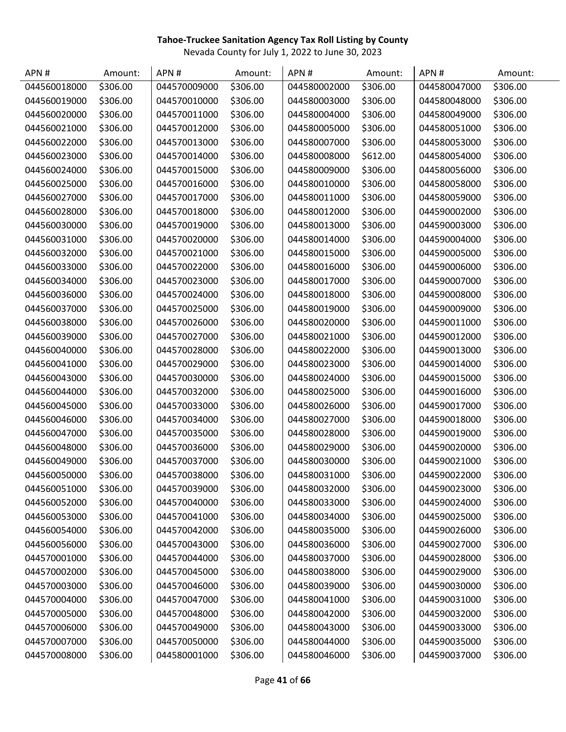**Tahoe-Truckee Sanitation Agency Tax Roll Listing by County**

Nevada County for July 1, 2022 to June 30, 2023

| APN # | Amount: | APN # | Amount: | APN # | Amount: | APN # | Amount: |
|---|---|---|---|---|---|---|---|
| 044560018000 | $306.00 | 044570009000 | $306.00 | 044580002000 | $306.00 | 044580047000 | $306.00 |
| 044560019000 | $306.00 | 044570010000 | $306.00 | 044580003000 | $306.00 | 044580048000 | $306.00 |
| 044560020000 | $306.00 | 044570011000 | $306.00 | 044580004000 | $306.00 | 044580049000 | $306.00 |
| 044560021000 | $306.00 | 044570012000 | $306.00 | 044580005000 | $306.00 | 044580051000 | $306.00 |
| 044560022000 | $306.00 | 044570013000 | $306.00 | 044580007000 | $306.00 | 044580053000 | $306.00 |
| 044560023000 | $306.00 | 044570014000 | $306.00 | 044580008000 | $612.00 | 044580054000 | $306.00 |
| 044560024000 | $306.00 | 044570015000 | $306.00 | 044580009000 | $306.00 | 044580056000 | $306.00 |
| 044560025000 | $306.00 | 044570016000 | $306.00 | 044580010000 | $306.00 | 044580058000 | $306.00 |
| 044560027000 | $306.00 | 044570017000 | $306.00 | 044580011000 | $306.00 | 044580059000 | $306.00 |
| 044560028000 | $306.00 | 044570018000 | $306.00 | 044580012000 | $306.00 | 044590002000 | $306.00 |
| 044560030000 | $306.00 | 044570019000 | $306.00 | 044580013000 | $306.00 | 044590003000 | $306.00 |
| 044560031000 | $306.00 | 044570020000 | $306.00 | 044580014000 | $306.00 | 044590004000 | $306.00 |
| 044560032000 | $306.00 | 044570021000 | $306.00 | 044580015000 | $306.00 | 044590005000 | $306.00 |
| 044560033000 | $306.00 | 044570022000 | $306.00 | 044580016000 | $306.00 | 044590006000 | $306.00 |
| 044560034000 | $306.00 | 044570023000 | $306.00 | 044580017000 | $306.00 | 044590007000 | $306.00 |
| 044560036000 | $306.00 | 044570024000 | $306.00 | 044580018000 | $306.00 | 044590008000 | $306.00 |
| 044560037000 | $306.00 | 044570025000 | $306.00 | 044580019000 | $306.00 | 044590009000 | $306.00 |
| 044560038000 | $306.00 | 044570026000 | $306.00 | 044580020000 | $306.00 | 044590011000 | $306.00 |
| 044560039000 | $306.00 | 044570027000 | $306.00 | 044580021000 | $306.00 | 044590012000 | $306.00 |
| 044560040000 | $306.00 | 044570028000 | $306.00 | 044580022000 | $306.00 | 044590013000 | $306.00 |
| 044560041000 | $306.00 | 044570029000 | $306.00 | 044580023000 | $306.00 | 044590014000 | $306.00 |
| 044560043000 | $306.00 | 044570030000 | $306.00 | 044580024000 | $306.00 | 044590015000 | $306.00 |
| 044560044000 | $306.00 | 044570032000 | $306.00 | 044580025000 | $306.00 | 044590016000 | $306.00 |
| 044560045000 | $306.00 | 044570033000 | $306.00 | 044580026000 | $306.00 | 044590017000 | $306.00 |
| 044560046000 | $306.00 | 044570034000 | $306.00 | 044580027000 | $306.00 | 044590018000 | $306.00 |
| 044560047000 | $306.00 | 044570035000 | $306.00 | 044580028000 | $306.00 | 044590019000 | $306.00 |
| 044560048000 | $306.00 | 044570036000 | $306.00 | 044580029000 | $306.00 | 044590020000 | $306.00 |
| 044560049000 | $306.00 | 044570037000 | $306.00 | 044580030000 | $306.00 | 044590021000 | $306.00 |
| 044560050000 | $306.00 | 044570038000 | $306.00 | 044580031000 | $306.00 | 044590022000 | $306.00 |
| 044560051000 | $306.00 | 044570039000 | $306.00 | 044580032000 | $306.00 | 044590023000 | $306.00 |
| 044560052000 | $306.00 | 044570040000 | $306.00 | 044580033000 | $306.00 | 044590024000 | $306.00 |
| 044560053000 | $306.00 | 044570041000 | $306.00 | 044580034000 | $306.00 | 044590025000 | $306.00 |
| 044560054000 | $306.00 | 044570042000 | $306.00 | 044580035000 | $306.00 | 044590026000 | $306.00 |
| 044560056000 | $306.00 | 044570043000 | $306.00 | 044580036000 | $306.00 | 044590027000 | $306.00 |
| 044570001000 | $306.00 | 044570044000 | $306.00 | 044580037000 | $306.00 | 044590028000 | $306.00 |
| 044570002000 | $306.00 | 044570045000 | $306.00 | 044580038000 | $306.00 | 044590029000 | $306.00 |
| 044570003000 | $306.00 | 044570046000 | $306.00 | 044580039000 | $306.00 | 044590030000 | $306.00 |
| 044570004000 | $306.00 | 044570047000 | $306.00 | 044580041000 | $306.00 | 044590031000 | $306.00 |
| 044570005000 | $306.00 | 044570048000 | $306.00 | 044580042000 | $306.00 | 044590032000 | $306.00 |
| 044570006000 | $306.00 | 044570049000 | $306.00 | 044580043000 | $306.00 | 044590033000 | $306.00 |
| 044570007000 | $306.00 | 044570050000 | $306.00 | 044580044000 | $306.00 | 044590035000 | $306.00 |
| 044570008000 | $306.00 | 044580001000 | $306.00 | 044580046000 | $306.00 | 044590037000 | $306.00 |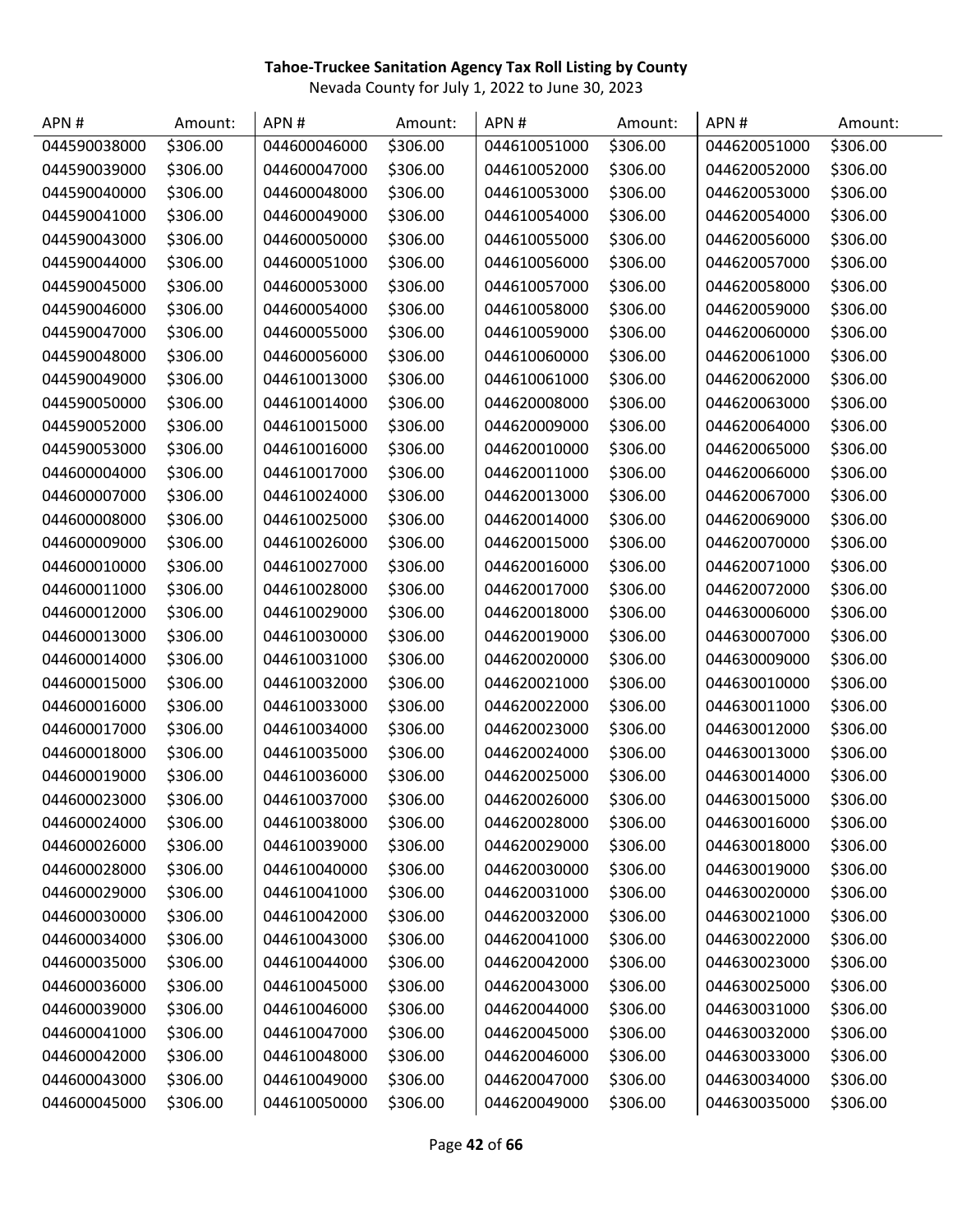**Tahoe-Truckee Sanitation Agency Tax Roll Listing by County**

Nevada County for July 1, 2022 to June 30, 2023

| APN # | Amount: | APN # | Amount: | APN # | Amount: | APN # | Amount: |
|---|---|---|---|---|---|---|---|
| 044590038000 | $306.00 | 044600046000 | $306.00 | 044610051000 | $306.00 | 044620051000 | $306.00 |
| 044590039000 | $306.00 | 044600047000 | $306.00 | 044610052000 | $306.00 | 044620052000 | $306.00 |
| 044590040000 | $306.00 | 044600048000 | $306.00 | 044610053000 | $306.00 | 044620053000 | $306.00 |
| 044590041000 | $306.00 | 044600049000 | $306.00 | 044610054000 | $306.00 | 044620054000 | $306.00 |
| 044590043000 | $306.00 | 044600050000 | $306.00 | 044610055000 | $306.00 | 044620056000 | $306.00 |
| 044590044000 | $306.00 | 044600051000 | $306.00 | 044610056000 | $306.00 | 044620057000 | $306.00 |
| 044590045000 | $306.00 | 044600053000 | $306.00 | 044610057000 | $306.00 | 044620058000 | $306.00 |
| 044590046000 | $306.00 | 044600054000 | $306.00 | 044610058000 | $306.00 | 044620059000 | $306.00 |
| 044590047000 | $306.00 | 044600055000 | $306.00 | 044610059000 | $306.00 | 044620060000 | $306.00 |
| 044590048000 | $306.00 | 044600056000 | $306.00 | 044610060000 | $306.00 | 044620061000 | $306.00 |
| 044590049000 | $306.00 | 044610013000 | $306.00 | 044610061000 | $306.00 | 044620062000 | $306.00 |
| 044590050000 | $306.00 | 044610014000 | $306.00 | 044620008000 | $306.00 | 044620063000 | $306.00 |
| 044590052000 | $306.00 | 044610015000 | $306.00 | 044620009000 | $306.00 | 044620064000 | $306.00 |
| 044590053000 | $306.00 | 044610016000 | $306.00 | 044620010000 | $306.00 | 044620065000 | $306.00 |
| 044600004000 | $306.00 | 044610017000 | $306.00 | 044620011000 | $306.00 | 044620066000 | $306.00 |
| 044600007000 | $306.00 | 044610024000 | $306.00 | 044620013000 | $306.00 | 044620067000 | $306.00 |
| 044600008000 | $306.00 | 044610025000 | $306.00 | 044620014000 | $306.00 | 044620069000 | $306.00 |
| 044600009000 | $306.00 | 044610026000 | $306.00 | 044620015000 | $306.00 | 044620070000 | $306.00 |
| 044600010000 | $306.00 | 044610027000 | $306.00 | 044620016000 | $306.00 | 044620071000 | $306.00 |
| 044600011000 | $306.00 | 044610028000 | $306.00 | 044620017000 | $306.00 | 044620072000 | $306.00 |
| 044600012000 | $306.00 | 044610029000 | $306.00 | 044620018000 | $306.00 | 044630006000 | $306.00 |
| 044600013000 | $306.00 | 044610030000 | $306.00 | 044620019000 | $306.00 | 044630007000 | $306.00 |
| 044600014000 | $306.00 | 044610031000 | $306.00 | 044620020000 | $306.00 | 044630009000 | $306.00 |
| 044600015000 | $306.00 | 044610032000 | $306.00 | 044620021000 | $306.00 | 044630010000 | $306.00 |
| 044600016000 | $306.00 | 044610033000 | $306.00 | 044620022000 | $306.00 | 044630011000 | $306.00 |
| 044600017000 | $306.00 | 044610034000 | $306.00 | 044620023000 | $306.00 | 044630012000 | $306.00 |
| 044600018000 | $306.00 | 044610035000 | $306.00 | 044620024000 | $306.00 | 044630013000 | $306.00 |
| 044600019000 | $306.00 | 044610036000 | $306.00 | 044620025000 | $306.00 | 044630014000 | $306.00 |
| 044600023000 | $306.00 | 044610037000 | $306.00 | 044620026000 | $306.00 | 044630015000 | $306.00 |
| 044600024000 | $306.00 | 044610038000 | $306.00 | 044620028000 | $306.00 | 044630016000 | $306.00 |
| 044600026000 | $306.00 | 044610039000 | $306.00 | 044620029000 | $306.00 | 044630018000 | $306.00 |
| 044600028000 | $306.00 | 044610040000 | $306.00 | 044620030000 | $306.00 | 044630019000 | $306.00 |
| 044600029000 | $306.00 | 044610041000 | $306.00 | 044620031000 | $306.00 | 044630020000 | $306.00 |
| 044600030000 | $306.00 | 044610042000 | $306.00 | 044620032000 | $306.00 | 044630021000 | $306.00 |
| 044600034000 | $306.00 | 044610043000 | $306.00 | 044620041000 | $306.00 | 044630022000 | $306.00 |
| 044600035000 | $306.00 | 044610044000 | $306.00 | 044620042000 | $306.00 | 044630023000 | $306.00 |
| 044600036000 | $306.00 | 044610045000 | $306.00 | 044620043000 | $306.00 | 044630025000 | $306.00 |
| 044600039000 | $306.00 | 044610046000 | $306.00 | 044620044000 | $306.00 | 044630031000 | $306.00 |
| 044600041000 | $306.00 | 044610047000 | $306.00 | 044620045000 | $306.00 | 044630032000 | $306.00 |
| 044600042000 | $306.00 | 044610048000 | $306.00 | 044620046000 | $306.00 | 044630033000 | $306.00 |
| 044600043000 | $306.00 | 044610049000 | $306.00 | 044620047000 | $306.00 | 044630034000 | $306.00 |
| 044600045000 | $306.00 | 044610050000 | $306.00 | 044620049000 | $306.00 | 044630035000 | $306.00 |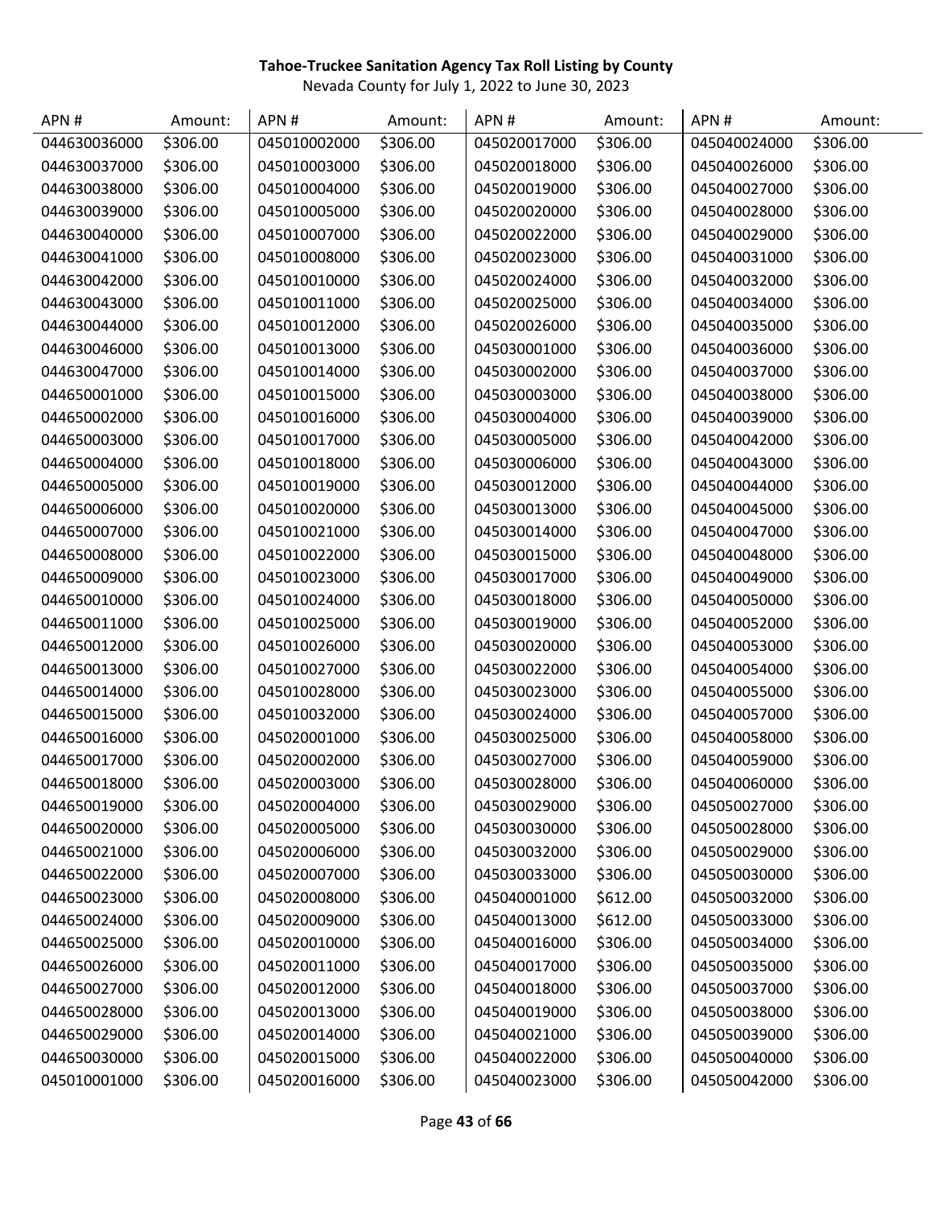**Tahoe-Truckee Sanitation Agency Tax Roll Listing by County**

Nevada County for July 1, 2022 to June 30, 2023

| APN # | Amount: | APN # | Amount: | APN # | Amount: | APN # | Amount: |
|---|---|---|---|---|---|---|---|
| 044630036000 | $306.00 | 045010002000 | $306.00 | 045020017000 | $306.00 | 045040024000 | $306.00 |
| 044630037000 | $306.00 | 045010003000 | $306.00 | 045020018000 | $306.00 | 045040026000 | $306.00 |
| 044630038000 | $306.00 | 045010004000 | $306.00 | 045020019000 | $306.00 | 045040027000 | $306.00 |
| 044630039000 | $306.00 | 045010005000 | $306.00 | 045020020000 | $306.00 | 045040028000 | $306.00 |
| 044630040000 | $306.00 | 045010007000 | $306.00 | 045020022000 | $306.00 | 045040029000 | $306.00 |
| 044630041000 | $306.00 | 045010008000 | $306.00 | 045020023000 | $306.00 | 045040031000 | $306.00 |
| 044630042000 | $306.00 | 045010010000 | $306.00 | 045020024000 | $306.00 | 045040032000 | $306.00 |
| 044630043000 | $306.00 | 045010011000 | $306.00 | 045020025000 | $306.00 | 045040034000 | $306.00 |
| 044630044000 | $306.00 | 045010012000 | $306.00 | 045020026000 | $306.00 | 045040035000 | $306.00 |
| 044630046000 | $306.00 | 045010013000 | $306.00 | 045030001000 | $306.00 | 045040036000 | $306.00 |
| 044630047000 | $306.00 | 045010014000 | $306.00 | 045030002000 | $306.00 | 045040037000 | $306.00 |
| 044650001000 | $306.00 | 045010015000 | $306.00 | 045030003000 | $306.00 | 045040038000 | $306.00 |
| 044650002000 | $306.00 | 045010016000 | $306.00 | 045030004000 | $306.00 | 045040039000 | $306.00 |
| 044650003000 | $306.00 | 045010017000 | $306.00 | 045030005000 | $306.00 | 045040042000 | $306.00 |
| 044650004000 | $306.00 | 045010018000 | $306.00 | 045030006000 | $306.00 | 045040043000 | $306.00 |
| 044650005000 | $306.00 | 045010019000 | $306.00 | 045030012000 | $306.00 | 045040044000 | $306.00 |
| 044650006000 | $306.00 | 045010020000 | $306.00 | 045030013000 | $306.00 | 045040045000 | $306.00 |
| 044650007000 | $306.00 | 045010021000 | $306.00 | 045030014000 | $306.00 | 045040047000 | $306.00 |
| 044650008000 | $306.00 | 045010022000 | $306.00 | 045030015000 | $306.00 | 045040048000 | $306.00 |
| 044650009000 | $306.00 | 045010023000 | $306.00 | 045030017000 | $306.00 | 045040049000 | $306.00 |
| 044650010000 | $306.00 | 045010024000 | $306.00 | 045030018000 | $306.00 | 045040050000 | $306.00 |
| 044650011000 | $306.00 | 045010025000 | $306.00 | 045030019000 | $306.00 | 045040052000 | $306.00 |
| 044650012000 | $306.00 | 045010026000 | $306.00 | 045030020000 | $306.00 | 045040053000 | $306.00 |
| 044650013000 | $306.00 | 045010027000 | $306.00 | 045030022000 | $306.00 | 045040054000 | $306.00 |
| 044650014000 | $306.00 | 045010028000 | $306.00 | 045030023000 | $306.00 | 045040055000 | $306.00 |
| 044650015000 | $306.00 | 045010032000 | $306.00 | 045030024000 | $306.00 | 045040057000 | $306.00 |
| 044650016000 | $306.00 | 045020001000 | $306.00 | 045030025000 | $306.00 | 045040058000 | $306.00 |
| 044650017000 | $306.00 | 045020002000 | $306.00 | 045030027000 | $306.00 | 045040059000 | $306.00 |
| 044650018000 | $306.00 | 045020003000 | $306.00 | 045030028000 | $306.00 | 045040060000 | $306.00 |
| 044650019000 | $306.00 | 045020004000 | $306.00 | 045030029000 | $306.00 | 045050027000 | $306.00 |
| 044650020000 | $306.00 | 045020005000 | $306.00 | 045030030000 | $306.00 | 045050028000 | $306.00 |
| 044650021000 | $306.00 | 045020006000 | $306.00 | 045030032000 | $306.00 | 045050029000 | $306.00 |
| 044650022000 | $306.00 | 045020007000 | $306.00 | 045030033000 | $306.00 | 045050030000 | $306.00 |
| 044650023000 | $306.00 | 045020008000 | $306.00 | 045040001000 | $612.00 | 045050032000 | $306.00 |
| 044650024000 | $306.00 | 045020009000 | $306.00 | 045040013000 | $612.00 | 045050033000 | $306.00 |
| 044650025000 | $306.00 | 045020010000 | $306.00 | 045040016000 | $306.00 | 045050034000 | $306.00 |
| 044650026000 | $306.00 | 045020011000 | $306.00 | 045040017000 | $306.00 | 045050035000 | $306.00 |
| 044650027000 | $306.00 | 045020012000 | $306.00 | 045040018000 | $306.00 | 045050037000 | $306.00 |
| 044650028000 | $306.00 | 045020013000 | $306.00 | 045040019000 | $306.00 | 045050038000 | $306.00 |
| 044650029000 | $306.00 | 045020014000 | $306.00 | 045040021000 | $306.00 | 045050039000 | $306.00 |
| 044650030000 | $306.00 | 045020015000 | $306.00 | 045040022000 | $306.00 | 045050040000 | $306.00 |
| 045010001000 | $306.00 | 045020016000 | $306.00 | 045040023000 | $306.00 | 045050042000 | $306.00 |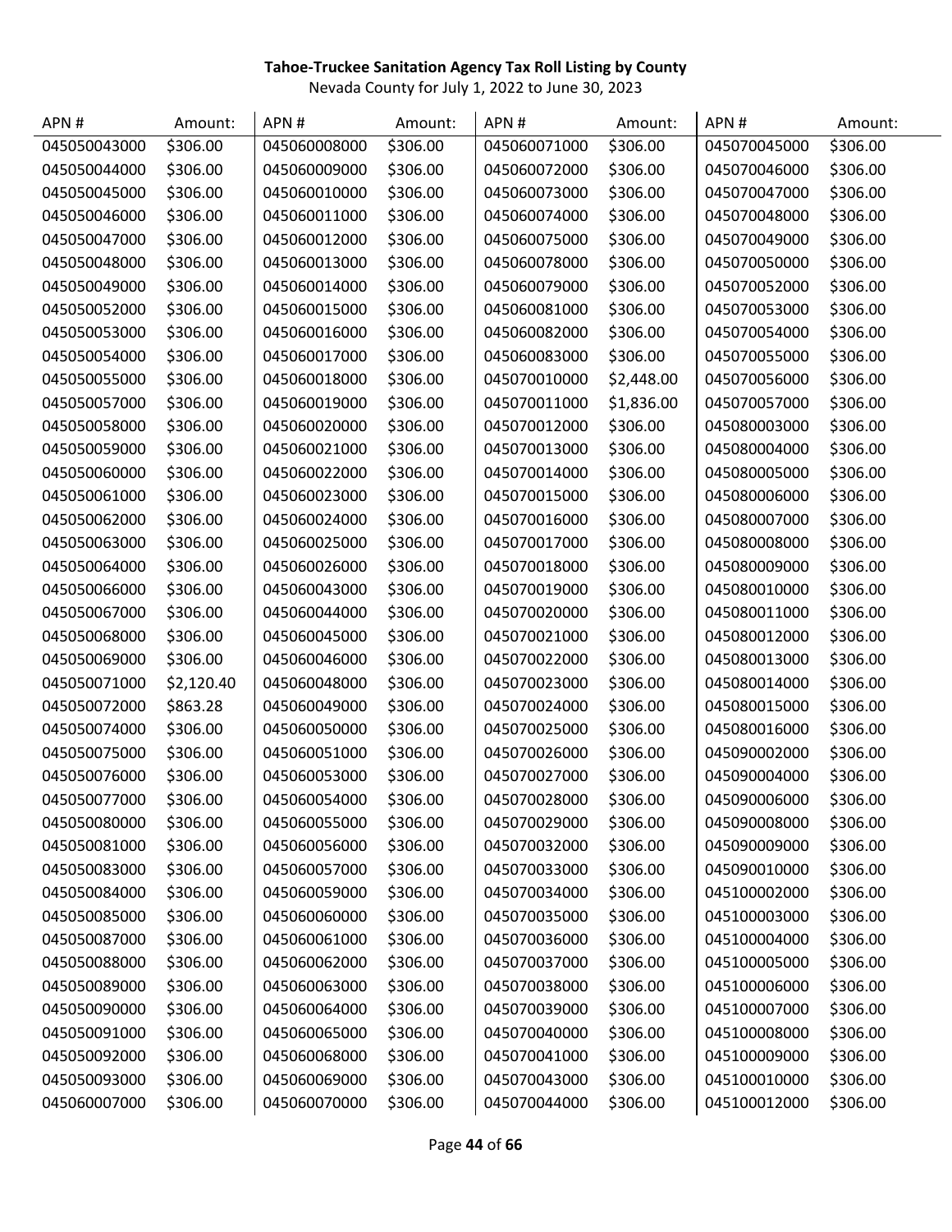**Tahoe-Truckee Sanitation Agency Tax Roll Listing by County**

Nevada County for July 1, 2022 to June 30, 2023

| APN # | Amount: | APN # | Amount: | APN # | Amount: | APN # | Amount: |
|---|---|---|---|---|---|---|---|
| 045050043000 | $306.00 | 045060008000 | $306.00 | 045060071000 | $306.00 | 045070045000 | $306.00 |
| 045050044000 | $306.00 | 045060009000 | $306.00 | 045060072000 | $306.00 | 045070046000 | $306.00 |
| 045050045000 | $306.00 | 045060010000 | $306.00 | 045060073000 | $306.00 | 045070047000 | $306.00 |
| 045050046000 | $306.00 | 045060011000 | $306.00 | 045060074000 | $306.00 | 045070048000 | $306.00 |
| 045050047000 | $306.00 | 045060012000 | $306.00 | 045060075000 | $306.00 | 045070049000 | $306.00 |
| 045050048000 | $306.00 | 045060013000 | $306.00 | 045060078000 | $306.00 | 045070050000 | $306.00 |
| 045050049000 | $306.00 | 045060014000 | $306.00 | 045060079000 | $306.00 | 045070052000 | $306.00 |
| 045050052000 | $306.00 | 045060015000 | $306.00 | 045060081000 | $306.00 | 045070053000 | $306.00 |
| 045050053000 | $306.00 | 045060016000 | $306.00 | 045060082000 | $306.00 | 045070054000 | $306.00 |
| 045050054000 | $306.00 | 045060017000 | $306.00 | 045060083000 | $306.00 | 045070055000 | $306.00 |
| 045050055000 | $306.00 | 045060018000 | $306.00 | 045070010000 | $2,448.00 | 045070056000 | $306.00 |
| 045050057000 | $306.00 | 045060019000 | $306.00 | 045070011000 | $1,836.00 | 045070057000 | $306.00 |
| 045050058000 | $306.00 | 045060020000 | $306.00 | 045070012000 | $306.00 | 045080003000 | $306.00 |
| 045050059000 | $306.00 | 045060021000 | $306.00 | 045070013000 | $306.00 | 045080004000 | $306.00 |
| 045050060000 | $306.00 | 045060022000 | $306.00 | 045070014000 | $306.00 | 045080005000 | $306.00 |
| 045050061000 | $306.00 | 045060023000 | $306.00 | 045070015000 | $306.00 | 045080006000 | $306.00 |
| 045050062000 | $306.00 | 045060024000 | $306.00 | 045070016000 | $306.00 | 045080007000 | $306.00 |
| 045050063000 | $306.00 | 045060025000 | $306.00 | 045070017000 | $306.00 | 045080008000 | $306.00 |
| 045050064000 | $306.00 | 045060026000 | $306.00 | 045070018000 | $306.00 | 045080009000 | $306.00 |
| 045050066000 | $306.00 | 045060043000 | $306.00 | 045070019000 | $306.00 | 045080010000 | $306.00 |
| 045050067000 | $306.00 | 045060044000 | $306.00 | 045070020000 | $306.00 | 045080011000 | $306.00 |
| 045050068000 | $306.00 | 045060045000 | $306.00 | 045070021000 | $306.00 | 045080012000 | $306.00 |
| 045050069000 | $306.00 | 045060046000 | $306.00 | 045070022000 | $306.00 | 045080013000 | $306.00 |
| 045050071000 | $2,120.40 | 045060048000 | $306.00 | 045070023000 | $306.00 | 045080014000 | $306.00 |
| 045050072000 | $863.28 | 045060049000 | $306.00 | 045070024000 | $306.00 | 045080015000 | $306.00 |
| 045050074000 | $306.00 | 045060050000 | $306.00 | 045070025000 | $306.00 | 045080016000 | $306.00 |
| 045050075000 | $306.00 | 045060051000 | $306.00 | 045070026000 | $306.00 | 045090002000 | $306.00 |
| 045050076000 | $306.00 | 045060053000 | $306.00 | 045070027000 | $306.00 | 045090004000 | $306.00 |
| 045050077000 | $306.00 | 045060054000 | $306.00 | 045070028000 | $306.00 | 045090006000 | $306.00 |
| 045050080000 | $306.00 | 045060055000 | $306.00 | 045070029000 | $306.00 | 045090008000 | $306.00 |
| 045050081000 | $306.00 | 045060056000 | $306.00 | 045070032000 | $306.00 | 045090009000 | $306.00 |
| 045050083000 | $306.00 | 045060057000 | $306.00 | 045070033000 | $306.00 | 045090010000 | $306.00 |
| 045050084000 | $306.00 | 045060059000 | $306.00 | 045070034000 | $306.00 | 045100002000 | $306.00 |
| 045050085000 | $306.00 | 045060060000 | $306.00 | 045070035000 | $306.00 | 045100003000 | $306.00 |
| 045050087000 | $306.00 | 045060061000 | $306.00 | 045070036000 | $306.00 | 045100004000 | $306.00 |
| 045050088000 | $306.00 | 045060062000 | $306.00 | 045070037000 | $306.00 | 045100005000 | $306.00 |
| 045050089000 | $306.00 | 045060063000 | $306.00 | 045070038000 | $306.00 | 045100006000 | $306.00 |
| 045050090000 | $306.00 | 045060064000 | $306.00 | 045070039000 | $306.00 | 045100007000 | $306.00 |
| 045050091000 | $306.00 | 045060065000 | $306.00 | 045070040000 | $306.00 | 045100008000 | $306.00 |
| 045050092000 | $306.00 | 045060068000 | $306.00 | 045070041000 | $306.00 | 045100009000 | $306.00 |
| 045050093000 | $306.00 | 045060069000 | $306.00 | 045070043000 | $306.00 | 045100010000 | $306.00 |
| 045060007000 | $306.00 | 045060070000 | $306.00 | 045070044000 | $306.00 | 045100012000 | $306.00 |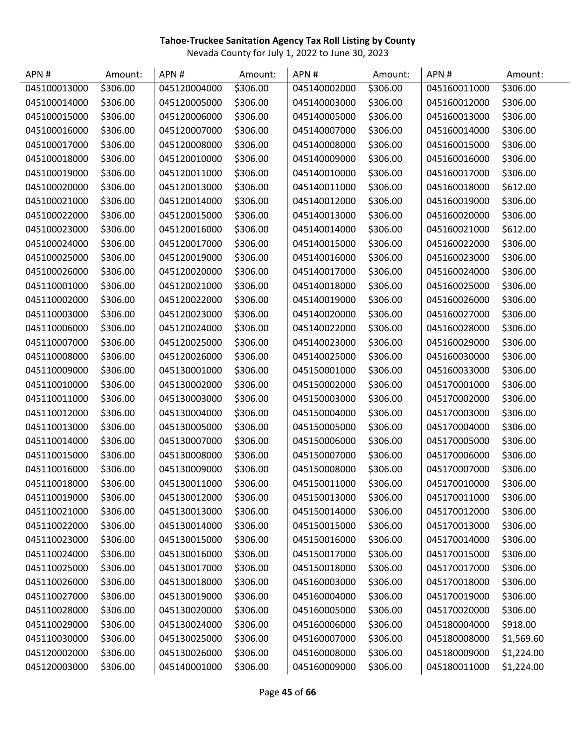**Tahoe-Truckee Sanitation Agency Tax Roll Listing by County**

Nevada County for July 1, 2022 to June 30, 2023

| APN # | Amount: | APN # | Amount: | APN # | Amount: | APN # | Amount: |
|---|---|---|---|---|---|---|---|
| 045100013000 | $306.00 | 045120004000 | $306.00 | 045140002000 | $306.00 | 045160011000 | $306.00 |
| 045100014000 | $306.00 | 045120005000 | $306.00 | 045140003000 | $306.00 | 045160012000 | $306.00 |
| 045100015000 | $306.00 | 045120006000 | $306.00 | 045140005000 | $306.00 | 045160013000 | $306.00 |
| 045100016000 | $306.00 | 045120007000 | $306.00 | 045140007000 | $306.00 | 045160014000 | $306.00 |
| 045100017000 | $306.00 | 045120008000 | $306.00 | 045140008000 | $306.00 | 045160015000 | $306.00 |
| 045100018000 | $306.00 | 045120010000 | $306.00 | 045140009000 | $306.00 | 045160016000 | $306.00 |
| 045100019000 | $306.00 | 045120011000 | $306.00 | 045140010000 | $306.00 | 045160017000 | $306.00 |
| 045100020000 | $306.00 | 045120013000 | $306.00 | 045140011000 | $306.00 | 045160018000 | $612.00 |
| 045100021000 | $306.00 | 045120014000 | $306.00 | 045140012000 | $306.00 | 045160019000 | $306.00 |
| 045100022000 | $306.00 | 045120015000 | $306.00 | 045140013000 | $306.00 | 045160020000 | $306.00 |
| 045100023000 | $306.00 | 045120016000 | $306.00 | 045140014000 | $306.00 | 045160021000 | $612.00 |
| 045100024000 | $306.00 | 045120017000 | $306.00 | 045140015000 | $306.00 | 045160022000 | $306.00 |
| 045100025000 | $306.00 | 045120019000 | $306.00 | 045140016000 | $306.00 | 045160023000 | $306.00 |
| 045100026000 | $306.00 | 045120020000 | $306.00 | 045140017000 | $306.00 | 045160024000 | $306.00 |
| 045110001000 | $306.00 | 045120021000 | $306.00 | 045140018000 | $306.00 | 045160025000 | $306.00 |
| 045110002000 | $306.00 | 045120022000 | $306.00 | 045140019000 | $306.00 | 045160026000 | $306.00 |
| 045110003000 | $306.00 | 045120023000 | $306.00 | 045140020000 | $306.00 | 045160027000 | $306.00 |
| 045110006000 | $306.00 | 045120024000 | $306.00 | 045140022000 | $306.00 | 045160028000 | $306.00 |
| 045110007000 | $306.00 | 045120025000 | $306.00 | 045140023000 | $306.00 | 045160029000 | $306.00 |
| 045110008000 | $306.00 | 045120026000 | $306.00 | 045140025000 | $306.00 | 045160030000 | $306.00 |
| 045110009000 | $306.00 | 045130001000 | $306.00 | 045150001000 | $306.00 | 045160033000 | $306.00 |
| 045110010000 | $306.00 | 045130002000 | $306.00 | 045150002000 | $306.00 | 045170001000 | $306.00 |
| 045110011000 | $306.00 | 045130003000 | $306.00 | 045150003000 | $306.00 | 045170002000 | $306.00 |
| 045110012000 | $306.00 | 045130004000 | $306.00 | 045150004000 | $306.00 | 045170003000 | $306.00 |
| 045110013000 | $306.00 | 045130005000 | $306.00 | 045150005000 | $306.00 | 045170004000 | $306.00 |
| 045110014000 | $306.00 | 045130007000 | $306.00 | 045150006000 | $306.00 | 045170005000 | $306.00 |
| 045110015000 | $306.00 | 045130008000 | $306.00 | 045150007000 | $306.00 | 045170006000 | $306.00 |
| 045110016000 | $306.00 | 045130009000 | $306.00 | 045150008000 | $306.00 | 045170007000 | $306.00 |
| 045110018000 | $306.00 | 045130011000 | $306.00 | 045150011000 | $306.00 | 045170010000 | $306.00 |
| 045110019000 | $306.00 | 045130012000 | $306.00 | 045150013000 | $306.00 | 045170011000 | $306.00 |
| 045110021000 | $306.00 | 045130013000 | $306.00 | 045150014000 | $306.00 | 045170012000 | $306.00 |
| 045110022000 | $306.00 | 045130014000 | $306.00 | 045150015000 | $306.00 | 045170013000 | $306.00 |
| 045110023000 | $306.00 | 045130015000 | $306.00 | 045150016000 | $306.00 | 045170014000 | $306.00 |
| 045110024000 | $306.00 | 045130016000 | $306.00 | 045150017000 | $306.00 | 045170015000 | $306.00 |
| 045110025000 | $306.00 | 045130017000 | $306.00 | 045150018000 | $306.00 | 045170017000 | $306.00 |
| 045110026000 | $306.00 | 045130018000 | $306.00 | 045160003000 | $306.00 | 045170018000 | $306.00 |
| 045110027000 | $306.00 | 045130019000 | $306.00 | 045160004000 | $306.00 | 045170019000 | $306.00 |
| 045110028000 | $306.00 | 045130020000 | $306.00 | 045160005000 | $306.00 | 045170020000 | $306.00 |
| 045110029000 | $306.00 | 045130024000 | $306.00 | 045160006000 | $306.00 | 045180004000 | $918.00 |
| 045110030000 | $306.00 | 045130025000 | $306.00 | 045160007000 | $306.00 | 045180008000 | $1,569.60 |
| 045120002000 | $306.00 | 045130026000 | $306.00 | 045160008000 | $306.00 | 045180009000 | $1,224.00 |
| 045120003000 | $306.00 | 045140001000 | $306.00 | 045160009000 | $306.00 | 045180011000 | $1,224.00 |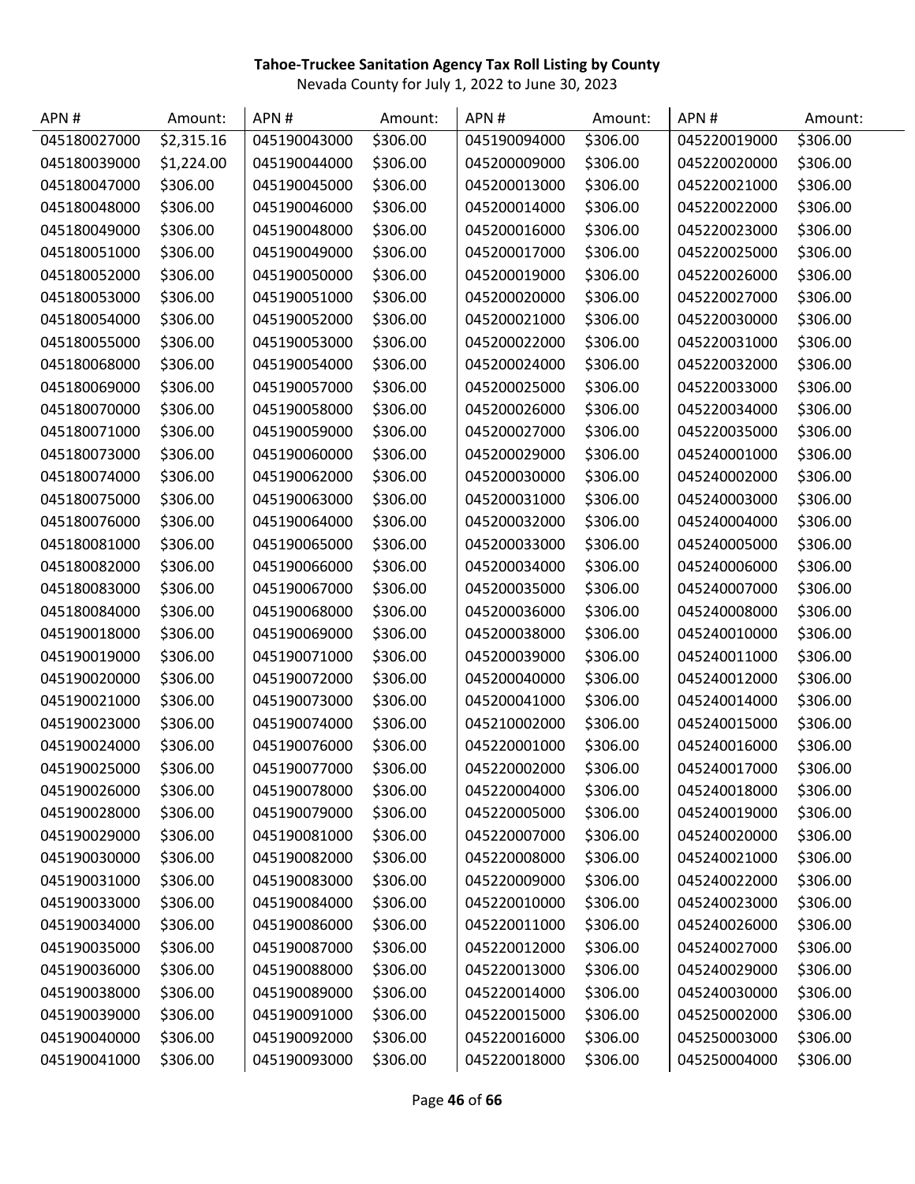**Tahoe-Truckee Sanitation Agency Tax Roll Listing by County**

Nevada County for July 1, 2022 to June 30, 2023

| APN # | Amount: | APN # | Amount: | APN # | Amount: | APN # | Amount: |
|---|---|---|---|---|---|---|---|
| 045180027000 | $2,315.16 | 045190043000 | $306.00 | 045190094000 | $306.00 | 045220019000 | $306.00 |
| 045180039000 | $1,224.00 | 045190044000 | $306.00 | 045200009000 | $306.00 | 045220020000 | $306.00 |
| 045180047000 | $306.00 | 045190045000 | $306.00 | 045200013000 | $306.00 | 045220021000 | $306.00 |
| 045180048000 | $306.00 | 045190046000 | $306.00 | 045200014000 | $306.00 | 045220022000 | $306.00 |
| 045180049000 | $306.00 | 045190048000 | $306.00 | 045200016000 | $306.00 | 045220023000 | $306.00 |
| 045180051000 | $306.00 | 045190049000 | $306.00 | 045200017000 | $306.00 | 045220025000 | $306.00 |
| 045180052000 | $306.00 | 045190050000 | $306.00 | 045200019000 | $306.00 | 045220026000 | $306.00 |
| 045180053000 | $306.00 | 045190051000 | $306.00 | 045200020000 | $306.00 | 045220027000 | $306.00 |
| 045180054000 | $306.00 | 045190052000 | $306.00 | 045200021000 | $306.00 | 045220030000 | $306.00 |
| 045180055000 | $306.00 | 045190053000 | $306.00 | 045200022000 | $306.00 | 045220031000 | $306.00 |
| 045180068000 | $306.00 | 045190054000 | $306.00 | 045200024000 | $306.00 | 045220032000 | $306.00 |
| 045180069000 | $306.00 | 045190057000 | $306.00 | 045200025000 | $306.00 | 045220033000 | $306.00 |
| 045180070000 | $306.00 | 045190058000 | $306.00 | 045200026000 | $306.00 | 045220034000 | $306.00 |
| 045180071000 | $306.00 | 045190059000 | $306.00 | 045200027000 | $306.00 | 045220035000 | $306.00 |
| 045180073000 | $306.00 | 045190060000 | $306.00 | 045200029000 | $306.00 | 045240001000 | $306.00 |
| 045180074000 | $306.00 | 045190062000 | $306.00 | 045200030000 | $306.00 | 045240002000 | $306.00 |
| 045180075000 | $306.00 | 045190063000 | $306.00 | 045200031000 | $306.00 | 045240003000 | $306.00 |
| 045180076000 | $306.00 | 045190064000 | $306.00 | 045200032000 | $306.00 | 045240004000 | $306.00 |
| 045180081000 | $306.00 | 045190065000 | $306.00 | 045200033000 | $306.00 | 045240005000 | $306.00 |
| 045180082000 | $306.00 | 045190066000 | $306.00 | 045200034000 | $306.00 | 045240006000 | $306.00 |
| 045180083000 | $306.00 | 045190067000 | $306.00 | 045200035000 | $306.00 | 045240007000 | $306.00 |
| 045180084000 | $306.00 | 045190068000 | $306.00 | 045200036000 | $306.00 | 045240008000 | $306.00 |
| 045190018000 | $306.00 | 045190069000 | $306.00 | 045200038000 | $306.00 | 045240010000 | $306.00 |
| 045190019000 | $306.00 | 045190071000 | $306.00 | 045200039000 | $306.00 | 045240011000 | $306.00 |
| 045190020000 | $306.00 | 045190072000 | $306.00 | 045200040000 | $306.00 | 045240012000 | $306.00 |
| 045190021000 | $306.00 | 045190073000 | $306.00 | 045200041000 | $306.00 | 045240014000 | $306.00 |
| 045190023000 | $306.00 | 045190074000 | $306.00 | 045210002000 | $306.00 | 045240015000 | $306.00 |
| 045190024000 | $306.00 | 045190076000 | $306.00 | 045220001000 | $306.00 | 045240016000 | $306.00 |
| 045190025000 | $306.00 | 045190077000 | $306.00 | 045220002000 | $306.00 | 045240017000 | $306.00 |
| 045190026000 | $306.00 | 045190078000 | $306.00 | 045220004000 | $306.00 | 045240018000 | $306.00 |
| 045190028000 | $306.00 | 045190079000 | $306.00 | 045220005000 | $306.00 | 045240019000 | $306.00 |
| 045190029000 | $306.00 | 045190081000 | $306.00 | 045220007000 | $306.00 | 045240020000 | $306.00 |
| 045190030000 | $306.00 | 045190082000 | $306.00 | 045220008000 | $306.00 | 045240021000 | $306.00 |
| 045190031000 | $306.00 | 045190083000 | $306.00 | 045220009000 | $306.00 | 045240022000 | $306.00 |
| 045190033000 | $306.00 | 045190084000 | $306.00 | 045220010000 | $306.00 | 045240023000 | $306.00 |
| 045190034000 | $306.00 | 045190086000 | $306.00 | 045220011000 | $306.00 | 045240026000 | $306.00 |
| 045190035000 | $306.00 | 045190087000 | $306.00 | 045220012000 | $306.00 | 045240027000 | $306.00 |
| 045190036000 | $306.00 | 045190088000 | $306.00 | 045220013000 | $306.00 | 045240029000 | $306.00 |
| 045190038000 | $306.00 | 045190089000 | $306.00 | 045220014000 | $306.00 | 045240030000 | $306.00 |
| 045190039000 | $306.00 | 045190091000 | $306.00 | 045220015000 | $306.00 | 045250002000 | $306.00 |
| 045190040000 | $306.00 | 045190092000 | $306.00 | 045220016000 | $306.00 | 045250003000 | $306.00 |
| 045190041000 | $306.00 | 045190093000 | $306.00 | 045220018000 | $306.00 | 045250004000 | $306.00 |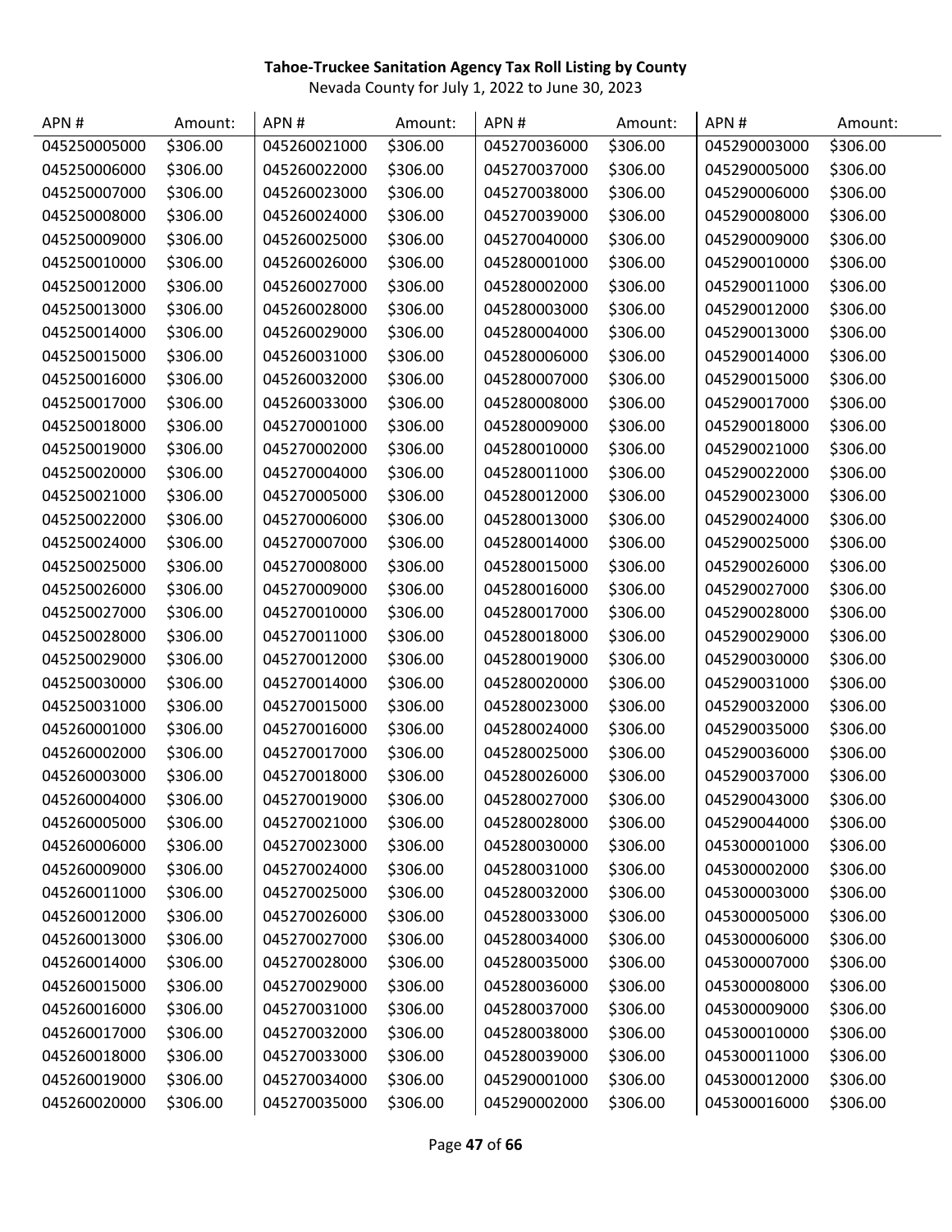**Tahoe-Truckee Sanitation Agency Tax Roll Listing by County**

Nevada County for July 1, 2022 to June 30, 2023

| APN # | Amount: | APN # | Amount: | APN # | Amount: | APN # | Amount: |
|---|---|---|---|---|---|---|---|
| 045250005000 | $306.00 | 045260021000 | $306.00 | 045270036000 | $306.00 | 045290003000 | $306.00 |
| 045250006000 | $306.00 | 045260022000 | $306.00 | 045270037000 | $306.00 | 045290005000 | $306.00 |
| 045250007000 | $306.00 | 045260023000 | $306.00 | 045270038000 | $306.00 | 045290006000 | $306.00 |
| 045250008000 | $306.00 | 045260024000 | $306.00 | 045270039000 | $306.00 | 045290008000 | $306.00 |
| 045250009000 | $306.00 | 045260025000 | $306.00 | 045270040000 | $306.00 | 045290009000 | $306.00 |
| 045250010000 | $306.00 | 045260026000 | $306.00 | 045280001000 | $306.00 | 045290010000 | $306.00 |
| 045250012000 | $306.00 | 045260027000 | $306.00 | 045280002000 | $306.00 | 045290011000 | $306.00 |
| 045250013000 | $306.00 | 045260028000 | $306.00 | 045280003000 | $306.00 | 045290012000 | $306.00 |
| 045250014000 | $306.00 | 045260029000 | $306.00 | 045280004000 | $306.00 | 045290013000 | $306.00 |
| 045250015000 | $306.00 | 045260031000 | $306.00 | 045280006000 | $306.00 | 045290014000 | $306.00 |
| 045250016000 | $306.00 | 045260032000 | $306.00 | 045280007000 | $306.00 | 045290015000 | $306.00 |
| 045250017000 | $306.00 | 045260033000 | $306.00 | 045280008000 | $306.00 | 045290017000 | $306.00 |
| 045250018000 | $306.00 | 045270001000 | $306.00 | 045280009000 | $306.00 | 045290018000 | $306.00 |
| 045250019000 | $306.00 | 045270002000 | $306.00 | 045280010000 | $306.00 | 045290021000 | $306.00 |
| 045250020000 | $306.00 | 045270004000 | $306.00 | 045280011000 | $306.00 | 045290022000 | $306.00 |
| 045250021000 | $306.00 | 045270005000 | $306.00 | 045280012000 | $306.00 | 045290023000 | $306.00 |
| 045250022000 | $306.00 | 045270006000 | $306.00 | 045280013000 | $306.00 | 045290024000 | $306.00 |
| 045250024000 | $306.00 | 045270007000 | $306.00 | 045280014000 | $306.00 | 045290025000 | $306.00 |
| 045250025000 | $306.00 | 045270008000 | $306.00 | 045280015000 | $306.00 | 045290026000 | $306.00 |
| 045250026000 | $306.00 | 045270009000 | $306.00 | 045280016000 | $306.00 | 045290027000 | $306.00 |
| 045250027000 | $306.00 | 045270010000 | $306.00 | 045280017000 | $306.00 | 045290028000 | $306.00 |
| 045250028000 | $306.00 | 045270011000 | $306.00 | 045280018000 | $306.00 | 045290029000 | $306.00 |
| 045250029000 | $306.00 | 045270012000 | $306.00 | 045280019000 | $306.00 | 045290030000 | $306.00 |
| 045250030000 | $306.00 | 045270014000 | $306.00 | 045280020000 | $306.00 | 045290031000 | $306.00 |
| 045250031000 | $306.00 | 045270015000 | $306.00 | 045280023000 | $306.00 | 045290032000 | $306.00 |
| 045260001000 | $306.00 | 045270016000 | $306.00 | 045280024000 | $306.00 | 045290035000 | $306.00 |
| 045260002000 | $306.00 | 045270017000 | $306.00 | 045280025000 | $306.00 | 045290036000 | $306.00 |
| 045260003000 | $306.00 | 045270018000 | $306.00 | 045280026000 | $306.00 | 045290037000 | $306.00 |
| 045260004000 | $306.00 | 045270019000 | $306.00 | 045280027000 | $306.00 | 045290043000 | $306.00 |
| 045260005000 | $306.00 | 045270021000 | $306.00 | 045280028000 | $306.00 | 045290044000 | $306.00 |
| 045260006000 | $306.00 | 045270023000 | $306.00 | 045280030000 | $306.00 | 045300001000 | $306.00 |
| 045260009000 | $306.00 | 045270024000 | $306.00 | 045280031000 | $306.00 | 045300002000 | $306.00 |
| 045260011000 | $306.00 | 045270025000 | $306.00 | 045280032000 | $306.00 | 045300003000 | $306.00 |
| 045260012000 | $306.00 | 045270026000 | $306.00 | 045280033000 | $306.00 | 045300005000 | $306.00 |
| 045260013000 | $306.00 | 045270027000 | $306.00 | 045280034000 | $306.00 | 045300006000 | $306.00 |
| 045260014000 | $306.00 | 045270028000 | $306.00 | 045280035000 | $306.00 | 045300007000 | $306.00 |
| 045260015000 | $306.00 | 045270029000 | $306.00 | 045280036000 | $306.00 | 045300008000 | $306.00 |
| 045260016000 | $306.00 | 045270031000 | $306.00 | 045280037000 | $306.00 | 045300009000 | $306.00 |
| 045260017000 | $306.00 | 045270032000 | $306.00 | 045280038000 | $306.00 | 045300010000 | $306.00 |
| 045260018000 | $306.00 | 045270033000 | $306.00 | 045280039000 | $306.00 | 045300011000 | $306.00 |
| 045260019000 | $306.00 | 045270034000 | $306.00 | 045290001000 | $306.00 | 045300012000 | $306.00 |
| 045260020000 | $306.00 | 045270035000 | $306.00 | 045290002000 | $306.00 | 045300016000 | $306.00 |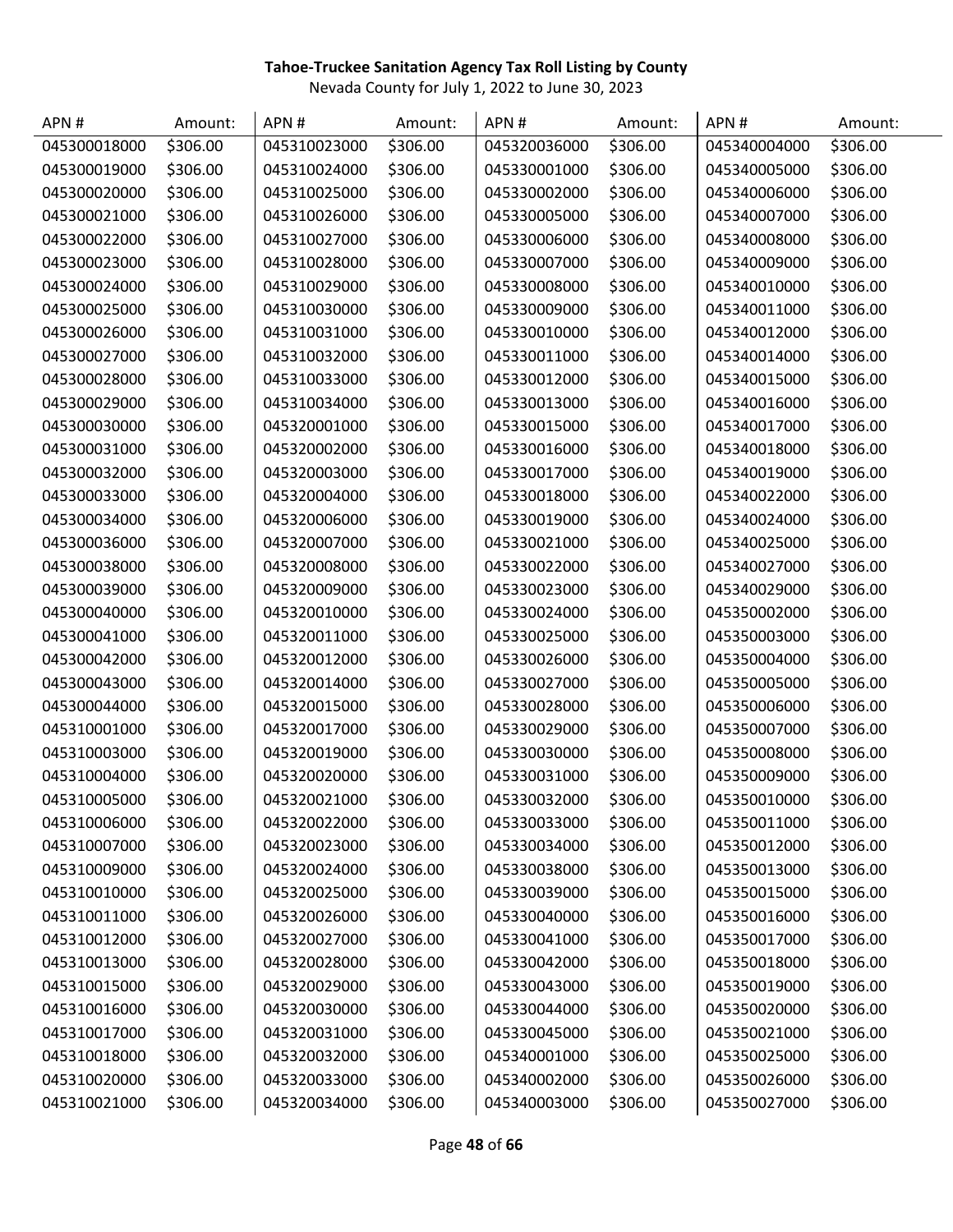**Tahoe-Truckee Sanitation Agency Tax Roll Listing by County**

Nevada County for July 1, 2022 to June 30, 2023

| APN # | Amount: | APN # | Amount: | APN # | Amount: | APN # | Amount: |
|---|---|---|---|---|---|---|---|
| 045300018000 | $306.00 | 045310023000 | $306.00 | 045320036000 | $306.00 | 045340004000 | $306.00 |
| 045300019000 | $306.00 | 045310024000 | $306.00 | 045330001000 | $306.00 | 045340005000 | $306.00 |
| 045300020000 | $306.00 | 045310025000 | $306.00 | 045330002000 | $306.00 | 045340006000 | $306.00 |
| 045300021000 | $306.00 | 045310026000 | $306.00 | 045330005000 | $306.00 | 045340007000 | $306.00 |
| 045300022000 | $306.00 | 045310027000 | $306.00 | 045330006000 | $306.00 | 045340008000 | $306.00 |
| 045300023000 | $306.00 | 045310028000 | $306.00 | 045330007000 | $306.00 | 045340009000 | $306.00 |
| 045300024000 | $306.00 | 045310029000 | $306.00 | 045330008000 | $306.00 | 045340010000 | $306.00 |
| 045300025000 | $306.00 | 045310030000 | $306.00 | 045330009000 | $306.00 | 045340011000 | $306.00 |
| 045300026000 | $306.00 | 045310031000 | $306.00 | 045330010000 | $306.00 | 045340012000 | $306.00 |
| 045300027000 | $306.00 | 045310032000 | $306.00 | 045330011000 | $306.00 | 045340014000 | $306.00 |
| 045300028000 | $306.00 | 045310033000 | $306.00 | 045330012000 | $306.00 | 045340015000 | $306.00 |
| 045300029000 | $306.00 | 045310034000 | $306.00 | 045330013000 | $306.00 | 045340016000 | $306.00 |
| 045300030000 | $306.00 | 045320001000 | $306.00 | 045330015000 | $306.00 | 045340017000 | $306.00 |
| 045300031000 | $306.00 | 045320002000 | $306.00 | 045330016000 | $306.00 | 045340018000 | $306.00 |
| 045300032000 | $306.00 | 045320003000 | $306.00 | 045330017000 | $306.00 | 045340019000 | $306.00 |
| 045300033000 | $306.00 | 045320004000 | $306.00 | 045330018000 | $306.00 | 045340022000 | $306.00 |
| 045300034000 | $306.00 | 045320006000 | $306.00 | 045330019000 | $306.00 | 045340024000 | $306.00 |
| 045300036000 | $306.00 | 045320007000 | $306.00 | 045330021000 | $306.00 | 045340025000 | $306.00 |
| 045300038000 | $306.00 | 045320008000 | $306.00 | 045330022000 | $306.00 | 045340027000 | $306.00 |
| 045300039000 | $306.00 | 045320009000 | $306.00 | 045330023000 | $306.00 | 045340029000 | $306.00 |
| 045300040000 | $306.00 | 045320010000 | $306.00 | 045330024000 | $306.00 | 045350002000 | $306.00 |
| 045300041000 | $306.00 | 045320011000 | $306.00 | 045330025000 | $306.00 | 045350003000 | $306.00 |
| 045300042000 | $306.00 | 045320012000 | $306.00 | 045330026000 | $306.00 | 045350004000 | $306.00 |
| 045300043000 | $306.00 | 045320014000 | $306.00 | 045330027000 | $306.00 | 045350005000 | $306.00 |
| 045300044000 | $306.00 | 045320015000 | $306.00 | 045330028000 | $306.00 | 045350006000 | $306.00 |
| 045310001000 | $306.00 | 045320017000 | $306.00 | 045330029000 | $306.00 | 045350007000 | $306.00 |
| 045310003000 | $306.00 | 045320019000 | $306.00 | 045330030000 | $306.00 | 045350008000 | $306.00 |
| 045310004000 | $306.00 | 045320020000 | $306.00 | 045330031000 | $306.00 | 045350009000 | $306.00 |
| 045310005000 | $306.00 | 045320021000 | $306.00 | 045330032000 | $306.00 | 045350010000 | $306.00 |
| 045310006000 | $306.00 | 045320022000 | $306.00 | 045330033000 | $306.00 | 045350011000 | $306.00 |
| 045310007000 | $306.00 | 045320023000 | $306.00 | 045330034000 | $306.00 | 045350012000 | $306.00 |
| 045310009000 | $306.00 | 045320024000 | $306.00 | 045330038000 | $306.00 | 045350013000 | $306.00 |
| 045310010000 | $306.00 | 045320025000 | $306.00 | 045330039000 | $306.00 | 045350015000 | $306.00 |
| 045310011000 | $306.00 | 045320026000 | $306.00 | 045330040000 | $306.00 | 045350016000 | $306.00 |
| 045310012000 | $306.00 | 045320027000 | $306.00 | 045330041000 | $306.00 | 045350017000 | $306.00 |
| 045310013000 | $306.00 | 045320028000 | $306.00 | 045330042000 | $306.00 | 045350018000 | $306.00 |
| 045310015000 | $306.00 | 045320029000 | $306.00 | 045330043000 | $306.00 | 045350019000 | $306.00 |
| 045310016000 | $306.00 | 045320030000 | $306.00 | 045330044000 | $306.00 | 045350020000 | $306.00 |
| 045310017000 | $306.00 | 045320031000 | $306.00 | 045330045000 | $306.00 | 045350021000 | $306.00 |
| 045310018000 | $306.00 | 045320032000 | $306.00 | 045340001000 | $306.00 | 045350025000 | $306.00 |
| 045310020000 | $306.00 | 045320033000 | $306.00 | 045340002000 | $306.00 | 045350026000 | $306.00 |
| 045310021000 | $306.00 | 045320034000 | $306.00 | 045340003000 | $306.00 | 045350027000 | $306.00 |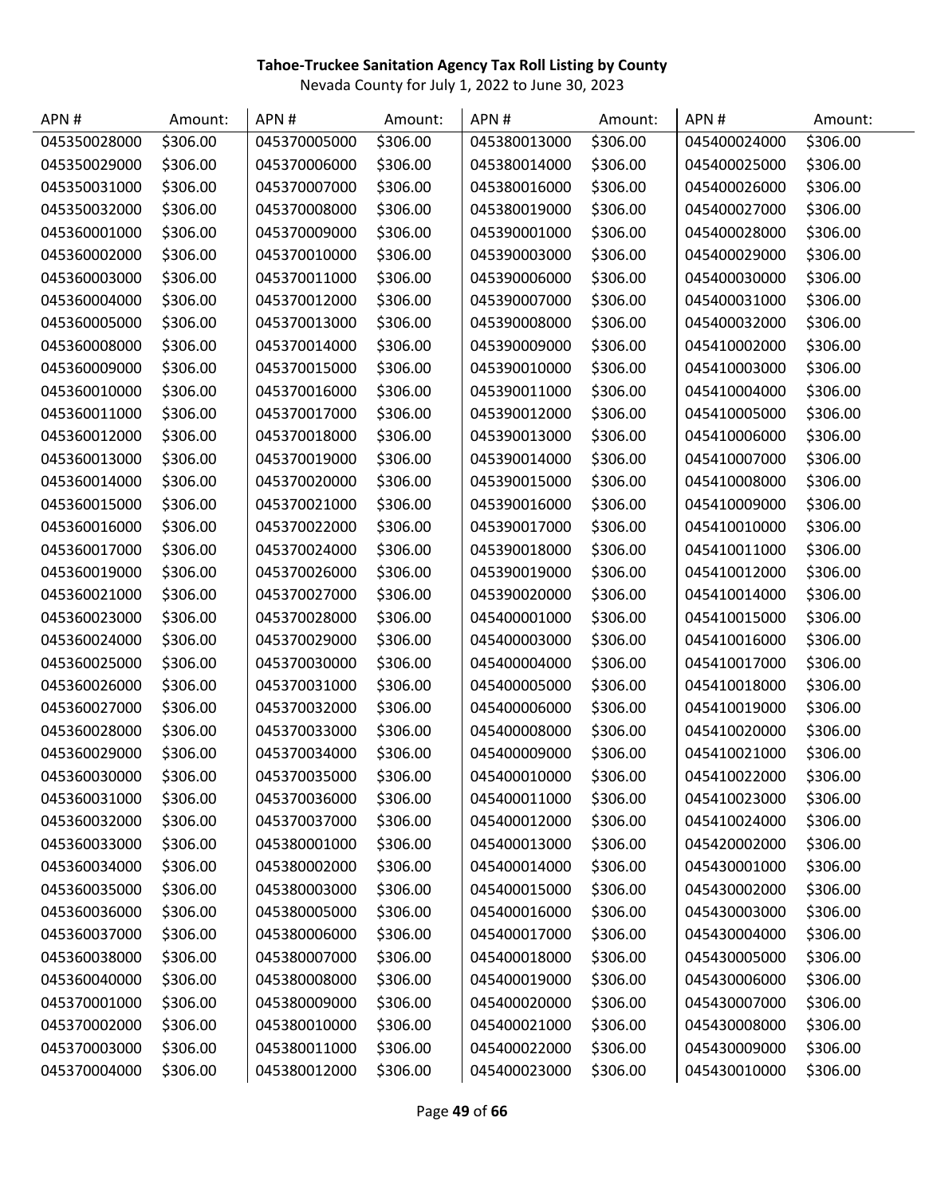**Tahoe-Truckee Sanitation Agency Tax Roll Listing by County**

Nevada County for July 1, 2022 to June 30, 2023

| APN # | Amount: | APN # | Amount: | APN # | Amount: | APN # | Amount: |
|---|---|---|---|---|---|---|---|
| 045350028000 | $306.00 | 045370005000 | $306.00 | 045380013000 | $306.00 | 045400024000 | $306.00 |
| 045350029000 | $306.00 | 045370006000 | $306.00 | 045380014000 | $306.00 | 045400025000 | $306.00 |
| 045350031000 | $306.00 | 045370007000 | $306.00 | 045380016000 | $306.00 | 045400026000 | $306.00 |
| 045350032000 | $306.00 | 045370008000 | $306.00 | 045380019000 | $306.00 | 045400027000 | $306.00 |
| 045360001000 | $306.00 | 045370009000 | $306.00 | 045390001000 | $306.00 | 045400028000 | $306.00 |
| 045360002000 | $306.00 | 045370010000 | $306.00 | 045390003000 | $306.00 | 045400029000 | $306.00 |
| 045360003000 | $306.00 | 045370011000 | $306.00 | 045390006000 | $306.00 | 045400030000 | $306.00 |
| 045360004000 | $306.00 | 045370012000 | $306.00 | 045390007000 | $306.00 | 045400031000 | $306.00 |
| 045360005000 | $306.00 | 045370013000 | $306.00 | 045390008000 | $306.00 | 045400032000 | $306.00 |
| 045360008000 | $306.00 | 045370014000 | $306.00 | 045390009000 | $306.00 | 045410002000 | $306.00 |
| 045360009000 | $306.00 | 045370015000 | $306.00 | 045390010000 | $306.00 | 045410003000 | $306.00 |
| 045360010000 | $306.00 | 045370016000 | $306.00 | 045390011000 | $306.00 | 045410004000 | $306.00 |
| 045360011000 | $306.00 | 045370017000 | $306.00 | 045390012000 | $306.00 | 045410005000 | $306.00 |
| 045360012000 | $306.00 | 045370018000 | $306.00 | 045390013000 | $306.00 | 045410006000 | $306.00 |
| 045360013000 | $306.00 | 045370019000 | $306.00 | 045390014000 | $306.00 | 045410007000 | $306.00 |
| 045360014000 | $306.00 | 045370020000 | $306.00 | 045390015000 | $306.00 | 045410008000 | $306.00 |
| 045360015000 | $306.00 | 045370021000 | $306.00 | 045390016000 | $306.00 | 045410009000 | $306.00 |
| 045360016000 | $306.00 | 045370022000 | $306.00 | 045390017000 | $306.00 | 045410010000 | $306.00 |
| 045360017000 | $306.00 | 045370024000 | $306.00 | 045390018000 | $306.00 | 045410011000 | $306.00 |
| 045360019000 | $306.00 | 045370026000 | $306.00 | 045390019000 | $306.00 | 045410012000 | $306.00 |
| 045360021000 | $306.00 | 045370027000 | $306.00 | 045390020000 | $306.00 | 045410014000 | $306.00 |
| 045360023000 | $306.00 | 045370028000 | $306.00 | 045400001000 | $306.00 | 045410015000 | $306.00 |
| 045360024000 | $306.00 | 045370029000 | $306.00 | 045400003000 | $306.00 | 045410016000 | $306.00 |
| 045360025000 | $306.00 | 045370030000 | $306.00 | 045400004000 | $306.00 | 045410017000 | $306.00 |
| 045360026000 | $306.00 | 045370031000 | $306.00 | 045400005000 | $306.00 | 045410018000 | $306.00 |
| 045360027000 | $306.00 | 045370032000 | $306.00 | 045400006000 | $306.00 | 045410019000 | $306.00 |
| 045360028000 | $306.00 | 045370033000 | $306.00 | 045400008000 | $306.00 | 045410020000 | $306.00 |
| 045360029000 | $306.00 | 045370034000 | $306.00 | 045400009000 | $306.00 | 045410021000 | $306.00 |
| 045360030000 | $306.00 | 045370035000 | $306.00 | 045400010000 | $306.00 | 045410022000 | $306.00 |
| 045360031000 | $306.00 | 045370036000 | $306.00 | 045400011000 | $306.00 | 045410023000 | $306.00 |
| 045360032000 | $306.00 | 045370037000 | $306.00 | 045400012000 | $306.00 | 045410024000 | $306.00 |
| 045360033000 | $306.00 | 045380001000 | $306.00 | 045400013000 | $306.00 | 045420002000 | $306.00 |
| 045360034000 | $306.00 | 045380002000 | $306.00 | 045400014000 | $306.00 | 045430001000 | $306.00 |
| 045360035000 | $306.00 | 045380003000 | $306.00 | 045400015000 | $306.00 | 045430002000 | $306.00 |
| 045360036000 | $306.00 | 045380005000 | $306.00 | 045400016000 | $306.00 | 045430003000 | $306.00 |
| 045360037000 | $306.00 | 045380006000 | $306.00 | 045400017000 | $306.00 | 045430004000 | $306.00 |
| 045360038000 | $306.00 | 045380007000 | $306.00 | 045400018000 | $306.00 | 045430005000 | $306.00 |
| 045360040000 | $306.00 | 045380008000 | $306.00 | 045400019000 | $306.00 | 045430006000 | $306.00 |
| 045370001000 | $306.00 | 045380009000 | $306.00 | 045400020000 | $306.00 | 045430007000 | $306.00 |
| 045370002000 | $306.00 | 045380010000 | $306.00 | 045400021000 | $306.00 | 045430008000 | $306.00 |
| 045370003000 | $306.00 | 045380011000 | $306.00 | 045400022000 | $306.00 | 045430009000 | $306.00 |
| 045370004000 | $306.00 | 045380012000 | $306.00 | 045400023000 | $306.00 | 045430010000 | $306.00 |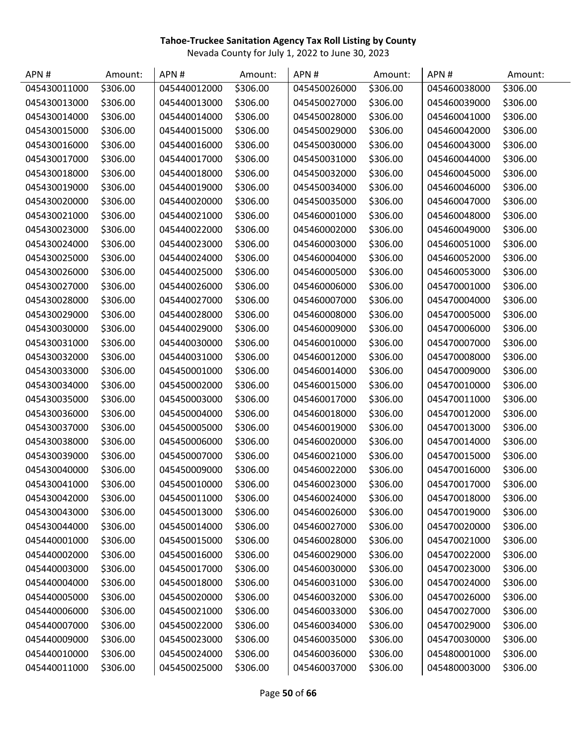**Tahoe-Truckee Sanitation Agency Tax Roll Listing by County**

Nevada County for July 1, 2022 to June 30, 2023

| APN # | Amount: | APN # | Amount: | APN # | Amount: | APN # | Amount: |
|---|---|---|---|---|---|---|---|
| 045430011000 | $306.00 | 045440012000 | $306.00 | 045450026000 | $306.00 | 045460038000 | $306.00 |
| 045430013000 | $306.00 | 045440013000 | $306.00 | 045450027000 | $306.00 | 045460039000 | $306.00 |
| 045430014000 | $306.00 | 045440014000 | $306.00 | 045450028000 | $306.00 | 045460041000 | $306.00 |
| 045430015000 | $306.00 | 045440015000 | $306.00 | 045450029000 | $306.00 | 045460042000 | $306.00 |
| 045430016000 | $306.00 | 045440016000 | $306.00 | 045450030000 | $306.00 | 045460043000 | $306.00 |
| 045430017000 | $306.00 | 045440017000 | $306.00 | 045450031000 | $306.00 | 045460044000 | $306.00 |
| 045430018000 | $306.00 | 045440018000 | $306.00 | 045450032000 | $306.00 | 045460045000 | $306.00 |
| 045430019000 | $306.00 | 045440019000 | $306.00 | 045450034000 | $306.00 | 045460046000 | $306.00 |
| 045430020000 | $306.00 | 045440020000 | $306.00 | 045450035000 | $306.00 | 045460047000 | $306.00 |
| 045430021000 | $306.00 | 045440021000 | $306.00 | 045460001000 | $306.00 | 045460048000 | $306.00 |
| 045430023000 | $306.00 | 045440022000 | $306.00 | 045460002000 | $306.00 | 045460049000 | $306.00 |
| 045430024000 | $306.00 | 045440023000 | $306.00 | 045460003000 | $306.00 | 045460051000 | $306.00 |
| 045430025000 | $306.00 | 045440024000 | $306.00 | 045460004000 | $306.00 | 045460052000 | $306.00 |
| 045430026000 | $306.00 | 045440025000 | $306.00 | 045460005000 | $306.00 | 045460053000 | $306.00 |
| 045430027000 | $306.00 | 045440026000 | $306.00 | 045460006000 | $306.00 | 045470001000 | $306.00 |
| 045430028000 | $306.00 | 045440027000 | $306.00 | 045460007000 | $306.00 | 045470004000 | $306.00 |
| 045430029000 | $306.00 | 045440028000 | $306.00 | 045460008000 | $306.00 | 045470005000 | $306.00 |
| 045430030000 | $306.00 | 045440029000 | $306.00 | 045460009000 | $306.00 | 045470006000 | $306.00 |
| 045430031000 | $306.00 | 045440030000 | $306.00 | 045460010000 | $306.00 | 045470007000 | $306.00 |
| 045430032000 | $306.00 | 045440031000 | $306.00 | 045460012000 | $306.00 | 045470008000 | $306.00 |
| 045430033000 | $306.00 | 045450001000 | $306.00 | 045460014000 | $306.00 | 045470009000 | $306.00 |
| 045430034000 | $306.00 | 045450002000 | $306.00 | 045460015000 | $306.00 | 045470010000 | $306.00 |
| 045430035000 | $306.00 | 045450003000 | $306.00 | 045460017000 | $306.00 | 045470011000 | $306.00 |
| 045430036000 | $306.00 | 045450004000 | $306.00 | 045460018000 | $306.00 | 045470012000 | $306.00 |
| 045430037000 | $306.00 | 045450005000 | $306.00 | 045460019000 | $306.00 | 045470013000 | $306.00 |
| 045430038000 | $306.00 | 045450006000 | $306.00 | 045460020000 | $306.00 | 045470014000 | $306.00 |
| 045430039000 | $306.00 | 045450007000 | $306.00 | 045460021000 | $306.00 | 045470015000 | $306.00 |
| 045430040000 | $306.00 | 045450009000 | $306.00 | 045460022000 | $306.00 | 045470016000 | $306.00 |
| 045430041000 | $306.00 | 045450010000 | $306.00 | 045460023000 | $306.00 | 045470017000 | $306.00 |
| 045430042000 | $306.00 | 045450011000 | $306.00 | 045460024000 | $306.00 | 045470018000 | $306.00 |
| 045430043000 | $306.00 | 045450013000 | $306.00 | 045460026000 | $306.00 | 045470019000 | $306.00 |
| 045430044000 | $306.00 | 045450014000 | $306.00 | 045460027000 | $306.00 | 045470020000 | $306.00 |
| 045440001000 | $306.00 | 045450015000 | $306.00 | 045460028000 | $306.00 | 045470021000 | $306.00 |
| 045440002000 | $306.00 | 045450016000 | $306.00 | 045460029000 | $306.00 | 045470022000 | $306.00 |
| 045440003000 | $306.00 | 045450017000 | $306.00 | 045460030000 | $306.00 | 045470023000 | $306.00 |
| 045440004000 | $306.00 | 045450018000 | $306.00 | 045460031000 | $306.00 | 045470024000 | $306.00 |
| 045440005000 | $306.00 | 045450020000 | $306.00 | 045460032000 | $306.00 | 045470026000 | $306.00 |
| 045440006000 | $306.00 | 045450021000 | $306.00 | 045460033000 | $306.00 | 045470027000 | $306.00 |
| 045440007000 | $306.00 | 045450022000 | $306.00 | 045460034000 | $306.00 | 045470029000 | $306.00 |
| 045440009000 | $306.00 | 045450023000 | $306.00 | 045460035000 | $306.00 | 045470030000 | $306.00 |
| 045440010000 | $306.00 | 045450024000 | $306.00 | 045460036000 | $306.00 | 045480001000 | $306.00 |
| 045440011000 | $306.00 | 045450025000 | $306.00 | 045460037000 | $306.00 | 045480003000 | $306.00 |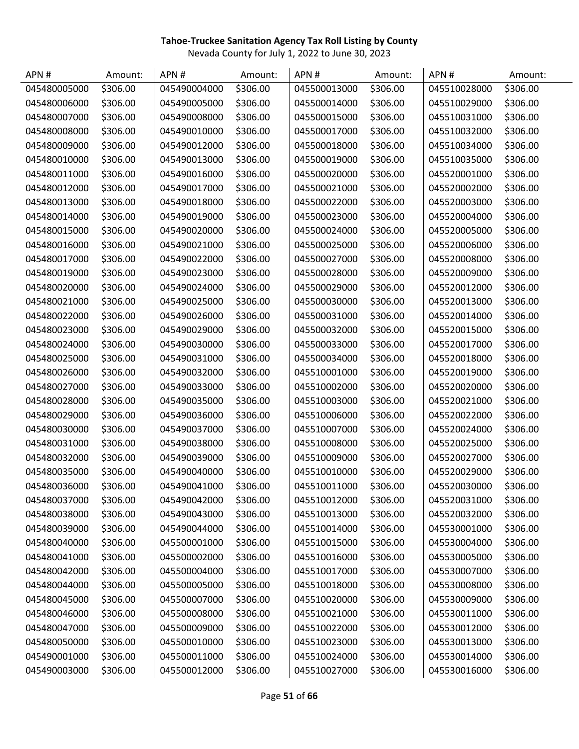**Tahoe-Truckee Sanitation Agency Tax Roll Listing by County**

Nevada County for July 1, 2022 to June 30, 2023

| APN # | Amount: | APN # | Amount: | APN # | Amount: | APN # | Amount: |
|---|---|---|---|---|---|---|---|
| 045480005000 | $306.00 | 045490004000 | $306.00 | 045500013000 | $306.00 | 045510028000 | $306.00 |
| 045480006000 | $306.00 | 045490005000 | $306.00 | 045500014000 | $306.00 | 045510029000 | $306.00 |
| 045480007000 | $306.00 | 045490008000 | $306.00 | 045500015000 | $306.00 | 045510031000 | $306.00 |
| 045480008000 | $306.00 | 045490010000 | $306.00 | 045500017000 | $306.00 | 045510032000 | $306.00 |
| 045480009000 | $306.00 | 045490012000 | $306.00 | 045500018000 | $306.00 | 045510034000 | $306.00 |
| 045480010000 | $306.00 | 045490013000 | $306.00 | 045500019000 | $306.00 | 045510035000 | $306.00 |
| 045480011000 | $306.00 | 045490016000 | $306.00 | 045500020000 | $306.00 | 045520001000 | $306.00 |
| 045480012000 | $306.00 | 045490017000 | $306.00 | 045500021000 | $306.00 | 045520002000 | $306.00 |
| 045480013000 | $306.00 | 045490018000 | $306.00 | 045500022000 | $306.00 | 045520003000 | $306.00 |
| 045480014000 | $306.00 | 045490019000 | $306.00 | 045500023000 | $306.00 | 045520004000 | $306.00 |
| 045480015000 | $306.00 | 045490020000 | $306.00 | 045500024000 | $306.00 | 045520005000 | $306.00 |
| 045480016000 | $306.00 | 045490021000 | $306.00 | 045500025000 | $306.00 | 045520006000 | $306.00 |
| 045480017000 | $306.00 | 045490022000 | $306.00 | 045500027000 | $306.00 | 045520008000 | $306.00 |
| 045480019000 | $306.00 | 045490023000 | $306.00 | 045500028000 | $306.00 | 045520009000 | $306.00 |
| 045480020000 | $306.00 | 045490024000 | $306.00 | 045500029000 | $306.00 | 045520012000 | $306.00 |
| 045480021000 | $306.00 | 045490025000 | $306.00 | 045500030000 | $306.00 | 045520013000 | $306.00 |
| 045480022000 | $306.00 | 045490026000 | $306.00 | 045500031000 | $306.00 | 045520014000 | $306.00 |
| 045480023000 | $306.00 | 045490029000 | $306.00 | 045500032000 | $306.00 | 045520015000 | $306.00 |
| 045480024000 | $306.00 | 045490030000 | $306.00 | 045500033000 | $306.00 | 045520017000 | $306.00 |
| 045480025000 | $306.00 | 045490031000 | $306.00 | 045500034000 | $306.00 | 045520018000 | $306.00 |
| 045480026000 | $306.00 | 045490032000 | $306.00 | 045510001000 | $306.00 | 045520019000 | $306.00 |
| 045480027000 | $306.00 | 045490033000 | $306.00 | 045510002000 | $306.00 | 045520020000 | $306.00 |
| 045480028000 | $306.00 | 045490035000 | $306.00 | 045510003000 | $306.00 | 045520021000 | $306.00 |
| 045480029000 | $306.00 | 045490036000 | $306.00 | 045510006000 | $306.00 | 045520022000 | $306.00 |
| 045480030000 | $306.00 | 045490037000 | $306.00 | 045510007000 | $306.00 | 045520024000 | $306.00 |
| 045480031000 | $306.00 | 045490038000 | $306.00 | 045510008000 | $306.00 | 045520025000 | $306.00 |
| 045480032000 | $306.00 | 045490039000 | $306.00 | 045510009000 | $306.00 | 045520027000 | $306.00 |
| 045480035000 | $306.00 | 045490040000 | $306.00 | 045510010000 | $306.00 | 045520029000 | $306.00 |
| 045480036000 | $306.00 | 045490041000 | $306.00 | 045510011000 | $306.00 | 045520030000 | $306.00 |
| 045480037000 | $306.00 | 045490042000 | $306.00 | 045510012000 | $306.00 | 045520031000 | $306.00 |
| 045480038000 | $306.00 | 045490043000 | $306.00 | 045510013000 | $306.00 | 045520032000 | $306.00 |
| 045480039000 | $306.00 | 045490044000 | $306.00 | 045510014000 | $306.00 | 045530001000 | $306.00 |
| 045480040000 | $306.00 | 045500001000 | $306.00 | 045510015000 | $306.00 | 045530004000 | $306.00 |
| 045480041000 | $306.00 | 045500002000 | $306.00 | 045510016000 | $306.00 | 045530005000 | $306.00 |
| 045480042000 | $306.00 | 045500004000 | $306.00 | 045510017000 | $306.00 | 045530007000 | $306.00 |
| 045480044000 | $306.00 | 045500005000 | $306.00 | 045510018000 | $306.00 | 045530008000 | $306.00 |
| 045480045000 | $306.00 | 045500007000 | $306.00 | 045510020000 | $306.00 | 045530009000 | $306.00 |
| 045480046000 | $306.00 | 045500008000 | $306.00 | 045510021000 | $306.00 | 045530011000 | $306.00 |
| 045480047000 | $306.00 | 045500009000 | $306.00 | 045510022000 | $306.00 | 045530012000 | $306.00 |
| 045480050000 | $306.00 | 045500010000 | $306.00 | 045510023000 | $306.00 | 045530013000 | $306.00 |
| 045490001000 | $306.00 | 045500011000 | $306.00 | 045510024000 | $306.00 | 045530014000 | $306.00 |
| 045490003000 | $306.00 | 045500012000 | $306.00 | 045510027000 | $306.00 | 045530016000 | $306.00 |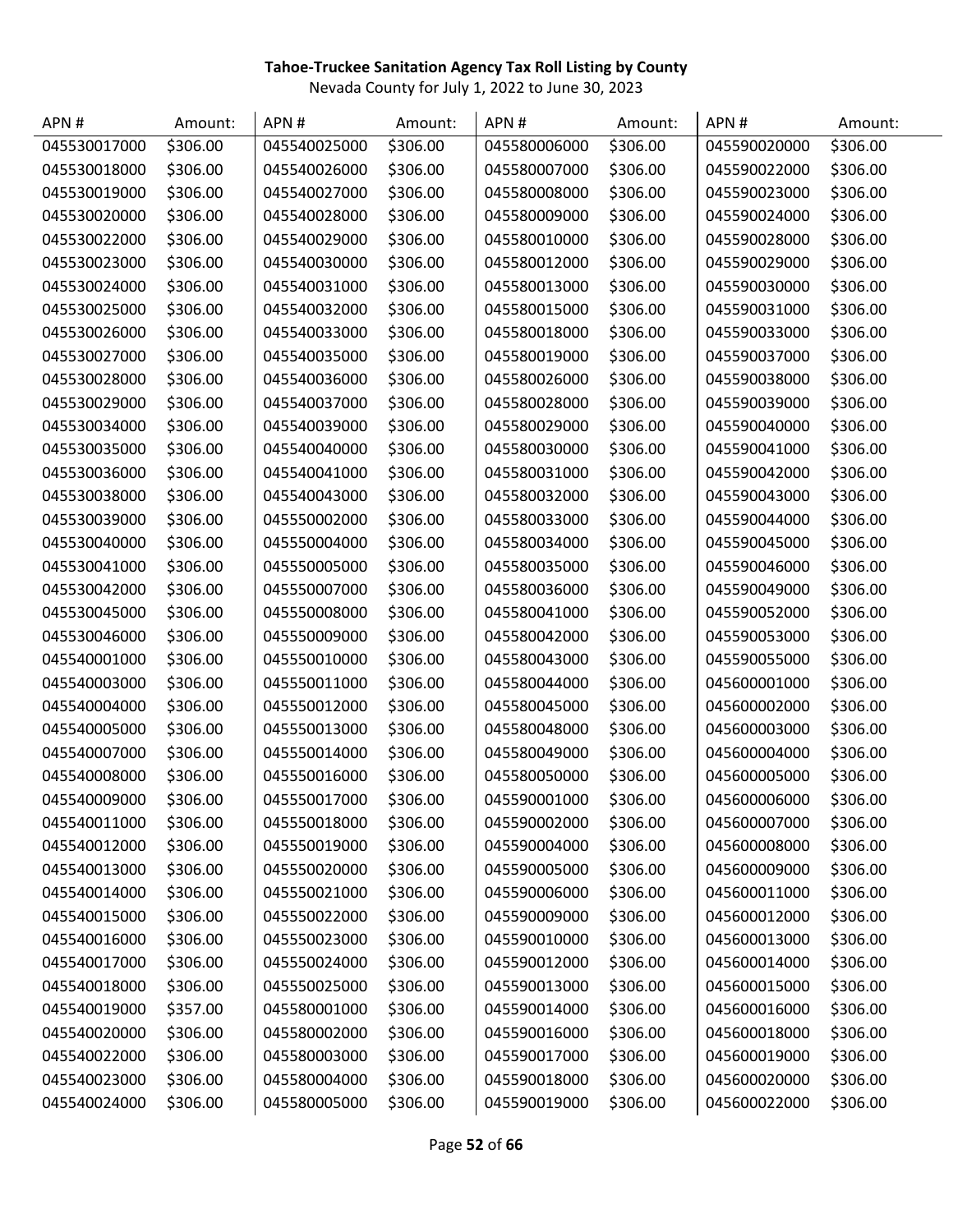**Tahoe-Truckee Sanitation Agency Tax Roll Listing by County**

Nevada County for July 1, 2022 to June 30, 2023

| APN # | Amount: | APN # | Amount: | APN # | Amount: | APN # | Amount: |
|---|---|---|---|---|---|---|---|
| 045530017000 | $306.00 | 045540025000 | $306.00 | 045580006000 | $306.00 | 045590020000 | $306.00 |
| 045530018000 | $306.00 | 045540026000 | $306.00 | 045580007000 | $306.00 | 045590022000 | $306.00 |
| 045530019000 | $306.00 | 045540027000 | $306.00 | 045580008000 | $306.00 | 045590023000 | $306.00 |
| 045530020000 | $306.00 | 045540028000 | $306.00 | 045580009000 | $306.00 | 045590024000 | $306.00 |
| 045530022000 | $306.00 | 045540029000 | $306.00 | 045580010000 | $306.00 | 045590028000 | $306.00 |
| 045530023000 | $306.00 | 045540030000 | $306.00 | 045580012000 | $306.00 | 045590029000 | $306.00 |
| 045530024000 | $306.00 | 045540031000 | $306.00 | 045580013000 | $306.00 | 045590030000 | $306.00 |
| 045530025000 | $306.00 | 045540032000 | $306.00 | 045580015000 | $306.00 | 045590031000 | $306.00 |
| 045530026000 | $306.00 | 045540033000 | $306.00 | 045580018000 | $306.00 | 045590033000 | $306.00 |
| 045530027000 | $306.00 | 045540035000 | $306.00 | 045580019000 | $306.00 | 045590037000 | $306.00 |
| 045530028000 | $306.00 | 045540036000 | $306.00 | 045580026000 | $306.00 | 045590038000 | $306.00 |
| 045530029000 | $306.00 | 045540037000 | $306.00 | 045580028000 | $306.00 | 045590039000 | $306.00 |
| 045530034000 | $306.00 | 045540039000 | $306.00 | 045580029000 | $306.00 | 045590040000 | $306.00 |
| 045530035000 | $306.00 | 045540040000 | $306.00 | 045580030000 | $306.00 | 045590041000 | $306.00 |
| 045530036000 | $306.00 | 045540041000 | $306.00 | 045580031000 | $306.00 | 045590042000 | $306.00 |
| 045530038000 | $306.00 | 045540043000 | $306.00 | 045580032000 | $306.00 | 045590043000 | $306.00 |
| 045530039000 | $306.00 | 045550002000 | $306.00 | 045580033000 | $306.00 | 045590044000 | $306.00 |
| 045530040000 | $306.00 | 045550004000 | $306.00 | 045580034000 | $306.00 | 045590045000 | $306.00 |
| 045530041000 | $306.00 | 045550005000 | $306.00 | 045580035000 | $306.00 | 045590046000 | $306.00 |
| 045530042000 | $306.00 | 045550007000 | $306.00 | 045580036000 | $306.00 | 045590049000 | $306.00 |
| 045530045000 | $306.00 | 045550008000 | $306.00 | 045580041000 | $306.00 | 045590052000 | $306.00 |
| 045530046000 | $306.00 | 045550009000 | $306.00 | 045580042000 | $306.00 | 045590053000 | $306.00 |
| 045540001000 | $306.00 | 045550010000 | $306.00 | 045580043000 | $306.00 | 045590055000 | $306.00 |
| 045540003000 | $306.00 | 045550011000 | $306.00 | 045580044000 | $306.00 | 045600001000 | $306.00 |
| 045540004000 | $306.00 | 045550012000 | $306.00 | 045580045000 | $306.00 | 045600002000 | $306.00 |
| 045540005000 | $306.00 | 045550013000 | $306.00 | 045580048000 | $306.00 | 045600003000 | $306.00 |
| 045540007000 | $306.00 | 045550014000 | $306.00 | 045580049000 | $306.00 | 045600004000 | $306.00 |
| 045540008000 | $306.00 | 045550016000 | $306.00 | 045580050000 | $306.00 | 045600005000 | $306.00 |
| 045540009000 | $306.00 | 045550017000 | $306.00 | 045590001000 | $306.00 | 045600006000 | $306.00 |
| 045540011000 | $306.00 | 045550018000 | $306.00 | 045590002000 | $306.00 | 045600007000 | $306.00 |
| 045540012000 | $306.00 | 045550019000 | $306.00 | 045590004000 | $306.00 | 045600008000 | $306.00 |
| 045540013000 | $306.00 | 045550020000 | $306.00 | 045590005000 | $306.00 | 045600009000 | $306.00 |
| 045540014000 | $306.00 | 045550021000 | $306.00 | 045590006000 | $306.00 | 045600011000 | $306.00 |
| 045540015000 | $306.00 | 045550022000 | $306.00 | 045590009000 | $306.00 | 045600012000 | $306.00 |
| 045540016000 | $306.00 | 045550023000 | $306.00 | 045590010000 | $306.00 | 045600013000 | $306.00 |
| 045540017000 | $306.00 | 045550024000 | $306.00 | 045590012000 | $306.00 | 045600014000 | $306.00 |
| 045540018000 | $306.00 | 045550025000 | $306.00 | 045590013000 | $306.00 | 045600015000 | $306.00 |
| 045540019000 | $357.00 | 045580001000 | $306.00 | 045590014000 | $306.00 | 045600016000 | $306.00 |
| 045540020000 | $306.00 | 045580002000 | $306.00 | 045590016000 | $306.00 | 045600018000 | $306.00 |
| 045540022000 | $306.00 | 045580003000 | $306.00 | 045590017000 | $306.00 | 045600019000 | $306.00 |
| 045540023000 | $306.00 | 045580004000 | $306.00 | 045590018000 | $306.00 | 045600020000 | $306.00 |
| 045540024000 | $306.00 | 045580005000 | $306.00 | 045590019000 | $306.00 | 045600022000 | $306.00 |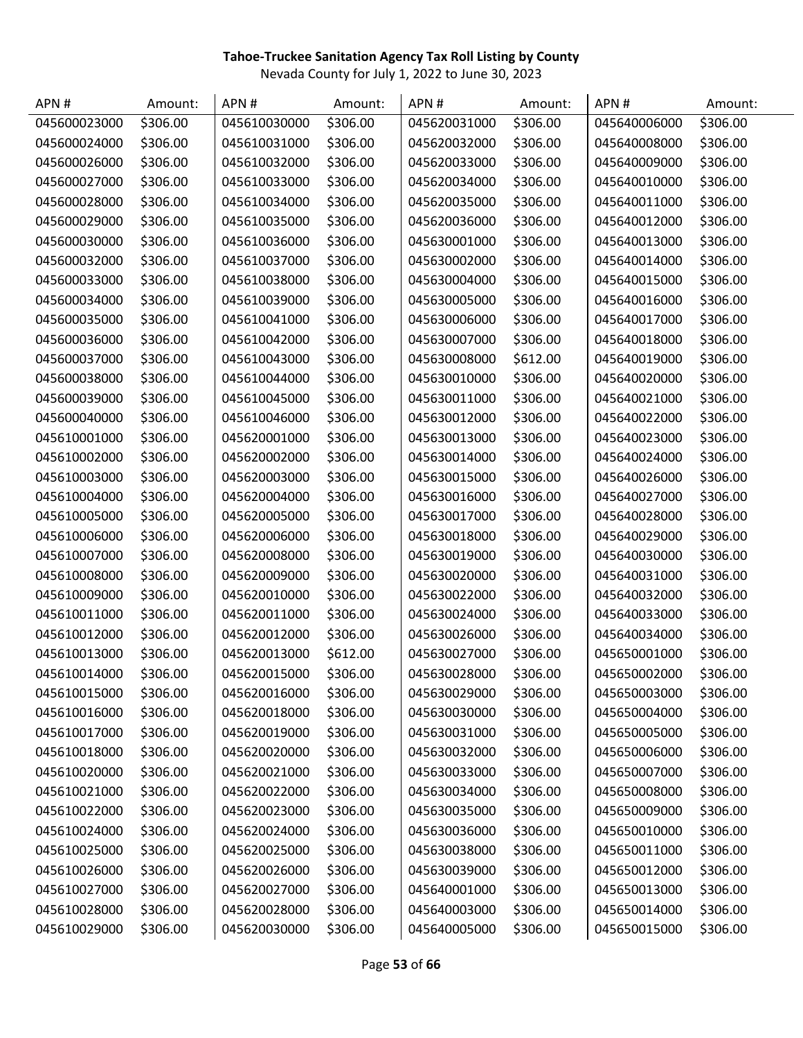**Tahoe-Truckee Sanitation Agency Tax Roll Listing by County**

Nevada County for July 1, 2022 to June 30, 2023

| APN # | Amount: | APN # | Amount: | APN # | Amount: | APN # | Amount: |
|---|---|---|---|---|---|---|---|
| 045600023000 | $306.00 | 045610030000 | $306.00 | 045620031000 | $306.00 | 045640006000 | $306.00 |
| 045600024000 | $306.00 | 045610031000 | $306.00 | 045620032000 | $306.00 | 045640008000 | $306.00 |
| 045600026000 | $306.00 | 045610032000 | $306.00 | 045620033000 | $306.00 | 045640009000 | $306.00 |
| 045600027000 | $306.00 | 045610033000 | $306.00 | 045620034000 | $306.00 | 045640010000 | $306.00 |
| 045600028000 | $306.00 | 045610034000 | $306.00 | 045620035000 | $306.00 | 045640011000 | $306.00 |
| 045600029000 | $306.00 | 045610035000 | $306.00 | 045620036000 | $306.00 | 045640012000 | $306.00 |
| 045600030000 | $306.00 | 045610036000 | $306.00 | 045630001000 | $306.00 | 045640013000 | $306.00 |
| 045600032000 | $306.00 | 045610037000 | $306.00 | 045630002000 | $306.00 | 045640014000 | $306.00 |
| 045600033000 | $306.00 | 045610038000 | $306.00 | 045630004000 | $306.00 | 045640015000 | $306.00 |
| 045600034000 | $306.00 | 045610039000 | $306.00 | 045630005000 | $306.00 | 045640016000 | $306.00 |
| 045600035000 | $306.00 | 045610041000 | $306.00 | 045630006000 | $306.00 | 045640017000 | $306.00 |
| 045600036000 | $306.00 | 045610042000 | $306.00 | 045630007000 | $306.00 | 045640018000 | $306.00 |
| 045600037000 | $306.00 | 045610043000 | $306.00 | 045630008000 | $612.00 | 045640019000 | $306.00 |
| 045600038000 | $306.00 | 045610044000 | $306.00 | 045630010000 | $306.00 | 045640020000 | $306.00 |
| 045600039000 | $306.00 | 045610045000 | $306.00 | 045630011000 | $306.00 | 045640021000 | $306.00 |
| 045600040000 | $306.00 | 045610046000 | $306.00 | 045630012000 | $306.00 | 045640022000 | $306.00 |
| 045610001000 | $306.00 | 045620001000 | $306.00 | 045630013000 | $306.00 | 045640023000 | $306.00 |
| 045610002000 | $306.00 | 045620002000 | $306.00 | 045630014000 | $306.00 | 045640024000 | $306.00 |
| 045610003000 | $306.00 | 045620003000 | $306.00 | 045630015000 | $306.00 | 045640026000 | $306.00 |
| 045610004000 | $306.00 | 045620004000 | $306.00 | 045630016000 | $306.00 | 045640027000 | $306.00 |
| 045610005000 | $306.00 | 045620005000 | $306.00 | 045630017000 | $306.00 | 045640028000 | $306.00 |
| 045610006000 | $306.00 | 045620006000 | $306.00 | 045630018000 | $306.00 | 045640029000 | $306.00 |
| 045610007000 | $306.00 | 045620008000 | $306.00 | 045630019000 | $306.00 | 045640030000 | $306.00 |
| 045610008000 | $306.00 | 045620009000 | $306.00 | 045630020000 | $306.00 | 045640031000 | $306.00 |
| 045610009000 | $306.00 | 045620010000 | $306.00 | 045630022000 | $306.00 | 045640032000 | $306.00 |
| 045610011000 | $306.00 | 045620011000 | $306.00 | 045630024000 | $306.00 | 045640033000 | $306.00 |
| 045610012000 | $306.00 | 045620012000 | $306.00 | 045630026000 | $306.00 | 045640034000 | $306.00 |
| 045610013000 | $306.00 | 045620013000 | $612.00 | 045630027000 | $306.00 | 045650001000 | $306.00 |
| 045610014000 | $306.00 | 045620015000 | $306.00 | 045630028000 | $306.00 | 045650002000 | $306.00 |
| 045610015000 | $306.00 | 045620016000 | $306.00 | 045630029000 | $306.00 | 045650003000 | $306.00 |
| 045610016000 | $306.00 | 045620018000 | $306.00 | 045630030000 | $306.00 | 045650004000 | $306.00 |
| 045610017000 | $306.00 | 045620019000 | $306.00 | 045630031000 | $306.00 | 045650005000 | $306.00 |
| 045610018000 | $306.00 | 045620020000 | $306.00 | 045630032000 | $306.00 | 045650006000 | $306.00 |
| 045610020000 | $306.00 | 045620021000 | $306.00 | 045630033000 | $306.00 | 045650007000 | $306.00 |
| 045610021000 | $306.00 | 045620022000 | $306.00 | 045630034000 | $306.00 | 045650008000 | $306.00 |
| 045610022000 | $306.00 | 045620023000 | $306.00 | 045630035000 | $306.00 | 045650009000 | $306.00 |
| 045610024000 | $306.00 | 045620024000 | $306.00 | 045630036000 | $306.00 | 045650010000 | $306.00 |
| 045610025000 | $306.00 | 045620025000 | $306.00 | 045630038000 | $306.00 | 045650011000 | $306.00 |
| 045610026000 | $306.00 | 045620026000 | $306.00 | 045630039000 | $306.00 | 045650012000 | $306.00 |
| 045610027000 | $306.00 | 045620027000 | $306.00 | 045640001000 | $306.00 | 045650013000 | $306.00 |
| 045610028000 | $306.00 | 045620028000 | $306.00 | 045640003000 | $306.00 | 045650014000 | $306.00 |
| 045610029000 | $306.00 | 045620030000 | $306.00 | 045640005000 | $306.00 | 045650015000 | $306.00 |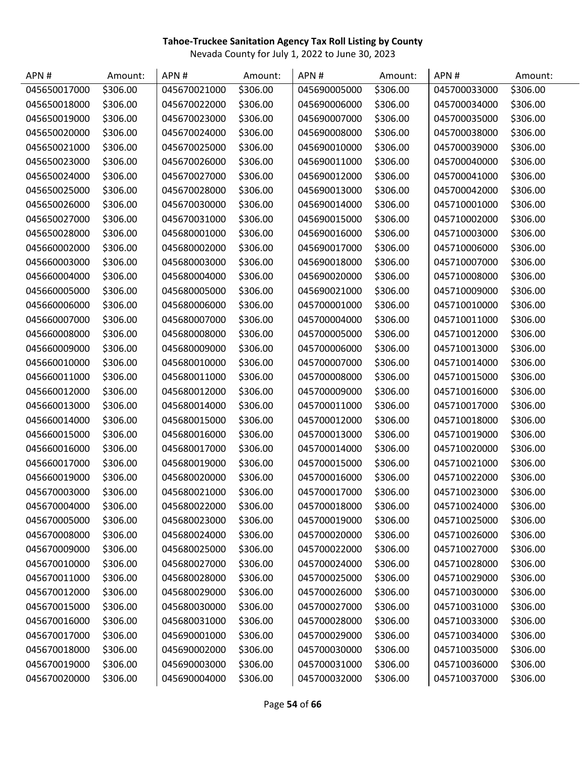**Tahoe-Truckee Sanitation Agency Tax Roll Listing by County**

Nevada County for July 1, 2022 to June 30, 2023

| APN # | Amount: | APN # | Amount: | APN # | Amount: | APN # | Amount: |
|---|---|---|---|---|---|---|---|
| 045650017000 | $306.00 | 045670021000 | $306.00 | 045690005000 | $306.00 | 045700033000 | $306.00 |
| 045650018000 | $306.00 | 045670022000 | $306.00 | 045690006000 | $306.00 | 045700034000 | $306.00 |
| 045650019000 | $306.00 | 045670023000 | $306.00 | 045690007000 | $306.00 | 045700035000 | $306.00 |
| 045650020000 | $306.00 | 045670024000 | $306.00 | 045690008000 | $306.00 | 045700038000 | $306.00 |
| 045650021000 | $306.00 | 045670025000 | $306.00 | 045690010000 | $306.00 | 045700039000 | $306.00 |
| 045650023000 | $306.00 | 045670026000 | $306.00 | 045690011000 | $306.00 | 045700040000 | $306.00 |
| 045650024000 | $306.00 | 045670027000 | $306.00 | 045690012000 | $306.00 | 045700041000 | $306.00 |
| 045650025000 | $306.00 | 045670028000 | $306.00 | 045690013000 | $306.00 | 045700042000 | $306.00 |
| 045650026000 | $306.00 | 045670030000 | $306.00 | 045690014000 | $306.00 | 045710001000 | $306.00 |
| 045650027000 | $306.00 | 045670031000 | $306.00 | 045690015000 | $306.00 | 045710002000 | $306.00 |
| 045650028000 | $306.00 | 045680001000 | $306.00 | 045690016000 | $306.00 | 045710003000 | $306.00 |
| 045660002000 | $306.00 | 045680002000 | $306.00 | 045690017000 | $306.00 | 045710006000 | $306.00 |
| 045660003000 | $306.00 | 045680003000 | $306.00 | 045690018000 | $306.00 | 045710007000 | $306.00 |
| 045660004000 | $306.00 | 045680004000 | $306.00 | 045690020000 | $306.00 | 045710008000 | $306.00 |
| 045660005000 | $306.00 | 045680005000 | $306.00 | 045690021000 | $306.00 | 045710009000 | $306.00 |
| 045660006000 | $306.00 | 045680006000 | $306.00 | 045700001000 | $306.00 | 045710010000 | $306.00 |
| 045660007000 | $306.00 | 045680007000 | $306.00 | 045700004000 | $306.00 | 045710011000 | $306.00 |
| 045660008000 | $306.00 | 045680008000 | $306.00 | 045700005000 | $306.00 | 045710012000 | $306.00 |
| 045660009000 | $306.00 | 045680009000 | $306.00 | 045700006000 | $306.00 | 045710013000 | $306.00 |
| 045660010000 | $306.00 | 045680010000 | $306.00 | 045700007000 | $306.00 | 045710014000 | $306.00 |
| 045660011000 | $306.00 | 045680011000 | $306.00 | 045700008000 | $306.00 | 045710015000 | $306.00 |
| 045660012000 | $306.00 | 045680012000 | $306.00 | 045700009000 | $306.00 | 045710016000 | $306.00 |
| 045660013000 | $306.00 | 045680014000 | $306.00 | 045700011000 | $306.00 | 045710017000 | $306.00 |
| 045660014000 | $306.00 | 045680015000 | $306.00 | 045700012000 | $306.00 | 045710018000 | $306.00 |
| 045660015000 | $306.00 | 045680016000 | $306.00 | 045700013000 | $306.00 | 045710019000 | $306.00 |
| 045660016000 | $306.00 | 045680017000 | $306.00 | 045700014000 | $306.00 | 045710020000 | $306.00 |
| 045660017000 | $306.00 | 045680019000 | $306.00 | 045700015000 | $306.00 | 045710021000 | $306.00 |
| 045660019000 | $306.00 | 045680020000 | $306.00 | 045700016000 | $306.00 | 045710022000 | $306.00 |
| 045670003000 | $306.00 | 045680021000 | $306.00 | 045700017000 | $306.00 | 045710023000 | $306.00 |
| 045670004000 | $306.00 | 045680022000 | $306.00 | 045700018000 | $306.00 | 045710024000 | $306.00 |
| 045670005000 | $306.00 | 045680023000 | $306.00 | 045700019000 | $306.00 | 045710025000 | $306.00 |
| 045670008000 | $306.00 | 045680024000 | $306.00 | 045700020000 | $306.00 | 045710026000 | $306.00 |
| 045670009000 | $306.00 | 045680025000 | $306.00 | 045700022000 | $306.00 | 045710027000 | $306.00 |
| 045670010000 | $306.00 | 045680027000 | $306.00 | 045700024000 | $306.00 | 045710028000 | $306.00 |
| 045670011000 | $306.00 | 045680028000 | $306.00 | 045700025000 | $306.00 | 045710029000 | $306.00 |
| 045670012000 | $306.00 | 045680029000 | $306.00 | 045700026000 | $306.00 | 045710030000 | $306.00 |
| 045670015000 | $306.00 | 045680030000 | $306.00 | 045700027000 | $306.00 | 045710031000 | $306.00 |
| 045670016000 | $306.00 | 045680031000 | $306.00 | 045700028000 | $306.00 | 045710033000 | $306.00 |
| 045670017000 | $306.00 | 045690001000 | $306.00 | 045700029000 | $306.00 | 045710034000 | $306.00 |
| 045670018000 | $306.00 | 045690002000 | $306.00 | 045700030000 | $306.00 | 045710035000 | $306.00 |
| 045670019000 | $306.00 | 045690003000 | $306.00 | 045700031000 | $306.00 | 045710036000 | $306.00 |
| 045670020000 | $306.00 | 045690004000 | $306.00 | 045700032000 | $306.00 | 045710037000 | $306.00 |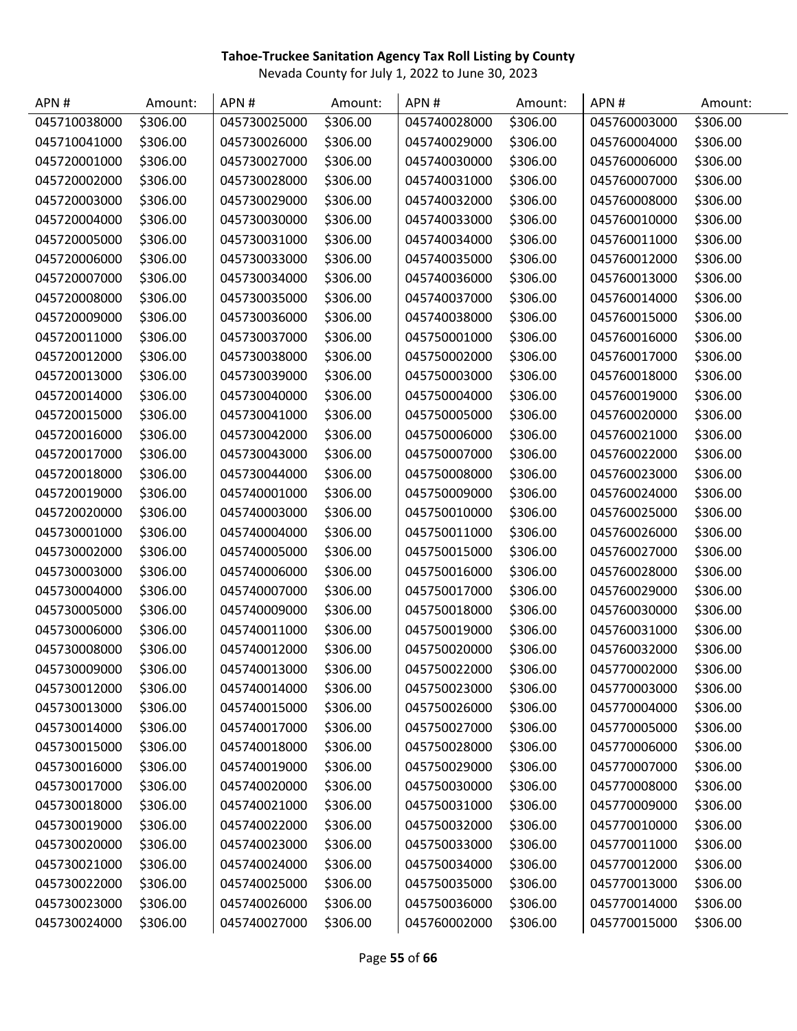**Tahoe-Truckee Sanitation Agency Tax Roll Listing by County**

Nevada County for July 1, 2022 to June 30, 2023

| APN # | Amount: | APN # | Amount: | APN # | Amount: | APN # | Amount: |
|---|---|---|---|---|---|---|---|
| 045710038000 | $306.00 | 045730025000 | $306.00 | 045740028000 | $306.00 | 045760003000 | $306.00 |
| 045710041000 | $306.00 | 045730026000 | $306.00 | 045740029000 | $306.00 | 045760004000 | $306.00 |
| 045720001000 | $306.00 | 045730027000 | $306.00 | 045740030000 | $306.00 | 045760006000 | $306.00 |
| 045720002000 | $306.00 | 045730028000 | $306.00 | 045740031000 | $306.00 | 045760007000 | $306.00 |
| 045720003000 | $306.00 | 045730029000 | $306.00 | 045740032000 | $306.00 | 045760008000 | $306.00 |
| 045720004000 | $306.00 | 045730030000 | $306.00 | 045740033000 | $306.00 | 045760010000 | $306.00 |
| 045720005000 | $306.00 | 045730031000 | $306.00 | 045740034000 | $306.00 | 045760011000 | $306.00 |
| 045720006000 | $306.00 | 045730033000 | $306.00 | 045740035000 | $306.00 | 045760012000 | $306.00 |
| 045720007000 | $306.00 | 045730034000 | $306.00 | 045740036000 | $306.00 | 045760013000 | $306.00 |
| 045720008000 | $306.00 | 045730035000 | $306.00 | 045740037000 | $306.00 | 045760014000 | $306.00 |
| 045720009000 | $306.00 | 045730036000 | $306.00 | 045740038000 | $306.00 | 045760015000 | $306.00 |
| 045720011000 | $306.00 | 045730037000 | $306.00 | 045750001000 | $306.00 | 045760016000 | $306.00 |
| 045720012000 | $306.00 | 045730038000 | $306.00 | 045750002000 | $306.00 | 045760017000 | $306.00 |
| 045720013000 | $306.00 | 045730039000 | $306.00 | 045750003000 | $306.00 | 045760018000 | $306.00 |
| 045720014000 | $306.00 | 045730040000 | $306.00 | 045750004000 | $306.00 | 045760019000 | $306.00 |
| 045720015000 | $306.00 | 045730041000 | $306.00 | 045750005000 | $306.00 | 045760020000 | $306.00 |
| 045720016000 | $306.00 | 045730042000 | $306.00 | 045750006000 | $306.00 | 045760021000 | $306.00 |
| 045720017000 | $306.00 | 045730043000 | $306.00 | 045750007000 | $306.00 | 045760022000 | $306.00 |
| 045720018000 | $306.00 | 045730044000 | $306.00 | 045750008000 | $306.00 | 045760023000 | $306.00 |
| 045720019000 | $306.00 | 045740001000 | $306.00 | 045750009000 | $306.00 | 045760024000 | $306.00 |
| 045720020000 | $306.00 | 045740003000 | $306.00 | 045750010000 | $306.00 | 045760025000 | $306.00 |
| 045730001000 | $306.00 | 045740004000 | $306.00 | 045750011000 | $306.00 | 045760026000 | $306.00 |
| 045730002000 | $306.00 | 045740005000 | $306.00 | 045750015000 | $306.00 | 045760027000 | $306.00 |
| 045730003000 | $306.00 | 045740006000 | $306.00 | 045750016000 | $306.00 | 045760028000 | $306.00 |
| 045730004000 | $306.00 | 045740007000 | $306.00 | 045750017000 | $306.00 | 045760029000 | $306.00 |
| 045730005000 | $306.00 | 045740009000 | $306.00 | 045750018000 | $306.00 | 045760030000 | $306.00 |
| 045730006000 | $306.00 | 045740011000 | $306.00 | 045750019000 | $306.00 | 045760031000 | $306.00 |
| 045730008000 | $306.00 | 045740012000 | $306.00 | 045750020000 | $306.00 | 045760032000 | $306.00 |
| 045730009000 | $306.00 | 045740013000 | $306.00 | 045750022000 | $306.00 | 045770002000 | $306.00 |
| 045730012000 | $306.00 | 045740014000 | $306.00 | 045750023000 | $306.00 | 045770003000 | $306.00 |
| 045730013000 | $306.00 | 045740015000 | $306.00 | 045750026000 | $306.00 | 045770004000 | $306.00 |
| 045730014000 | $306.00 | 045740017000 | $306.00 | 045750027000 | $306.00 | 045770005000 | $306.00 |
| 045730015000 | $306.00 | 045740018000 | $306.00 | 045750028000 | $306.00 | 045770006000 | $306.00 |
| 045730016000 | $306.00 | 045740019000 | $306.00 | 045750029000 | $306.00 | 045770007000 | $306.00 |
| 045730017000 | $306.00 | 045740020000 | $306.00 | 045750030000 | $306.00 | 045770008000 | $306.00 |
| 045730018000 | $306.00 | 045740021000 | $306.00 | 045750031000 | $306.00 | 045770009000 | $306.00 |
| 045730019000 | $306.00 | 045740022000 | $306.00 | 045750032000 | $306.00 | 045770010000 | $306.00 |
| 045730020000 | $306.00 | 045740023000 | $306.00 | 045750033000 | $306.00 | 045770011000 | $306.00 |
| 045730021000 | $306.00 | 045740024000 | $306.00 | 045750034000 | $306.00 | 045770012000 | $306.00 |
| 045730022000 | $306.00 | 045740025000 | $306.00 | 045750035000 | $306.00 | 045770013000 | $306.00 |
| 045730023000 | $306.00 | 045740026000 | $306.00 | 045750036000 | $306.00 | 045770014000 | $306.00 |
| 045730024000 | $306.00 | 045740027000 | $306.00 | 045760002000 | $306.00 | 045770015000 | $306.00 |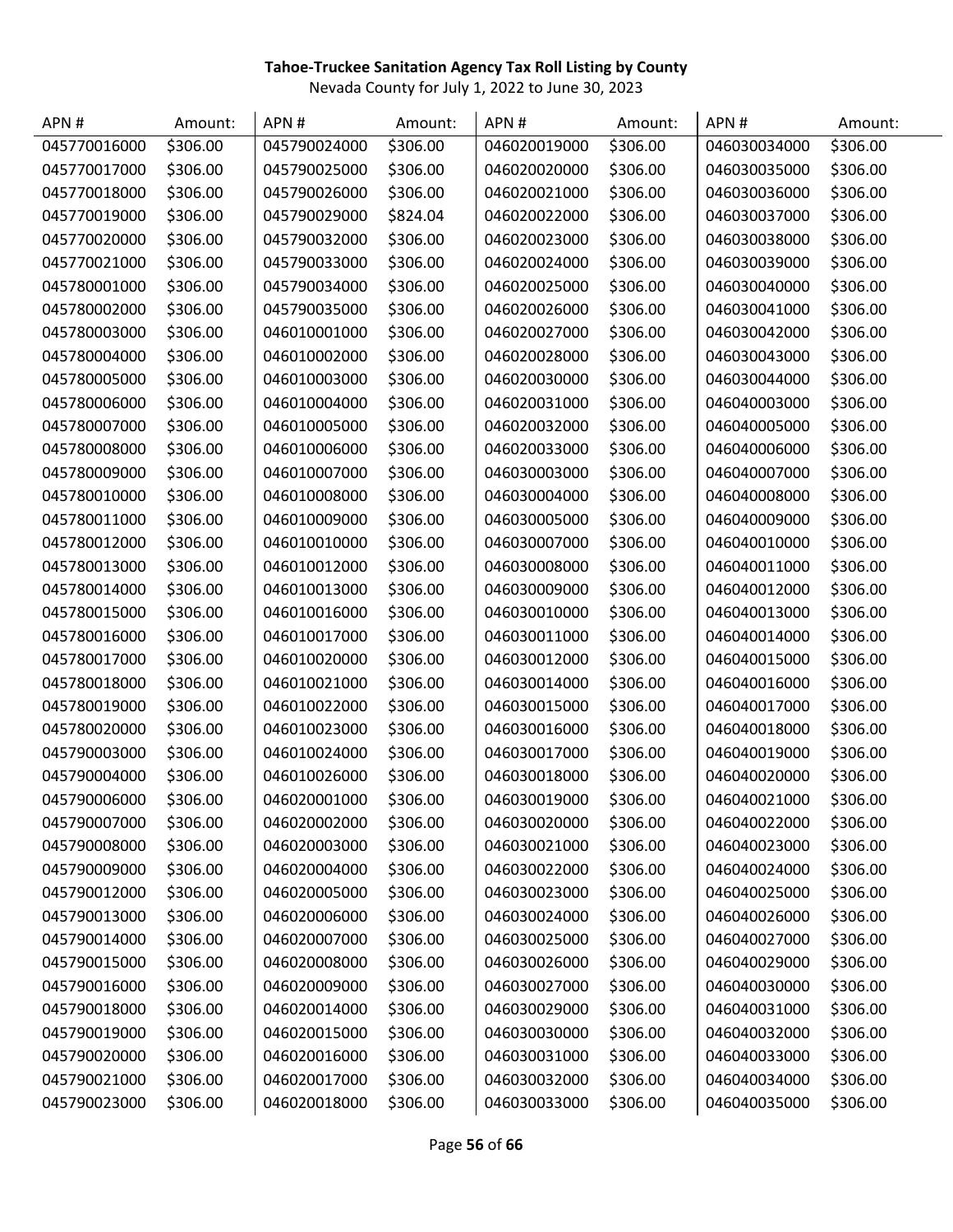**Tahoe-Truckee Sanitation Agency Tax Roll Listing by County**

Nevada County for July 1, 2022 to June 30, 2023

| APN # | Amount: | APN # | Amount: | APN # | Amount: | APN # | Amount: |
|---|---|---|---|---|---|---|---|
| 045770016000 | $306.00 | 045790024000 | $306.00 | 046020019000 | $306.00 | 046030034000 | $306.00 |
| 045770017000 | $306.00 | 045790025000 | $306.00 | 046020020000 | $306.00 | 046030035000 | $306.00 |
| 045770018000 | $306.00 | 045790026000 | $306.00 | 046020021000 | $306.00 | 046030036000 | $306.00 |
| 045770019000 | $306.00 | 045790029000 | $824.04 | 046020022000 | $306.00 | 046030037000 | $306.00 |
| 045770020000 | $306.00 | 045790032000 | $306.00 | 046020023000 | $306.00 | 046030038000 | $306.00 |
| 045770021000 | $306.00 | 045790033000 | $306.00 | 046020024000 | $306.00 | 046030039000 | $306.00 |
| 045780001000 | $306.00 | 045790034000 | $306.00 | 046020025000 | $306.00 | 046030040000 | $306.00 |
| 045780002000 | $306.00 | 045790035000 | $306.00 | 046020026000 | $306.00 | 046030041000 | $306.00 |
| 045780003000 | $306.00 | 046010001000 | $306.00 | 046020027000 | $306.00 | 046030042000 | $306.00 |
| 045780004000 | $306.00 | 046010002000 | $306.00 | 046020028000 | $306.00 | 046030043000 | $306.00 |
| 045780005000 | $306.00 | 046010003000 | $306.00 | 046020030000 | $306.00 | 046030044000 | $306.00 |
| 045780006000 | $306.00 | 046010004000 | $306.00 | 046020031000 | $306.00 | 046040003000 | $306.00 |
| 045780007000 | $306.00 | 046010005000 | $306.00 | 046020032000 | $306.00 | 046040005000 | $306.00 |
| 045780008000 | $306.00 | 046010006000 | $306.00 | 046020033000 | $306.00 | 046040006000 | $306.00 |
| 045780009000 | $306.00 | 046010007000 | $306.00 | 046030003000 | $306.00 | 046040007000 | $306.00 |
| 045780010000 | $306.00 | 046010008000 | $306.00 | 046030004000 | $306.00 | 046040008000 | $306.00 |
| 045780011000 | $306.00 | 046010009000 | $306.00 | 046030005000 | $306.00 | 046040009000 | $306.00 |
| 045780012000 | $306.00 | 046010010000 | $306.00 | 046030007000 | $306.00 | 046040010000 | $306.00 |
| 045780013000 | $306.00 | 046010012000 | $306.00 | 046030008000 | $306.00 | 046040011000 | $306.00 |
| 045780014000 | $306.00 | 046010013000 | $306.00 | 046030009000 | $306.00 | 046040012000 | $306.00 |
| 045780015000 | $306.00 | 046010016000 | $306.00 | 046030010000 | $306.00 | 046040013000 | $306.00 |
| 045780016000 | $306.00 | 046010017000 | $306.00 | 046030011000 | $306.00 | 046040014000 | $306.00 |
| 045780017000 | $306.00 | 046010020000 | $306.00 | 046030012000 | $306.00 | 046040015000 | $306.00 |
| 045780018000 | $306.00 | 046010021000 | $306.00 | 046030014000 | $306.00 | 046040016000 | $306.00 |
| 045780019000 | $306.00 | 046010022000 | $306.00 | 046030015000 | $306.00 | 046040017000 | $306.00 |
| 045780020000 | $306.00 | 046010023000 | $306.00 | 046030016000 | $306.00 | 046040018000 | $306.00 |
| 045790003000 | $306.00 | 046010024000 | $306.00 | 046030017000 | $306.00 | 046040019000 | $306.00 |
| 045790004000 | $306.00 | 046010026000 | $306.00 | 046030018000 | $306.00 | 046040020000 | $306.00 |
| 045790006000 | $306.00 | 046020001000 | $306.00 | 046030019000 | $306.00 | 046040021000 | $306.00 |
| 045790007000 | $306.00 | 046020002000 | $306.00 | 046030020000 | $306.00 | 046040022000 | $306.00 |
| 045790008000 | $306.00 | 046020003000 | $306.00 | 046030021000 | $306.00 | 046040023000 | $306.00 |
| 045790009000 | $306.00 | 046020004000 | $306.00 | 046030022000 | $306.00 | 046040024000 | $306.00 |
| 045790012000 | $306.00 | 046020005000 | $306.00 | 046030023000 | $306.00 | 046040025000 | $306.00 |
| 045790013000 | $306.00 | 046020006000 | $306.00 | 046030024000 | $306.00 | 046040026000 | $306.00 |
| 045790014000 | $306.00 | 046020007000 | $306.00 | 046030025000 | $306.00 | 046040027000 | $306.00 |
| 045790015000 | $306.00 | 046020008000 | $306.00 | 046030026000 | $306.00 | 046040029000 | $306.00 |
| 045790016000 | $306.00 | 046020009000 | $306.00 | 046030027000 | $306.00 | 046040030000 | $306.00 |
| 045790018000 | $306.00 | 046020014000 | $306.00 | 046030029000 | $306.00 | 046040031000 | $306.00 |
| 045790019000 | $306.00 | 046020015000 | $306.00 | 046030030000 | $306.00 | 046040032000 | $306.00 |
| 045790020000 | $306.00 | 046020016000 | $306.00 | 046030031000 | $306.00 | 046040033000 | $306.00 |
| 045790021000 | $306.00 | 046020017000 | $306.00 | 046030032000 | $306.00 | 046040034000 | $306.00 |
| 045790023000 | $306.00 | 046020018000 | $306.00 | 046030033000 | $306.00 | 046040035000 | $306.00 |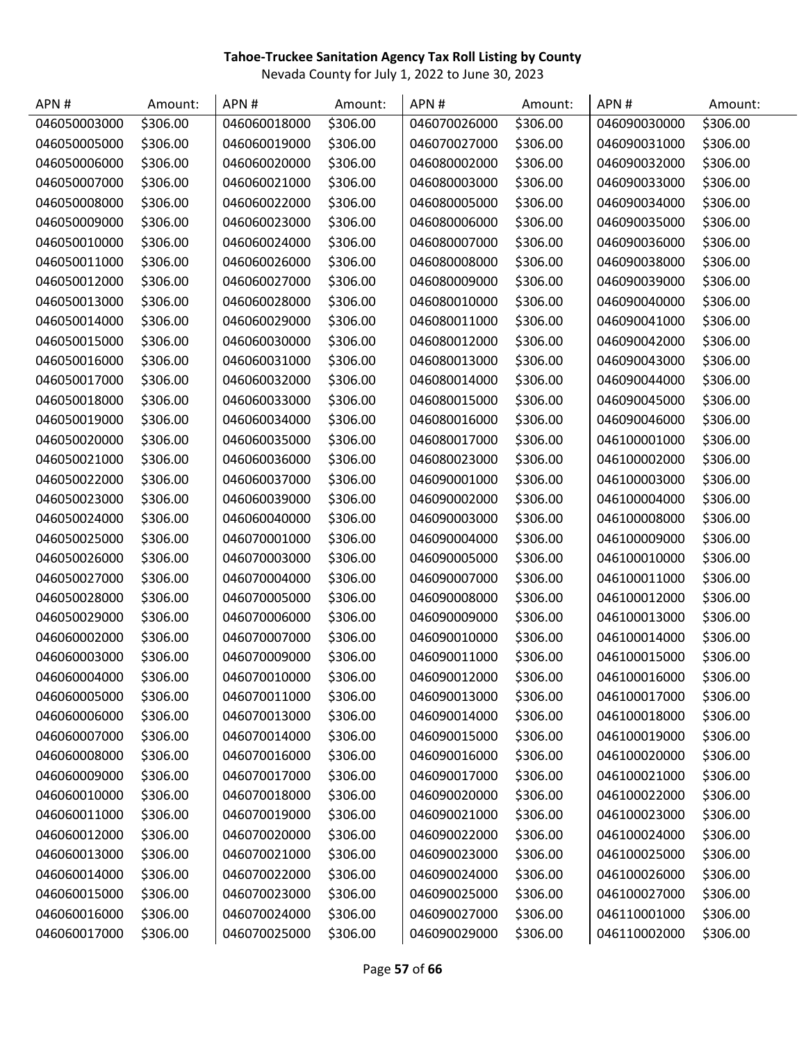**Tahoe-Truckee Sanitation Agency Tax Roll Listing by County**

Nevada County for July 1, 2022 to June 30, 2023

| APN # | Amount: | APN # | Amount: | APN # | Amount: | APN # | Amount: |
|---|---|---|---|---|---|---|---|
| 046050003000 | $306.00 | 046060018000 | $306.00 | 046070026000 | $306.00 | 046090030000 | $306.00 |
| 046050005000 | $306.00 | 046060019000 | $306.00 | 046070027000 | $306.00 | 046090031000 | $306.00 |
| 046050006000 | $306.00 | 046060020000 | $306.00 | 046080002000 | $306.00 | 046090032000 | $306.00 |
| 046050007000 | $306.00 | 046060021000 | $306.00 | 046080003000 | $306.00 | 046090033000 | $306.00 |
| 046050008000 | $306.00 | 046060022000 | $306.00 | 046080005000 | $306.00 | 046090034000 | $306.00 |
| 046050009000 | $306.00 | 046060023000 | $306.00 | 046080006000 | $306.00 | 046090035000 | $306.00 |
| 046050010000 | $306.00 | 046060024000 | $306.00 | 046080007000 | $306.00 | 046090036000 | $306.00 |
| 046050011000 | $306.00 | 046060026000 | $306.00 | 046080008000 | $306.00 | 046090038000 | $306.00 |
| 046050012000 | $306.00 | 046060027000 | $306.00 | 046080009000 | $306.00 | 046090039000 | $306.00 |
| 046050013000 | $306.00 | 046060028000 | $306.00 | 046080010000 | $306.00 | 046090040000 | $306.00 |
| 046050014000 | $306.00 | 046060029000 | $306.00 | 046080011000 | $306.00 | 046090041000 | $306.00 |
| 046050015000 | $306.00 | 046060030000 | $306.00 | 046080012000 | $306.00 | 046090042000 | $306.00 |
| 046050016000 | $306.00 | 046060031000 | $306.00 | 046080013000 | $306.00 | 046090043000 | $306.00 |
| 046050017000 | $306.00 | 046060032000 | $306.00 | 046080014000 | $306.00 | 046090044000 | $306.00 |
| 046050018000 | $306.00 | 046060033000 | $306.00 | 046080015000 | $306.00 | 046090045000 | $306.00 |
| 046050019000 | $306.00 | 046060034000 | $306.00 | 046080016000 | $306.00 | 046090046000 | $306.00 |
| 046050020000 | $306.00 | 046060035000 | $306.00 | 046080017000 | $306.00 | 046100001000 | $306.00 |
| 046050021000 | $306.00 | 046060036000 | $306.00 | 046080023000 | $306.00 | 046100002000 | $306.00 |
| 046050022000 | $306.00 | 046060037000 | $306.00 | 046090001000 | $306.00 | 046100003000 | $306.00 |
| 046050023000 | $306.00 | 046060039000 | $306.00 | 046090002000 | $306.00 | 046100004000 | $306.00 |
| 046050024000 | $306.00 | 046060040000 | $306.00 | 046090003000 | $306.00 | 046100008000 | $306.00 |
| 046050025000 | $306.00 | 046070001000 | $306.00 | 046090004000 | $306.00 | 046100009000 | $306.00 |
| 046050026000 | $306.00 | 046070003000 | $306.00 | 046090005000 | $306.00 | 046100010000 | $306.00 |
| 046050027000 | $306.00 | 046070004000 | $306.00 | 046090007000 | $306.00 | 046100011000 | $306.00 |
| 046050028000 | $306.00 | 046070005000 | $306.00 | 046090008000 | $306.00 | 046100012000 | $306.00 |
| 046050029000 | $306.00 | 046070006000 | $306.00 | 046090009000 | $306.00 | 046100013000 | $306.00 |
| 046060002000 | $306.00 | 046070007000 | $306.00 | 046090010000 | $306.00 | 046100014000 | $306.00 |
| 046060003000 | $306.00 | 046070009000 | $306.00 | 046090011000 | $306.00 | 046100015000 | $306.00 |
| 046060004000 | $306.00 | 046070010000 | $306.00 | 046090012000 | $306.00 | 046100016000 | $306.00 |
| 046060005000 | $306.00 | 046070011000 | $306.00 | 046090013000 | $306.00 | 046100017000 | $306.00 |
| 046060006000 | $306.00 | 046070013000 | $306.00 | 046090014000 | $306.00 | 046100018000 | $306.00 |
| 046060007000 | $306.00 | 046070014000 | $306.00 | 046090015000 | $306.00 | 046100019000 | $306.00 |
| 046060008000 | $306.00 | 046070016000 | $306.00 | 046090016000 | $306.00 | 046100020000 | $306.00 |
| 046060009000 | $306.00 | 046070017000 | $306.00 | 046090017000 | $306.00 | 046100021000 | $306.00 |
| 046060010000 | $306.00 | 046070018000 | $306.00 | 046090020000 | $306.00 | 046100022000 | $306.00 |
| 046060011000 | $306.00 | 046070019000 | $306.00 | 046090021000 | $306.00 | 046100023000 | $306.00 |
| 046060012000 | $306.00 | 046070020000 | $306.00 | 046090022000 | $306.00 | 046100024000 | $306.00 |
| 046060013000 | $306.00 | 046070021000 | $306.00 | 046090023000 | $306.00 | 046100025000 | $306.00 |
| 046060014000 | $306.00 | 046070022000 | $306.00 | 046090024000 | $306.00 | 046100026000 | $306.00 |
| 046060015000 | $306.00 | 046070023000 | $306.00 | 046090025000 | $306.00 | 046100027000 | $306.00 |
| 046060016000 | $306.00 | 046070024000 | $306.00 | 046090027000 | $306.00 | 046110001000 | $306.00 |
| 046060017000 | $306.00 | 046070025000 | $306.00 | 046090029000 | $306.00 | 046110002000 | $306.00 |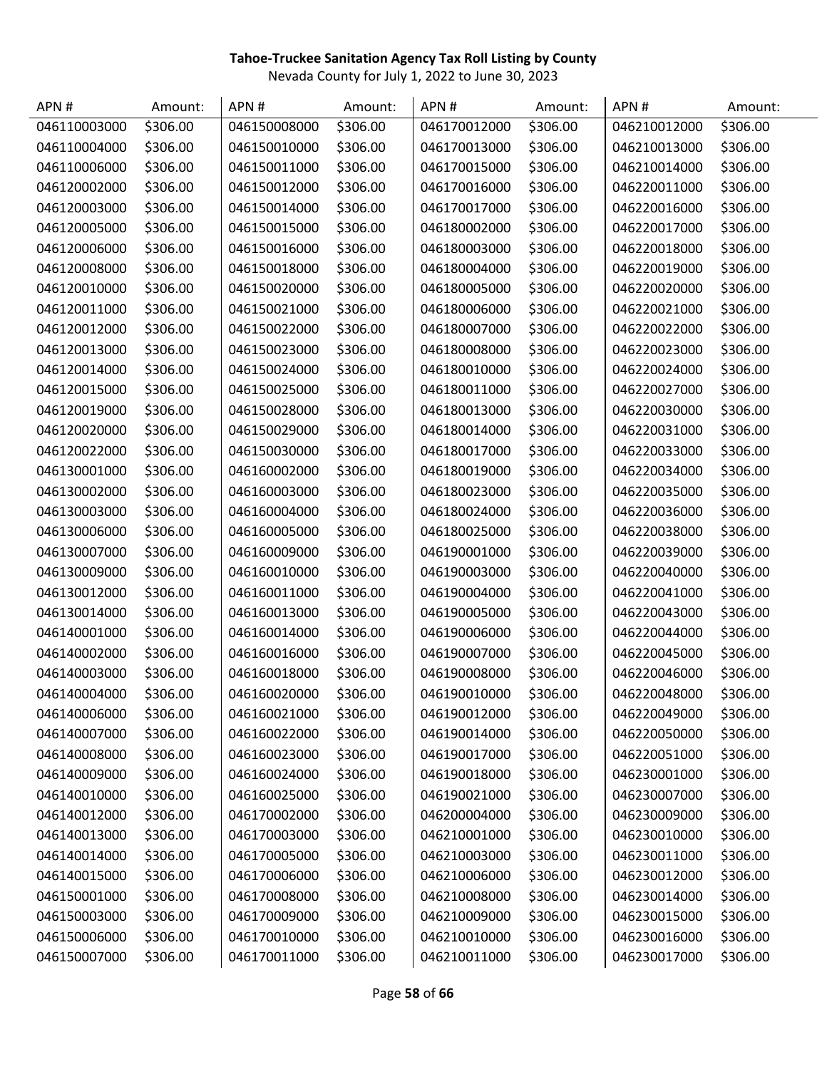**Tahoe-Truckee Sanitation Agency Tax Roll Listing by County**

Nevada County for July 1, 2022 to June 30, 2023

| APN # | Amount: | APN # | Amount: | APN # | Amount: | APN # | Amount: |
|---|---|---|---|---|---|---|---|
| 046110003000 | $306.00 | 046150008000 | $306.00 | 046170012000 | $306.00 | 046210012000 | $306.00 |
| 046110004000 | $306.00 | 046150010000 | $306.00 | 046170013000 | $306.00 | 046210013000 | $306.00 |
| 046110006000 | $306.00 | 046150011000 | $306.00 | 046170015000 | $306.00 | 046210014000 | $306.00 |
| 046120002000 | $306.00 | 046150012000 | $306.00 | 046170016000 | $306.00 | 046220011000 | $306.00 |
| 046120003000 | $306.00 | 046150014000 | $306.00 | 046170017000 | $306.00 | 046220016000 | $306.00 |
| 046120005000 | $306.00 | 046150015000 | $306.00 | 046180002000 | $306.00 | 046220017000 | $306.00 |
| 046120006000 | $306.00 | 046150016000 | $306.00 | 046180003000 | $306.00 | 046220018000 | $306.00 |
| 046120008000 | $306.00 | 046150018000 | $306.00 | 046180004000 | $306.00 | 046220019000 | $306.00 |
| 046120010000 | $306.00 | 046150020000 | $306.00 | 046180005000 | $306.00 | 046220020000 | $306.00 |
| 046120011000 | $306.00 | 046150021000 | $306.00 | 046180006000 | $306.00 | 046220021000 | $306.00 |
| 046120012000 | $306.00 | 046150022000 | $306.00 | 046180007000 | $306.00 | 046220022000 | $306.00 |
| 046120013000 | $306.00 | 046150023000 | $306.00 | 046180008000 | $306.00 | 046220023000 | $306.00 |
| 046120014000 | $306.00 | 046150024000 | $306.00 | 046180010000 | $306.00 | 046220024000 | $306.00 |
| 046120015000 | $306.00 | 046150025000 | $306.00 | 046180011000 | $306.00 | 046220027000 | $306.00 |
| 046120019000 | $306.00 | 046150028000 | $306.00 | 046180013000 | $306.00 | 046220030000 | $306.00 |
| 046120020000 | $306.00 | 046150029000 | $306.00 | 046180014000 | $306.00 | 046220031000 | $306.00 |
| 046120022000 | $306.00 | 046150030000 | $306.00 | 046180017000 | $306.00 | 046220033000 | $306.00 |
| 046130001000 | $306.00 | 046160002000 | $306.00 | 046180019000 | $306.00 | 046220034000 | $306.00 |
| 046130002000 | $306.00 | 046160003000 | $306.00 | 046180023000 | $306.00 | 046220035000 | $306.00 |
| 046130003000 | $306.00 | 046160004000 | $306.00 | 046180024000 | $306.00 | 046220036000 | $306.00 |
| 046130006000 | $306.00 | 046160005000 | $306.00 | 046180025000 | $306.00 | 046220038000 | $306.00 |
| 046130007000 | $306.00 | 046160009000 | $306.00 | 046190001000 | $306.00 | 046220039000 | $306.00 |
| 046130009000 | $306.00 | 046160010000 | $306.00 | 046190003000 | $306.00 | 046220040000 | $306.00 |
| 046130012000 | $306.00 | 046160011000 | $306.00 | 046190004000 | $306.00 | 046220041000 | $306.00 |
| 046130014000 | $306.00 | 046160013000 | $306.00 | 046190005000 | $306.00 | 046220043000 | $306.00 |
| 046140001000 | $306.00 | 046160014000 | $306.00 | 046190006000 | $306.00 | 046220044000 | $306.00 |
| 046140002000 | $306.00 | 046160016000 | $306.00 | 046190007000 | $306.00 | 046220045000 | $306.00 |
| 046140003000 | $306.00 | 046160018000 | $306.00 | 046190008000 | $306.00 | 046220046000 | $306.00 |
| 046140004000 | $306.00 | 046160020000 | $306.00 | 046190010000 | $306.00 | 046220048000 | $306.00 |
| 046140006000 | $306.00 | 046160021000 | $306.00 | 046190012000 | $306.00 | 046220049000 | $306.00 |
| 046140007000 | $306.00 | 046160022000 | $306.00 | 046190014000 | $306.00 | 046220050000 | $306.00 |
| 046140008000 | $306.00 | 046160023000 | $306.00 | 046190017000 | $306.00 | 046220051000 | $306.00 |
| 046140009000 | $306.00 | 046160024000 | $306.00 | 046190018000 | $306.00 | 046230001000 | $306.00 |
| 046140010000 | $306.00 | 046160025000 | $306.00 | 046190021000 | $306.00 | 046230007000 | $306.00 |
| 046140012000 | $306.00 | 046170002000 | $306.00 | 046200004000 | $306.00 | 046230009000 | $306.00 |
| 046140013000 | $306.00 | 046170003000 | $306.00 | 046210001000 | $306.00 | 046230010000 | $306.00 |
| 046140014000 | $306.00 | 046170005000 | $306.00 | 046210003000 | $306.00 | 046230011000 | $306.00 |
| 046140015000 | $306.00 | 046170006000 | $306.00 | 046210006000 | $306.00 | 046230012000 | $306.00 |
| 046150001000 | $306.00 | 046170008000 | $306.00 | 046210008000 | $306.00 | 046230014000 | $306.00 |
| 046150003000 | $306.00 | 046170009000 | $306.00 | 046210009000 | $306.00 | 046230015000 | $306.00 |
| 046150006000 | $306.00 | 046170010000 | $306.00 | 046210010000 | $306.00 | 046230016000 | $306.00 |
| 046150007000 | $306.00 | 046170011000 | $306.00 | 046210011000 | $306.00 | 046230017000 | $306.00 |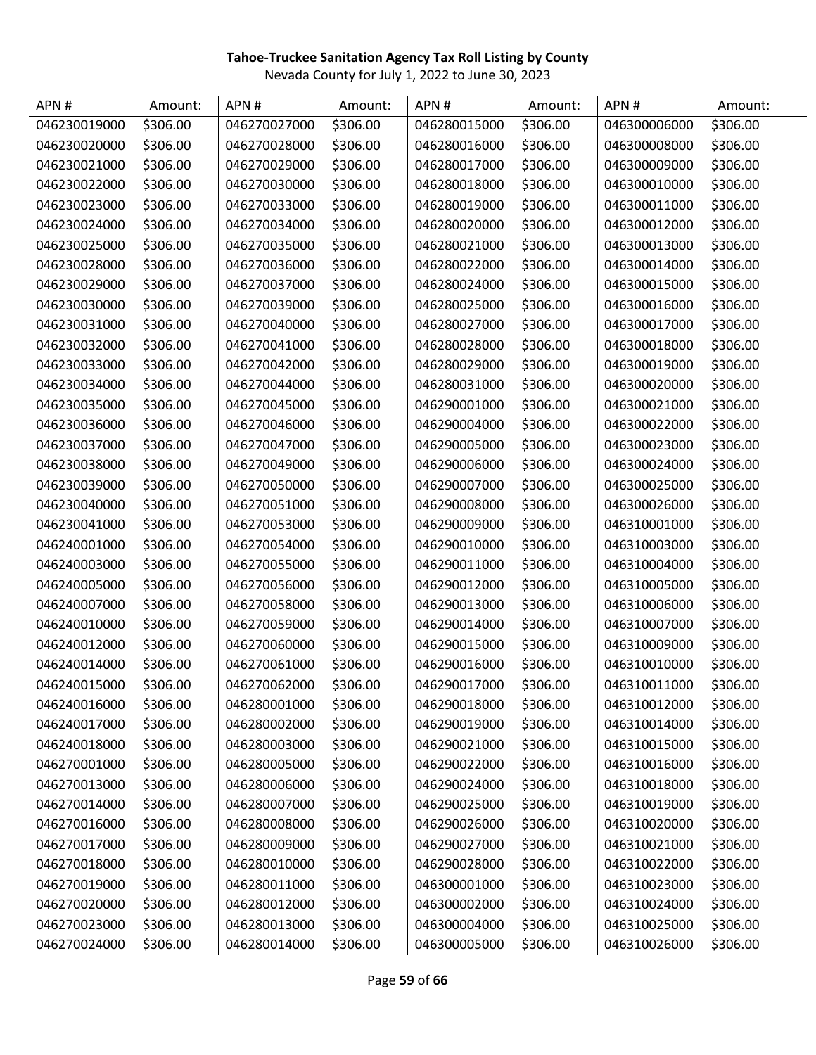**Tahoe-Truckee Sanitation Agency Tax Roll Listing by County**

Nevada County for July 1, 2022 to June 30, 2023

| APN # | Amount: | APN # | Amount: | APN # | Amount: | APN # | Amount: |
|---|---|---|---|---|---|---|---|
| 046230019000 | $306.00 | 046270027000 | $306.00 | 046280015000 | $306.00 | 046300006000 | $306.00 |
| 046230020000 | $306.00 | 046270028000 | $306.00 | 046280016000 | $306.00 | 046300008000 | $306.00 |
| 046230021000 | $306.00 | 046270029000 | $306.00 | 046280017000 | $306.00 | 046300009000 | $306.00 |
| 046230022000 | $306.00 | 046270030000 | $306.00 | 046280018000 | $306.00 | 046300010000 | $306.00 |
| 046230023000 | $306.00 | 046270033000 | $306.00 | 046280019000 | $306.00 | 046300011000 | $306.00 |
| 046230024000 | $306.00 | 046270034000 | $306.00 | 046280020000 | $306.00 | 046300012000 | $306.00 |
| 046230025000 | $306.00 | 046270035000 | $306.00 | 046280021000 | $306.00 | 046300013000 | $306.00 |
| 046230028000 | $306.00 | 046270036000 | $306.00 | 046280022000 | $306.00 | 046300014000 | $306.00 |
| 046230029000 | $306.00 | 046270037000 | $306.00 | 046280024000 | $306.00 | 046300015000 | $306.00 |
| 046230030000 | $306.00 | 046270039000 | $306.00 | 046280025000 | $306.00 | 046300016000 | $306.00 |
| 046230031000 | $306.00 | 046270040000 | $306.00 | 046280027000 | $306.00 | 046300017000 | $306.00 |
| 046230032000 | $306.00 | 046270041000 | $306.00 | 046280028000 | $306.00 | 046300018000 | $306.00 |
| 046230033000 | $306.00 | 046270042000 | $306.00 | 046280029000 | $306.00 | 046300019000 | $306.00 |
| 046230034000 | $306.00 | 046270044000 | $306.00 | 046280031000 | $306.00 | 046300020000 | $306.00 |
| 046230035000 | $306.00 | 046270045000 | $306.00 | 046290001000 | $306.00 | 046300021000 | $306.00 |
| 046230036000 | $306.00 | 046270046000 | $306.00 | 046290004000 | $306.00 | 046300022000 | $306.00 |
| 046230037000 | $306.00 | 046270047000 | $306.00 | 046290005000 | $306.00 | 046300023000 | $306.00 |
| 046230038000 | $306.00 | 046270049000 | $306.00 | 046290006000 | $306.00 | 046300024000 | $306.00 |
| 046230039000 | $306.00 | 046270050000 | $306.00 | 046290007000 | $306.00 | 046300025000 | $306.00 |
| 046230040000 | $306.00 | 046270051000 | $306.00 | 046290008000 | $306.00 | 046300026000 | $306.00 |
| 046230041000 | $306.00 | 046270053000 | $306.00 | 046290009000 | $306.00 | 046310001000 | $306.00 |
| 046240001000 | $306.00 | 046270054000 | $306.00 | 046290010000 | $306.00 | 046310003000 | $306.00 |
| 046240003000 | $306.00 | 046270055000 | $306.00 | 046290011000 | $306.00 | 046310004000 | $306.00 |
| 046240005000 | $306.00 | 046270056000 | $306.00 | 046290012000 | $306.00 | 046310005000 | $306.00 |
| 046240007000 | $306.00 | 046270058000 | $306.00 | 046290013000 | $306.00 | 046310006000 | $306.00 |
| 046240010000 | $306.00 | 046270059000 | $306.00 | 046290014000 | $306.00 | 046310007000 | $306.00 |
| 046240012000 | $306.00 | 046270060000 | $306.00 | 046290015000 | $306.00 | 046310009000 | $306.00 |
| 046240014000 | $306.00 | 046270061000 | $306.00 | 046290016000 | $306.00 | 046310010000 | $306.00 |
| 046240015000 | $306.00 | 046270062000 | $306.00 | 046290017000 | $306.00 | 046310011000 | $306.00 |
| 046240016000 | $306.00 | 046280001000 | $306.00 | 046290018000 | $306.00 | 046310012000 | $306.00 |
| 046240017000 | $306.00 | 046280002000 | $306.00 | 046290019000 | $306.00 | 046310014000 | $306.00 |
| 046240018000 | $306.00 | 046280003000 | $306.00 | 046290021000 | $306.00 | 046310015000 | $306.00 |
| 046270001000 | $306.00 | 046280005000 | $306.00 | 046290022000 | $306.00 | 046310016000 | $306.00 |
| 046270013000 | $306.00 | 046280006000 | $306.00 | 046290024000 | $306.00 | 046310018000 | $306.00 |
| 046270014000 | $306.00 | 046280007000 | $306.00 | 046290025000 | $306.00 | 046310019000 | $306.00 |
| 046270016000 | $306.00 | 046280008000 | $306.00 | 046290026000 | $306.00 | 046310020000 | $306.00 |
| 046270017000 | $306.00 | 046280009000 | $306.00 | 046290027000 | $306.00 | 046310021000 | $306.00 |
| 046270018000 | $306.00 | 046280010000 | $306.00 | 046290028000 | $306.00 | 046310022000 | $306.00 |
| 046270019000 | $306.00 | 046280011000 | $306.00 | 046300001000 | $306.00 | 046310023000 | $306.00 |
| 046270020000 | $306.00 | 046280012000 | $306.00 | 046300002000 | $306.00 | 046310024000 | $306.00 |
| 046270023000 | $306.00 | 046280013000 | $306.00 | 046300004000 | $306.00 | 046310025000 | $306.00 |
| 046270024000 | $306.00 | 046280014000 | $306.00 | 046300005000 | $306.00 | 046310026000 | $306.00 |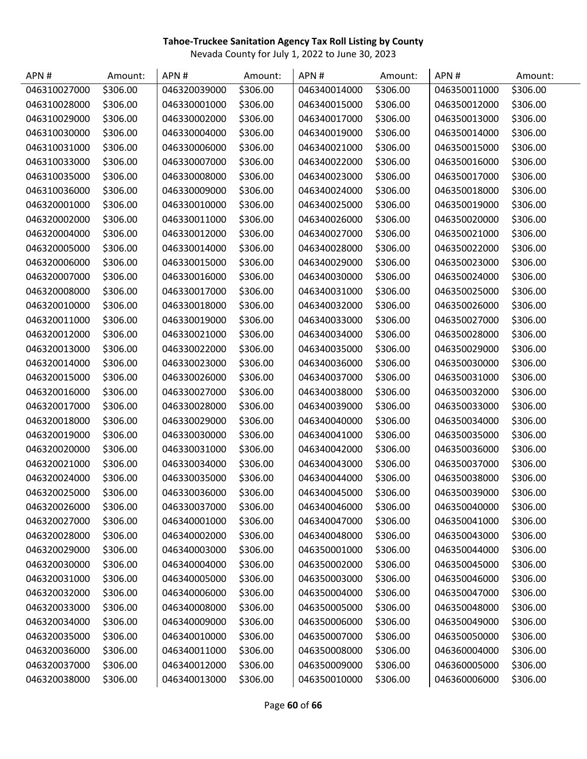**Tahoe-Truckee Sanitation Agency Tax Roll Listing by County**

Nevada County for July 1, 2022 to June 30, 2023

| APN # | Amount: | APN # | Amount: | APN # | Amount: | APN # | Amount: |
|---|---|---|---|---|---|---|---|
| 046310027000 | $306.00 | 046320039000 | $306.00 | 046340014000 | $306.00 | 046350011000 | $306.00 |
| 046310028000 | $306.00 | 046330001000 | $306.00 | 046340015000 | $306.00 | 046350012000 | $306.00 |
| 046310029000 | $306.00 | 046330002000 | $306.00 | 046340017000 | $306.00 | 046350013000 | $306.00 |
| 046310030000 | $306.00 | 046330004000 | $306.00 | 046340019000 | $306.00 | 046350014000 | $306.00 |
| 046310031000 | $306.00 | 046330006000 | $306.00 | 046340021000 | $306.00 | 046350015000 | $306.00 |
| 046310033000 | $306.00 | 046330007000 | $306.00 | 046340022000 | $306.00 | 046350016000 | $306.00 |
| 046310035000 | $306.00 | 046330008000 | $306.00 | 046340023000 | $306.00 | 046350017000 | $306.00 |
| 046310036000 | $306.00 | 046330009000 | $306.00 | 046340024000 | $306.00 | 046350018000 | $306.00 |
| 046320001000 | $306.00 | 046330010000 | $306.00 | 046340025000 | $306.00 | 046350019000 | $306.00 |
| 046320002000 | $306.00 | 046330011000 | $306.00 | 046340026000 | $306.00 | 046350020000 | $306.00 |
| 046320004000 | $306.00 | 046330012000 | $306.00 | 046340027000 | $306.00 | 046350021000 | $306.00 |
| 046320005000 | $306.00 | 046330014000 | $306.00 | 046340028000 | $306.00 | 046350022000 | $306.00 |
| 046320006000 | $306.00 | 046330015000 | $306.00 | 046340029000 | $306.00 | 046350023000 | $306.00 |
| 046320007000 | $306.00 | 046330016000 | $306.00 | 046340030000 | $306.00 | 046350024000 | $306.00 |
| 046320008000 | $306.00 | 046330017000 | $306.00 | 046340031000 | $306.00 | 046350025000 | $306.00 |
| 046320010000 | $306.00 | 046330018000 | $306.00 | 046340032000 | $306.00 | 046350026000 | $306.00 |
| 046320011000 | $306.00 | 046330019000 | $306.00 | 046340033000 | $306.00 | 046350027000 | $306.00 |
| 046320012000 | $306.00 | 046330021000 | $306.00 | 046340034000 | $306.00 | 046350028000 | $306.00 |
| 046320013000 | $306.00 | 046330022000 | $306.00 | 046340035000 | $306.00 | 046350029000 | $306.00 |
| 046320014000 | $306.00 | 046330023000 | $306.00 | 046340036000 | $306.00 | 046350030000 | $306.00 |
| 046320015000 | $306.00 | 046330026000 | $306.00 | 046340037000 | $306.00 | 046350031000 | $306.00 |
| 046320016000 | $306.00 | 046330027000 | $306.00 | 046340038000 | $306.00 | 046350032000 | $306.00 |
| 046320017000 | $306.00 | 046330028000 | $306.00 | 046340039000 | $306.00 | 046350033000 | $306.00 |
| 046320018000 | $306.00 | 046330029000 | $306.00 | 046340040000 | $306.00 | 046350034000 | $306.00 |
| 046320019000 | $306.00 | 046330030000 | $306.00 | 046340041000 | $306.00 | 046350035000 | $306.00 |
| 046320020000 | $306.00 | 046330031000 | $306.00 | 046340042000 | $306.00 | 046350036000 | $306.00 |
| 046320021000 | $306.00 | 046330034000 | $306.00 | 046340043000 | $306.00 | 046350037000 | $306.00 |
| 046320024000 | $306.00 | 046330035000 | $306.00 | 046340044000 | $306.00 | 046350038000 | $306.00 |
| 046320025000 | $306.00 | 046330036000 | $306.00 | 046340045000 | $306.00 | 046350039000 | $306.00 |
| 046320026000 | $306.00 | 046330037000 | $306.00 | 046340046000 | $306.00 | 046350040000 | $306.00 |
| 046320027000 | $306.00 | 046340001000 | $306.00 | 046340047000 | $306.00 | 046350041000 | $306.00 |
| 046320028000 | $306.00 | 046340002000 | $306.00 | 046340048000 | $306.00 | 046350043000 | $306.00 |
| 046320029000 | $306.00 | 046340003000 | $306.00 | 046350001000 | $306.00 | 046350044000 | $306.00 |
| 046320030000 | $306.00 | 046340004000 | $306.00 | 046350002000 | $306.00 | 046350045000 | $306.00 |
| 046320031000 | $306.00 | 046340005000 | $306.00 | 046350003000 | $306.00 | 046350046000 | $306.00 |
| 046320032000 | $306.00 | 046340006000 | $306.00 | 046350004000 | $306.00 | 046350047000 | $306.00 |
| 046320033000 | $306.00 | 046340008000 | $306.00 | 046350005000 | $306.00 | 046350048000 | $306.00 |
| 046320034000 | $306.00 | 046340009000 | $306.00 | 046350006000 | $306.00 | 046350049000 | $306.00 |
| 046320035000 | $306.00 | 046340010000 | $306.00 | 046350007000 | $306.00 | 046350050000 | $306.00 |
| 046320036000 | $306.00 | 046340011000 | $306.00 | 046350008000 | $306.00 | 046360004000 | $306.00 |
| 046320037000 | $306.00 | 046340012000 | $306.00 | 046350009000 | $306.00 | 046360005000 | $306.00 |
| 046320038000 | $306.00 | 046340013000 | $306.00 | 046350010000 | $306.00 | 046360006000 | $306.00 |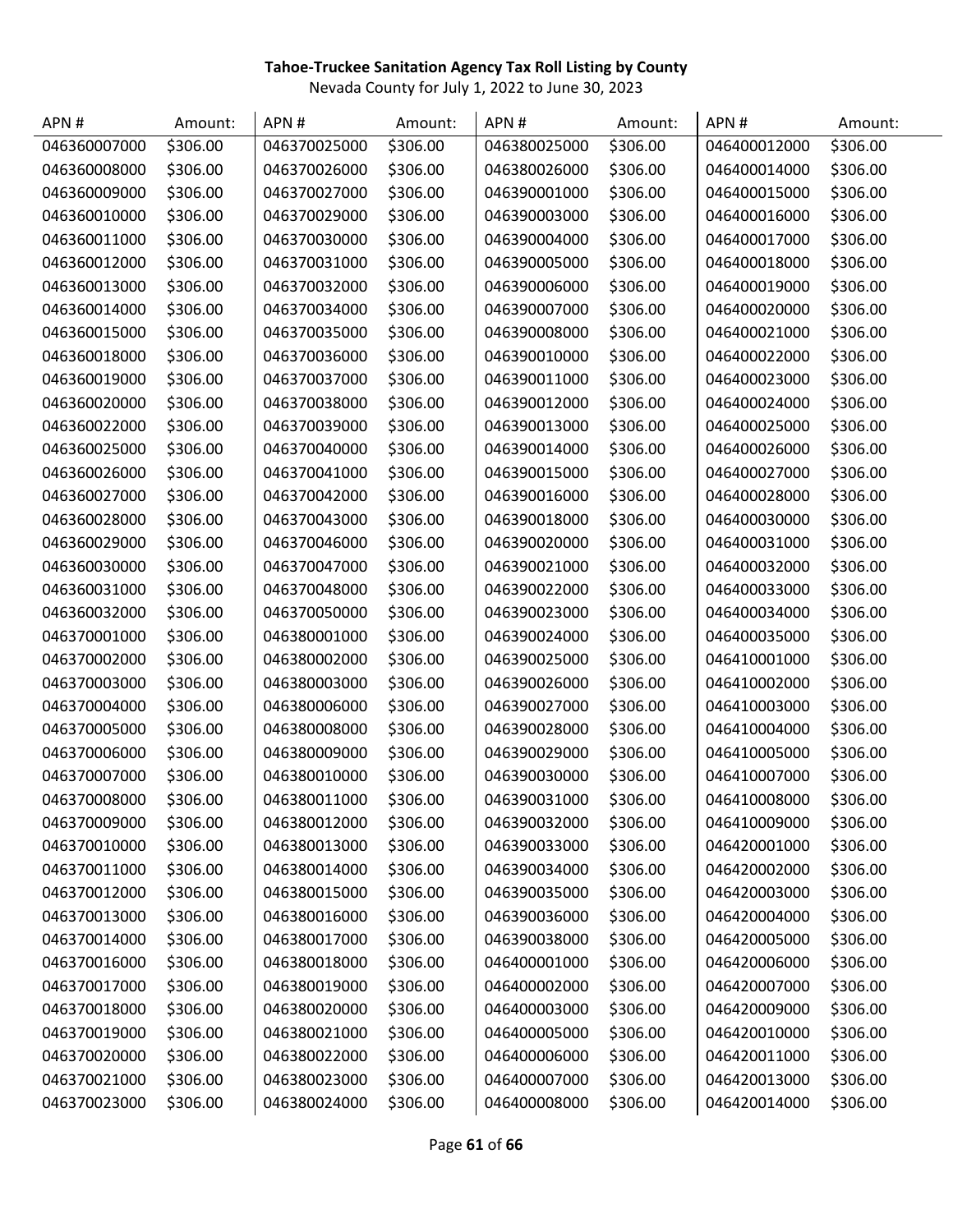**Tahoe-Truckee Sanitation Agency Tax Roll Listing by County**

Nevada County for July 1, 2022 to June 30, 2023

| APN # | Amount: | APN # | Amount: | APN # | Amount: | APN # | Amount: |
|---|---|---|---|---|---|---|---|
| 046360007000 | $306.00 | 046370025000 | $306.00 | 046380025000 | $306.00 | 046400012000 | $306.00 |
| 046360008000 | $306.00 | 046370026000 | $306.00 | 046380026000 | $306.00 | 046400014000 | $306.00 |
| 046360009000 | $306.00 | 046370027000 | $306.00 | 046390001000 | $306.00 | 046400015000 | $306.00 |
| 046360010000 | $306.00 | 046370029000 | $306.00 | 046390003000 | $306.00 | 046400016000 | $306.00 |
| 046360011000 | $306.00 | 046370030000 | $306.00 | 046390004000 | $306.00 | 046400017000 | $306.00 |
| 046360012000 | $306.00 | 046370031000 | $306.00 | 046390005000 | $306.00 | 046400018000 | $306.00 |
| 046360013000 | $306.00 | 046370032000 | $306.00 | 046390006000 | $306.00 | 046400019000 | $306.00 |
| 046360014000 | $306.00 | 046370034000 | $306.00 | 046390007000 | $306.00 | 046400020000 | $306.00 |
| 046360015000 | $306.00 | 046370035000 | $306.00 | 046390008000 | $306.00 | 046400021000 | $306.00 |
| 046360018000 | $306.00 | 046370036000 | $306.00 | 046390010000 | $306.00 | 046400022000 | $306.00 |
| 046360019000 | $306.00 | 046370037000 | $306.00 | 046390011000 | $306.00 | 046400023000 | $306.00 |
| 046360020000 | $306.00 | 046370038000 | $306.00 | 046390012000 | $306.00 | 046400024000 | $306.00 |
| 046360022000 | $306.00 | 046370039000 | $306.00 | 046390013000 | $306.00 | 046400025000 | $306.00 |
| 046360025000 | $306.00 | 046370040000 | $306.00 | 046390014000 | $306.00 | 046400026000 | $306.00 |
| 046360026000 | $306.00 | 046370041000 | $306.00 | 046390015000 | $306.00 | 046400027000 | $306.00 |
| 046360027000 | $306.00 | 046370042000 | $306.00 | 046390016000 | $306.00 | 046400028000 | $306.00 |
| 046360028000 | $306.00 | 046370043000 | $306.00 | 046390018000 | $306.00 | 046400030000 | $306.00 |
| 046360029000 | $306.00 | 046370046000 | $306.00 | 046390020000 | $306.00 | 046400031000 | $306.00 |
| 046360030000 | $306.00 | 046370047000 | $306.00 | 046390021000 | $306.00 | 046400032000 | $306.00 |
| 046360031000 | $306.00 | 046370048000 | $306.00 | 046390022000 | $306.00 | 046400033000 | $306.00 |
| 046360032000 | $306.00 | 046370050000 | $306.00 | 046390023000 | $306.00 | 046400034000 | $306.00 |
| 046370001000 | $306.00 | 046380001000 | $306.00 | 046390024000 | $306.00 | 046400035000 | $306.00 |
| 046370002000 | $306.00 | 046380002000 | $306.00 | 046390025000 | $306.00 | 046410001000 | $306.00 |
| 046370003000 | $306.00 | 046380003000 | $306.00 | 046390026000 | $306.00 | 046410002000 | $306.00 |
| 046370004000 | $306.00 | 046380006000 | $306.00 | 046390027000 | $306.00 | 046410003000 | $306.00 |
| 046370005000 | $306.00 | 046380008000 | $306.00 | 046390028000 | $306.00 | 046410004000 | $306.00 |
| 046370006000 | $306.00 | 046380009000 | $306.00 | 046390029000 | $306.00 | 046410005000 | $306.00 |
| 046370007000 | $306.00 | 046380010000 | $306.00 | 046390030000 | $306.00 | 046410007000 | $306.00 |
| 046370008000 | $306.00 | 046380011000 | $306.00 | 046390031000 | $306.00 | 046410008000 | $306.00 |
| 046370009000 | $306.00 | 046380012000 | $306.00 | 046390032000 | $306.00 | 046410009000 | $306.00 |
| 046370010000 | $306.00 | 046380013000 | $306.00 | 046390033000 | $306.00 | 046420001000 | $306.00 |
| 046370011000 | $306.00 | 046380014000 | $306.00 | 046390034000 | $306.00 | 046420002000 | $306.00 |
| 046370012000 | $306.00 | 046380015000 | $306.00 | 046390035000 | $306.00 | 046420003000 | $306.00 |
| 046370013000 | $306.00 | 046380016000 | $306.00 | 046390036000 | $306.00 | 046420004000 | $306.00 |
| 046370014000 | $306.00 | 046380017000 | $306.00 | 046390038000 | $306.00 | 046420005000 | $306.00 |
| 046370016000 | $306.00 | 046380018000 | $306.00 | 046400001000 | $306.00 | 046420006000 | $306.00 |
| 046370017000 | $306.00 | 046380019000 | $306.00 | 046400002000 | $306.00 | 046420007000 | $306.00 |
| 046370018000 | $306.00 | 046380020000 | $306.00 | 046400003000 | $306.00 | 046420009000 | $306.00 |
| 046370019000 | $306.00 | 046380021000 | $306.00 | 046400005000 | $306.00 | 046420010000 | $306.00 |
| 046370020000 | $306.00 | 046380022000 | $306.00 | 046400006000 | $306.00 | 046420011000 | $306.00 |
| 046370021000 | $306.00 | 046380023000 | $306.00 | 046400007000 | $306.00 | 046420013000 | $306.00 |
| 046370023000 | $306.00 | 046380024000 | $306.00 | 046400008000 | $306.00 | 046420014000 | $306.00 |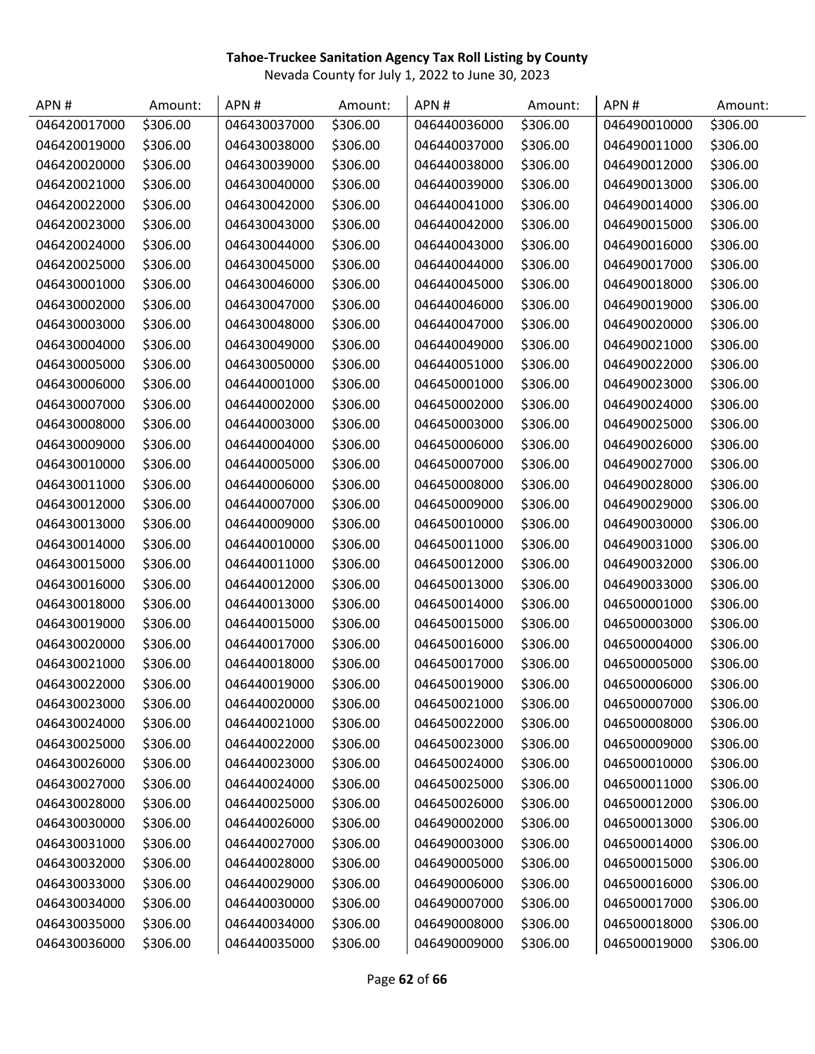**Tahoe-Truckee Sanitation Agency Tax Roll Listing by County**

Nevada County for July 1, 2022 to June 30, 2023

| APN # | Amount: | APN # | Amount: | APN # | Amount: | APN # | Amount: |
|---|---|---|---|---|---|---|---|
| 046420017000 | $306.00 | 046430037000 | $306.00 | 046440036000 | $306.00 | 046490010000 | $306.00 |
| 046420019000 | $306.00 | 046430038000 | $306.00 | 046440037000 | $306.00 | 046490011000 | $306.00 |
| 046420020000 | $306.00 | 046430039000 | $306.00 | 046440038000 | $306.00 | 046490012000 | $306.00 |
| 046420021000 | $306.00 | 046430040000 | $306.00 | 046440039000 | $306.00 | 046490013000 | $306.00 |
| 046420022000 | $306.00 | 046430042000 | $306.00 | 046440041000 | $306.00 | 046490014000 | $306.00 |
| 046420023000 | $306.00 | 046430043000 | $306.00 | 046440042000 | $306.00 | 046490015000 | $306.00 |
| 046420024000 | $306.00 | 046430044000 | $306.00 | 046440043000 | $306.00 | 046490016000 | $306.00 |
| 046420025000 | $306.00 | 046430045000 | $306.00 | 046440044000 | $306.00 | 046490017000 | $306.00 |
| 046430001000 | $306.00 | 046430046000 | $306.00 | 046440045000 | $306.00 | 046490018000 | $306.00 |
| 046430002000 | $306.00 | 046430047000 | $306.00 | 046440046000 | $306.00 | 046490019000 | $306.00 |
| 046430003000 | $306.00 | 046430048000 | $306.00 | 046440047000 | $306.00 | 046490020000 | $306.00 |
| 046430004000 | $306.00 | 046430049000 | $306.00 | 046440049000 | $306.00 | 046490021000 | $306.00 |
| 046430005000 | $306.00 | 046430050000 | $306.00 | 046440051000 | $306.00 | 046490022000 | $306.00 |
| 046430006000 | $306.00 | 046440001000 | $306.00 | 046450001000 | $306.00 | 046490023000 | $306.00 |
| 046430007000 | $306.00 | 046440002000 | $306.00 | 046450002000 | $306.00 | 046490024000 | $306.00 |
| 046430008000 | $306.00 | 046440003000 | $306.00 | 046450003000 | $306.00 | 046490025000 | $306.00 |
| 046430009000 | $306.00 | 046440004000 | $306.00 | 046450006000 | $306.00 | 046490026000 | $306.00 |
| 046430010000 | $306.00 | 046440005000 | $306.00 | 046450007000 | $306.00 | 046490027000 | $306.00 |
| 046430011000 | $306.00 | 046440006000 | $306.00 | 046450008000 | $306.00 | 046490028000 | $306.00 |
| 046430012000 | $306.00 | 046440007000 | $306.00 | 046450009000 | $306.00 | 046490029000 | $306.00 |
| 046430013000 | $306.00 | 046440009000 | $306.00 | 046450010000 | $306.00 | 046490030000 | $306.00 |
| 046430014000 | $306.00 | 046440010000 | $306.00 | 046450011000 | $306.00 | 046490031000 | $306.00 |
| 046430015000 | $306.00 | 046440011000 | $306.00 | 046450012000 | $306.00 | 046490032000 | $306.00 |
| 046430016000 | $306.00 | 046440012000 | $306.00 | 046450013000 | $306.00 | 046490033000 | $306.00 |
| 046430018000 | $306.00 | 046440013000 | $306.00 | 046450014000 | $306.00 | 046500001000 | $306.00 |
| 046430019000 | $306.00 | 046440015000 | $306.00 | 046450015000 | $306.00 | 046500003000 | $306.00 |
| 046430020000 | $306.00 | 046440017000 | $306.00 | 046450016000 | $306.00 | 046500004000 | $306.00 |
| 046430021000 | $306.00 | 046440018000 | $306.00 | 046450017000 | $306.00 | 046500005000 | $306.00 |
| 046430022000 | $306.00 | 046440019000 | $306.00 | 046450019000 | $306.00 | 046500006000 | $306.00 |
| 046430023000 | $306.00 | 046440020000 | $306.00 | 046450021000 | $306.00 | 046500007000 | $306.00 |
| 046430024000 | $306.00 | 046440021000 | $306.00 | 046450022000 | $306.00 | 046500008000 | $306.00 |
| 046430025000 | $306.00 | 046440022000 | $306.00 | 046450023000 | $306.00 | 046500009000 | $306.00 |
| 046430026000 | $306.00 | 046440023000 | $306.00 | 046450024000 | $306.00 | 046500010000 | $306.00 |
| 046430027000 | $306.00 | 046440024000 | $306.00 | 046450025000 | $306.00 | 046500011000 | $306.00 |
| 046430028000 | $306.00 | 046440025000 | $306.00 | 046450026000 | $306.00 | 046500012000 | $306.00 |
| 046430030000 | $306.00 | 046440026000 | $306.00 | 046490002000 | $306.00 | 046500013000 | $306.00 |
| 046430031000 | $306.00 | 046440027000 | $306.00 | 046490003000 | $306.00 | 046500014000 | $306.00 |
| 046430032000 | $306.00 | 046440028000 | $306.00 | 046490005000 | $306.00 | 046500015000 | $306.00 |
| 046430033000 | $306.00 | 046440029000 | $306.00 | 046490006000 | $306.00 | 046500016000 | $306.00 |
| 046430034000 | $306.00 | 046440030000 | $306.00 | 046490007000 | $306.00 | 046500017000 | $306.00 |
| 046430035000 | $306.00 | 046440034000 | $306.00 | 046490008000 | $306.00 | 046500018000 | $306.00 |
| 046430036000 | $306.00 | 046440035000 | $306.00 | 046490009000 | $306.00 | 046500019000 | $306.00 |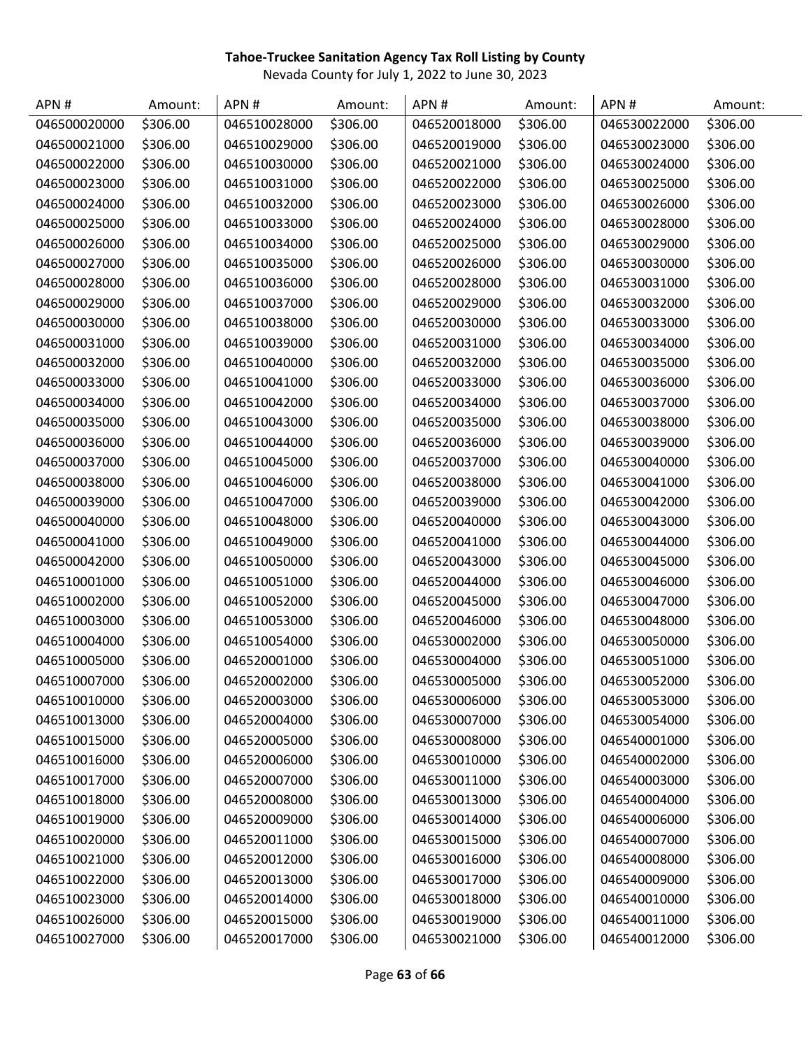**Tahoe-Truckee Sanitation Agency Tax Roll Listing by County**

Nevada County for July 1, 2022 to June 30, 2023

| APN # | Amount: | APN # | Amount: | APN # | Amount: | APN # | Amount: |
|---|---|---|---|---|---|---|---|
| 046500020000 | $306.00 | 046510028000 | $306.00 | 046520018000 | $306.00 | 046530022000 | $306.00 |
| 046500021000 | $306.00 | 046510029000 | $306.00 | 046520019000 | $306.00 | 046530023000 | $306.00 |
| 046500022000 | $306.00 | 046510030000 | $306.00 | 046520021000 | $306.00 | 046530024000 | $306.00 |
| 046500023000 | $306.00 | 046510031000 | $306.00 | 046520022000 | $306.00 | 046530025000 | $306.00 |
| 046500024000 | $306.00 | 046510032000 | $306.00 | 046520023000 | $306.00 | 046530026000 | $306.00 |
| 046500025000 | $306.00 | 046510033000 | $306.00 | 046520024000 | $306.00 | 046530028000 | $306.00 |
| 046500026000 | $306.00 | 046510034000 | $306.00 | 046520025000 | $306.00 | 046530029000 | $306.00 |
| 046500027000 | $306.00 | 046510035000 | $306.00 | 046520026000 | $306.00 | 046530030000 | $306.00 |
| 046500028000 | $306.00 | 046510036000 | $306.00 | 046520028000 | $306.00 | 046530031000 | $306.00 |
| 046500029000 | $306.00 | 046510037000 | $306.00 | 046520029000 | $306.00 | 046530032000 | $306.00 |
| 046500030000 | $306.00 | 046510038000 | $306.00 | 046520030000 | $306.00 | 046530033000 | $306.00 |
| 046500031000 | $306.00 | 046510039000 | $306.00 | 046520031000 | $306.00 | 046530034000 | $306.00 |
| 046500032000 | $306.00 | 046510040000 | $306.00 | 046520032000 | $306.00 | 046530035000 | $306.00 |
| 046500033000 | $306.00 | 046510041000 | $306.00 | 046520033000 | $306.00 | 046530036000 | $306.00 |
| 046500034000 | $306.00 | 046510042000 | $306.00 | 046520034000 | $306.00 | 046530037000 | $306.00 |
| 046500035000 | $306.00 | 046510043000 | $306.00 | 046520035000 | $306.00 | 046530038000 | $306.00 |
| 046500036000 | $306.00 | 046510044000 | $306.00 | 046520036000 | $306.00 | 046530039000 | $306.00 |
| 046500037000 | $306.00 | 046510045000 | $306.00 | 046520037000 | $306.00 | 046530040000 | $306.00 |
| 046500038000 | $306.00 | 046510046000 | $306.00 | 046520038000 | $306.00 | 046530041000 | $306.00 |
| 046500039000 | $306.00 | 046510047000 | $306.00 | 046520039000 | $306.00 | 046530042000 | $306.00 |
| 046500040000 | $306.00 | 046510048000 | $306.00 | 046520040000 | $306.00 | 046530043000 | $306.00 |
| 046500041000 | $306.00 | 046510049000 | $306.00 | 046520041000 | $306.00 | 046530044000 | $306.00 |
| 046500042000 | $306.00 | 046510050000 | $306.00 | 046520043000 | $306.00 | 046530045000 | $306.00 |
| 046510001000 | $306.00 | 046510051000 | $306.00 | 046520044000 | $306.00 | 046530046000 | $306.00 |
| 046510002000 | $306.00 | 046510052000 | $306.00 | 046520045000 | $306.00 | 046530047000 | $306.00 |
| 046510003000 | $306.00 | 046510053000 | $306.00 | 046520046000 | $306.00 | 046530048000 | $306.00 |
| 046510004000 | $306.00 | 046510054000 | $306.00 | 046530002000 | $306.00 | 046530050000 | $306.00 |
| 046510005000 | $306.00 | 046520001000 | $306.00 | 046530004000 | $306.00 | 046530051000 | $306.00 |
| 046510007000 | $306.00 | 046520002000 | $306.00 | 046530005000 | $306.00 | 046530052000 | $306.00 |
| 046510010000 | $306.00 | 046520003000 | $306.00 | 046530006000 | $306.00 | 046530053000 | $306.00 |
| 046510013000 | $306.00 | 046520004000 | $306.00 | 046530007000 | $306.00 | 046530054000 | $306.00 |
| 046510015000 | $306.00 | 046520005000 | $306.00 | 046530008000 | $306.00 | 046540001000 | $306.00 |
| 046510016000 | $306.00 | 046520006000 | $306.00 | 046530010000 | $306.00 | 046540002000 | $306.00 |
| 046510017000 | $306.00 | 046520007000 | $306.00 | 046530011000 | $306.00 | 046540003000 | $306.00 |
| 046510018000 | $306.00 | 046520008000 | $306.00 | 046530013000 | $306.00 | 046540004000 | $306.00 |
| 046510019000 | $306.00 | 046520009000 | $306.00 | 046530014000 | $306.00 | 046540006000 | $306.00 |
| 046510020000 | $306.00 | 046520011000 | $306.00 | 046530015000 | $306.00 | 046540007000 | $306.00 |
| 046510021000 | $306.00 | 046520012000 | $306.00 | 046530016000 | $306.00 | 046540008000 | $306.00 |
| 046510022000 | $306.00 | 046520013000 | $306.00 | 046530017000 | $306.00 | 046540009000 | $306.00 |
| 046510023000 | $306.00 | 046520014000 | $306.00 | 046530018000 | $306.00 | 046540010000 | $306.00 |
| 046510026000 | $306.00 | 046520015000 | $306.00 | 046530019000 | $306.00 | 046540011000 | $306.00 |
| 046510027000 | $306.00 | 046520017000 | $306.00 | 046530021000 | $306.00 | 046540012000 | $306.00 |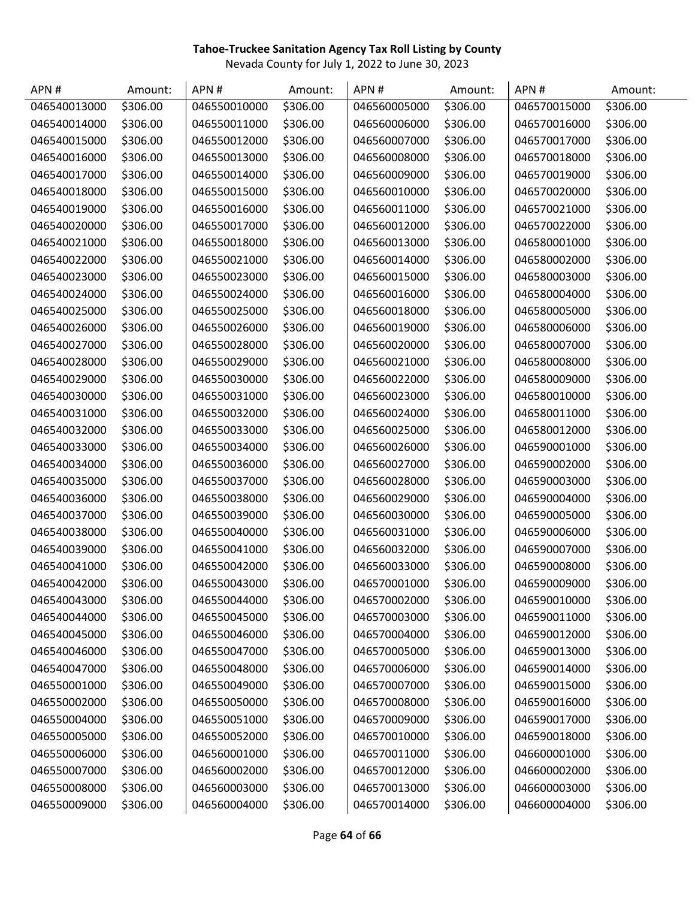**Tahoe-Truckee Sanitation Agency Tax Roll Listing by County**

Nevada County for July 1, 2022 to June 30, 2023

| APN # | Amount: | APN # | Amount: | APN # | Amount: | APN # | Amount: |
|---|---|---|---|---|---|---|---|
| 046540013000 | $306.00 | 046550010000 | $306.00 | 046560005000 | $306.00 | 046570015000 | $306.00 |
| 046540014000 | $306.00 | 046550011000 | $306.00 | 046560006000 | $306.00 | 046570016000 | $306.00 |
| 046540015000 | $306.00 | 046550012000 | $306.00 | 046560007000 | $306.00 | 046570017000 | $306.00 |
| 046540016000 | $306.00 | 046550013000 | $306.00 | 046560008000 | $306.00 | 046570018000 | $306.00 |
| 046540017000 | $306.00 | 046550014000 | $306.00 | 046560009000 | $306.00 | 046570019000 | $306.00 |
| 046540018000 | $306.00 | 046550015000 | $306.00 | 046560010000 | $306.00 | 046570020000 | $306.00 |
| 046540019000 | $306.00 | 046550016000 | $306.00 | 046560011000 | $306.00 | 046570021000 | $306.00 |
| 046540020000 | $306.00 | 046550017000 | $306.00 | 046560012000 | $306.00 | 046570022000 | $306.00 |
| 046540021000 | $306.00 | 046550018000 | $306.00 | 046560013000 | $306.00 | 046580001000 | $306.00 |
| 046540022000 | $306.00 | 046550021000 | $306.00 | 046560014000 | $306.00 | 046580002000 | $306.00 |
| 046540023000 | $306.00 | 046550023000 | $306.00 | 046560015000 | $306.00 | 046580003000 | $306.00 |
| 046540024000 | $306.00 | 046550024000 | $306.00 | 046560016000 | $306.00 | 046580004000 | $306.00 |
| 046540025000 | $306.00 | 046550025000 | $306.00 | 046560018000 | $306.00 | 046580005000 | $306.00 |
| 046540026000 | $306.00 | 046550026000 | $306.00 | 046560019000 | $306.00 | 046580006000 | $306.00 |
| 046540027000 | $306.00 | 046550028000 | $306.00 | 046560020000 | $306.00 | 046580007000 | $306.00 |
| 046540028000 | $306.00 | 046550029000 | $306.00 | 046560021000 | $306.00 | 046580008000 | $306.00 |
| 046540029000 | $306.00 | 046550030000 | $306.00 | 046560022000 | $306.00 | 046580009000 | $306.00 |
| 046540030000 | $306.00 | 046550031000 | $306.00 | 046560023000 | $306.00 | 046580010000 | $306.00 |
| 046540031000 | $306.00 | 046550032000 | $306.00 | 046560024000 | $306.00 | 046580011000 | $306.00 |
| 046540032000 | $306.00 | 046550033000 | $306.00 | 046560025000 | $306.00 | 046580012000 | $306.00 |
| 046540033000 | $306.00 | 046550034000 | $306.00 | 046560026000 | $306.00 | 046590001000 | $306.00 |
| 046540034000 | $306.00 | 046550036000 | $306.00 | 046560027000 | $306.00 | 046590002000 | $306.00 |
| 046540035000 | $306.00 | 046550037000 | $306.00 | 046560028000 | $306.00 | 046590003000 | $306.00 |
| 046540036000 | $306.00 | 046550038000 | $306.00 | 046560029000 | $306.00 | 046590004000 | $306.00 |
| 046540037000 | $306.00 | 046550039000 | $306.00 | 046560030000 | $306.00 | 046590005000 | $306.00 |
| 046540038000 | $306.00 | 046550040000 | $306.00 | 046560031000 | $306.00 | 046590006000 | $306.00 |
| 046540039000 | $306.00 | 046550041000 | $306.00 | 046560032000 | $306.00 | 046590007000 | $306.00 |
| 046540041000 | $306.00 | 046550042000 | $306.00 | 046560033000 | $306.00 | 046590008000 | $306.00 |
| 046540042000 | $306.00 | 046550043000 | $306.00 | 046570001000 | $306.00 | 046590009000 | $306.00 |
| 046540043000 | $306.00 | 046550044000 | $306.00 | 046570002000 | $306.00 | 046590010000 | $306.00 |
| 046540044000 | $306.00 | 046550045000 | $306.00 | 046570003000 | $306.00 | 046590011000 | $306.00 |
| 046540045000 | $306.00 | 046550046000 | $306.00 | 046570004000 | $306.00 | 046590012000 | $306.00 |
| 046540046000 | $306.00 | 046550047000 | $306.00 | 046570005000 | $306.00 | 046590013000 | $306.00 |
| 046540047000 | $306.00 | 046550048000 | $306.00 | 046570006000 | $306.00 | 046590014000 | $306.00 |
| 046550001000 | $306.00 | 046550049000 | $306.00 | 046570007000 | $306.00 | 046590015000 | $306.00 |
| 046550002000 | $306.00 | 046550050000 | $306.00 | 046570008000 | $306.00 | 046590016000 | $306.00 |
| 046550004000 | $306.00 | 046550051000 | $306.00 | 046570009000 | $306.00 | 046590017000 | $306.00 |
| 046550005000 | $306.00 | 046550052000 | $306.00 | 046570010000 | $306.00 | 046590018000 | $306.00 |
| 046550006000 | $306.00 | 046560001000 | $306.00 | 046570011000 | $306.00 | 046600001000 | $306.00 |
| 046550007000 | $306.00 | 046560002000 | $306.00 | 046570012000 | $306.00 | 046600002000 | $306.00 |
| 046550008000 | $306.00 | 046560003000 | $306.00 | 046570013000 | $306.00 | 046600003000 | $306.00 |
| 046550009000 | $306.00 | 046560004000 | $306.00 | 046570014000 | $306.00 | 046600004000 | $306.00 |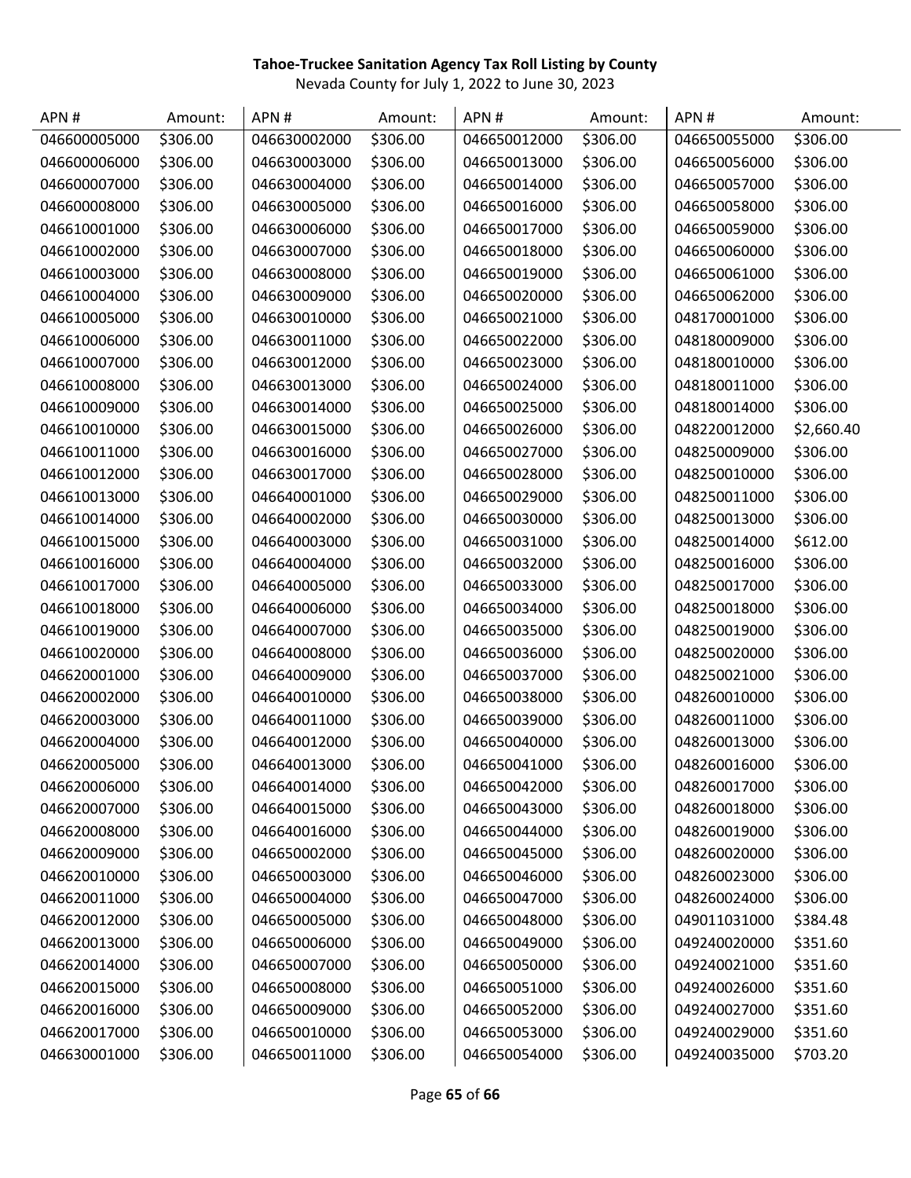**Tahoe-Truckee Sanitation Agency Tax Roll Listing by County**

Nevada County for July 1, 2022 to June 30, 2023

| APN # | Amount: | APN # | Amount: | APN # | Amount: | APN # | Amount: |
|---|---|---|---|---|---|---|---|
| 046600005000 | $306.00 | 046630002000 | $306.00 | 046650012000 | $306.00 | 046650055000 | $306.00 |
| 046600006000 | $306.00 | 046630003000 | $306.00 | 046650013000 | $306.00 | 046650056000 | $306.00 |
| 046600007000 | $306.00 | 046630004000 | $306.00 | 046650014000 | $306.00 | 046650057000 | $306.00 |
| 046600008000 | $306.00 | 046630005000 | $306.00 | 046650016000 | $306.00 | 046650058000 | $306.00 |
| 046610001000 | $306.00 | 046630006000 | $306.00 | 046650017000 | $306.00 | 046650059000 | $306.00 |
| 046610002000 | $306.00 | 046630007000 | $306.00 | 046650018000 | $306.00 | 046650060000 | $306.00 |
| 046610003000 | $306.00 | 046630008000 | $306.00 | 046650019000 | $306.00 | 046650061000 | $306.00 |
| 046610004000 | $306.00 | 046630009000 | $306.00 | 046650020000 | $306.00 | 046650062000 | $306.00 |
| 046610005000 | $306.00 | 046630010000 | $306.00 | 046650021000 | $306.00 | 048170001000 | $306.00 |
| 046610006000 | $306.00 | 046630011000 | $306.00 | 046650022000 | $306.00 | 048180009000 | $306.00 |
| 046610007000 | $306.00 | 046630012000 | $306.00 | 046650023000 | $306.00 | 048180010000 | $306.00 |
| 046610008000 | $306.00 | 046630013000 | $306.00 | 046650024000 | $306.00 | 048180011000 | $306.00 |
| 046610009000 | $306.00 | 046630014000 | $306.00 | 046650025000 | $306.00 | 048180014000 | $306.00 |
| 046610010000 | $306.00 | 046630015000 | $306.00 | 046650026000 | $306.00 | 048220012000 | $2,660.40 |
| 046610011000 | $306.00 | 046630016000 | $306.00 | 046650027000 | $306.00 | 048250009000 | $306.00 |
| 046610012000 | $306.00 | 046630017000 | $306.00 | 046650028000 | $306.00 | 048250010000 | $306.00 |
| 046610013000 | $306.00 | 046640001000 | $306.00 | 046650029000 | $306.00 | 048250011000 | $306.00 |
| 046610014000 | $306.00 | 046640002000 | $306.00 | 046650030000 | $306.00 | 048250013000 | $306.00 |
| 046610015000 | $306.00 | 046640003000 | $306.00 | 046650031000 | $306.00 | 048250014000 | $612.00 |
| 046610016000 | $306.00 | 046640004000 | $306.00 | 046650032000 | $306.00 | 048250016000 | $306.00 |
| 046610017000 | $306.00 | 046640005000 | $306.00 | 046650033000 | $306.00 | 048250017000 | $306.00 |
| 046610018000 | $306.00 | 046640006000 | $306.00 | 046650034000 | $306.00 | 048250018000 | $306.00 |
| 046610019000 | $306.00 | 046640007000 | $306.00 | 046650035000 | $306.00 | 048250019000 | $306.00 |
| 046610020000 | $306.00 | 046640008000 | $306.00 | 046650036000 | $306.00 | 048250020000 | $306.00 |
| 046620001000 | $306.00 | 046640009000 | $306.00 | 046650037000 | $306.00 | 048250021000 | $306.00 |
| 046620002000 | $306.00 | 046640010000 | $306.00 | 046650038000 | $306.00 | 048260010000 | $306.00 |
| 046620003000 | $306.00 | 046640011000 | $306.00 | 046650039000 | $306.00 | 048260011000 | $306.00 |
| 046620004000 | $306.00 | 046640012000 | $306.00 | 046650040000 | $306.00 | 048260013000 | $306.00 |
| 046620005000 | $306.00 | 046640013000 | $306.00 | 046650041000 | $306.00 | 048260016000 | $306.00 |
| 046620006000 | $306.00 | 046640014000 | $306.00 | 046650042000 | $306.00 | 048260017000 | $306.00 |
| 046620007000 | $306.00 | 046640015000 | $306.00 | 046650043000 | $306.00 | 048260018000 | $306.00 |
| 046620008000 | $306.00 | 046640016000 | $306.00 | 046650044000 | $306.00 | 048260019000 | $306.00 |
| 046620009000 | $306.00 | 046650002000 | $306.00 | 046650045000 | $306.00 | 048260020000 | $306.00 |
| 046620010000 | $306.00 | 046650003000 | $306.00 | 046650046000 | $306.00 | 048260023000 | $306.00 |
| 046620011000 | $306.00 | 046650004000 | $306.00 | 046650047000 | $306.00 | 048260024000 | $306.00 |
| 046620012000 | $306.00 | 046650005000 | $306.00 | 046650048000 | $306.00 | 049011031000 | $384.48 |
| 046620013000 | $306.00 | 046650006000 | $306.00 | 046650049000 | $306.00 | 049240020000 | $351.60 |
| 046620014000 | $306.00 | 046650007000 | $306.00 | 046650050000 | $306.00 | 049240021000 | $351.60 |
| 046620015000 | $306.00 | 046650008000 | $306.00 | 046650051000 | $306.00 | 049240026000 | $351.60 |
| 046620016000 | $306.00 | 046650009000 | $306.00 | 046650052000 | $306.00 | 049240027000 | $351.60 |
| 046620017000 | $306.00 | 046650010000 | $306.00 | 046650053000 | $306.00 | 049240029000 | $351.60 |
| 046630001000 | $306.00 | 046650011000 | $306.00 | 046650054000 | $306.00 | 049240035000 | $703.20 |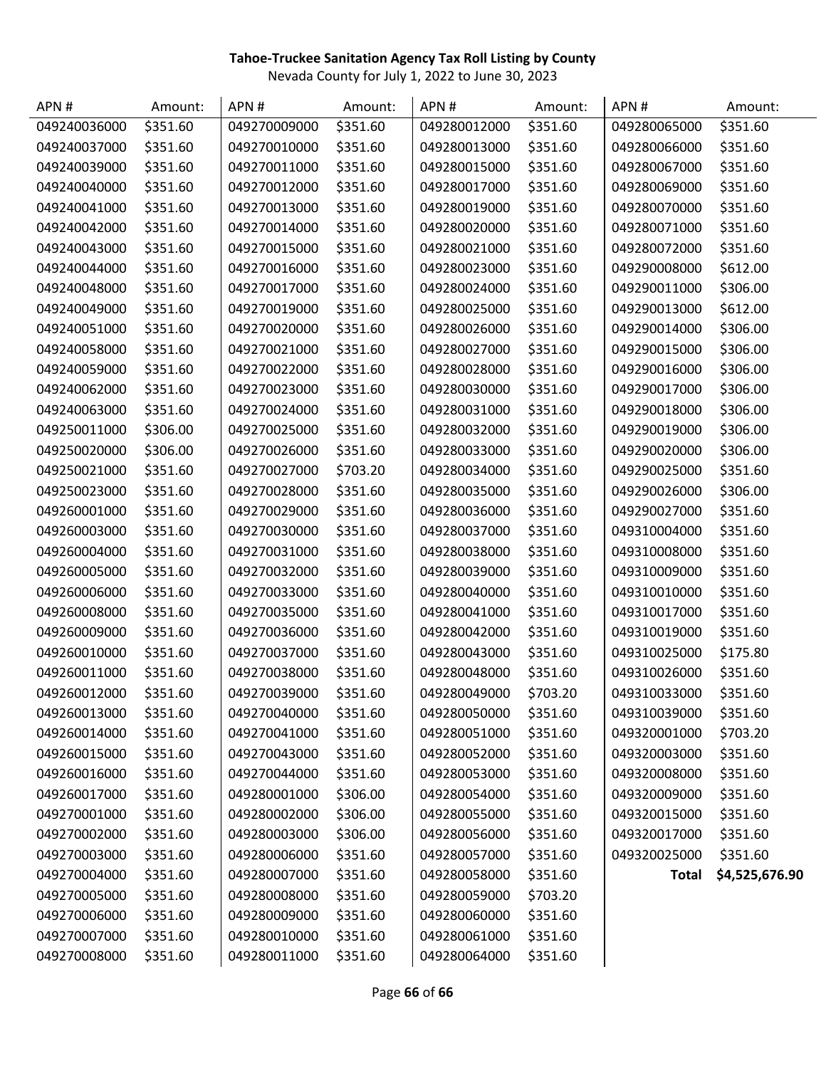**Tahoe-Truckee Sanitation Agency Tax Roll Listing by County**

Nevada County for July 1, 2022 to June 30, 2023

| APN # | Amount: | APN # | Amount: | APN # | Amount: | APN # | Amount: |
|---|---|---|---|---|---|---|---|
| 049240036000 | $351.60 | 049270009000 | $351.60 | 049280012000 | $351.60 | 049280065000 | $351.60 |
| 049240037000 | $351.60 | 049270010000 | $351.60 | 049280013000 | $351.60 | 049280066000 | $351.60 |
| 049240039000 | $351.60 | 049270011000 | $351.60 | 049280015000 | $351.60 | 049280067000 | $351.60 |
| 049240040000 | $351.60 | 049270012000 | $351.60 | 049280017000 | $351.60 | 049280069000 | $351.60 |
| 049240041000 | $351.60 | 049270013000 | $351.60 | 049280019000 | $351.60 | 049280070000 | $351.60 |
| 049240042000 | $351.60 | 049270014000 | $351.60 | 049280020000 | $351.60 | 049280071000 | $351.60 |
| 049240043000 | $351.60 | 049270015000 | $351.60 | 049280021000 | $351.60 | 049280072000 | $351.60 |
| 049240044000 | $351.60 | 049270016000 | $351.60 | 049280023000 | $351.60 | 049290008000 | $612.00 |
| 049240048000 | $351.60 | 049270017000 | $351.60 | 049280024000 | $351.60 | 049290011000 | $306.00 |
| 049240049000 | $351.60 | 049270019000 | $351.60 | 049280025000 | $351.60 | 049290013000 | $612.00 |
| 049240051000 | $351.60 | 049270020000 | $351.60 | 049280026000 | $351.60 | 049290014000 | $306.00 |
| 049240058000 | $351.60 | 049270021000 | $351.60 | 049280027000 | $351.60 | 049290015000 | $306.00 |
| 049240059000 | $351.60 | 049270022000 | $351.60 | 049280028000 | $351.60 | 049290016000 | $306.00 |
| 049240062000 | $351.60 | 049270023000 | $351.60 | 049280030000 | $351.60 | 049290017000 | $306.00 |
| 049240063000 | $351.60 | 049270024000 | $351.60 | 049280031000 | $351.60 | 049290018000 | $306.00 |
| 049250011000 | $306.00 | 049270025000 | $351.60 | 049280032000 | $351.60 | 049290019000 | $306.00 |
| 049250020000 | $306.00 | 049270026000 | $351.60 | 049280033000 | $351.60 | 049290020000 | $306.00 |
| 049250021000 | $351.60 | 049270027000 | $703.20 | 049280034000 | $351.60 | 049290025000 | $351.60 |
| 049250023000 | $351.60 | 049270028000 | $351.60 | 049280035000 | $351.60 | 049290026000 | $306.00 |
| 049260001000 | $351.60 | 049270029000 | $351.60 | 049280036000 | $351.60 | 049290027000 | $351.60 |
| 049260003000 | $351.60 | 049270030000 | $351.60 | 049280037000 | $351.60 | 049310004000 | $351.60 |
| 049260004000 | $351.60 | 049270031000 | $351.60 | 049280038000 | $351.60 | 049310008000 | $351.60 |
| 049260005000 | $351.60 | 049270032000 | $351.60 | 049280039000 | $351.60 | 049310009000 | $351.60 |
| 049260006000 | $351.60 | 049270033000 | $351.60 | 049280040000 | $351.60 | 049310010000 | $351.60 |
| 049260008000 | $351.60 | 049270035000 | $351.60 | 049280041000 | $351.60 | 049310017000 | $351.60 |
| 049260009000 | $351.60 | 049270036000 | $351.60 | 049280042000 | $351.60 | 049310019000 | $351.60 |
| 049260010000 | $351.60 | 049270037000 | $351.60 | 049280043000 | $351.60 | 049310025000 | $175.80 |
| 049260011000 | $351.60 | 049270038000 | $351.60 | 049280048000 | $351.60 | 049310026000 | $351.60 |
| 049260012000 | $351.60 | 049270039000 | $351.60 | 049280049000 | $703.20 | 049310033000 | $351.60 |
| 049260013000 | $351.60 | 049270040000 | $351.60 | 049280050000 | $351.60 | 049310039000 | $351.60 |
| 049260014000 | $351.60 | 049270041000 | $351.60 | 049280051000 | $351.60 | 049320001000 | $703.20 |
| 049260015000 | $351.60 | 049270043000 | $351.60 | 049280052000 | $351.60 | 049320003000 | $351.60 |
| 049260016000 | $351.60 | 049270044000 | $351.60 | 049280053000 | $351.60 | 049320008000 | $351.60 |
| 049260017000 | $351.60 | 049280001000 | $306.00 | 049280054000 | $351.60 | 049320009000 | $351.60 |
| 049270001000 | $351.60 | 049280002000 | $306.00 | 049280055000 | $351.60 | 049320015000 | $351.60 |
| 049270002000 | $351.60 | 049280003000 | $306.00 | 049280056000 | $351.60 | 049320017000 | $351.60 |
| 049270003000 | $351.60 | 049280006000 | $351.60 | 049280057000 | $351.60 | 049320025000 | $351.60 |
| 049270004000 | $351.60 | 049280007000 | $351.60 | 049280058000 | $351.60 | **Total** | **$4,525,676.90** |
| 049270005000 | $351.60 | 049280008000 | $351.60 | 049280059000 | $703.20 | | |
| 049270006000 | $351.60 | 049280009000 | $351.60 | 049280060000 | $351.60 | | |
| 049270007000 | $351.60 | 049280010000 | $351.60 | 049280061000 | $351.60 | | |
| 049270008000 | $351.60 | 049280011000 | $351.60 | 049280064000 | $351.60 | | |